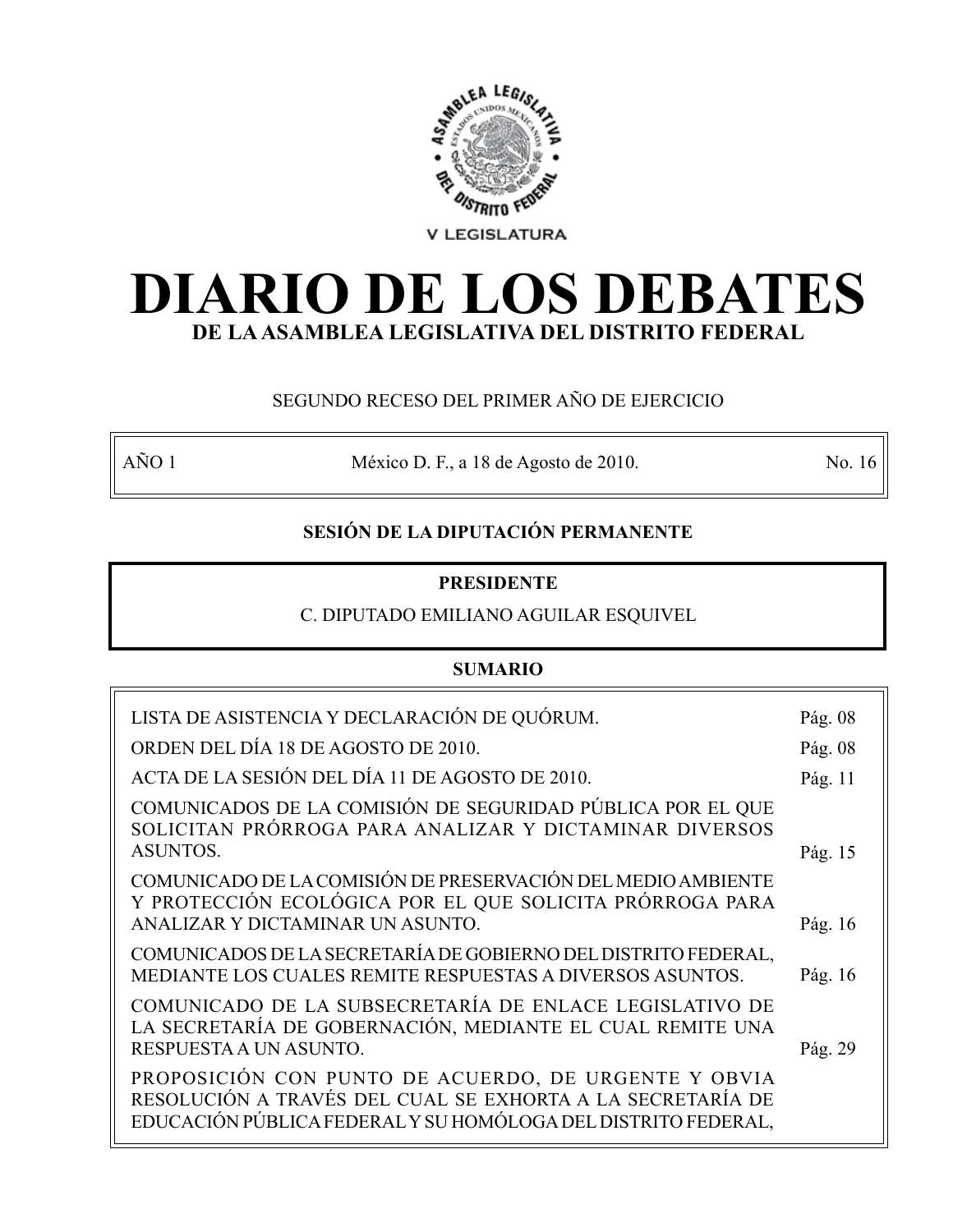V LEGISLATURA

# DIARIO DE LOS DEBATES

## DE LA ASAMBLEA LEGISLATIVA DEL DISTRITO FEDERAL

SEGUNDO RECESO DEL PRIMER AÑO DE EJERCICIO

| AÑO 1 | México D. F., a 18 de Agosto de 2010. | No. 16 |
|---|---|---|

**SESIÓN DE LA DIPUTACIÓN PERMANENTE**

**PRESIDENTE**

C. DIPUTADO EMILIANO AGUILAR ESQUIVEL

**SUMARIO**

| | |
|---|---|
| LISTA DE ASISTENCIA Y DECLARACIÓN DE QUÓRUM. | Pág. 08 |
| ORDEN DEL DÍA 18 DE AGOSTO DE 2010. | Pág. 08 |
| ACTA DE LA SESIÓN DEL DÍA 11 DE AGOSTO DE 2010. | Pág. 11 |
| COMUNICADOS DE LA COMISIÓN DE SEGURIDAD PÚBLICA POR EL QUE SOLICITAN PRÓRROGA PARA ANALIZAR Y DICTAMINAR DIVERSOS ASUNTOS. | Pág. 15 |
| COMUNICADO DE LA COMISIÓN DE PRESERVACIÓN DEL MEDIO AMBIENTE Y PROTECCIÓN ECOLÓGICA POR EL QUE SOLICITA PRÓRROGA PARA ANALIZAR Y DICTAMINAR UN ASUNTO. | Pág. 16 |
| COMUNICADOS DE LA SECRETARÍA DE GOBIERNO DEL DISTRITO FEDERAL, MEDIANTE LOS CUALES REMITE RESPUESTAS A DIVERSOS ASUNTOS. | Pág. 16 |
| COMUNICADO DE LA SUBSECRETARÍA DE ENLACE LEGISLATIVO DE LA SECRETARÍA DE GOBERNACIÓN, MEDIANTE EL CUAL REMITE UNA RESPUESTA A UN ASUNTO. | Pág. 29 |
| PROPOSICIÓN CON PUNTO DE ACUERDO, DE URGENTE Y OBVIA RESOLUCIÓN A TRAVÉS DEL CUAL SE EXHORTA A LA SECRETARÍA DE EDUCACIÓN PÚBLICA FEDERAL Y SU HOMÓLOGA DEL DISTRITO FEDERAL, | |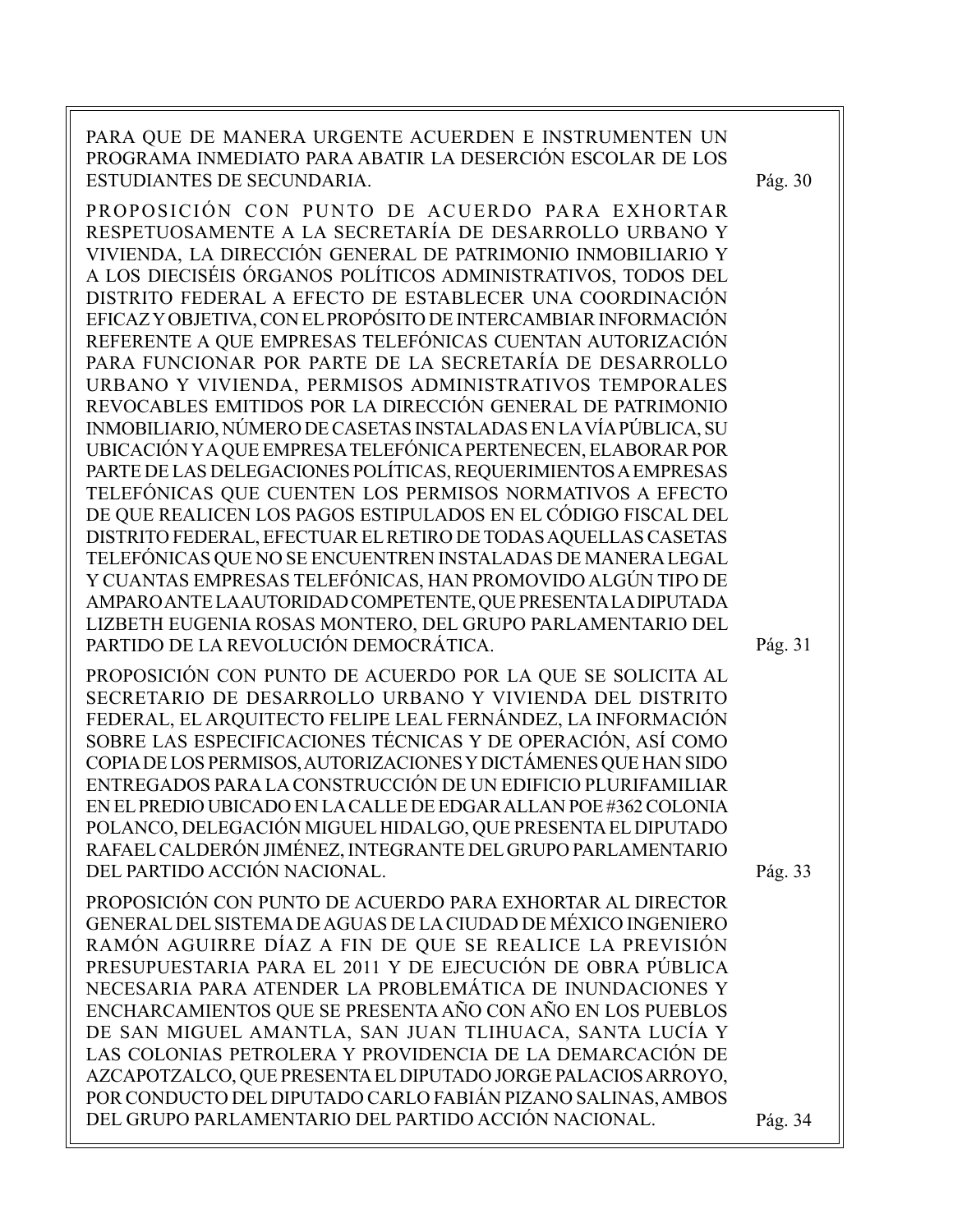PARA QUE DE MANERA URGENTE ACUERDEN E INSTRUMENTEN UN PROGRAMA INMEDIATO PARA ABATIR LA DESERCIÓN ESCOLAR DE LOS ESTUDIANTES DE SECUNDARIA. Pág. 30

PROPOSICIÓN CON PUNTO DE ACUERDO PARA EXHORTAR RESPETUOSAMENTE A LA SECRETARÍA DE DESARROLLO URBANO Y VIVIENDA, LA DIRECCIÓN GENERAL DE PATRIMONIO INMOBILIARIO Y A LOS DIECISÉIS ÓRGANOS POLÍTICOS ADMINISTRATIVOS, TODOS DEL DISTRITO FEDERAL A EFECTO DE ESTABLECER UNA COORDINACIÓN EFICAZ Y OBJETIVA, CON EL PROPÓSITO DE INTERCAMBIAR INFORMACIÓN REFERENTE A QUE EMPRESAS TELEFÓNICAS CUENTAN AUTORIZACIÓN PARA FUNCIONAR POR PARTE DE LA SECRETARÍA DE DESARROLLO URBANO Y VIVIENDA, PERMISOS ADMINISTRATIVOS TEMPORALES REVOCABLES EMITIDOS POR LA DIRECCIÓN GENERAL DE PATRIMONIO INMOBILIARIO, NÚMERO DE CASETAS INSTALADAS EN LA VÍA PÚBLICA, SU UBICACIÓN Y A QUE EMPRESA TELEFÓNICA PERTENECEN, ELABORAR POR PARTE DE LAS DELEGACIONES POLÍTICAS, REQUERIMIENTOS A EMPRESAS TELEFÓNICAS QUE CUENTEN LOS PERMISOS NORMATIVOS A EFECTO DE QUE REALICEN LOS PAGOS ESTIPULADOS EN EL CÓDIGO FISCAL DEL DISTRITO FEDERAL, EFECTUAR EL RETIRO DE TODAS AQUELLAS CASETAS TELEFÓNICAS QUE NO SE ENCUENTREN INSTALADAS DE MANERA LEGAL Y CUANTAS EMPRESAS TELEFÓNICAS, HAN PROMOVIDO ALGÚN TIPO DE AMPARO ANTE LA AUTORIDAD COMPETENTE, QUE PRESENTA LA DIPUTADA LIZBETH EUGENIA ROSAS MONTERO, DEL GRUPO PARLAMENTARIO DEL PARTIDO DE LA REVOLUCIÓN DEMOCRÁTICA. Pág. 31

PROPOSICIÓN CON PUNTO DE ACUERDO POR LA QUE SE SOLICITA AL SECRETARIO DE DESARROLLO URBANO Y VIVIENDA DEL DISTRITO FEDERAL, EL ARQUITECTO FELIPE LEAL FERNÁNDEZ, LA INFORMACIÓN SOBRE LAS ESPECIFICACIONES TÉCNICAS Y DE OPERACIÓN, ASÍ COMO COPIA DE LOS PERMISOS, AUTORIZACIONES Y DICTÁMENES QUE HAN SIDO ENTREGADOS PARA LA CONSTRUCCIÓN DE UN EDIFICIO PLURIFAMILIAR EN EL PREDIO UBICADO EN LA CALLE DE EDGAR ALLAN POE #362 COLONIA POLANCO, DELEGACIÓN MIGUEL HIDALGO, QUE PRESENTA EL DIPUTADO RAFAEL CALDERÓN JIMÉNEZ, INTEGRANTE DEL GRUPO PARLAMENTARIO DEL PARTIDO ACCIÓN NACIONAL. Pág. 33

PROPOSICIÓN CON PUNTO DE ACUERDO PARA EXHORTAR AL DIRECTOR GENERAL DEL SISTEMA DE AGUAS DE LA CIUDAD DE MÉXICO INGENIERO RAMÓN AGUIRRE DÍAZ A FIN DE QUE SE REALICE LA PREVISIÓN PRESUPUESTARIA PARA EL 2011 Y DE EJECUCIÓN DE OBRA PÚBLICA NECESARIA PARA ATENDER LA PROBLEMÁTICA DE INUNDACIONES Y ENCHARCAMIENTOS QUE SE PRESENTA AÑO CON AÑO EN LOS PUEBLOS DE SAN MIGUEL AMANTLA, SAN JUAN TLIHUACA, SANTA LUCÍA Y LAS COLONIAS PETROLERA Y PROVIDENCIA DE LA DEMARCACIÓN DE AZCAPOTZALCO, QUE PRESENTA EL DIPUTADO JORGE PALACIOS ARROYO, POR CONDUCTO DEL DIPUTADO CARLO FABIÁN PIZANO SALINAS, AMBOS DEL GRUPO PARLAMENTARIO DEL PARTIDO ACCIÓN NACIONAL. Pág. 34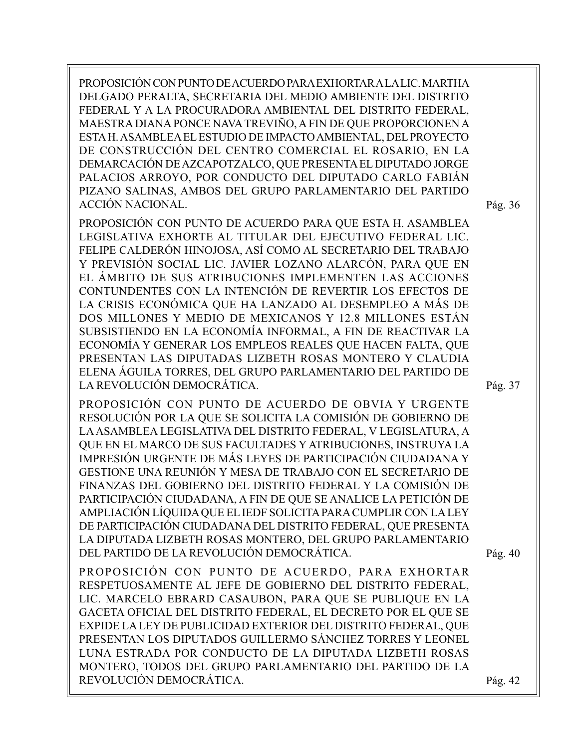PROPOSICIÓN CON PUNTO DE ACUERDO PARA EXHORTAR A LA LIC. MARTHA DELGADO PERALTA, SECRETARIA DEL MEDIO AMBIENTE DEL DISTRITO FEDERAL Y A LA PROCURADORA AMBIENTAL DEL DISTRITO FEDERAL, MAESTRA DIANA PONCE NAVA TREVIÑO, A FIN DE QUE PROPORCIONEN A ESTA H. ASAMBLEA EL ESTUDIO DE IMPACTO AMBIENTAL, DEL PROYECTO DE CONSTRUCCIÓN DEL CENTRO COMERCIAL EL ROSARIO, EN LA DEMARCACIÓN DE AZCAPOTZALCO, QUE PRESENTA EL DIPUTADO JORGE PALACIOS ARROYO, POR CONDUCTO DEL DIPUTADO CARLO FABIÁN PIZANO SALINAS, AMBOS DEL GRUPO PARLAMENTARIO DEL PARTIDO ACCIÓN NACIONAL. Pág. 36

PROPOSICIÓN CON PUNTO DE ACUERDO PARA QUE ESTA H. ASAMBLEA LEGISLATIVA EXHORTE AL TITULAR DEL EJECUTIVO FEDERAL LIC. FELIPE CALDERÓN HINOJOSA, ASÍ COMO AL SECRETARIO DEL TRABAJO Y PREVISIÓN SOCIAL LIC. JAVIER LOZANO ALARCÓN, PARA QUE EN EL ÁMBITO DE SUS ATRIBUCIONES IMPLEMENTEN LAS ACCIONES CONTUNDENTES CON LA INTENCIÓN DE REVERTIR LOS EFECTOS DE LA CRISIS ECONÓMICA QUE HA LANZADO AL DESEMPLEO A MÁS DE DOS MILLONES Y MEDIO DE MEXICANOS Y 12.8 MILLONES ESTÁN SUBSISTIENDO EN LA ECONOMÍA INFORMAL, A FIN DE REACTIVAR LA ECONOMÍA Y GENERAR LOS EMPLEOS REALES QUE HACEN FALTA, QUE PRESENTAN LAS DIPUTADAS LIZBETH ROSAS MONTERO Y CLAUDIA ELENA ÁGUILA TORRES, DEL GRUPO PARLAMENTARIO DEL PARTIDO DE LA REVOLUCIÓN DEMOCRÁTICA. Pág. 37

PROPOSICIÓN CON PUNTO DE ACUERDO DE OBVIA Y URGENTE RESOLUCIÓN POR LA QUE SE SOLICITA LA COMISIÓN DE GOBIERNO DE LA ASAMBLEA LEGISLATIVA DEL DISTRITO FEDERAL, V LEGISLATURA, A QUE EN EL MARCO DE SUS FACULTADES Y ATRIBUCIONES, INSTRUYA LA IMPRESIÓN URGENTE DE MÁS LEYES DE PARTICIPACIÓN CIUDADANA Y GESTIONE UNA REUNIÓN Y MESA DE TRABAJO CON EL SECRETARIO DE FINANZAS DEL GOBIERNO DEL DISTRITO FEDERAL Y LA COMISIÓN DE PARTICIPACIÓN CIUDADANA, A FIN DE QUE SE ANALICE LA PETICIÓN DE AMPLIACIÓN LÍQUIDA QUE EL IEDF SOLICITA PARA CUMPLIR CON LA LEY DE PARTICIPACIÓN CIUDADANA DEL DISTRITO FEDERAL, QUE PRESENTA LA DIPUTADA LIZBETH ROSAS MONTERO, DEL GRUPO PARLAMENTARIO DEL PARTIDO DE LA REVOLUCIÓN DEMOCRÁTICA. Pág. 40

PROPOSICIÓN CON PUNTO DE ACUERDO, PARA EXHORTAR RESPETUOSAMENTE AL JEFE DE GOBIERNO DEL DISTRITO FEDERAL, LIC. MARCELO EBRARD CASAUBON, PARA QUE SE PUBLIQUE EN LA GACETA OFICIAL DEL DISTRITO FEDERAL, EL DECRETO POR EL QUE SE EXPIDE LA LEY DE PUBLICIDAD EXTERIOR DEL DISTRITO FEDERAL, QUE PRESENTAN LOS DIPUTADOS GUILLERMO SÁNCHEZ TORRES Y LEONEL LUNA ESTRADA POR CONDUCTO DE LA DIPUTADA LIZBETH ROSAS MONTERO, TODOS DEL GRUPO PARLAMENTARIO DEL PARTIDO DE LA REVOLUCIÓN DEMOCRÁTICA. Pág. 42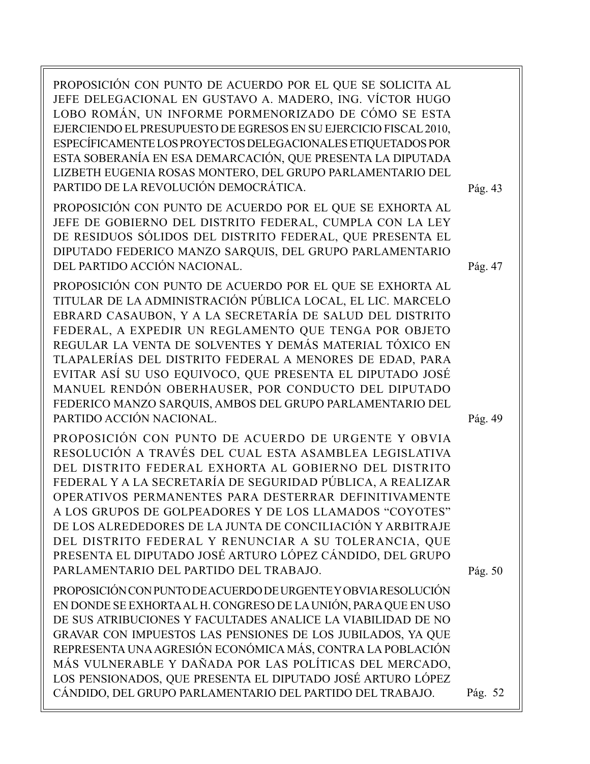PROPOSICIÓN CON PUNTO DE ACUERDO POR EL QUE SE SOLICITA AL JEFE DELEGACIONAL EN GUSTAVO A. MADERO, ING. VÍCTOR HUGO LOBO ROMÁN, UN INFORME PORMENORIZADO DE CÓMO SE ESTA EJERCIENDO EL PRESUPUESTO DE EGRESOS EN SU EJERCICIO FISCAL 2010, ESPECÍFICAMENTE LOS PROYECTOS DELEGACIONALES ETIQUETADOS POR ESTA SOBERANÍA EN ESA DEMARCACIÓN, QUE PRESENTA LA DIPUTADA LIZBETH EUGENIA ROSAS MONTERO, DEL GRUPO PARLAMENTARIO DEL PARTIDO DE LA REVOLUCIÓN DEMOCRÁTICA. Pág. 43

PROPOSICIÓN CON PUNTO DE ACUERDO POR EL QUE SE EXHORTA AL JEFE DE GOBIERNO DEL DISTRITO FEDERAL, CUMPLA CON LA LEY DE RESIDUOS SÓLIDOS DEL DISTRITO FEDERAL, QUE PRESENTA EL DIPUTADO FEDERICO MANZO SARQUIS, DEL GRUPO PARLAMENTARIO DEL PARTIDO ACCIÓN NACIONAL. Pág. 47

PROPOSICIÓN CON PUNTO DE ACUERDO POR EL QUE SE EXHORTA AL TITULAR DE LA ADMINISTRACIÓN PÚBLICA LOCAL, EL LIC. MARCELO EBRARD CASAUBON, Y A LA SECRETARÍA DE SALUD DEL DISTRITO FEDERAL, A EXPEDIR UN REGLAMENTO QUE TENGA POR OBJETO REGULAR LA VENTA DE SOLVENTES Y DEMÁS MATERIAL TÓXICO EN TLAPALERÍAS DEL DISTRITO FEDERAL A MENORES DE EDAD, PARA EVITAR ASÍ SU USO EQUIVOCO, QUE PRESENTA EL DIPUTADO JOSÉ MANUEL RENDÓN OBERHAUSER, POR CONDUCTO DEL DIPUTADO FEDERICO MANZO SARQUIS, AMBOS DEL GRUPO PARLAMENTARIO DEL PARTIDO ACCIÓN NACIONAL. Pág. 49

PROPOSICIÓN CON PUNTO DE ACUERDO DE URGENTE Y OBVIA RESOLUCIÓN A TRAVÉS DEL CUAL ESTA ASAMBLEA LEGISLATIVA DEL DISTRITO FEDERAL EXHORTA AL GOBIERNO DEL DISTRITO FEDERAL Y A LA SECRETARÍA DE SEGURIDAD PÚBLICA, A REALIZAR OPERATIVOS PERMANENTES PARA DESTERRAR DEFINITIVAMENTE A LOS GRUPOS DE GOLPEADORES Y DE LOS LLAMADOS “COYOTES” DE LOS ALREDEDORES DE LA JUNTA DE CONCILIACIÓN Y ARBITRAJE DEL DISTRITO FEDERAL Y RENUNCIAR A SU TOLERANCIA, QUE PRESENTA EL DIPUTADO JOSÉ ARTURO LÓPEZ CÁNDIDO, DEL GRUPO PARLAMENTARIO DEL PARTIDO DEL TRABAJO. Pág. 50

PROPOSICIÓN CON PUNTO DE ACUERDO DE URGENTE Y OBVIA RESOLUCIÓN EN DONDE SE EXHORTA AL H. CONGRESO DE LA UNIÓN, PARA QUE EN USO DE SUS ATRIBUCIONES Y FACULTADES ANALICE LA VIABILIDAD DE NO GRAVAR CON IMPUESTOS LAS PENSIONES DE LOS JUBILADOS, YA QUE REPRESENTA UNA AGRESIÓN ECONÓMICA MÁS, CONTRA LA POBLACIÓN MÁS VULNERABLE Y DAÑADA POR LAS POLÍTICAS DEL MERCADO, LOS PENSIONADOS, QUE PRESENTA EL DIPUTADO JOSÉ ARTURO LÓPEZ CÁNDIDO, DEL GRUPO PARLAMENTARIO DEL PARTIDO DEL TRABAJO. Pág. 52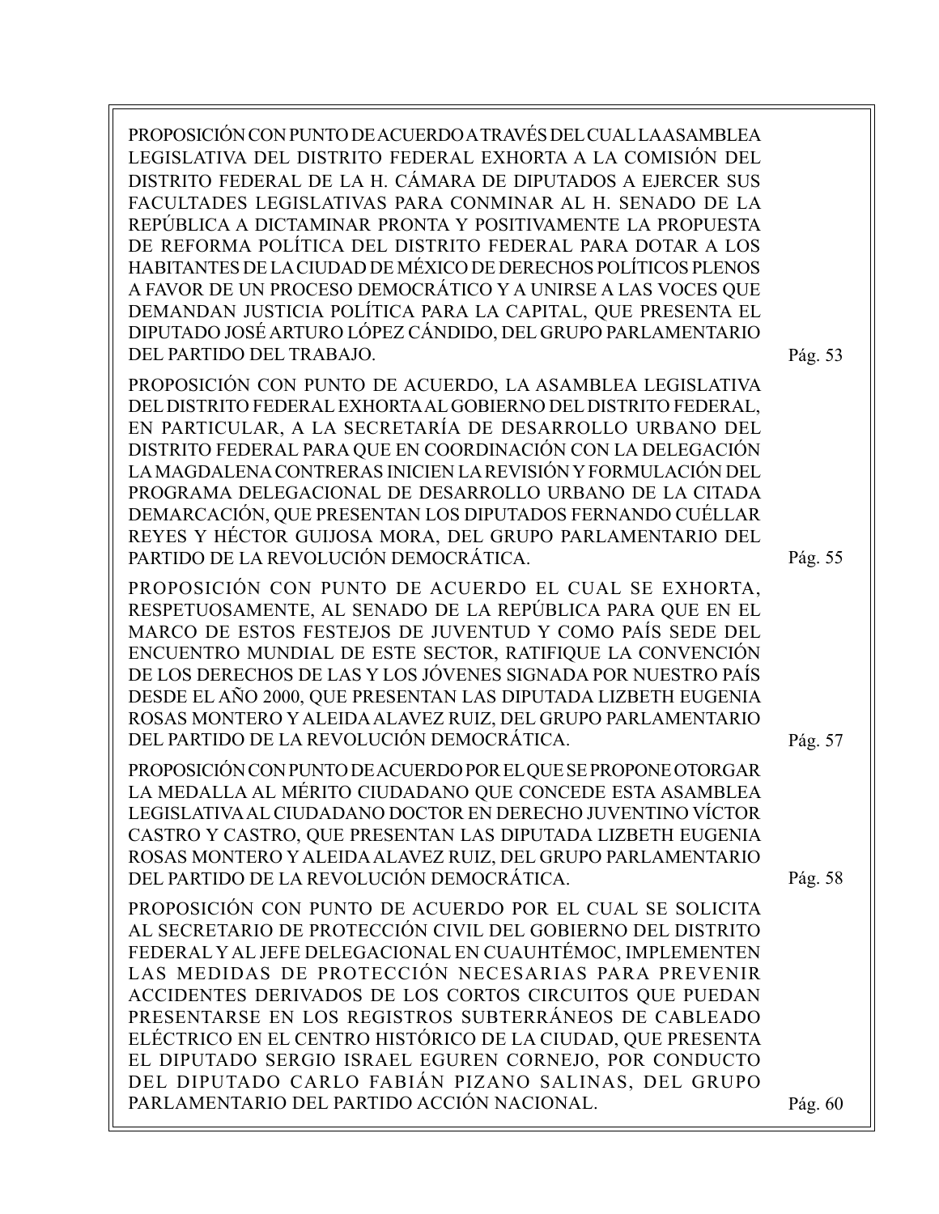PROPOSICIÓN CON PUNTO DE ACUERDO A TRAVÉS DEL CUAL LA ASAMBLEA LEGISLATIVA DEL DISTRITO FEDERAL EXHORTA A LA COMISIÓN DEL DISTRITO FEDERAL DE LA H. CÁMARA DE DIPUTADOS A EJERCER SUS FACULTADES LEGISLATIVAS PARA CONMINAR AL H. SENADO DE LA REPÚBLICA A DICTAMINAR PRONTA Y POSITIVAMENTE LA PROPUESTA DE REFORMA POLÍTICA DEL DISTRITO FEDERAL PARA DOTAR A LOS HABITANTES DE LA CIUDAD DE MÉXICO DE DERECHOS POLÍTICOS PLENOS A FAVOR DE UN PROCESO DEMOCRÁTICO Y A UNIRSE A LAS VOCES QUE DEMANDAN JUSTICIA POLÍTICA PARA LA CAPITAL, QUE PRESENTA EL DIPUTADO JOSÉ ARTURO LÓPEZ CÁNDIDO, DEL GRUPO PARLAMENTARIO DEL PARTIDO DEL TRABAJO. Pág. 53

PROPOSICIÓN CON PUNTO DE ACUERDO, LA ASAMBLEA LEGISLATIVA DEL DISTRITO FEDERAL EXHORTA AL GOBIERNO DEL DISTRITO FEDERAL, EN PARTICULAR, A LA SECRETARÍA DE DESARROLLO URBANO DEL DISTRITO FEDERAL PARA QUE EN COORDINACIÓN CON LA DELEGACIÓN LA MAGDALENA CONTRERAS INICIEN LA REVISIÓN Y FORMULACIÓN DEL PROGRAMA DELEGACIONAL DE DESARROLLO URBANO DE LA CITADA DEMARCACIÓN, QUE PRESENTAN LOS DIPUTADOS FERNANDO CUÉLLAR REYES Y HÉCTOR GUIJOSA MORA, DEL GRUPO PARLAMENTARIO DEL PARTIDO DE LA REVOLUCIÓN DEMOCRÁTICA. Pág. 55

PROPOSICIÓN CON PUNTO DE ACUERDO EL CUAL SE EXHORTA, RESPETUOSAMENTE, AL SENADO DE LA REPÚBLICA PARA QUE EN EL MARCO DE ESTOS FESTEJOS DE JUVENTUD Y COMO PAÍS SEDE DEL ENCUENTRO MUNDIAL DE ESTE SECTOR, RATIFIQUE LA CONVENCIÓN DE LOS DERECHOS DE LAS Y LOS JÓVENES SIGNADA POR NUESTRO PAÍS DESDE EL AÑO 2000, QUE PRESENTAN LAS DIPUTADA LIZBETH EUGENIA ROSAS MONTERO Y ALEIDA ALAVEZ RUIZ, DEL GRUPO PARLAMENTARIO DEL PARTIDO DE LA REVOLUCIÓN DEMOCRÁTICA. Pág. 57

PROPOSICIÓN CON PUNTO DE ACUERDO POR EL QUE SE PROPONE OTORGAR LA MEDALLA AL MÉRITO CIUDADANO QUE CONCEDE ESTA ASAMBLEA LEGISLATIVA AL CIUDADANO DOCTOR EN DERECHO JUVENTINO VÍCTOR CASTRO Y CASTRO, QUE PRESENTAN LAS DIPUTADA LIZBETH EUGENIA ROSAS MONTERO Y ALEIDA ALAVEZ RUIZ, DEL GRUPO PARLAMENTARIO DEL PARTIDO DE LA REVOLUCIÓN DEMOCRÁTICA. Pág. 58

PROPOSICIÓN CON PUNTO DE ACUERDO POR EL CUAL SE SOLICITA AL SECRETARIO DE PROTECCIÓN CIVIL DEL GOBIERNO DEL DISTRITO FEDERAL Y AL JEFE DELEGACIONAL EN CUAUHTÉMOC, IMPLEMENTEN LAS MEDIDAS DE PROTECCIÓN NECESARIAS PARA PREVENIR ACCIDENTES DERIVADOS DE LOS CORTOS CIRCUITOS QUE PUEDAN PRESENTARSE EN LOS REGISTROS SUBTERRÁNEOS DE CABLEADO ELÉCTRICO EN EL CENTRO HISTÓRICO DE LA CIUDAD, QUE PRESENTA EL DIPUTADO SERGIO ISRAEL EGUREN CORNEJO, POR CONDUCTO DEL DIPUTADO CARLO FABIÁN PIZANO SALINAS, DEL GRUPO PARLAMENTARIO DEL PARTIDO ACCIÓN NACIONAL. Pág. 60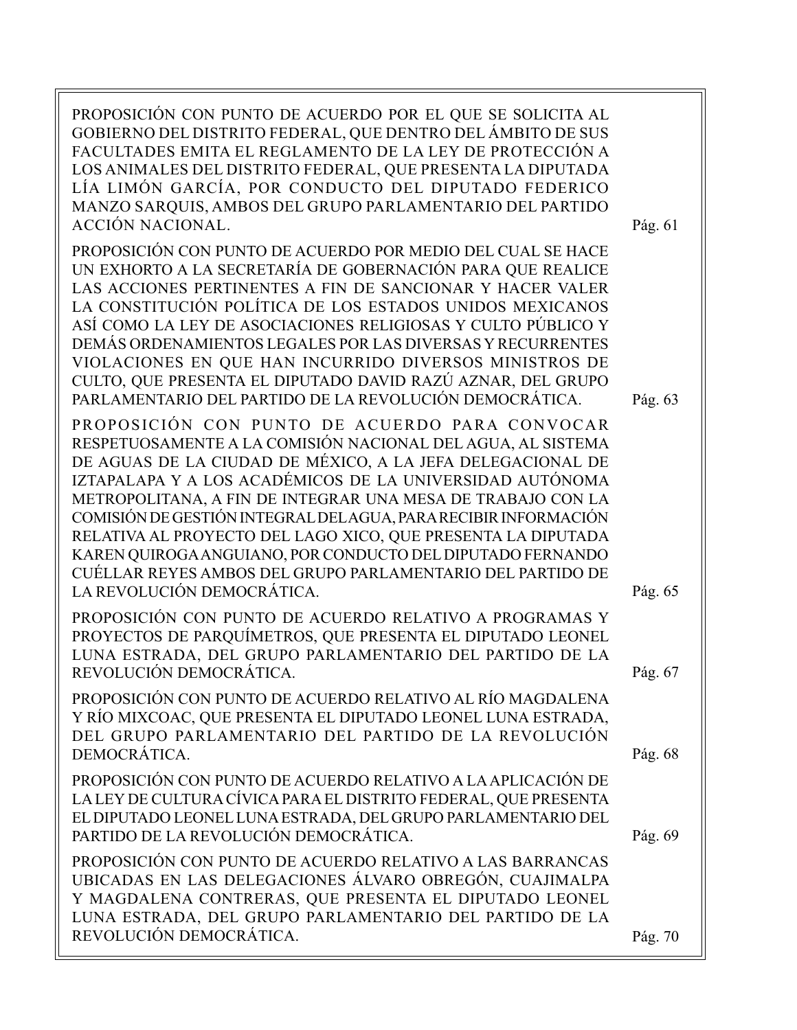| | |
|---|---|
| PROPOSICIÓN CON PUNTO DE ACUERDO POR EL QUE SE SOLICITA AL GOBIERNO DEL DISTRITO FEDERAL, QUE DENTRO DEL ÁMBITO DE SUS FACULTADES EMITA EL REGLAMENTO DE LA LEY DE PROTECCIÓN A LOS ANIMALES DEL DISTRITO FEDERAL, QUE PRESENTA LA DIPUTADA LÍA LIMÓN GARCÍA, POR CONDUCTO DEL DIPUTADO FEDERICO MANZO SARQUIS, AMBOS DEL GRUPO PARLAMENTARIO DEL PARTIDO ACCIÓN NACIONAL. | Pág. 61 |
| PROPOSICIÓN CON PUNTO DE ACUERDO POR MEDIO DEL CUAL SE HACE UN EXHORTO A LA SECRETARÍA DE GOBERNACIÓN PARA QUE REALICE LAS ACCIONES PERTINENTES A FIN DE SANCIONAR Y HACER VALER LA CONSTITUCIÓN POLÍTICA DE LOS ESTADOS UNIDOS MEXICANOS ASÍ COMO LA LEY DE ASOCIACIONES RELIGIOSAS Y CULTO PÚBLICO Y DEMÁS ORDENAMIENTOS LEGALES POR LAS DIVERSAS Y RECURRENTES VIOLACIONES EN QUE HAN INCURRIDO DIVERSOS MINISTROS DE CULTO, QUE PRESENTA EL DIPUTADO DAVID RAZÚ AZNAR, DEL GRUPO PARLAMENTARIO DEL PARTIDO DE LA REVOLUCIÓN DEMOCRÁTICA. | Pág. 63 |
| PROPOSICIÓN CON PUNTO DE ACUERDO PARA CONVOCAR RESPETUOSAMENTE A LA COMISIÓN NACIONAL DEL AGUA, AL SISTEMA DE AGUAS DE LA CIUDAD DE MÉXICO, A LA JEFA DELEGACIONAL DE IZTAPALAPA Y A LOS ACADÉMICOS DE LA UNIVERSIDAD AUTÓNOMA METROPOLITANA, A FIN DE INTEGRAR UNA MESA DE TRABAJO CON LA COMISIÓN DE GESTIÓN INTEGRAL DEL AGUA, PARA RECIBIR INFORMACIÓN RELATIVA AL PROYECTO DEL LAGO XICO, QUE PRESENTA LA DIPUTADA KAREN QUIROGA ANGUIANO, POR CONDUCTO DEL DIPUTADO FERNANDO CUÉLLAR REYES AMBOS DEL GRUPO PARLAMENTARIO DEL PARTIDO DE LA REVOLUCIÓN DEMOCRÁTICA. | Pág. 65 |
| PROPOSICIÓN CON PUNTO DE ACUERDO RELATIVO A PROGRAMAS Y PROYECTOS DE PARQUÍMETROS, QUE PRESENTA EL DIPUTADO LEONEL LUNA ESTRADA, DEL GRUPO PARLAMENTARIO DEL PARTIDO DE LA REVOLUCIÓN DEMOCRÁTICA. | Pág. 67 |
| PROPOSICIÓN CON PUNTO DE ACUERDO RELATIVO AL RÍO MAGDALENA Y RÍO MIXCOAC, QUE PRESENTA EL DIPUTADO LEONEL LUNA ESTRADA, DEL GRUPO PARLAMENTARIO DEL PARTIDO DE LA REVOLUCIÓN DEMOCRÁTICA. | Pág. 68 |
| PROPOSICIÓN CON PUNTO DE ACUERDO RELATIVO A LA APLICACIÓN DE LA LEY DE CULTURA CÍVICA PARA EL DISTRITO FEDERAL, QUE PRESENTA EL DIPUTADO LEONEL LUNA ESTRADA, DEL GRUPO PARLAMENTARIO DEL PARTIDO DE LA REVOLUCIÓN DEMOCRÁTICA. | Pág. 69 |
| PROPOSICIÓN CON PUNTO DE ACUERDO RELATIVO A LAS BARRANCAS UBICADAS EN LAS DELEGACIONES ÁLVARO OBREGÓN, CUAJIMALPA Y MAGDALENA CONTRERAS, QUE PRESENTA EL DIPUTADO LEONEL LUNA ESTRADA, DEL GRUPO PARLAMENTARIO DEL PARTIDO DE LA REVOLUCIÓN DEMOCRÁTICA. | Pág. 70 |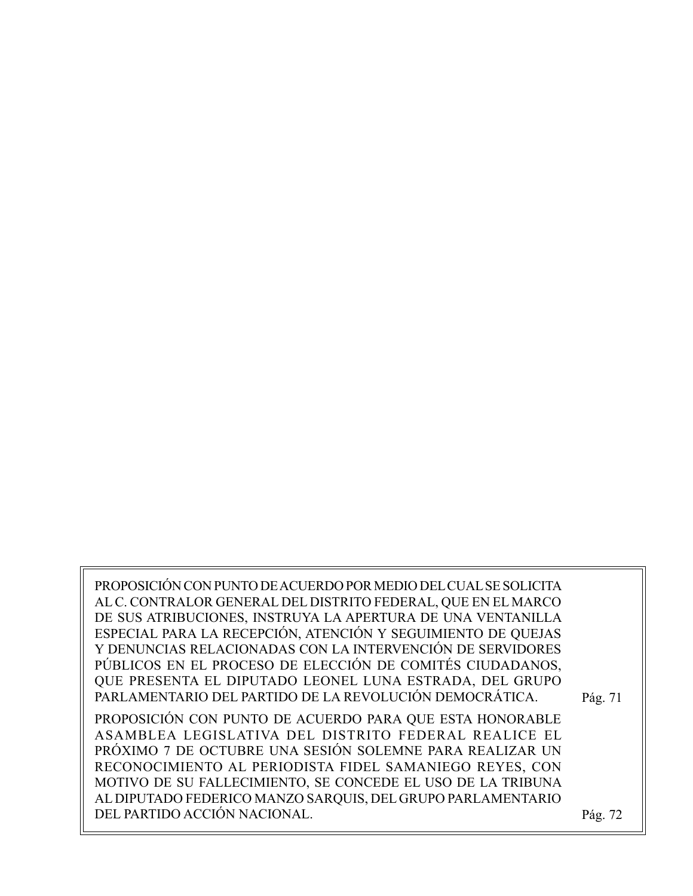| | |
|---|---|
| PROPOSICIÓN CON PUNTO DE ACUERDO POR MEDIO DEL CUAL SE SOLICITA AL C. CONTRALOR GENERAL DEL DISTRITO FEDERAL, QUE EN EL MARCO DE SUS ATRIBUCIONES, INSTRUYA LA APERTURA DE UNA VENTANILLA ESPECIAL PARA LA RECEPCIÓN, ATENCIÓN Y SEGUIMIENTO DE QUEJAS Y DENUNCIAS RELACIONADAS CON LA INTERVENCIÓN DE SERVIDORES PÚBLICOS EN EL PROCESO DE ELECCIÓN DE COMITÉS CIUDADANOS, QUE PRESENTA EL DIPUTADO LEONEL LUNA ESTRADA, DEL GRUPO PARLAMENTARIO DEL PARTIDO DE LA REVOLUCIÓN DEMOCRÁTICA. | Pág. 71 |
| PROPOSICIÓN CON PUNTO DE ACUERDO PARA QUE ESTA HONORABLE ASAMBLEA LEGISLATIVA DEL DISTRITO FEDERAL REALICE EL PRÓXIMO 7 DE OCTUBRE UNA SESIÓN SOLEMNE PARA REALIZAR UN RECONOCIMIENTO AL PERIODISTA FIDEL SAMANIEGO REYES, CON MOTIVO DE SU FALLECIMIENTO, SE CONCEDE EL USO DE LA TRIBUNA AL DIPUTADO FEDERICO MANZO SARQUIS, DEL GRUPO PARLAMENTARIO DEL PARTIDO ACCIÓN NACIONAL. | Pág. 72 |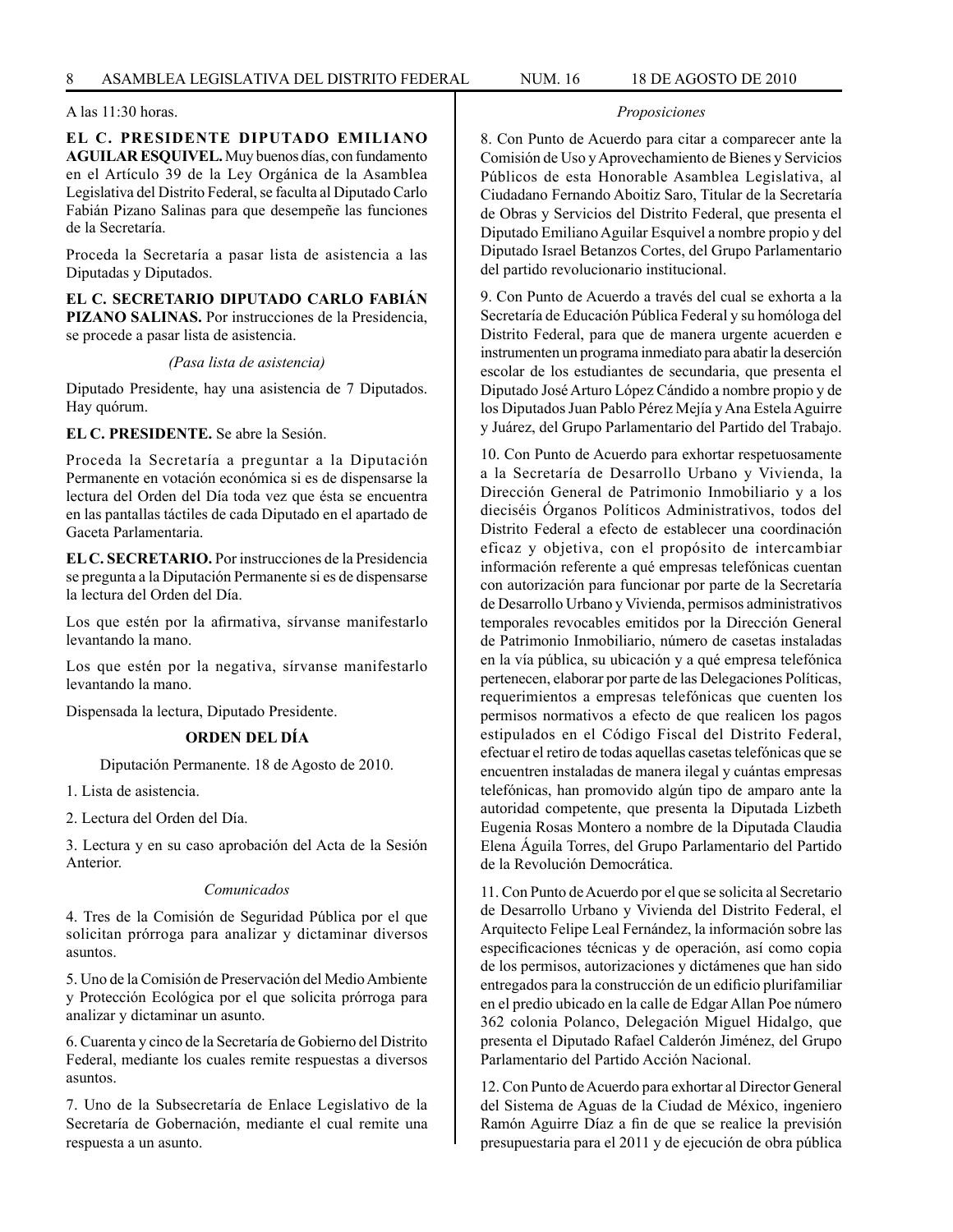A las 11:30 horas.

**EL C. PRESIDENTE DIPUTADO EMILIANO AGUILAR ESQUIVEL.** Muy buenos días, con fundamento en el Artículo 39 de la Ley Orgánica de la Asamblea Legislativa del Distrito Federal, se faculta al Diputado Carlo Fabián Pizano Salinas para que desempeñe las funciones de la Secretaría.

Proceda la Secretaría a pasar lista de asistencia a las Diputadas y Diputados.

**EL C. SECRETARIO DIPUTADO CARLO FABIÁN PIZANO SALINAS.** Por instrucciones de la Presidencia, se procede a pasar lista de asistencia.

*(Pasa lista de asistencia)*

Diputado Presidente, hay una asistencia de 7 Diputados. Hay quórum.

**EL C. PRESIDENTE.** Se abre la Sesión.

Proceda la Secretaría a preguntar a la Diputación Permanente en votación económica si es de dispensarse la lectura del Orden del Día toda vez que ésta se encuentra en las pantallas táctiles de cada Diputado en el apartado de Gaceta Parlamentaria.

**EL C. SECRETARIO.** Por instrucciones de la Presidencia se pregunta a la Diputación Permanente si es de dispensarse la lectura del Orden del Día.

Los que estén por la afirmativa, sírvanse manifestarlo levantando la mano.

Los que estén por la negativa, sírvanse manifestarlo levantando la mano.

Dispensada la lectura, Diputado Presidente.

## ORDEN DEL DÍA

Diputación Permanente. 18 de Agosto de 2010.

1. Lista de asistencia.

2. Lectura del Orden del Día.

3. Lectura y en su caso aprobación del Acta de la Sesión Anterior.

*Comunicados*

4. Tres de la Comisión de Seguridad Pública por el que solicitan prórroga para analizar y dictaminar diversos asuntos.

5. Uno de la Comisión de Preservación del Medio Ambiente y Protección Ecológica por el que solicita prórroga para analizar y dictaminar un asunto.

6. Cuarenta y cinco de la Secretaría de Gobierno del Distrito Federal, mediante los cuales remite respuestas a diversos asuntos.

7. Uno de la Subsecretaría de Enlace Legislativo de la Secretaría de Gobernación, mediante el cual remite una respuesta a un asunto.

*Proposiciones*

8. Con Punto de Acuerdo para citar a comparecer ante la Comisión de Uso y Aprovechamiento de Bienes y Servicios Públicos de esta Honorable Asamblea Legislativa, al Ciudadano Fernando Aboitiz Saro, Titular de la Secretaría de Obras y Servicios del Distrito Federal, que presenta el Diputado Emiliano Aguilar Esquivel a nombre propio y del Diputado Israel Betanzos Cortes, del Grupo Parlamentario del partido revolucionario institucional.

9. Con Punto de Acuerdo a través del cual se exhorta a la Secretaría de Educación Pública Federal y su homóloga del Distrito Federal, para que de manera urgente acuerden e instrumenten un programa inmediato para abatir la deserción escolar de los estudiantes de secundaria, que presenta el Diputado José Arturo López Cándido a nombre propio y de los Diputados Juan Pablo Pérez Mejía y Ana Estela Aguirre y Juárez, del Grupo Parlamentario del Partido del Trabajo.

10. Con Punto de Acuerdo para exhortar respetuosamente a la Secretaría de Desarrollo Urbano y Vivienda, la Dirección General de Patrimonio Inmobiliario y a los dieciséis Órganos Políticos Administrativos, todos del Distrito Federal a efecto de establecer una coordinación eficaz y objetiva, con el propósito de intercambiar información referente a qué empresas telefónicas cuentan con autorización para funcionar por parte de la Secretaría de Desarrollo Urbano y Vivienda, permisos administrativos temporales revocables emitidos por la Dirección General de Patrimonio Inmobiliario, número de casetas instaladas en la vía pública, su ubicación y a qué empresa telefónica pertenecen, elaborar por parte de las Delegaciones Políticas, requerimientos a empresas telefónicas que cuenten los permisos normativos a efecto de que realicen los pagos estipulados en el Código Fiscal del Distrito Federal, efectuar el retiro de todas aquellas casetas telefónicas que se encuentren instaladas de manera ilegal y cuántas empresas telefónicas, han promovido algún tipo de amparo ante la autoridad competente, que presenta la Diputada Lizbeth Eugenia Rosas Montero a nombre de la Diputada Claudia Elena Águila Torres, del Grupo Parlamentario del Partido de la Revolución Democrática.

11. Con Punto de Acuerdo por el que se solicita al Secretario de Desarrollo Urbano y Vivienda del Distrito Federal, el Arquitecto Felipe Leal Fernández, la información sobre las especificaciones técnicas y de operación, así como copia de los permisos, autorizaciones y dictámenes que han sido entregados para la construcción de un edificio plurifamiliar en el predio ubicado en la calle de Edgar Allan Poe número 362 colonia Polanco, Delegación Miguel Hidalgo, que presenta el Diputado Rafael Calderón Jiménez, del Grupo Parlamentario del Partido Acción Nacional.

12. Con Punto de Acuerdo para exhortar al Director General del Sistema de Aguas de la Ciudad de México, ingeniero Ramón Aguirre Díaz a fin de que se realice la previsión presupuestaria para el 2011 y de ejecución de obra pública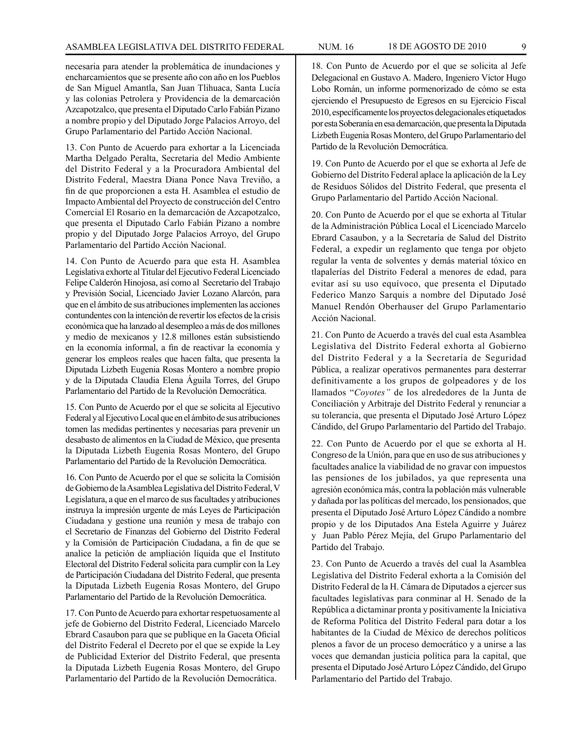necesaria para atender la problemática de inundaciones y encharcamientos que se presente año con año en los Pueblos de San Miguel Amantla, San Juan Tlihuaca, Santa Lucía y las colonias Petrolera y Providencia de la demarcación Azcapotzalco, que presenta el Diputado Carlo Fabián Pizano a nombre propio y del Diputado Jorge Palacios Arroyo, del Grupo Parlamentario del Partido Acción Nacional.

13. Con Punto de Acuerdo para exhortar a la Licenciada Martha Delgado Peralta, Secretaria del Medio Ambiente del Distrito Federal y a la Procuradora Ambiental del Distrito Federal, Maestra Diana Ponce Nava Treviño, a fin de que proporcionen a esta H. Asamblea el estudio de Impacto Ambiental del Proyecto de construcción del Centro Comercial El Rosario en la demarcación de Azcapotzalco, que presenta el Diputado Carlo Fabián Pizano a nombre propio y del Diputado Jorge Palacios Arroyo, del Grupo Parlamentario del Partido Acción Nacional.

14. Con Punto de Acuerdo para que esta H. Asamblea Legislativa exhorte al Titular del Ejecutivo Federal Licenciado Felipe Calderón Hinojosa, así como al Secretario del Trabajo y Previsión Social, Licenciado Javier Lozano Alarcón, para que en el ámbito de sus atribuciones implementen las acciones contundentes con la intención de revertir los efectos de la crisis económica que ha lanzado al desempleo a más de dos millones y medio de mexicanos y 12.8 millones están subsistiendo en la economía informal, a fin de reactivar la economía y generar los empleos reales que hacen falta, que presenta la Diputada Lizbeth Eugenia Rosas Montero a nombre propio y de la Diputada Claudia Elena Águila Torres, del Grupo Parlamentario del Partido de la Revolución Democrática.

15. Con Punto de Acuerdo por el que se solicita al Ejecutivo Federal y al Ejecutivo Local que en el ámbito de sus atribuciones tomen las medidas pertinentes y necesarias para prevenir un desabasto de alimentos en la Ciudad de México, que presenta la Diputada Lizbeth Eugenia Rosas Montero, del Grupo Parlamentario del Partido de la Revolución Democrática.

16. Con Punto de Acuerdo por el que se solicita la Comisión de Gobierno de la Asamblea Legislativa del Distrito Federal, V Legislatura, a que en el marco de sus facultades y atribuciones instruya la impresión urgente de más Leyes de Participación Ciudadana y gestione una reunión y mesa de trabajo con el Secretario de Finanzas del Gobierno del Distrito Federal y la Comisión de Participación Ciudadana, a fin de que se analice la petición de ampliación líquida que el Instituto Electoral del Distrito Federal solicita para cumplir con la Ley de Participación Ciudadana del Distrito Federal, que presenta la Diputada Lizbeth Eugenia Rosas Montero, del Grupo Parlamentario del Partido de la Revolución Democrática.

17. Con Punto de Acuerdo para exhortar respetuosamente al jefe de Gobierno del Distrito Federal, Licenciado Marcelo Ebrard Casaubon para que se publique en la Gaceta Oficial del Distrito Federal el Decreto por el que se expide la Ley de Publicidad Exterior del Distrito Federal, que presenta la Diputada Lizbeth Eugenia Rosas Montero, del Grupo Parlamentario del Partido de la Revolución Democrática.

18. Con Punto de Acuerdo por el que se solicita al Jefe Delegacional en Gustavo A. Madero, Ingeniero Víctor Hugo Lobo Román, un informe pormenorizado de cómo se esta ejerciendo el Presupuesto de Egresos en su Ejercicio Fiscal 2010, específicamente los proyectos delegacionales etiquetados por esta Soberanía en esa demarcación, que presenta la Diputada Lizbeth Eugenia Rosas Montero, del Grupo Parlamentario del Partido de la Revolución Democrática.

19. Con Punto de Acuerdo por el que se exhorta al Jefe de Gobierno del Distrito Federal aplace la aplicación de la Ley de Residuos Sólidos del Distrito Federal, que presenta el Grupo Parlamentario del Partido Acción Nacional.

20. Con Punto de Acuerdo por el que se exhorta al Titular de la Administración Pública Local el Licenciado Marcelo Ebrard Casaubon, y a la Secretaría de Salud del Distrito Federal, a expedir un reglamento que tenga por objeto regular la venta de solventes y demás material tóxico en tlapalerías del Distrito Federal a menores de edad, para evitar así su uso equívoco, que presenta el Diputado Federico Manzo Sarquis a nombre del Diputado José Manuel Rendón Oberhauser del Grupo Parlamentario Acción Nacional.

21. Con Punto de Acuerdo a través del cual esta Asamblea Legislativa del Distrito Federal exhorta al Gobierno del Distrito Federal y a la Secretaría de Seguridad Pública, a realizar operativos permanentes para desterrar definitivamente a los grupos de golpeadores y de los llamados "*Coyotes*" de los alrededores de la Junta de Conciliación y Arbitraje del Distrito Federal y renunciar a su tolerancia, que presenta el Diputado José Arturo López Cándido, del Grupo Parlamentario del Partido del Trabajo.

22. Con Punto de Acuerdo por el que se exhorta al H. Congreso de la Unión, para que en uso de sus atribuciones y facultades analice la viabilidad de no gravar con impuestos las pensiones de los jubilados, ya que representa una agresión económica más, contra la población más vulnerable y dañada por las políticas del mercado, los pensionados, que presenta el Diputado José Arturo López Cándido a nombre propio y de los Diputados Ana Estela Aguirre y Juárez y Juan Pablo Pérez Mejía, del Grupo Parlamentario del Partido del Trabajo.

23. Con Punto de Acuerdo a través del cual la Asamblea Legislativa del Distrito Federal exhorta a la Comisión del Distrito Federal de la H. Cámara de Diputados a ejercer sus facultades legislativas para conminar al H. Senado de la República a dictaminar pronta y positivamente la Iniciativa de Reforma Política del Distrito Federal para dotar a los habitantes de la Ciudad de México de derechos políticos plenos a favor de un proceso democrático y a unirse a las voces que demandan justicia política para la capital, que presenta el Diputado José Arturo López Cándido, del Grupo Parlamentario del Partido del Trabajo.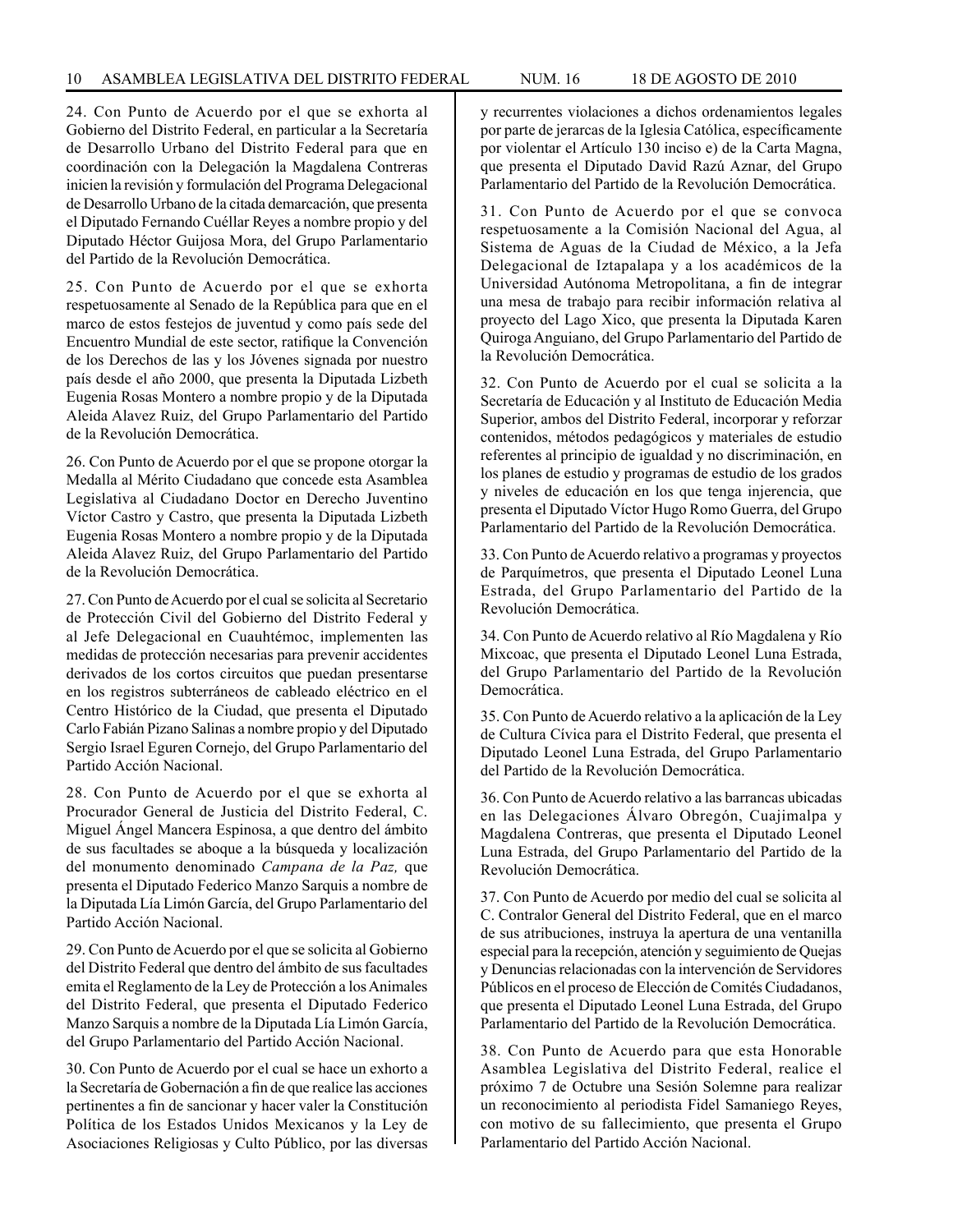24. Con Punto de Acuerdo por el que se exhorta al Gobierno del Distrito Federal, en particular a la Secretaría de Desarrollo Urbano del Distrito Federal para que en coordinación con la Delegación la Magdalena Contreras inicien la revisión y formulación del Programa Delegacional de Desarrollo Urbano de la citada demarcación, que presenta el Diputado Fernando Cuéllar Reyes a nombre propio y del Diputado Héctor Guijosa Mora, del Grupo Parlamentario del Partido de la Revolución Democrática.

25. Con Punto de Acuerdo por el que se exhorta respetuosamente al Senado de la República para que en el marco de estos festejos de juventud y como país sede del Encuentro Mundial de este sector, ratifique la Convención de los Derechos de las y los Jóvenes signada por nuestro país desde el año 2000, que presenta la Diputada Lizbeth Eugenia Rosas Montero a nombre propio y de la Diputada Aleida Alavez Ruiz, del Grupo Parlamentario del Partido de la Revolución Democrática.

26. Con Punto de Acuerdo por el que se propone otorgar la Medalla al Mérito Ciudadano que concede esta Asamblea Legislativa al Ciudadano Doctor en Derecho Juventino Víctor Castro y Castro, que presenta la Diputada Lizbeth Eugenia Rosas Montero a nombre propio y de la Diputada Aleida Alavez Ruiz, del Grupo Parlamentario del Partido de la Revolución Democrática.

27. Con Punto de Acuerdo por el cual se solicita al Secretario de Protección Civil del Gobierno del Distrito Federal y al Jefe Delegacional en Cuauhtémoc, implementen las medidas de protección necesarias para prevenir accidentes derivados de los cortos circuitos que puedan presentarse en los registros subterráneos de cableado eléctrico en el Centro Histórico de la Ciudad, que presenta el Diputado Carlo Fabián Pizano Salinas a nombre propio y del Diputado Sergio Israel Eguren Cornejo, del Grupo Parlamentario del Partido Acción Nacional.

28. Con Punto de Acuerdo por el que se exhorta al Procurador General de Justicia del Distrito Federal, C. Miguel Ángel Mancera Espinosa, a que dentro del ámbito de sus facultades se aboque a la búsqueda y localización del monumento denominado *Campana de la Paz,* que presenta el Diputado Federico Manzo Sarquis a nombre de la Diputada Lía Limón García, del Grupo Parlamentario del Partido Acción Nacional.

29. Con Punto de Acuerdo por el que se solicita al Gobierno del Distrito Federal que dentro del ámbito de sus facultades emita el Reglamento de la Ley de Protección a los Animales del Distrito Federal, que presenta el Diputado Federico Manzo Sarquis a nombre de la Diputada Lía Limón García, del Grupo Parlamentario del Partido Acción Nacional.

30. Con Punto de Acuerdo por el cual se hace un exhorto a la Secretaría de Gobernación a fin de que realice las acciones pertinentes a fin de sancionar y hacer valer la Constitución Política de los Estados Unidos Mexicanos y la Ley de Asociaciones Religiosas y Culto Público, por las diversas y recurrentes violaciones a dichos ordenamientos legales por parte de jerarcas de la Iglesia Católica, específicamente por violentar el Artículo 130 inciso e) de la Carta Magna, que presenta el Diputado David Razú Aznar, del Grupo Parlamentario del Partido de la Revolución Democrática.

31. Con Punto de Acuerdo por el que se convoca respetuosamente a la Comisión Nacional del Agua, al Sistema de Aguas de la Ciudad de México, a la Jefa Delegacional de Iztapalapa y a los académicos de la Universidad Autónoma Metropolitana, a fin de integrar una mesa de trabajo para recibir información relativa al proyecto del Lago Xico, que presenta la Diputada Karen Quiroga Anguiano, del Grupo Parlamentario del Partido de la Revolución Democrática.

32. Con Punto de Acuerdo por el cual se solicita a la Secretaría de Educación y al Instituto de Educación Media Superior, ambos del Distrito Federal, incorporar y reforzar contenidos, métodos pedagógicos y materiales de estudio referentes al principio de igualdad y no discriminación, en los planes de estudio y programas de estudio de los grados y niveles de educación en los que tenga injerencia, que presenta el Diputado Víctor Hugo Romo Guerra, del Grupo Parlamentario del Partido de la Revolución Democrática.

33. Con Punto de Acuerdo relativo a programas y proyectos de Parquímetros, que presenta el Diputado Leonel Luna Estrada, del Grupo Parlamentario del Partido de la Revolución Democrática.

34. Con Punto de Acuerdo relativo al Río Magdalena y Río Mixcoac, que presenta el Diputado Leonel Luna Estrada, del Grupo Parlamentario del Partido de la Revolución Democrática.

35. Con Punto de Acuerdo relativo a la aplicación de la Ley de Cultura Cívica para el Distrito Federal, que presenta el Diputado Leonel Luna Estrada, del Grupo Parlamentario del Partido de la Revolución Democrática.

36. Con Punto de Acuerdo relativo a las barrancas ubicadas en las Delegaciones Álvaro Obregón, Cuajimalpa y Magdalena Contreras, que presenta el Diputado Leonel Luna Estrada, del Grupo Parlamentario del Partido de la Revolución Democrática.

37. Con Punto de Acuerdo por medio del cual se solicita al C. Contralor General del Distrito Federal, que en el marco de sus atribuciones, instruya la apertura de una ventanilla especial para la recepción, atención y seguimiento de Quejas y Denuncias relacionadas con la intervención de Servidores Públicos en el proceso de Elección de Comités Ciudadanos, que presenta el Diputado Leonel Luna Estrada, del Grupo Parlamentario del Partido de la Revolución Democrática.

38. Con Punto de Acuerdo para que esta Honorable Asamblea Legislativa del Distrito Federal, realice el próximo 7 de Octubre una Sesión Solemne para realizar un reconocimiento al periodista Fidel Samaniego Reyes, con motivo de su fallecimiento, que presenta el Grupo Parlamentario del Partido Acción Nacional.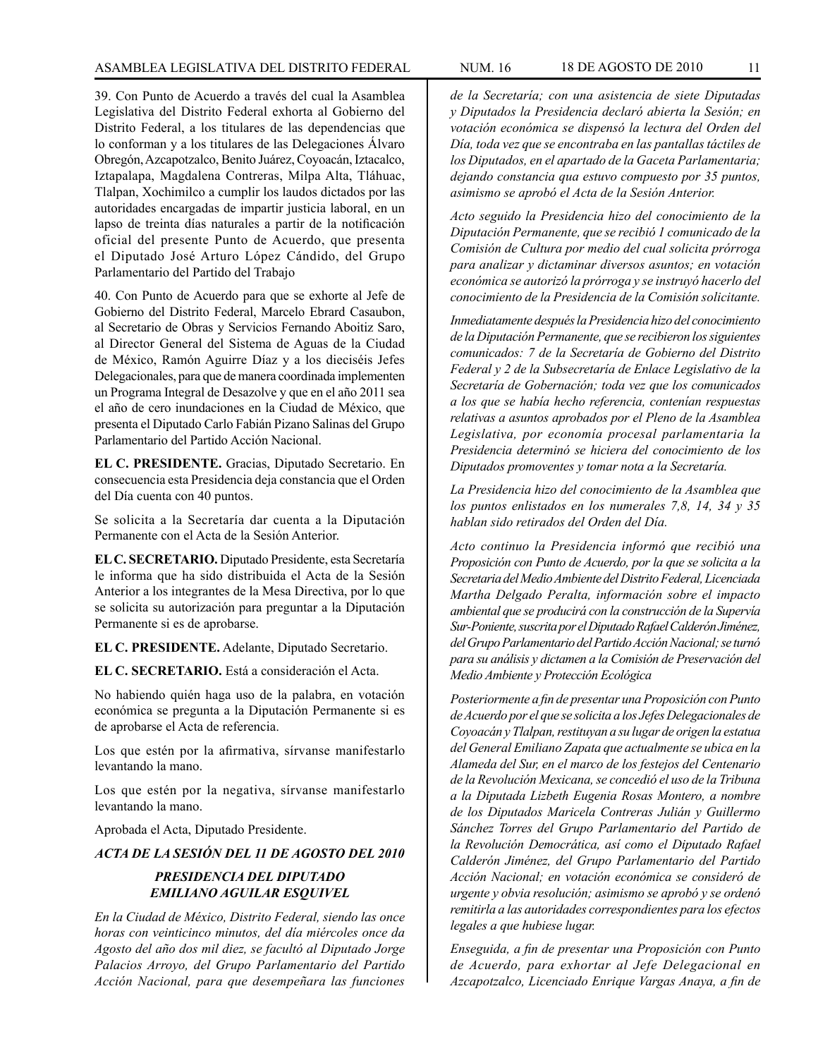39. Con Punto de Acuerdo a través del cual la Asamblea Legislativa del Distrito Federal exhorta al Gobierno del Distrito Federal, a los titulares de las dependencias que lo conforman y a los titulares de las Delegaciones Álvaro Obregón, Azcapotzalco, Benito Juárez, Coyoacán, Iztacalco, Iztapalapa, Magdalena Contreras, Milpa Alta, Tláhuac, Tlalpan, Xochimilco a cumplir los laudos dictados por las autoridades encargadas de impartir justicia laboral, en un lapso de treinta días naturales a partir de la notificación oficial del presente Punto de Acuerdo, que presenta el Diputado José Arturo López Cándido, del Grupo Parlamentario del Partido del Trabajo

40. Con Punto de Acuerdo para que se exhorte al Jefe de Gobierno del Distrito Federal, Marcelo Ebrard Casaubon, al Secretario de Obras y Servicios Fernando Aboitiz Saro, al Director General del Sistema de Aguas de la Ciudad de México, Ramón Aguirre Díaz y a los dieciséis Jefes Delegacionales, para que de manera coordinada implementen un Programa Integral de Desazolve y que en el año 2011 sea el año de cero inundaciones en la Ciudad de México, que presenta el Diputado Carlo Fabián Pizano Salinas del Grupo Parlamentario del Partido Acción Nacional.

**EL C. PRESIDENTE.** Gracias, Diputado Secretario. En consecuencia esta Presidencia deja constancia que el Orden del Día cuenta con 40 puntos.

Se solicita a la Secretaría dar cuenta a la Diputación Permanente con el Acta de la Sesión Anterior.

**EL C. SECRETARIO.** Diputado Presidente, esta Secretaría le informa que ha sido distribuida el Acta de la Sesión Anterior a los integrantes de la Mesa Directiva, por lo que se solicita su autorización para preguntar a la Diputación Permanente si es de aprobarse.

**EL C. PRESIDENTE.** Adelante, Diputado Secretario.

**EL C. SECRETARIO.** Está a consideración el Acta.

No habiendo quién haga uso de la palabra, en votación económica se pregunta a la Diputación Permanente si es de aprobarse el Acta de referencia.

Los que estén por la afirmativa, sírvanse manifestarlo levantando la mano.

Los que estén por la negativa, sírvanse manifestarlo levantando la mano.

Aprobada el Acta, Diputado Presidente.

***ACTA DE LA SESIÓN DEL 11 DE AGOSTO DEL 2010***

***PRESIDENCIA DEL DIPUTADO EMILIANO AGUILAR ESQUIVEL***

*En la Ciudad de México, Distrito Federal, siendo las once horas con veinticinco minutos, del día miércoles once de Agosto del año dos mil diez, se facultó al Diputado Jorge Palacios Arroyo, del Grupo Parlamentario del Partido Acción Nacional, para que desempeñara las funciones de la Secretaría; con una asistencia de siete Diputadas y Diputados la Presidencia declaró abierta la Sesión; en votación económica se dispensó la lectura del Orden del Día, toda vez que se encontraba en las pantallas táctiles de los Diputados, en el apartado de la Gaceta Parlamentaria; dejando constancia qua estuvo compuesto por 35 puntos, asimismo se aprobó el Acta de la Sesión Anterior.*

*Acto seguido la Presidencia hizo del conocimiento de la Diputación Permanente, que se recibió 1 comunicado de la Comisión de Cultura por medio del cual solicita prórroga para analizar y dictaminar diversos asuntos; en votación económica se autorizó la prórroga y se instruyó hacerlo del conocimiento de la Presidencia de la Comisión solicitante.*

*Inmediatamente después la Presidencia hizo del conocimiento de la Diputación Permanente, que se recibieron los siguientes comunicados: 7 de la Secretaría de Gobierno del Distrito Federal y 2 de la Subsecretaría de Enlace Legislativo de la Secretaría de Gobernación; toda vez que los comunicados a los que se había hecho referencia, contenían respuestas relativas a asuntos aprobados por el Pleno de la Asamblea Legislativa, por economía procesal parlamentaria la Presidencia determinó se hiciera del conocimiento de los Diputados promoventes y tomar nota a la Secretaría.*

*La Presidencia hizo del conocimiento de la Asamblea que los puntos enlistados en los numerales 7,8, 14, 34 y 35 hablan sido retirados del Orden del Día.*

*Acto continuo la Presidencia informó que recibió una Proposición con Punto de Acuerdo, por la que se solicita a la Secretaría del Medio Ambiente del Distrito Federal, Licenciada Martha Delgado Peralta, información sobre el impacto ambiental que se producirá con la construcción de la Supervía Sur-Poniente, suscrita por el Diputado Rafael Calderón Jiménez, del Grupo Parlamentario del Partido Acción Nacional; se turnó para su análisis y dictamen a la Comisión de Preservación del Medio Ambiente y Protección Ecológica*

*Posteriormente a fin de presentar una Proposición con Punto de Acuerdo por el que se solicita a los Jefes Delegacionales de Coyoacán y Tlalpan, restituyan a su lugar de origen la estatua del General Emiliano Zapata que actualmente se ubica en la Alameda del Sur, en el marco de los festejos del Centenario de la Revolución Mexicana, se concedió el uso de la Tribuna a la Diputada Lizbeth Eugenia Rosas Montero, a nombre de los Diputados Maricela Contreras Julián y Guillermo Sánchez Torres del Grupo Parlamentario del Partido de la Revolución Democrática, así como el Diputado Rafael Calderón Jiménez, del Grupo Parlamentario del Partido Acción Nacional; en votación económica se consideró de urgente y obvia resolución; asimismo se aprobó y se ordenó remitirla a las autoridades correspondientes para los efectos legales a que hubiese lugar.*

*Enseguida, a fin de presentar una Proposición con Punto de Acuerdo, para exhortar al Jefe Delegacional en Azcapotzalco, Licenciado Enrique Vargas Anaya, a fin de*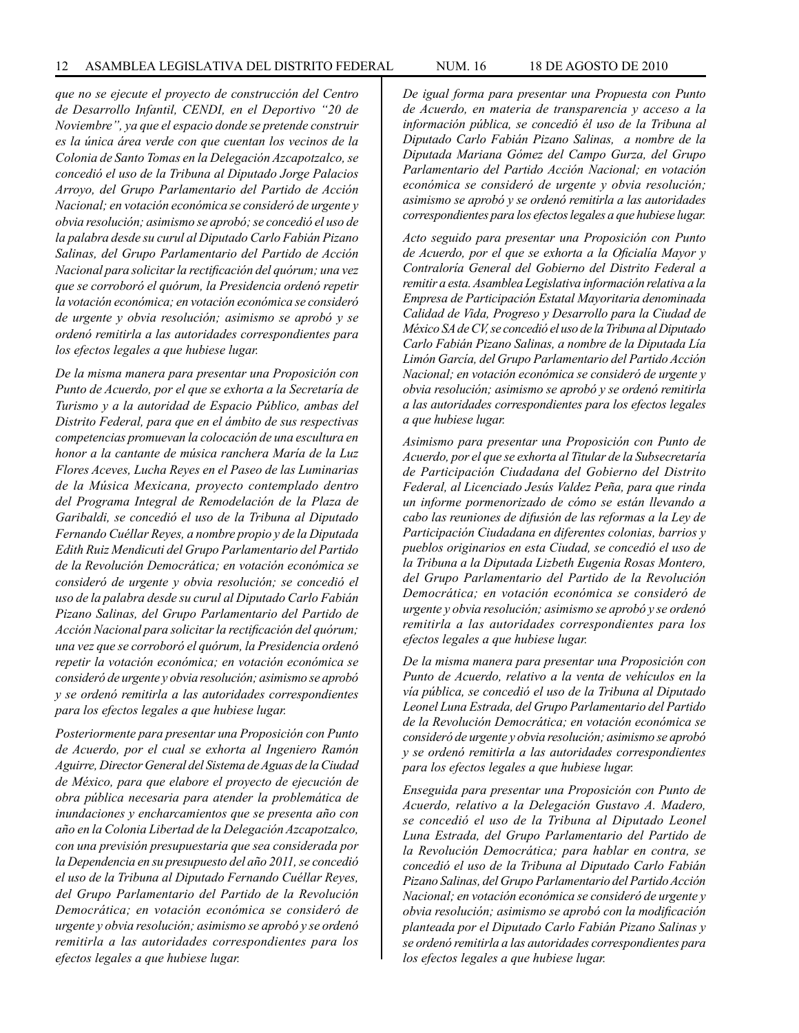*que no se ejecute el proyecto de construcción del Centro de Desarrollo Infantil, CENDI, en el Deportivo "20 de Noviembre", ya que el espacio donde se pretende construir es la única área verde con que cuentan los vecinos de la Colonia de Santo Tomas en la Delegación Azcapotzalco, se concedió el uso de la Tribuna al Diputado Jorge Palacios Arroyo, del Grupo Parlamentario del Partido de Acción Nacional; en votación económica se consideró de urgente y obvia resolución; asimismo se aprobó; se concedió el uso de la palabra desde su curul al Diputado Carlo Fabián Pizano Salinas, del Grupo Parlamentario del Partido de Acción Nacional para solicitar la rectificación del quórum; una vez que se corroboró el quórum, la Presidencia ordenó repetir la votación económica; en votación económica se consideró de urgente y obvia resolución; asimismo se aprobó y se ordenó remitirla a las autoridades correspondientes para los efectos legales a que hubiese lugar.*

*De la misma manera para presentar una Proposición con Punto de Acuerdo, por el que se exhorta a la Secretaría de Turismo y a la autoridad de Espacio Público, ambas del Distrito Federal, para que en el ámbito de sus respectivas competencias promuevan la colocación de una escultura en honor a la cantante de música ranchera María de la Luz Flores Aceves, Lucha Reyes en el Paseo de las Luminarias de la Música Mexicana, proyecto contemplado dentro del Programa Integral de Remodelación de la Plaza de Garibaldi, se concedió el uso de la Tribuna al Diputado Fernando Cuéllar Reyes, a nombre propio y de la Diputada Edith Ruiz Mendicuti del Grupo Parlamentario del Partido de la Revolución Democrática; en votación económica se consideró de urgente y obvia resolución; se concedió el uso de la palabra desde su curul al Diputado Carlo Fabián Pizano Salinas, del Grupo Parlamentario del Partido de Acción Nacional para solicitar la rectificación del quórum; una vez que se corroboró el quórum, la Presidencia ordenó repetir la votación económica; en votación económica se consideró de urgente y obvia resolución; asimismo se aprobó y se ordenó remitirla a las autoridades correspondientes para los efectos legales a que hubiese lugar.*

*Posteriormente para presentar una Proposición con Punto de Acuerdo, por el cual se exhorta al Ingeniero Ramón Aguirre, Director General del Sistema de Aguas de la Ciudad de México, para que elabore el proyecto de ejecución de obra pública necesaria para atender la problemática de inundaciones y encharcamientos que se presenta año con año en la Colonia Libertad de la Delegación Azcapotzalco, con una previsión presupuestaria que sea considerada por la Dependencia en su presupuesto del año 2011, se concedió el uso de la Tribuna al Diputado Fernando Cuéllar Reyes, del Grupo Parlamentario del Partido de la Revolución Democrática; en votación económica se consideró de urgente y obvia resolución; asimismo se aprobó y se ordenó remitirla a las autoridades correspondientes para los efectos legales a que hubiese lugar.*

*De igual forma para presentar una Propuesta con Punto de Acuerdo, en materia de transparencia y acceso a la información pública, se concedió él uso de la Tribuna al Diputado Carlo Fabián Pizano Salinas, a nombre de la Diputada Mariana Gómez del Campo Gurza, del Grupo Parlamentario del Partido Acción Nacional; en votación económica se consideró de urgente y obvia resolución; asimismo se aprobó y se ordenó remitirla a las autoridades correspondientes para los efectos legales a que hubiese lugar.*

*Acto seguido para presentar una Proposición con Punto de Acuerdo, por el que se exhorta a la Oficialía Mayor y Contraloría General del Gobierno del Distrito Federal a remitir a esta. Asamblea Legislativa información relativa a la Empresa de Participación Estatal Mayoritaria denominada Calidad de Vida, Progreso y Desarrollo para la Ciudad de México SA de CV, se concedió el uso de la Tribuna al Diputado Carlo Fabián Pizano Salinas, a nombre de la Diputada Lía Limón García, del Grupo Parlamentario del Partido Acción Nacional; en votación económica se consideró de urgente y obvia resolución; asimismo se aprobó y se ordenó remitirla a las autoridades correspondientes para los efectos legales a que hubiese lugar.*

*Asimismo para presentar una Proposición con Punto de Acuerdo, por el que se exhorta al Titular de la Subsecretaría de Participación Ciudadana del Gobierno del Distrito Federal, al Licenciado Jesús Valdez Peña, para que rinda un informe pormenorizado de cómo se están llevando a cabo las reuniones de difusión de las reformas a la Ley de Participación Ciudadana en diferentes colonias, barrios y pueblos originarios en esta Ciudad, se concedió el uso de la Tribuna a la Diputada Lizbeth Eugenia Rosas Montero, del Grupo Parlamentario del Partido de la Revolución Democrática; en votación económica se consideró de urgente y obvia resolución; asimismo se aprobó y se ordenó remitirla a las autoridades correspondientes para los efectos legales a que hubiese lugar.*

*De la misma manera para presentar una Proposición con Punto de Acuerdo, relativo a la venta de vehículos en la vía pública, se concedió el uso de la Tribuna al Diputado Leonel Luna Estrada, del Grupo Parlamentario del Partido de la Revolución Democrática; en votación económica se consideró de urgente y obvia resolución; asimismo se aprobó y se ordenó remitirla a las autoridades correspondientes para los efectos legales a que hubiese lugar.*

*Enseguida para presentar una Proposición con Punto de Acuerdo, relativo a la Delegación Gustavo A. Madero, se concedió el uso de la Tribuna al Diputado Leonel Luna Estrada, del Grupo Parlamentario del Partido de la Revolución Democrática; para hablar en contra, se concedió el uso de la Tribuna al Diputado Carlo Fabián Pizano Salinas, del Grupo Parlamentario del Partido Acción Nacional; en votación económica se consideró de urgente y obvia resolución; asimismo se aprobó con la modificación planteada por el Diputado Carlo Fabián Pizano Salinas y se ordenó remitirla a las autoridades correspondientes para los efectos legales a que hubiese lugar.*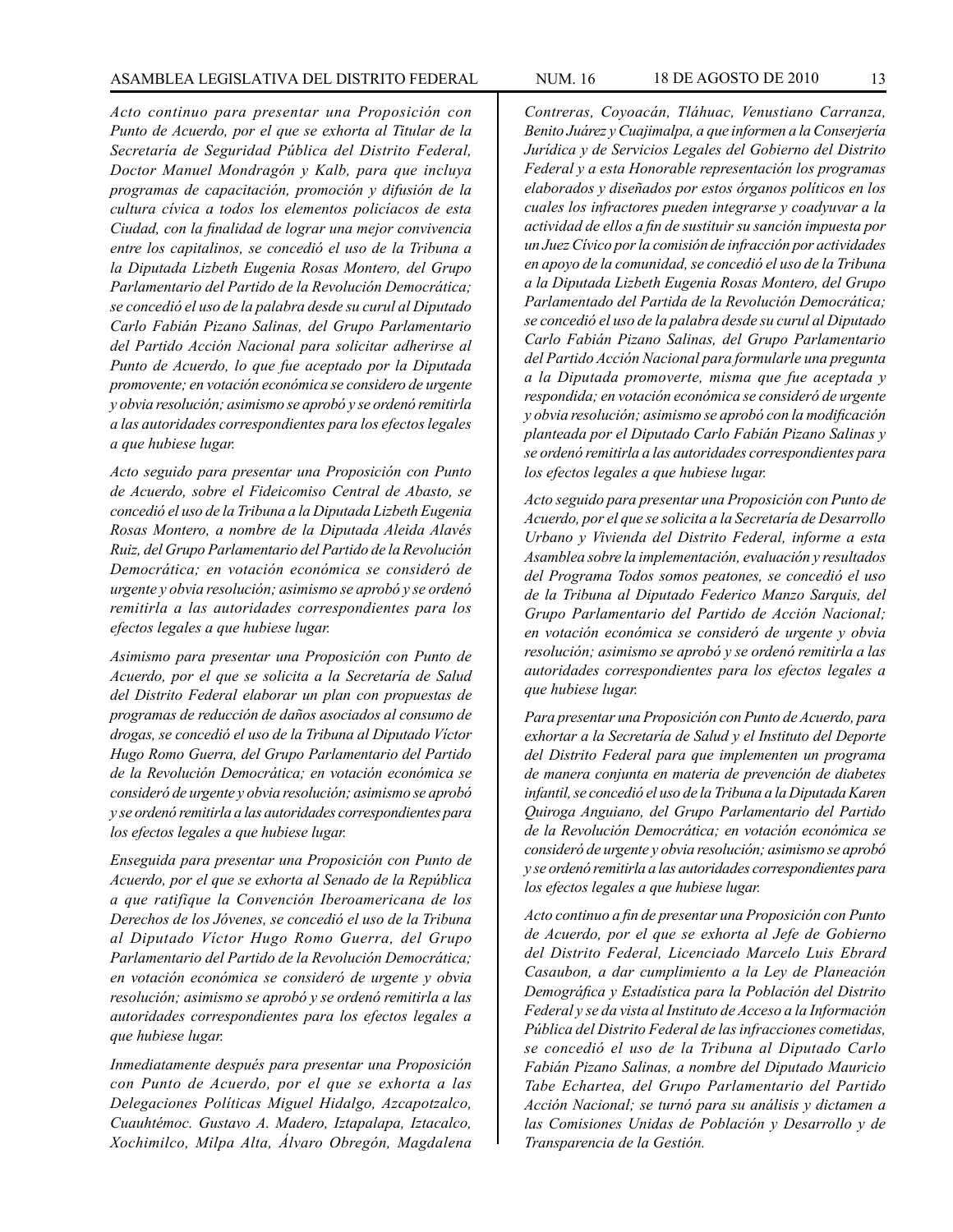*Acto continuo para presentar una Proposición con Punto de Acuerdo, por el que se exhorta al Titular de la Secretaría de Seguridad Pública del Distrito Federal, Doctor Manuel Mondragón y Kalb, para que incluya programas de capacitación, promoción y difusión de la cultura cívica a todos los elementos policíacos de esta Ciudad, con la finalidad de lograr una mejor convivencia entre los capitalinos, se concedió el uso de la Tribuna a la Diputada Lizbeth Eugenia Rosas Montero, del Grupo Parlamentario del Partido de la Revolución Democrática; se concedió el uso de la palabra desde su curul al Diputado Carlo Fabián Pizano Salinas, del Grupo Parlamentario del Partido Acción Nacional para solicitar adherirse al Punto de Acuerdo, lo que fue aceptado por la Diputada promovente; en votación económica se considero de urgente y obvia resolución; asimismo se aprobó y se ordenó remitirla a las autoridades correspondientes para los efectos legales a que hubiese lugar.*

*Acto seguido para presentar una Proposición con Punto de Acuerdo, sobre el Fideicomiso Central de Abasto, se concedió el uso de la Tribuna a la Diputada Lizbeth Eugenia Rosas Montero, a nombre de la Diputada Aleida Alavés Ruiz, del Grupo Parlamentario del Partido de la Revolución Democrática; en votación económica se consideró de urgente y obvia resolución; asimismo se aprobó y se ordenó remitirla a las autoridades correspondientes para los efectos legales a que hubiese lugar.*

*Asimismo para presentar una Proposición con Punto de Acuerdo, por el que se solicita a la Secretaría de Salud del Distrito Federal elaborar un plan con propuestas de programas de reducción de daños asociados al consumo de drogas, se concedió el uso de la Tribuna al Diputado Víctor Hugo Romo Guerra, del Grupo Parlamentario del Partido de la Revolución Democrática; en votación económica se consideró de urgente y obvia resolución; asimismo se aprobó y se ordenó remitirla a las autoridades correspondientes para los efectos legales a que hubiese lugar.*

*Enseguida para presentar una Proposición con Punto de Acuerdo, por el que se exhorta al Senado de la República a que ratifique la Convención Iberoamericana de los Derechos de los Jóvenes, se concedió el uso de la Tribuna al Diputado Víctor Hugo Romo Guerra, del Grupo Parlamentario del Partido de la Revolución Democrática; en votación económica se consideró de urgente y obvia resolución; asimismo se aprobó y se ordenó remitirla a las autoridades correspondientes para los efectos legales a que hubiese lugar.*

*Inmediatamente después para presentar una Proposición con Punto de Acuerdo, por el que se exhorta a las Delegaciones Políticas Miguel Hidalgo, Azcapotzalco, Cuauhtémoc. Gustavo A. Madero, Iztapalapa, Iztacalco, Xochimilco, Milpa Alta, Álvaro Obregón, Magdalena Contreras, Coyoacán, Tláhuac, Venustiano Carranza, Benito Juárez y Cuajimalpa, a que informen a la Conserjería Jurídica y de Servicios Legales del Gobierno del Distrito Federal y a esta Honorable representación los programas elaborados y diseñados por estos órganos políticos en los cuales los infractores pueden integrarse y coadyuvar a la actividad de ellos a fin de sustituir su sanción impuesta por un Juez Cívico por la comisión de infracción por actividades en apoyo de la comunidad, se concedió el uso de la Tribuna a la Diputada Lizbeth Eugenia Rosas Montero, del Grupo Parlamentado del Partida de la Revolución Democrática; se concedió el uso de la palabra desde su curul al Diputado Carlo Fabián Pizano Salinas, del Grupo Parlamentario del Partido Acción Nacional para formularle una pregunta a la Diputada promoverte, misma que fue aceptada y respondida; en votación económica se consideró de urgente y obvia resolución; asimismo se aprobó con la modificación planteada por el Diputado Carlo Fabián Pizano Salinas y se ordenó remitirla a las autoridades correspondientes para los efectos legales a que hubiese lugar.*

*Acto seguido para presentar una Proposición con Punto de Acuerdo, por el que se solicita a la Secretaría de Desarrollo Urbano y Vivienda del Distrito Federal, informe a esta Asamblea sobre la implementación, evaluación y resultados del Programa Todos somos peatones, se concedió el uso de la Tribuna al Diputado Federico Manzo Sarquis, del Grupo Parlamentario del Partido de Acción Nacional; en votación económica se consideró de urgente y obvia resolución; asimismo se aprobó y se ordenó remitirla a las autoridades correspondientes para los efectos legales a que hubiese lugar.*

*Para presentar una Proposición con Punto de Acuerdo, para exhortar a la Secretaría de Salud y el Instituto del Deporte del Distrito Federal para que implementen un programa de manera conjunta en materia de prevención de diabetes infantil, se concedió el uso de la Tribuna a la Diputada Karen Quiroga Anguiano, del Grupo Parlamentario del Partido de la Revolución Democrática; en votación económica se consideró de urgente y obvia resolución; asimismo se aprobó y se ordenó remitirla a las autoridades correspondientes para los efectos legales a que hubiese lugar.*

*Acto continuo a fin de presentar una Proposición con Punto de Acuerdo, por el que se exhorta al Jefe de Gobierno del Distrito Federal, Licenciado Marcelo Luis Ebrard Casaubon, a dar cumplimiento a la Ley de Planeación Demográfica y Estadística para la Población del Distrito Federal y se da vista al Instituto de Acceso a la Información Pública del Distrito Federal de las infracciones cometidas, se concedió el uso de la Tribuna al Diputado Carlo Fabián Pizano Salinas, a nombre del Diputado Mauricio Tabe Echartea, del Grupo Parlamentario del Partido Acción Nacional; se turnó para su análisis y dictamen a las Comisiones Unidas de Población y Desarrollo y de Transparencia de la Gestión.*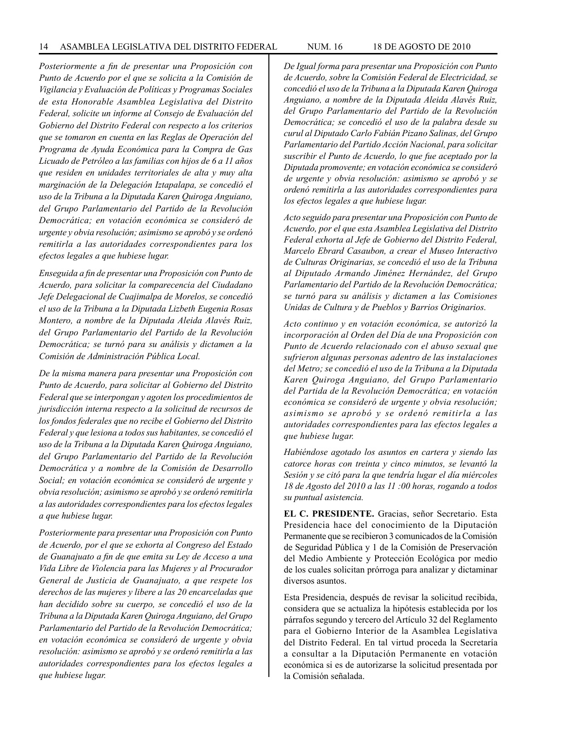*Posteriormente a fin de presentar una Proposición con Punto de Acuerdo por el que se solicita a la Comisión de Vigilancia y Evaluación de Políticas y Programas Sociales de esta Honorable Asamblea Legislativa del Distrito Federal, solicite un informe al Consejo de Evaluación del Gobierno del Distrito Federal con respecto a los criterios que se tomaron en cuenta en las Reglas de Operación del Programa de Ayuda Económica para la Compra de Gas Licuado de Petróleo a las familias con hijos de 6 a 11 años que residen en unidades territoriales de alta y muy alta marginación de la Delegación Iztapalapa, se concedió el uso de la Tribuna a la Diputada Karen Quiroga Anguiano, del Grupo Parlamentario del Partido de la Revolución Democrática; en votación económica se consideró de urgente y obvia resolución; asimismo se aprobó y se ordenó remitirla a las autoridades correspondientes para los efectos legales a que hubiese lugar.*

*Enseguida a fin de presentar una Proposición con Punto de Acuerdo, para solicitar la comparecencia del Ciudadano Jefe Delegacional de Cuajimalpa de Morelos, se concedió el uso de la Tribuna a la Diputada Lizbeth Eugenia Rosas Montero, a nombre de la Diputada Aleida Alavés Ruiz, del Grupo Parlamentario del Partido de la Revolución Democrática; se turnó para su análisis y dictamen a la Comisión de Administración Pública Local.*

*De la misma manera para presentar una Proposición con Punto de Acuerdo, para solicitar al Gobierno del Distrito Federal que se interpongan y agoten los procedimientos de jurisdicción interna respecto a la solicitud de recursos de los fondos federales que no recibe el Gobierno del Distrito Federal y que lesiona a todos sus habitantes, se concedió el uso de la Tribuna a la Diputada Karen Quiroga Anguiano, del Grupo Parlamentario del Partido de la Revolución Democrática y a nombre de la Comisión de Desarrollo Social; en votación económica se consideró de urgente y obvia resolución; asimismo se aprobó y se ordenó remitirla a las autoridades correspondientes para los efectos legales a que hubiese lugar.*

*Posteriormente para presentar una Proposición con Punto de Acuerdo, por el que se exhorta al Congreso del Estado de Guanajuato a fin de que emita su Ley de Acceso a una Vida Libre de Violencia para las Mujeres y al Procurador General de Justicia de Guanajuato, a que respete los derechos de las mujeres y libere a las 20 encarceladas que han decidido sobre su cuerpo, se concedió el uso de la Tribuna a la Diputada Karen Quiroga Anguiano, del Grupo Parlamentario del Partido de la Revolución Democrática; en votación económica se consideró de urgente y obvia resolución: asimismo se aprobó y se ordenó remitirla a las autoridades correspondientes para los efectos legales a que hubiese lugar.*

*De Igual forma para presentar una Proposición con Punto de Acuerdo, sobre la Comisión Federal de Electricidad, se concedió el uso de la Tribuna a la Diputada Karen Quiroga Anguiano, a nombre de la Diputada Aleida Alavés Ruiz, del Grupo Parlamentario del Partido de la Revolución Democrática; se concedió el uso de la palabra desde su curul al Diputado Carlo Fabián Pizano Salinas, del Grupo Parlamentario del Partido Acción Nacional, para solicitar suscribir el Punto de Acuerdo, lo que fue aceptado por la Diputada promovente; en votación económica se consideró de urgente y obvia resolución: asimismo se aprobó y se ordenó remitirla a las autoridades correspondientes para los efectos legales a que hubiese lugar.*

*Acto seguido para presentar una Proposición con Punto de Acuerdo, por el que esta Asamblea Legislativa del Distrito Federal exhorta al Jefe de Gobierno del Distrito Federal, Marcelo Ebrard Casaubon, a crear el Museo Interactivo de Culturas Originarias, se concedió el uso de la Tribuna al Diputado Armando Jiménez Hernández, del Grupo Parlamentario del Partido de la Revolución Democrática; se turnó para su análisis y dictamen a las Comisiones Unidas de Cultura y de Pueblos y Barrios Originarios.*

*Acto continuo y en votación económica, se autorizó la incorporación al Orden del Día de una Proposición con Punto de Acuerdo relacionado con el abuso sexual que sufrieron algunas personas adentro de las instalaciones del Metro; se concedió el uso de la Tribuna a la Diputada Karen Quiroga Anguiano, del Grupo Parlamentario del Partida de la Revolución Democrática; en votación económica se consideró de urgente y obvia resolución; asimismo se aprobó y se ordenó remitirla a las autoridades correspondientes para las efectos legales a que hubiese lugar.*

*Habiéndose agotado los asuntos en cartera y siendo las catorce horas con treinta y cinco minutos, se levantó la Sesión y se citó para la que tendría lugar el día miércoles 18 de Agosto del 2010 a las 11 :00 horas, rogando a todos su puntual asistencia.*

**EL C. PRESIDENTE.** Gracias, señor Secretario. Esta Presidencia hace del conocimiento de la Diputación Permanente que se recibieron 3 comunicados de la Comisión de Seguridad Pública y 1 de la Comisión de Preservación del Medio Ambiente y Protección Ecológica por medio de los cuales solicitan prórroga para analizar y dictaminar diversos asuntos.

Esta Presidencia, después de revisar la solicitud recibida, considera que se actualiza la hipótesis establecida por los párrafos segundo y tercero del Artículo 32 del Reglamento para el Gobierno Interior de la Asamblea Legislativa del Distrito Federal. En tal virtud proceda la Secretaría a consultar a la Diputación Permanente en votación económica si es de autorizarse la solicitud presentada por la Comisión señalada.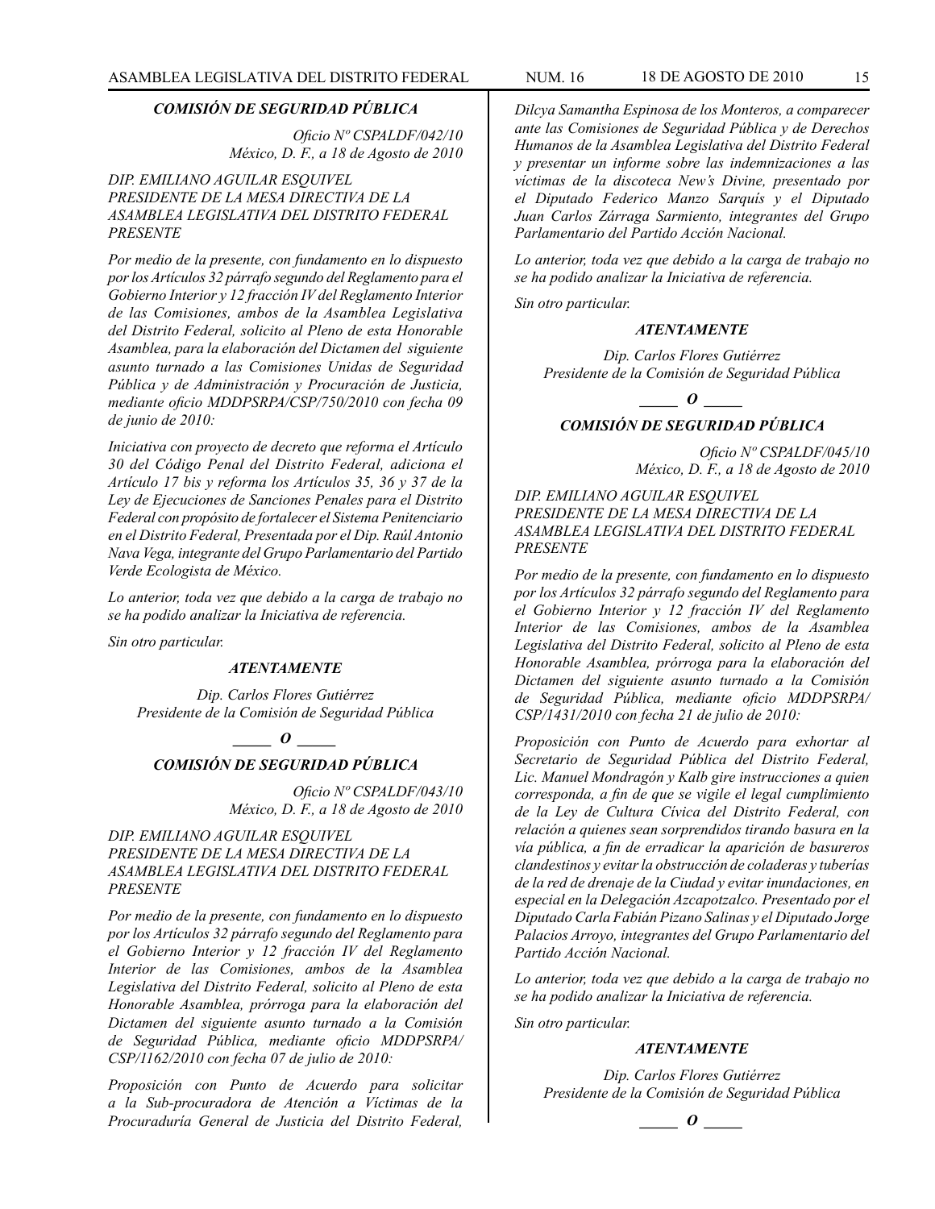### *COMISIÓN DE SEGURIDAD PÚBLICA*

*Oficio Nº CSPALDF/042/10*
*México, D. F., a 18 de Agosto de 2010*

*DIP. EMILIANO AGUILAR ESQUIVEL*
*PRESIDENTE DE LA MESA DIRECTIVA DE LA ASAMBLEA LEGISLATIVA DEL DISTRITO FEDERAL*
*PRESENTE*

*Por medio de la presente, con fundamento en lo dispuesto por los Artículos 32 párrafo segundo del Reglamento para el Gobierno Interior y 12 fracción IV del Reglamento Interior de las Comisiones, ambos de la Asamblea Legislativa del Distrito Federal, solicito al Pleno de esta Honorable Asamblea, para la elaboración del Dictamen del siguiente asunto turnado a las Comisiones Unidas de Seguridad Pública y de Administración y Procuración de Justicia, mediante oficio MDDPSRPA/CSP/750/2010 con fecha 09 de junio de 2010:*

*Iniciativa con proyecto de decreto que reforma el Artículo 30 del Código Penal del Distrito Federal, adiciona el Artículo 17 bis y reforma los Artículos 35, 36 y 37 de la Ley de Ejecuciones de Sanciones Penales para el Distrito Federal con propósito de fortalecer el Sistema Penitenciario en el Distrito Federal, Presentada por el Dip. Raúl Antonio Nava Vega, integrante del Grupo Parlamentario del Partido Verde Ecologista de México.*

*Lo anterior, toda vez que debido a la carga de trabajo no se ha podido analizar la Iniciativa de referencia.*

*Sin otro particular.*

***ATENTAMENTE***

*Dip. Carlos Flores Gutiérrez*
*Presidente de la Comisión de Seguridad Pública*

**_____ O _____**

### *COMISIÓN DE SEGURIDAD PÚBLICA*

*Oficio Nº CSPALDF/043/10*
*México, D. F., a 18 de Agosto de 2010*

*DIP. EMILIANO AGUILAR ESQUIVEL*
*PRESIDENTE DE LA MESA DIRECTIVA DE LA ASAMBLEA LEGISLATIVA DEL DISTRITO FEDERAL*
*PRESENTE*

*Por medio de la presente, con fundamento en lo dispuesto por los Artículos 32 párrafo segundo del Reglamento para el Gobierno Interior y 12 fracción IV del Reglamento Interior de las Comisiones, ambos de la Asamblea Legislativa del Distrito Federal, solicito al Pleno de esta Honorable Asamblea, prórroga para la elaboración del Dictamen del siguiente asunto turnado a la Comisión de Seguridad Pública, mediante oficio MDDPSRPA/CSP/1162/2010 con fecha 07 de julio de 2010:*

*Proposición con Punto de Acuerdo para solicitar a la Sub-procuradora de Atención a Víctimas de la Procuraduría General de Justicia del Distrito Federal, Dilcya Samantha Espinosa de los Monteros, a comparecer ante las Comisiones de Seguridad Pública y de Derechos Humanos de la Asamblea Legislativa del Distrito Federal y presentar un informe sobre las indemnizaciones a las víctimas de la discoteca New's Divine, presentado por el Diputado Federico Manzo Sarquís y el Diputado Juan Carlos Zárraga Sarmiento, integrantes del Grupo Parlamentario del Partido Acción Nacional.*

*Lo anterior, toda vez que debido a la carga de trabajo no se ha podido analizar la Iniciativa de referencia.*

*Sin otro particular.*

***ATENTAMENTE***

*Dip. Carlos Flores Gutiérrez*
*Presidente de la Comisión de Seguridad Pública*

**_____ O _____**

### *COMISIÓN DE SEGURIDAD PÚBLICA*

*Oficio Nº CSPALDF/045/10*
*México, D. F., a 18 de Agosto de 2010*

*DIP. EMILIANO AGUILAR ESQUIVEL*
*PRESIDENTE DE LA MESA DIRECTIVA DE LA ASAMBLEA LEGISLATIVA DEL DISTRITO FEDERAL*
*PRESENTE*

*Por medio de la presente, con fundamento en lo dispuesto por los Artículos 32 párrafo segundo del Reglamento para el Gobierno Interior y 12 fracción IV del Reglamento Interior de las Comisiones, ambos de la Asamblea Legislativa del Distrito Federal, solicito al Pleno de esta Honorable Asamblea, prórroga para la elaboración del Dictamen del siguiente asunto turnado a la Comisión de Seguridad Pública, mediante oficio MDDPSRPA/CSP/1431/2010 con fecha 21 de julio de 2010:*

*Proposición con Punto de Acuerdo para exhortar al Secretario de Seguridad Pública del Distrito Federal, Lic. Manuel Mondragón y Kalb gire instrucciones a quien corresponda, a fin de que se vigile el legal cumplimiento de la Ley de Cultura Cívica del Distrito Federal, con relación a quienes sean sorprendidos tirando basura en la vía pública, a fin de erradicar la aparición de basureros clandestinos y evitar la obstrucción de coladeras y tuberías de la red de drenaje de la Ciudad y evitar inundaciones, en especial en la Delegación Azcapotzalco. Presentado por el Diputado Carla Fabián Pizano Salinas y el Diputado Jorge Palacios Arroyo, integrantes del Grupo Parlamentario del Partido Acción Nacional.*

*Lo anterior, toda vez que debido a la carga de trabajo no se ha podido analizar la Iniciativa de referencia.*

*Sin otro particular.*

***ATENTAMENTE***

*Dip. Carlos Flores Gutiérrez*
*Presidente de la Comisión de Seguridad Pública*

**_____ O _____**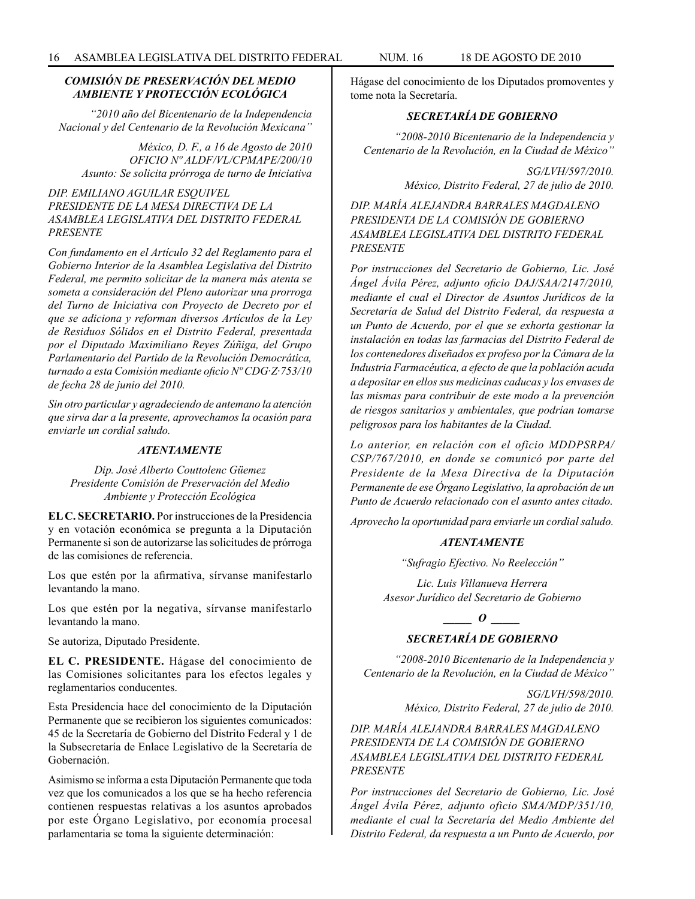### *COMISIÓN DE PRESERVACIÓN DEL MEDIO AMBIENTE Y PROTECCIÓN ECOLÓGICA*

*"2010 año del Bicentenario de la Independencia Nacional y del Centenario de la Revolución Mexicana"*

*México, D. F., a 16 de Agosto de 2010*
*OFICIO Nº ALDF/VL/CPMAPE/200/10*
*Asunto: Se solicita prórroga de turno de Iniciativa*

*DIP. EMILIANO AGUILAR ESQUIVEL*
*PRESIDENTE DE LA MESA DIRECTIVA DE LA ASAMBLEA LEGISLATIVA DEL DISTRITO FEDERAL*
*PRESENTE*

*Con fundamento en el Artículo 32 del Reglamento para el Gobierno Interior de la Asamblea Legislativa del Distrito Federal, me permito solicitar de la manera más atenta se someta a consideración del Pleno autorizar una prorroga del Turno de Iniciativa con Proyecto de Decreto por el que se adiciona y reforman diversos Artículos de la Ley de Residuos Sólidos en el Distrito Federal, presentada por el Diputado Maximiliano Reyes Zúñiga, del Grupo Parlamentario del Partido de la Revolución Democrática, turnado a esta Comisión mediante oficio Nº CDG·Z·753/10 de fecha 28 de junio del 2010.*

*Sin otro particular y agradeciendo de antemano la atención que sirva dar a la presente, aprovechamos la ocasión para enviarle un cordial saludo.*

***ATENTAMENTE***

*Dip. José Alberto Couttolenc Güemez*
*Presidente Comisión de Preservación del Medio Ambiente y Protección Ecológica*

**EL C. SECRETARIO.** Por instrucciones de la Presidencia y en votación económica se pregunta a la Diputación Permanente si son de autorizarse las solicitudes de prórroga de las comisiones de referencia.

Los que estén por la afirmativa, sírvanse manifestarlo levantando la mano.

Los que estén por la negativa, sírvanse manifestarlo levantando la mano.

Se autoriza, Diputado Presidente.

**EL C. PRESIDENTE.** Hágase del conocimiento de las Comisiones solicitantes para los efectos legales y reglamentarios conducentes.

Esta Presidencia hace del conocimiento de la Diputación Permanente que se recibieron los siguientes comunicados: 45 de la Secretaría de Gobierno del Distrito Federal y 1 de la Subsecretaría de Enlace Legislativo de la Secretaría de Gobernación.

Asimismo se informa a esta Diputación Permanente que toda vez que los comunicados a los que se ha hecho referencia contienen respuestas relativas a los asuntos aprobados por este Órgano Legislativo, por economía procesal parlamentaria se toma la siguiente determinación:

Hágase del conocimiento de los Diputados promoventes y tome nota la Secretaría.

### *SECRETARÍA DE GOBIERNO*

*"2008-2010 Bicentenario de la Independencia y Centenario de la Revolución, en la Ciudad de México"*

*SG/LVH/597/2010.*
*México, Distrito Federal, 27 de julio de 2010.*

*DIP. MARÍA ALEJANDRA BARRALES MAGDALENO*
*PRESIDENTA DE LA COMISIÓN DE GOBIERNO*
*ASAMBLEA LEGISLATIVA DEL DISTRITO FEDERAL*
*PRESENTE*

*Por instrucciones del Secretario de Gobierno, Lic. José Ángel Ávila Pérez, adjunto oficio DAJ/SAA/2147/2010, mediante el cual el Director de Asuntos Jurídicos de la Secretaría de Salud del Distrito Federal, da respuesta a un Punto de Acuerdo, por el que se exhorta gestionar la instalación en todas las farmacias del Distrito Federal de los contenedores diseñados ex profeso por la Cámara de la Industria Farmacéutica, a efecto de que la población acuda a depositar en ellos sus medicinas caducas y los envases de las mismas para contribuir de este modo a la prevención de riesgos sanitarios y ambientales, que podrían tomarse peligrosos para los habitantes de la Ciudad.*

*Lo anterior, en relación con el oficio MDDPSRPA/CSP/767/2010, en donde se comunicó por parte del Presidente de la Mesa Directiva de la Diputación Permanente de ese Órgano Legislativo, la aprobación de un Punto de Acuerdo relacionado con el asunto antes citado.*

*Aprovecho la oportunidad para enviarle un cordial saludo.*

***ATENTAMENTE***

*"Sufragio Efectivo. No Reelección"*

*Lic. Luis Villanueva Herrera*
*Asesor Jurídico del Secretario de Gobierno*

*_____ O _____*

### *SECRETARÍA DE GOBIERNO*

*"2008-2010 Bicentenario de la Independencia y Centenario de la Revolución, en la Ciudad de México"*

*SG/LVH/598/2010.*
*México, Distrito Federal, 27 de julio de 2010.*

*DIP. MARÍA ALEJANDRA BARRALES MAGDALENO*
*PRESIDENTA DE LA COMISIÓN DE GOBIERNO*
*ASAMBLEA LEGISLATIVA DEL DISTRITO FEDERAL*
*PRESENTE*

*Por instrucciones del Secretario de Gobierno, Lic. José Ángel Ávila Pérez, adjunto oficio SMA/MDP/351/10, mediante el cual la Secretaría del Medio Ambiente del Distrito Federal, da respuesta a un Punto de Acuerdo, por*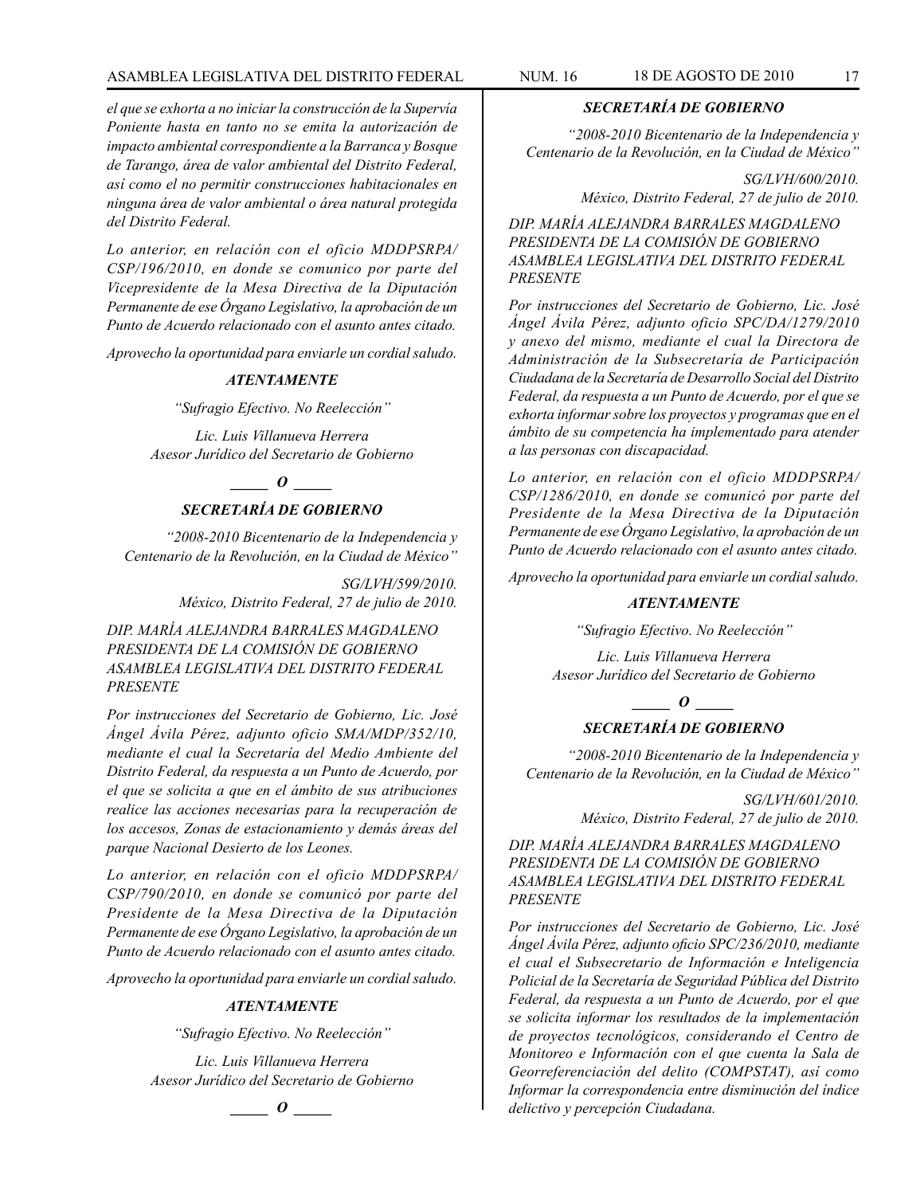*el que se exhorta a no iniciar la construcción de la Supervía Poniente hasta en tanto no se emita la autorización de impacto ambiental correspondiente a la Barranca y Bosque de Tarango, área de valor ambiental del Distrito Federal, así como el no permitir construcciones habitacionales en ninguna área de valor ambiental o área natural protegida del Distrito Federal.*

*Lo anterior, en relación con el oficio MDDPSRPA/CSP/196/2010, en donde se comunico por parte del Vicepresidente de la Mesa Directiva de la Diputación Permanente de ese Órgano Legislativo, la aprobación de un Punto de Acuerdo relacionado con el asunto antes citado.*

*Aprovecho la oportunidad para enviarle un cordial saludo.*

***ATENTAMENTE***

*"Sufragio Efectivo. No Reelección"*

*Lic. Luis Villanueva Herrera*
*Asesor Jurídico del Secretario de Gobierno*

***_____ O _____***

***SECRETARÍA DE GOBIERNO***

*"2008-2010 Bicentenario de la Independencia y Centenario de la Revolución, en la Ciudad de México"*

*SG/LVH/599/2010.*
*México, Distrito Federal, 27 de julio de 2010.*

*DIP. MARÍA ALEJANDRA BARRALES MAGDALENO*
*PRESIDENTA DE LA COMISIÓN DE GOBIERNO*
*ASAMBLEA LEGISLATIVA DEL DISTRITO FEDERAL*
*PRESENTE*

*Por instrucciones del Secretario de Gobierno, Lic. José Ángel Ávila Pérez, adjunto oficio SMA/MDP/352/10, mediante el cual la Secretaría del Medio Ambiente del Distrito Federal, da respuesta a un Punto de Acuerdo, por el que se solicita a que en el ámbito de sus atribuciones realice las acciones necesarias para la recuperación de los accesos, Zonas de estacionamiento y demás áreas del parque Nacional Desierto de los Leones.*

*Lo anterior, en relación con el oficio MDDPSRPA/CSP/790/2010, en donde se comunicó por parte del Presidente de la Mesa Directiva de la Diputación Permanente de ese Órgano Legislativo, la aprobación de un Punto de Acuerdo relacionado con el asunto antes citado.*

*Aprovecho la oportunidad para enviarle un cordial saludo.*

***ATENTAMENTE***

*"Sufragio Efectivo. No Reelección"*

*Lic. Luis Villanueva Herrera*
*Asesor Jurídico del Secretario de Gobierno*

***_____ O _____***

***SECRETARÍA DE GOBIERNO***

*"2008-2010 Bicentenario de la Independencia y Centenario de la Revolución, en la Ciudad de México"*

*SG/LVH/600/2010.*
*México, Distrito Federal, 27 de julio de 2010.*

*DIP. MARÍA ALEJANDRA BARRALES MAGDALENO*
*PRESIDENTA DE LA COMISIÓN DE GOBIERNO*
*ASAMBLEA LEGISLATIVA DEL DISTRITO FEDERAL*
*PRESENTE*

*Por instrucciones del Secretario de Gobierno, Lic. José Ángel Ávila Pérez, adjunto oficio SPC/DA/1279/2010 y anexo del mismo, mediante el cual la Directora de Administración de la Subsecretaría de Participación Ciudadana de la Secretaría de Desarrollo Social del Distrito Federal, da respuesta a un Punto de Acuerdo, por el que se exhorta informar sobre los proyectos y programas que en el ámbito de su competencia ha implementado para atender a las personas con discapacidad.*

*Lo anterior, en relación con el oficio MDDPSRPA/CSP/1286/2010, en donde se comunicó por parte del Presidente de la Mesa Directiva de la Diputación Permanente de ese Órgano Legislativo, la aprobación de un Punto de Acuerdo relacionado con el asunto antes citado.*

*Aprovecho la oportunidad para enviarle un cordial saludo.*

***ATENTAMENTE***

*"Sufragio Efectivo. No Reelección"*

*Lic. Luis Villanueva Herrera*
*Asesor Jurídico del Secretario de Gobierno*

***_____ O _____***

***SECRETARÍA DE GOBIERNO***

*"2008-2010 Bicentenario de la Independencia y Centenario de la Revolución, en la Ciudad de México"*

*SG/LVH/601/2010.*
*México, Distrito Federal, 27 de julio de 2010.*

*DIP. MARÍA ALEJANDRA BARRALES MAGDALENO*
*PRESIDENTA DE LA COMISIÓN DE GOBIERNO*
*ASAMBLEA LEGISLATIVA DEL DISTRITO FEDERAL*
*PRESENTE*

*Por instrucciones del Secretario de Gobierno, Lic. José Ángel Ávila Pérez, adjunto oficio SPC/236/2010, mediante el cual el Subsecretario de Información e Inteligencia Policial de la Secretaría de Seguridad Pública del Distrito Federal, da respuesta a un Punto de Acuerdo, por el que se solicita informar los resultados de la implementación de proyectos tecnológicos, considerando el Centro de Monitoreo e Información con el que cuenta la Sala de Georreferenciación del delito (COMPSTAT), así como Informar la correspondencia entre disminución del índice delictivo y percepción Ciudadana.*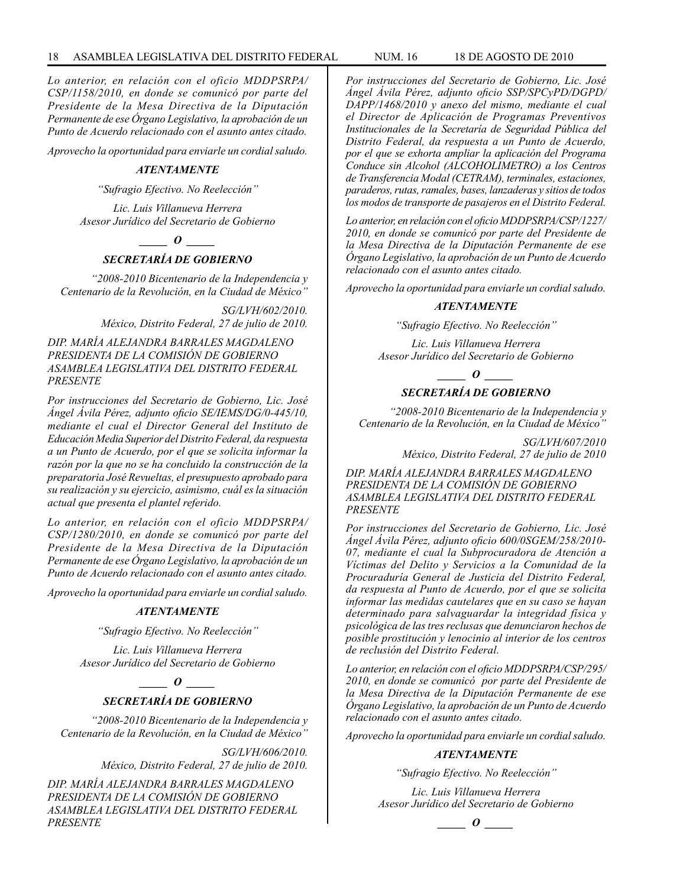*Lo anterior, en relación con el oficio MDDPSRPA/CSP/1158/2010, en donde se comunicó por parte del Presidente de la Mesa Directiva de la Diputación Permanente de ese Órgano Legislativo, la aprobación de un Punto de Acuerdo relacionado con el asunto antes citado.*

*Aprovecho la oportunidad para enviarle un cordial saludo.*

***ATENTAMENTE***

*"Sufragio Efectivo. No Reelección"*

*Lic. Luis Villanueva Herrera*
*Asesor Jurídico del Secretario de Gobierno*

***_____ O _____***

***SECRETARÍA DE GOBIERNO***

*"2008-2010 Bicentenario de la Independencia y Centenario de la Revolución, en la Ciudad de México"*

*SG/LVH/602/2010.*
*México, Distrito Federal, 27 de julio de 2010.*

*DIP. MARÍA ALEJANDRA BARRALES MAGDALENO*
*PRESIDENTA DE LA COMISIÓN DE GOBIERNO*
*ASAMBLEA LEGISLATIVA DEL DISTRITO FEDERAL*
*PRESENTE*

*Por instrucciones del Secretario de Gobierno, Lic. José Ángel Ávila Pérez, adjunto oficio SE/IEMS/DG/0-445/10, mediante el cual el Director General del Instituto de Educación Media Superior del Distrito Federal, da respuesta a un Punto de Acuerdo, por el que se solicita informar la razón por la que no se ha concluido la construcción de la preparatoria José Revueltas, el presupuesto aprobado para su realización y su ejercicio, asimismo, cuál es la situación actual que presenta el plantel referido.*

*Lo anterior, en relación con el oficio MDDPSRPA/CSP/1280/2010, en donde se comunicó por parte del Presidente de la Mesa Directiva de la Diputación Permanente de ese Órgano Legislativo, la aprobación de un Punto de Acuerdo relacionado con el asunto antes citado.*

*Aprovecho la oportunidad para enviarle un cordial saludo.*

***ATENTAMENTE***

*"Sufragio Efectivo. No Reelección"*

*Lic. Luis Villanueva Herrera*
*Asesor Jurídico del Secretario de Gobierno*

***_____ O _____***

***SECRETARÍA DE GOBIERNO***

*"2008-2010 Bicentenario de la Independencia y Centenario de la Revolución, en la Ciudad de México"*

*SG/LVH/606/2010.*
*México, Distrito Federal, 27 de julio de 2010.*

*DIP. MARÍA ALEJANDRA BARRALES MAGDALENO*
*PRESIDENTA DE LA COMISIÓN DE GOBIERNO*
*ASAMBLEA LEGISLATIVA DEL DISTRITO FEDERAL*
*PRESENTE*

*Por instrucciones del Secretario de Gobierno, Lic. José Ángel Ávila Pérez, adjunto oficio SSP/SPCyPD/DGPD/DAPP/1468/2010 y anexo del mismo, mediante el cual el Director de Aplicación de Programas Preventivos Institucionales de la Secretaría de Seguridad Pública del Distrito Federal, da respuesta a un Punto de Acuerdo, por el que se exhorta ampliar la aplicación del Programa Conduce sin Alcohol (ALCOHOLIMETRO) a los Centros de Transferencia Modal (CETRAM), terminales, estaciones, paraderos, rutas, ramales, bases, lanzaderas y sitios de todos los modos de transporte de pasajeros en el Distrito Federal.*

*Lo anterior, en relación con el oficio MDDPSRPA/CSP/1227/2010, en donde se comunicó por parte del Presidente de la Mesa Directiva de la Diputación Permanente de ese Órgano Legislativo, la aprobación de un Punto de Acuerdo relacionado con el asunto antes citado.*

*Aprovecho la oportunidad para enviarle un cordial saludo.*

***ATENTAMENTE***

*"Sufragio Efectivo. No Reelección"*

*Lic. Luis Villanueva Herrera*
*Asesor Jurídico del Secretario de Gobierno*

***_____ O _____***

***SECRETARÍA DE GOBIERNO***

*"2008-2010 Bicentenario de la Independencia y Centenario de la Revolución, en la Ciudad de México"*

*SG/LVH/607/2010*
*México, Distrito Federal, 27 de julio de 2010*

*DIP. MARÍA ALEJANDRA BARRALES MAGDALENO*
*PRESIDENTA DE LA COMISIÓN DE GOBIERNO*
*ASAMBLEA LEGISLATIVA DEL DISTRITO FEDERAL*
*PRESENTE*

*Por instrucciones del Secretario de Gobierno, Lic. José Ángel Ávila Pérez, adjunto oficio 600/0SGEM/258/2010-07, mediante el cual la Subprocuradora de Atención a Víctimas del Delito y Servicios a la Comunidad de la Procuraduría General de Justicia del Distrito Federal, da respuesta al Punto de Acuerdo, por el que se solicita informar las medidas cautelares que en su caso se hayan determinado para salvaguardar la integridad física y psicológica de las tres reclusas que denunciaron hechos de posible prostitución y lenocinio al interior de los centros de reclusión del Distrito Federal.*

*Lo anterior, en relación con el oficio MDDPSRPA/CSP/295/2010, en donde se comunicó por parte del Presidente de la Mesa Directiva de la Diputación Permanente de ese Órgano Legislativo, la aprobación de un Punto de Acuerdo relacionado con el asunto antes citado.*

*Aprovecho la oportunidad para enviarle un cordial saludo.*

***ATENTAMENTE***

*"Sufragio Efectivo. No Reelección"*

*Lic. Luis Villanueva Herrera*
*Asesor Jurídico del Secretario de Gobierno*

***_____ O _____***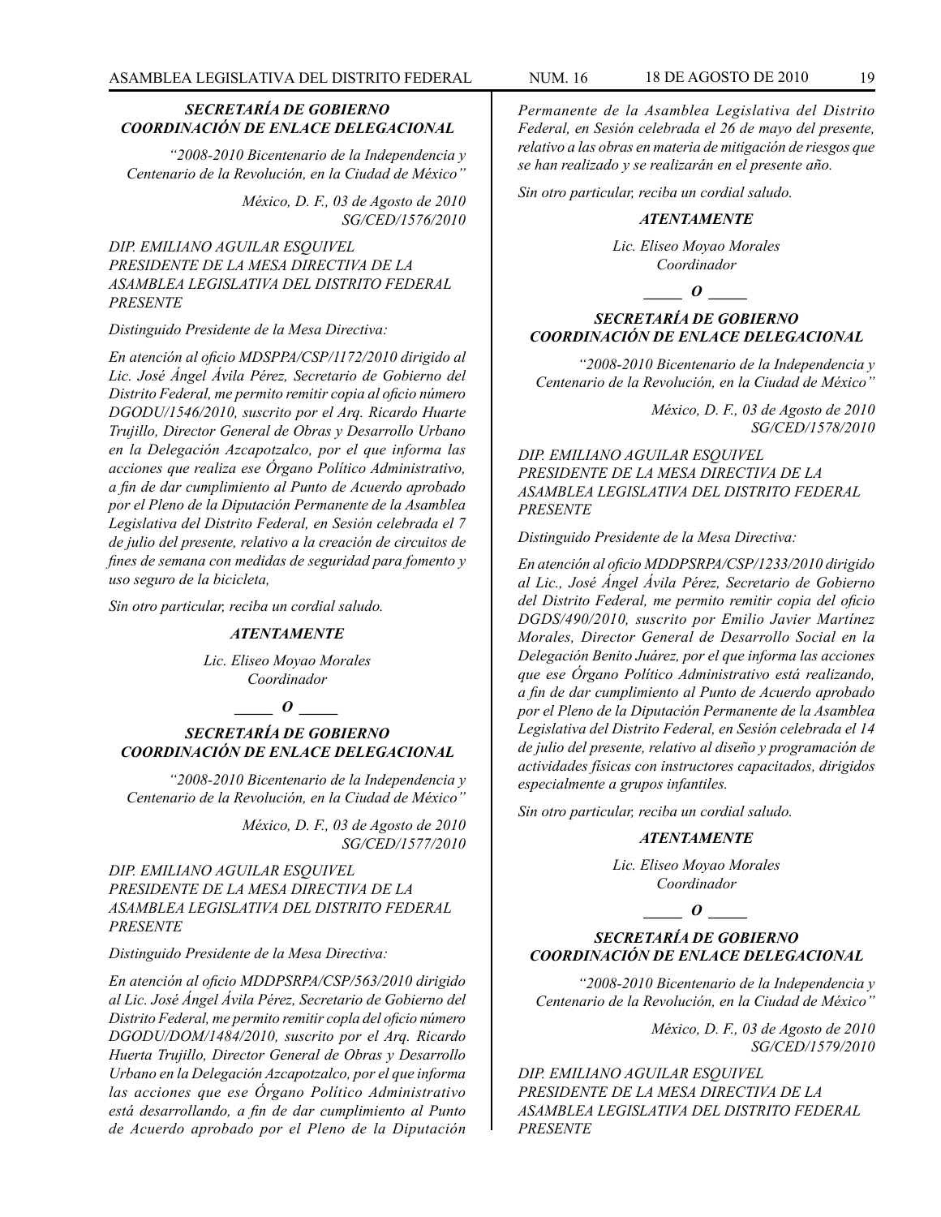***SECRETARÍA DE GOBIERNO***
***COORDINACIÓN DE ENLACE DELEGACIONAL***

*"2008-2010 Bicentenario de la Independencia y Centenario de la Revolución, en la Ciudad de México"*

*México, D. F., 03 de Agosto de 2010*
*SG/CED/1576/2010*

*DIP. EMILIANO AGUILAR ESQUIVEL*
*PRESIDENTE DE LA MESA DIRECTIVA DE LA ASAMBLEA LEGISLATIVA DEL DISTRITO FEDERAL*
*PRESENTE*

*Distinguido Presidente de la Mesa Directiva:*

*En atención al oficio MDSPPA/CSP/1172/2010 dirigido al Lic. José Ángel Ávila Pérez, Secretario de Gobierno del Distrito Federal, me permito remitir copia al oficio número DGODU/1546/2010, suscrito por el Arq. Ricardo Huarte Trujillo, Director General de Obras y Desarrollo Urbano en la Delegación Azcapotzalco, por el que informa las acciones que realiza ese Órgano Político Administrativo, a fin de dar cumplimiento al Punto de Acuerdo aprobado por el Pleno de la Diputación Permanente de la Asamblea Legislativa del Distrito Federal, en Sesión celebrada el 7 de julio del presente, relativo a la creación de circuitos de fines de semana con medidas de seguridad para fomento y uso seguro de la bicicleta,*

*Sin otro particular, reciba un cordial saludo.*

***ATENTAMENTE***

*Lic. Eliseo Moyao Morales*
*Coordinador*

***_____ O _____***

***SECRETARÍA DE GOBIERNO***
***COORDINACIÓN DE ENLACE DELEGACIONAL***

*"2008-2010 Bicentenario de la Independencia y Centenario de la Revolución, en la Ciudad de México"*

*México, D. F., 03 de Agosto de 2010*
*SG/CED/1577/2010*

*DIP. EMILIANO AGUILAR ESQUIVEL*
*PRESIDENTE DE LA MESA DIRECTIVA DE LA ASAMBLEA LEGISLATIVA DEL DISTRITO FEDERAL*
*PRESENTE*

*Distinguido Presidente de la Mesa Directiva:*

*En atención al oficio MDDPSRPA/CSP/563/2010 dirigido al Lic. José Ángel Ávila Pérez, Secretario de Gobierno del Distrito Federal, me permito remitir copla del oficio número DGODU/DOM/1484/2010, suscrito por el Arq. Ricardo Huerta Trujillo, Director General de Obras y Desarrollo Urbano en la Delegación Azcapotzalco, por el que informa las acciones que ese Órgano Político Administrativo está desarrollando, a fin de dar cumplimiento al Punto de Acuerdo aprobado por el Pleno de la Diputación Permanente de la Asamblea Legislativa del Distrito Federal, en Sesión celebrada el 26 de mayo del presente, relativo a las obras en materia de mitigación de riesgos que se han realizado y se realizarán en el presente año.*

*Sin otro particular, reciba un cordial saludo.*

***ATENTAMENTE***

*Lic. Eliseo Moyao Morales*
*Coordinador*

***_____ O _____***

***SECRETARÍA DE GOBIERNO***
***COORDINACIÓN DE ENLACE DELEGACIONAL***

*"2008-2010 Bicentenario de la Independencia y Centenario de la Revolución, en la Ciudad de México"*

*México, D. F., 03 de Agosto de 2010*
*SG/CED/1578/2010*

*DIP. EMILIANO AGUILAR ESQUIVEL*
*PRESIDENTE DE LA MESA DIRECTIVA DE LA ASAMBLEA LEGISLATIVA DEL DISTRITO FEDERAL*
*PRESENTE*

*Distinguido Presidente de la Mesa Directiva:*

*En atención al oficio MDDPSRPA/CSP/1233/2010 dirigido al Lic., José Ángel Ávila Pérez, Secretario de Gobierno del Distrito Federal, me permito remitir copia del oficio DGDS/490/2010, suscrito por Emilio Javier Martínez Morales, Director General de Desarrollo Social en la Delegación Benito Juárez, por el que informa las acciones que ese Órgano Político Administrativo está realizando, a fin de dar cumplimiento al Punto de Acuerdo aprobado por el Pleno de la Diputación Permanente de la Asamblea Legislativa del Distrito Federal, en Sesión celebrada el 14 de julio del presente, relativo al diseño y programación de actividades físicas con instructores capacitados, dirigidos especialmente a grupos infantiles.*

*Sin otro particular, reciba un cordial saludo.*

***ATENTAMENTE***

*Lic. Eliseo Moyao Morales*
*Coordinador*

***_____ O _____***

***SECRETARÍA DE GOBIERNO***
***COORDINACIÓN DE ENLACE DELEGACIONAL***

*"2008-2010 Bicentenario de la Independencia y Centenario de la Revolución, en la Ciudad de México"*

*México, D. F., 03 de Agosto de 2010*
*SG/CED/1579/2010*

*DIP. EMILIANO AGUILAR ESQUIVEL*
*PRESIDENTE DE LA MESA DIRECTIVA DE LA ASAMBLEA LEGISLATIVA DEL DISTRITO FEDERAL*
*PRESENTE*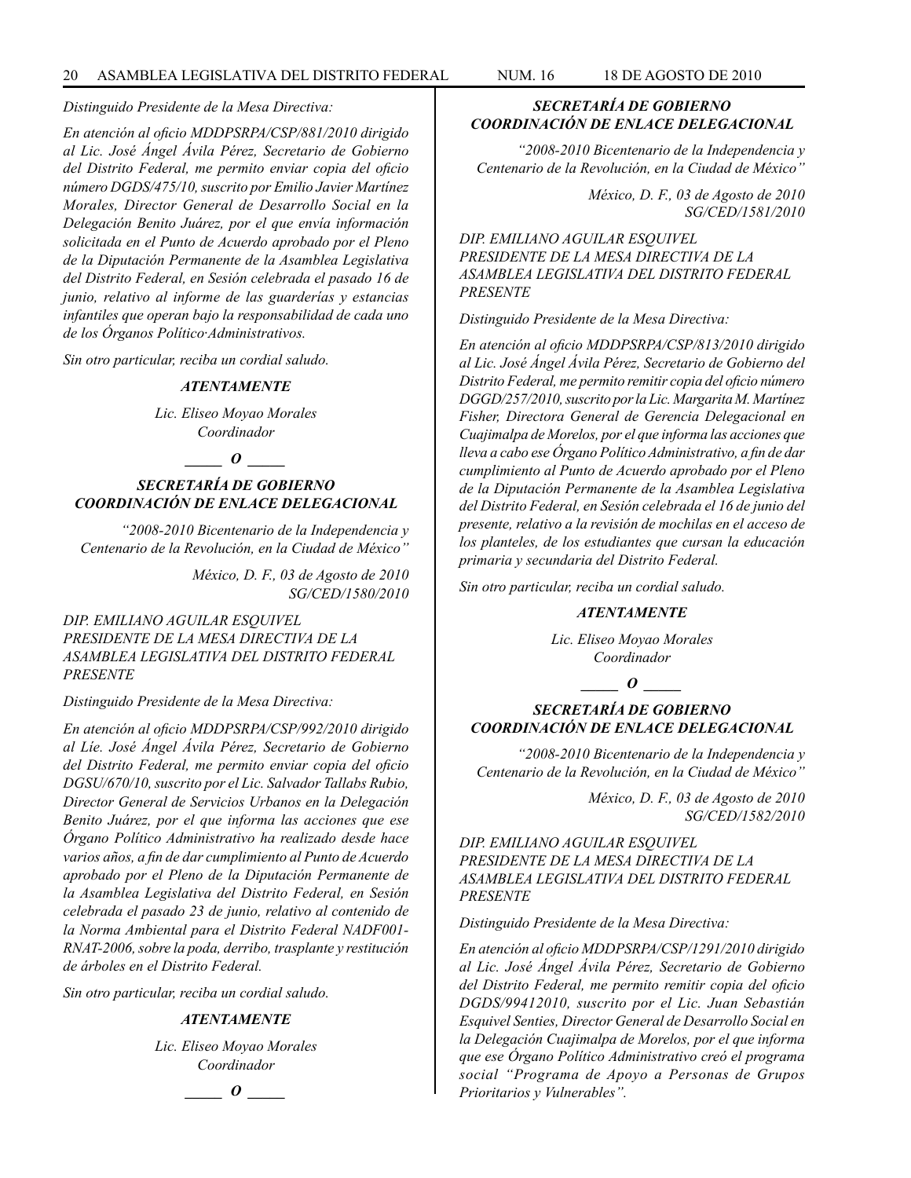*Distinguido Presidente de la Mesa Directiva:*

*En atención al oficio MDDPSRPA/CSP/881/2010 dirigido al Lic. José Ángel Ávila Pérez, Secretario de Gobierno del Distrito Federal, me permito enviar copia del oficio número DGDS/475/10, suscrito por Emilio Javier Martínez Morales, Director General de Desarrollo Social en la Delegación Benito Juárez, por el que envía información solicitada en el Punto de Acuerdo aprobado por el Pleno de la Diputación Permanente de la Asamblea Legislativa del Distrito Federal, en Sesión celebrada el pasado 16 de junio, relativo al informe de las guarderías y estancias infantiles que operan bajo la responsabilidad de cada uno de los Órganos Político·Administrativos.*

*Sin otro particular, reciba un cordial saludo.*

***ATENTAMENTE***

*Lic. Eliseo Moyao Morales*
*Coordinador*

***\_\_\_\_\_ O \_\_\_\_\_***

***SECRETARÍA DE GOBIERNO***
***COORDINACIÓN DE ENLACE DELEGACIONAL***

*"2008-2010 Bicentenario de la Independencia y Centenario de la Revolución, en la Ciudad de México"*

*México, D. F., 03 de Agosto de 2010*
*SG/CED/1580/2010*

*DIP. EMILIANO AGUILAR ESQUIVEL*
*PRESIDENTE DE LA MESA DIRECTIVA DE LA ASAMBLEA LEGISLATIVA DEL DISTRITO FEDERAL*
*PRESENTE*

*Distinguido Presidente de la Mesa Directiva:*

*En atención al oficio MDDPSRPA/CSP/992/2010 dirigido al Líe. José Ángel Ávila Pérez, Secretario de Gobierno del Distrito Federal, me permito enviar copia del oficio DGSU/670/10, suscrito por el Lic. Salvador Tallabs Rubio, Director General de Servicios Urbanos en la Delegación Benito Juárez, por el que informa las acciones que ese Órgano Político Administrativo ha realizado desde hace varios años, a fin de dar cumplimiento al Punto de Acuerdo aprobado por el Pleno de la Diputación Permanente de la Asamblea Legislativa del Distrito Federal, en Sesión celebrada el pasado 23 de junio, relativo al contenido de la Norma Ambiental para el Distrito Federal NADF001-RNAT-2006, sobre la poda, derribo, trasplante y restitución de árboles en el Distrito Federal.*

*Sin otro particular, reciba un cordial saludo.*

***ATENTAMENTE***

*Lic. Eliseo Moyao Morales*
*Coordinador*

***\_\_\_\_\_ O \_\_\_\_\_***

***SECRETARÍA DE GOBIERNO***
***COORDINACIÓN DE ENLACE DELEGACIONAL***

*"2008-2010 Bicentenario de la Independencia y Centenario de la Revolución, en la Ciudad de México"*

*México, D. F., 03 de Agosto de 2010*
*SG/CED/1581/2010*

*DIP. EMILIANO AGUILAR ESQUIVEL*
*PRESIDENTE DE LA MESA DIRECTIVA DE LA ASAMBLEA LEGISLATIVA DEL DISTRITO FEDERAL*
*PRESENTE*

*Distinguido Presidente de la Mesa Directiva:*

*En atención al oficio MDDPSRPA/CSP/813/2010 dirigido al Lic. José Ángel Ávila Pérez, Secretario de Gobierno del Distrito Federal, me permito remitir copia del oficio número DGGD/257/2010, suscrito por la Lic. Margarita M. Martínez Fisher, Directora General de Gerencia Delegacional en Cuajimalpa de Morelos, por el que informa las acciones que lleva a cabo ese Órgano Político Administrativo, a fin de dar cumplimiento al Punto de Acuerdo aprobado por el Pleno de la Diputación Permanente de la Asamblea Legislativa del Distrito Federal, en Sesión celebrada el 16 de junio del presente, relativo a la revisión de mochilas en el acceso de los planteles, de los estudiantes que cursan la educación primaria y secundaria del Distrito Federal.*

*Sin otro particular, reciba un cordial saludo.*

***ATENTAMENTE***

*Lic. Eliseo Moyao Morales*
*Coordinador*

***\_\_\_\_\_ O \_\_\_\_\_***

***SECRETARÍA DE GOBIERNO***
***COORDINACIÓN DE ENLACE DELEGACIONAL***

*"2008-2010 Bicentenario de la Independencia y Centenario de la Revolución, en la Ciudad de México"*

*México, D. F., 03 de Agosto de 2010*
*SG/CED/1582/2010*

*DIP. EMILIANO AGUILAR ESQUIVEL*
*PRESIDENTE DE LA MESA DIRECTIVA DE LA ASAMBLEA LEGISLATIVA DEL DISTRITO FEDERAL*
*PRESENTE*

*Distinguido Presidente de la Mesa Directiva:*

*En atención al oficio MDDPSRPA/CSP/1291/2010 dirigido al Lic. José Ángel Ávila Pérez, Secretario de Gobierno del Distrito Federal, me permito remitir copia del oficio DGDS/99412010, suscrito por el Lic. Juan Sebastián Esquivel Senties, Director General de Desarrollo Social en la Delegación Cuajimalpa de Morelos, por el que informa que ese Órgano Político Administrativo creó el programa social "Programa de Apoyo a Personas de Grupos Prioritarios y Vulnerables".*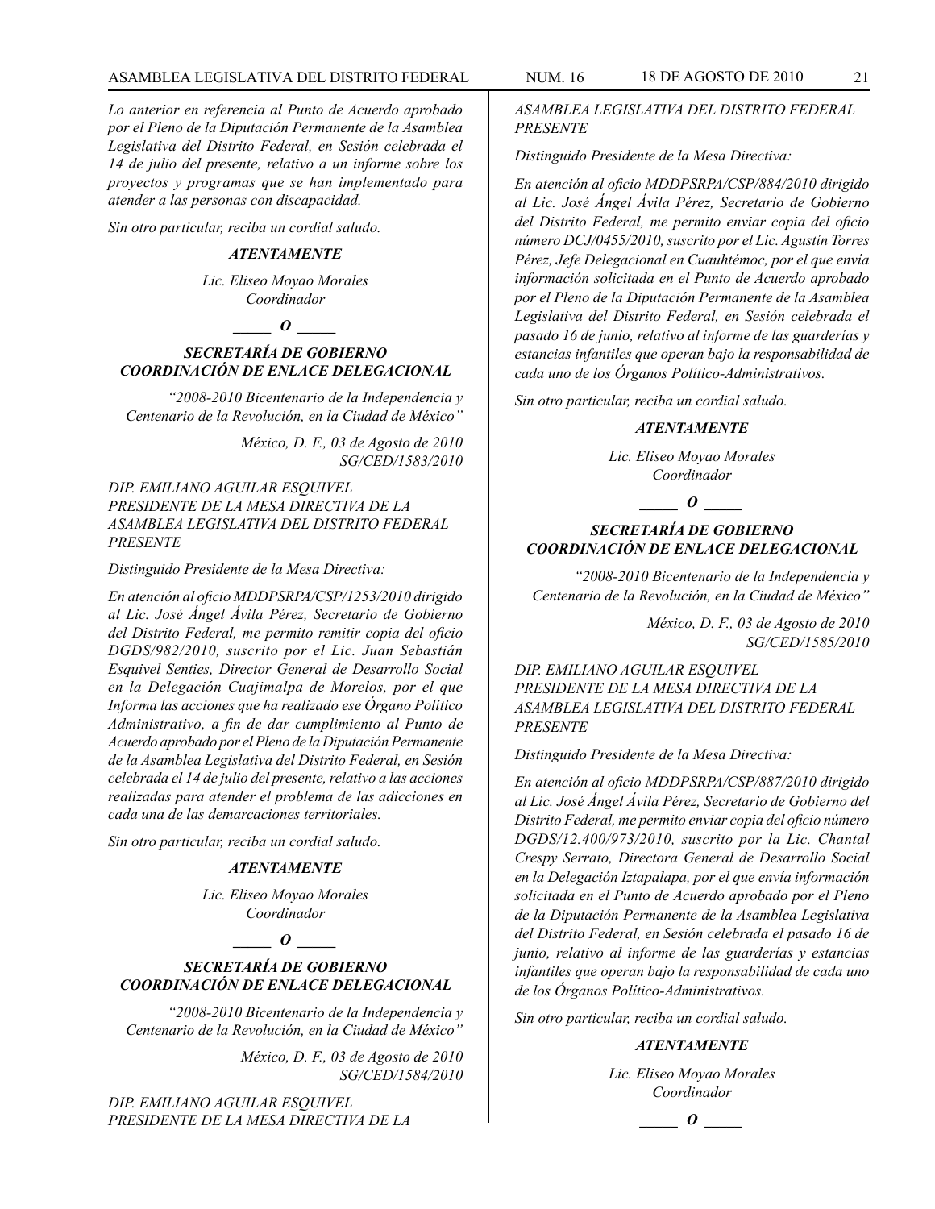*Lo anterior en referencia al Punto de Acuerdo aprobado por el Pleno de la Diputación Permanente de la Asamblea Legislativa del Distrito Federal, en Sesión celebrada el 14 de julio del presente, relativo a un informe sobre los proyectos y programas que se han implementado para atender a las personas con discapacidad.*

*Sin otro particular, reciba un cordial saludo.*

***ATENTAMENTE***

*Lic. Eliseo Moyao Morales*
*Coordinador*

***_____ O _____***

***SECRETARÍA DE GOBIERNO***
***COORDINACIÓN DE ENLACE DELEGACIONAL***

*"2008-2010 Bicentenario de la Independencia y Centenario de la Revolución, en la Ciudad de México"*

*México, D. F., 03 de Agosto de 2010*
*SG/CED/1583/2010*

*DIP. EMILIANO AGUILAR ESQUIVEL*
*PRESIDENTE DE LA MESA DIRECTIVA DE LA ASAMBLEA LEGISLATIVA DEL DISTRITO FEDERAL*
*PRESENTE*

*Distinguido Presidente de la Mesa Directiva:*

*En atención al oficio MDDPSRPA/CSP/1253/2010 dirigido al Lic. José Ángel Ávila Pérez, Secretario de Gobierno del Distrito Federal, me permito remitir copia del oficio DGDS/982/2010, suscrito por el Lic. Juan Sebastián Esquivel Senties, Director General de Desarrollo Social en la Delegación Cuajimalpa de Morelos, por el que Informa las acciones que ha realizado ese Órgano Político Administrativo, a fin de dar cumplimiento al Punto de Acuerdo aprobado por el Pleno de la Diputación Permanente de la Asamblea Legislativa del Distrito Federal, en Sesión celebrada el 14 de julio del presente, relativo a las acciones realizadas para atender el problema de las adicciones en cada una de las demarcaciones territoriales.*

*Sin otro particular, reciba un cordial saludo.*

***ATENTAMENTE***

*Lic. Eliseo Moyao Morales*
*Coordinador*

***_____ O _____***

***SECRETARÍA DE GOBIERNO***
***COORDINACIÓN DE ENLACE DELEGACIONAL***

*"2008-2010 Bicentenario de la Independencia y Centenario de la Revolución, en la Ciudad de México"*

*México, D. F., 03 de Agosto de 2010*
*SG/CED/1584/2010*

*DIP. EMILIANO AGUILAR ESQUIVEL*
*PRESIDENTE DE LA MESA DIRECTIVA DE LA ASAMBLEA LEGISLATIVA DEL DISTRITO FEDERAL*
*PRESENTE*

*Distinguido Presidente de la Mesa Directiva:*

*En atención al oficio MDDPSRPA/CSP/884/2010 dirigido al Lic. José Ángel Ávila Pérez, Secretario de Gobierno del Distrito Federal, me permito enviar copia del oficio número DCJ/0455/2010, suscrito por el Lic. Agustín Torres Pérez, Jefe Delegacional en Cuauhtémoc, por el que envía información solicitada en el Punto de Acuerdo aprobado por el Pleno de la Diputación Permanente de la Asamblea Legislativa del Distrito Federal, en Sesión celebrada el pasado 16 de junio, relativo al informe de las guarderías y estancias infantiles que operan bajo la responsabilidad de cada uno de los Órganos Político-Administrativos.*

*Sin otro particular, reciba un cordial saludo.*

***ATENTAMENTE***

*Lic. Eliseo Moyao Morales*
*Coordinador*

***_____ O _____***

***SECRETARÍA DE GOBIERNO***
***COORDINACIÓN DE ENLACE DELEGACIONAL***

*"2008-2010 Bicentenario de la Independencia y Centenario de la Revolución, en la Ciudad de México"*

*México, D. F., 03 de Agosto de 2010*
*SG/CED/1585/2010*

*DIP. EMILIANO AGUILAR ESQUIVEL*
*PRESIDENTE DE LA MESA DIRECTIVA DE LA ASAMBLEA LEGISLATIVA DEL DISTRITO FEDERAL*
*PRESENTE*

*Distinguido Presidente de la Mesa Directiva:*

*En atención al oficio MDDPSRPA/CSP/887/2010 dirigido al Lic. José Ángel Ávila Pérez, Secretario de Gobierno del Distrito Federal, me permito enviar copia del oficio número DGDS/12.400/973/2010, suscrito por la Lic. Chantal Crespy Serrato, Directora General de Desarrollo Social en la Delegación Iztapalapa, por el que envía información solicitada en el Punto de Acuerdo aprobado por el Pleno de la Diputación Permanente de la Asamblea Legislativa del Distrito Federal, en Sesión celebrada el pasado 16 de junio, relativo al informe de las guarderías y estancias infantiles que operan bajo la responsabilidad de cada uno de los Órganos Político-Administrativos.*

*Sin otro particular, reciba un cordial saludo.*

***ATENTAMENTE***

*Lic. Eliseo Moyao Morales*
*Coordinador*

***_____ O _____***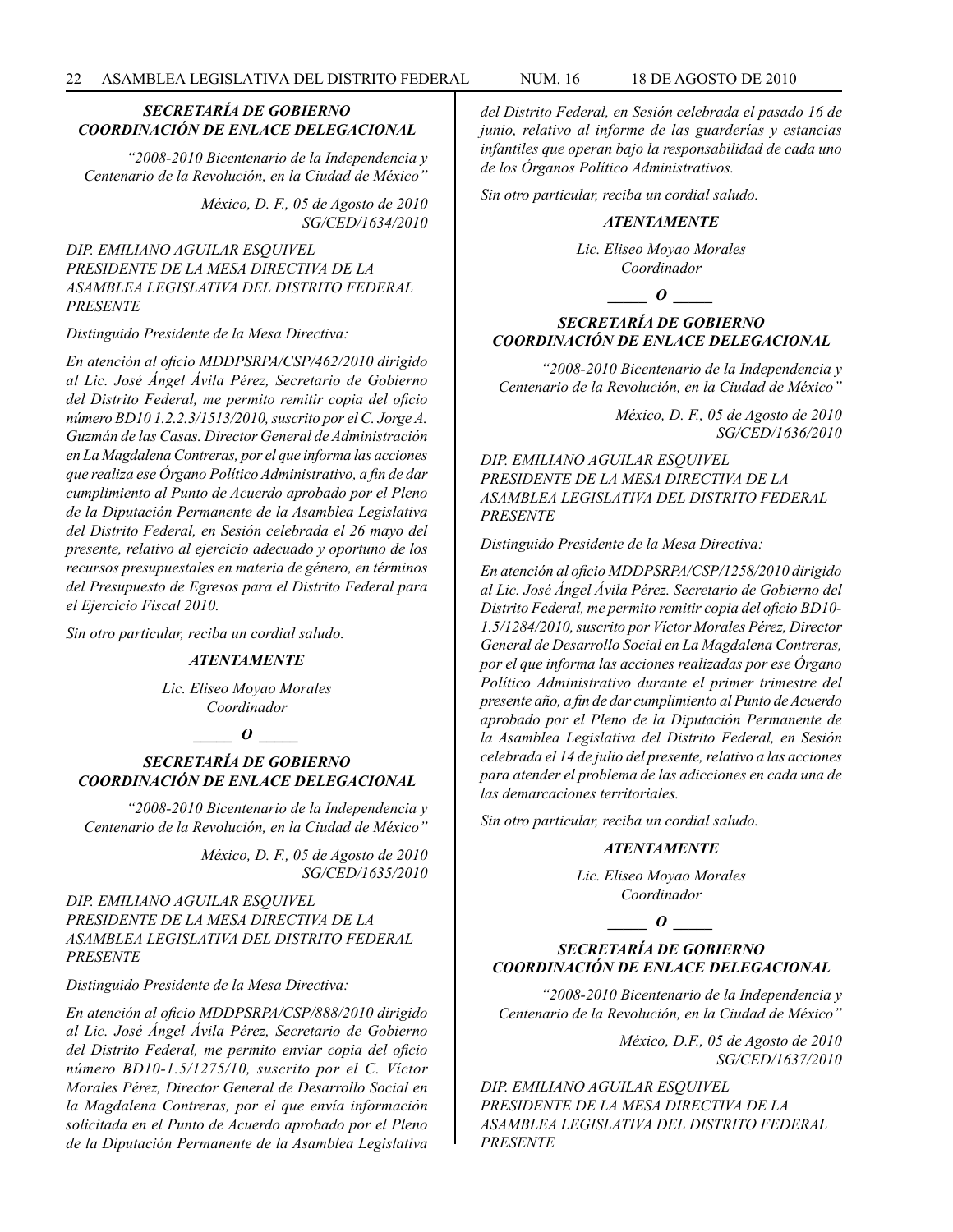***SECRETARÍA DE GOBIERNO***
***COORDINACIÓN DE ENLACE DELEGACIONAL***

*"2008-2010 Bicentenario de la Independencia y Centenario de la Revolución, en la Ciudad de México"*

*México, D. F., 05 de Agosto de 2010*
*SG/CED/1634/2010*

*DIP. EMILIANO AGUILAR ESQUIVEL*
*PRESIDENTE DE LA MESA DIRECTIVA DE LA ASAMBLEA LEGISLATIVA DEL DISTRITO FEDERAL*
*PRESENTE*

*Distinguido Presidente de la Mesa Directiva:*

*En atención al oficio MDDPSRPA/CSP/462/2010 dirigido al Lic. José Ángel Ávila Pérez, Secretario de Gobierno del Distrito Federal, me permito remitir copia del oficio número BD10 1.2.2.3/1513/2010, suscrito por el C. Jorge A. Guzmán de las Casas. Director General de Administración en La Magdalena Contreras, por el que informa las acciones que realiza ese Órgano Político Administrativo, a fin de dar cumplimiento al Punto de Acuerdo aprobado por el Pleno de la Diputación Permanente de la Asamblea Legislativa del Distrito Federal, en Sesión celebrada el 26 mayo del presente, relativo al ejercicio adecuado y oportuno de los recursos presupuestales en materia de género, en términos del Presupuesto de Egresos para el Distrito Federal para el Ejercicio Fiscal 2010.*

*Sin otro particular, reciba un cordial saludo.*

***ATENTAMENTE***

*Lic. Eliseo Moyao Morales*
*Coordinador*

***\_\_\_\_\_ O \_\_\_\_\_***

***SECRETARÍA DE GOBIERNO***
***COORDINACIÓN DE ENLACE DELEGACIONAL***

*"2008-2010 Bicentenario de la Independencia y Centenario de la Revolución, en la Ciudad de México"*

*México, D. F., 05 de Agosto de 2010*
*SG/CED/1635/2010*

*DIP. EMILIANO AGUILAR ESQUIVEL*
*PRESIDENTE DE LA MESA DIRECTIVA DE LA ASAMBLEA LEGISLATIVA DEL DISTRITO FEDERAL*
*PRESENTE*

*Distinguido Presidente de la Mesa Directiva:*

*En atención al oficio MDDPSRPA/CSP/888/2010 dirigido al Lic. José Ángel Ávila Pérez, Secretario de Gobierno del Distrito Federal, me permito enviar copia del oficio número BD10-1.5/1275/10, suscrito por el C. Víctor Morales Pérez, Director General de Desarrollo Social en la Magdalena Contreras, por el que envía información solicitada en el Punto de Acuerdo aprobado por el Pleno de la Diputación Permanente de la Asamblea Legislativa del Distrito Federal, en Sesión celebrada el pasado 16 de junio, relativo al informe de las guarderías y estancias infantiles que operan bajo la responsabilidad de cada uno de los Órganos Político Administrativos.*

*Sin otro particular, reciba un cordial saludo.*

***ATENTAMENTE***

*Lic. Eliseo Moyao Morales*
*Coordinador*

***\_\_\_\_\_ O \_\_\_\_\_***

***SECRETARÍA DE GOBIERNO***
***COORDINACIÓN DE ENLACE DELEGACIONAL***

*"2008-2010 Bicentenario de la Independencia y Centenario de la Revolución, en la Ciudad de México"*

*México, D. F., 05 de Agosto de 2010*
*SG/CED/1636/2010*

*DIP. EMILIANO AGUILAR ESQUIVEL*
*PRESIDENTE DE LA MESA DIRECTIVA DE LA ASAMBLEA LEGISLATIVA DEL DISTRITO FEDERAL*
*PRESENTE*

*Distinguido Presidente de la Mesa Directiva:*

*En atención al oficio MDDPSRPA/CSP/1258/2010 dirigido al Lic. José Ángel Ávila Pérez. Secretario de Gobierno del Distrito Federal, me permito remitir copia del oficio BD10-1.5/1284/2010, suscrito por Víctor Morales Pérez, Director General de Desarrollo Social en La Magdalena Contreras, por el que informa las acciones realizadas por ese Órgano Político Administrativo durante el primer trimestre del presente año, a fin de dar cumplimiento al Punto de Acuerdo aprobado por el Pleno de la Diputación Permanente de la Asamblea Legislativa del Distrito Federal, en Sesión celebrada el 14 de julio del presente, relativo a las acciones para atender el problema de las adicciones en cada una de las demarcaciones territoriales.*

*Sin otro particular, reciba un cordial saludo.*

***ATENTAMENTE***

*Lic. Eliseo Moyao Morales*
*Coordinador*

***\_\_\_\_\_ O \_\_\_\_\_***

***SECRETARÍA DE GOBIERNO***
***COORDINACIÓN DE ENLACE DELEGACIONAL***

*"2008-2010 Bicentenario de la Independencia y Centenario de la Revolución, en la Ciudad de México"*

*México, D.F., 05 de Agosto de 2010*
*SG/CED/1637/2010*

*DIP. EMILIANO AGUILAR ESQUIVEL*
*PRESIDENTE DE LA MESA DIRECTIVA DE LA ASAMBLEA LEGISLATIVA DEL DISTRITO FEDERAL*
*PRESENTE*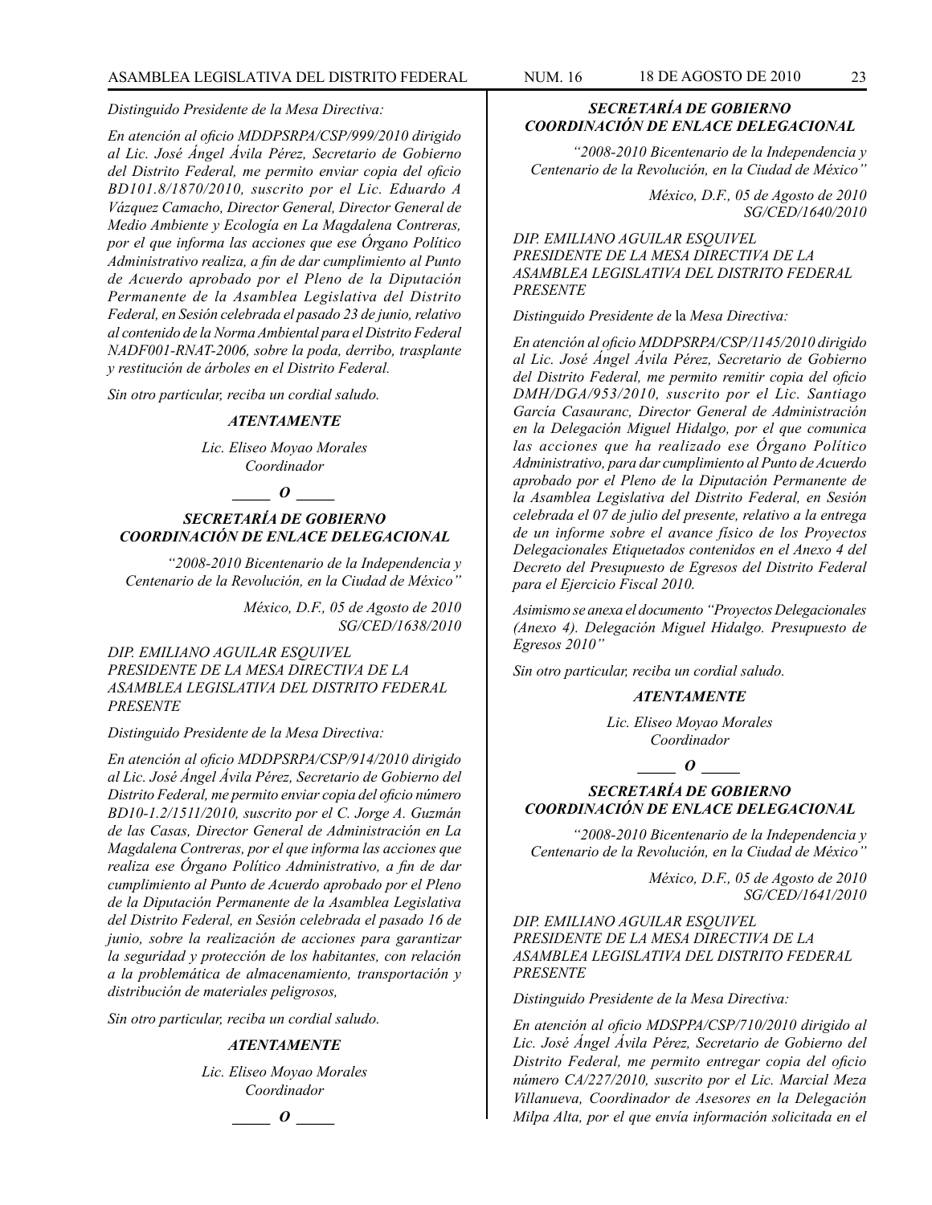*Distinguido Presidente de la Mesa Directiva:*

*En atención al oficio MDDPSRPA/CSP/999/2010 dirigido al Lic. José Ángel Ávila Pérez, Secretario de Gobierno del Distrito Federal, me permito enviar copia del oficio BD101.8/1870/2010, suscrito por el Lic. Eduardo A Vázquez Camacho, Director General, Director General de Medio Ambiente y Ecología en La Magdalena Contreras, por el que informa las acciones que ese Órgano Político Administrativo realiza, a fin de dar cumplimiento al Punto de Acuerdo aprobado por el Pleno de la Diputación Permanente de la Asamblea Legislativa del Distrito Federal, en Sesión celebrada el pasado 23 de junio, relativo al contenido de la Norma Ambiental para el Distrito Federal NADF001-RNAT-2006, sobre la poda, derribo, trasplante y restitución de árboles en el Distrito Federal.*

*Sin otro particular, reciba un cordial saludo.*

***ATENTAMENTE***

*Lic. Eliseo Moyao Morales*
*Coordinador*

***_____ O _____***

***SECRETARÍA DE GOBIERNO***
***COORDINACIÓN DE ENLACE DELEGACIONAL***

*"2008-2010 Bicentenario de la Independencia y Centenario de la Revolución, en la Ciudad de México"*

*México, D.F., 05 de Agosto de 2010*
*SG/CED/1638/2010*

*DIP. EMILIANO AGUILAR ESQUIVEL*
*PRESIDENTE DE LA MESA DIRECTIVA DE LA ASAMBLEA LEGISLATIVA DEL DISTRITO FEDERAL*
*PRESENTE*

*Distinguido Presidente de la Mesa Directiva:*

*En atención al oficio MDDPSRPA/CSP/914/2010 dirigido al Lic. José Ángel Ávila Pérez, Secretario de Gobierno del Distrito Federal, me permito enviar copia del oficio número BD10-1.2/1511/2010, suscrito por el C. Jorge A. Guzmán de las Casas, Director General de Administración en La Magdalena Contreras, por el que informa las acciones que realiza ese Órgano Político Administrativo, a fin de dar cumplimiento al Punto de Acuerdo aprobado por el Pleno de la Diputación Permanente de la Asamblea Legislativa del Distrito Federal, en Sesión celebrada el pasado 16 de junio, sobre la realización de acciones para garantizar la seguridad y protección de los habitantes, con relación a la problemática de almacenamiento, transportación y distribución de materiales peligrosos,*

*Sin otro particular, reciba un cordial saludo.*

***ATENTAMENTE***

*Lic. Eliseo Moyao Morales*
*Coordinador*

***_____ O _____***

***SECRETARÍA DE GOBIERNO***
***COORDINACIÓN DE ENLACE DELEGACIONAL***

*"2008-2010 Bicentenario de la Independencia y Centenario de la Revolución, en la Ciudad de México"*

*México, D.F., 05 de Agosto de 2010*
*SG/CED/1640/2010*

*DIP. EMILIANO AGUILAR ESQUIVEL*
*PRESIDENTE DE LA MESA DIRECTIVA DE LA ASAMBLEA LEGISLATIVA DEL DISTRITO FEDERAL*
*PRESENTE*

*Distinguido Presidente de* la *Mesa Directiva:*

*En atención al oficio MDDPSRPA/CSP/1145/2010 dirigido al Lic. José Ángel Ávila Pérez, Secretario de Gobierno del Distrito Federal, me permito remitir copia del oficio DMH/DGA/953/2010, suscrito por el Lic. Santiago García Casauranc, Director General de Administración en la Delegación Miguel Hidalgo, por el que comunica las acciones que ha realizado ese Órgano Político Administrativo, para dar cumplimiento al Punto de Acuerdo aprobado por el Pleno de la Diputación Permanente de la Asamblea Legislativa del Distrito Federal, en Sesión celebrada el 07 de julio del presente, relativo a la entrega de un informe sobre el avance físico de los Proyectos Delegacionales Etiquetados contenidos en el Anexo 4 del Decreto del Presupuesto de Egresos del Distrito Federal para el Ejercicio Fiscal 2010.*

*Asimismo se anexa el documento "Proyectos Delegacionales (Anexo 4). Delegación Miguel Hidalgo. Presupuesto de Egresos 2010"*

*Sin otro particular, reciba un cordial saludo.*

***ATENTAMENTE***

*Lic. Eliseo Moyao Morales*
*Coordinador*

***_____ O _____***

***SECRETARÍA DE GOBIERNO***
***COORDINACIÓN DE ENLACE DELEGACIONAL***

*"2008-2010 Bicentenario de la Independencia y Centenario de la Revolución, en la Ciudad de México"*

*México, D.F., 05 de Agosto de 2010*
*SG/CED/1641/2010*

*DIP. EMILIANO AGUILAR ESQUIVEL*
*PRESIDENTE DE LA MESA DIRECTIVA DE LA ASAMBLEA LEGISLATIVA DEL DISTRITO FEDERAL*
*PRESENTE*

*Distinguido Presidente de la Mesa Directiva:*

*En atención al oficio MDSPPA/CSP/710/2010 dirigido al Lic. José Ángel Ávila Pérez, Secretario de Gobierno del Distrito Federal, me permito entregar copia del oficio número CA/227/2010, suscrito por el Lic. Marcial Meza Villanueva, Coordinador de Asesores en la Delegación Milpa Alta, por el que envía información solicitada en el*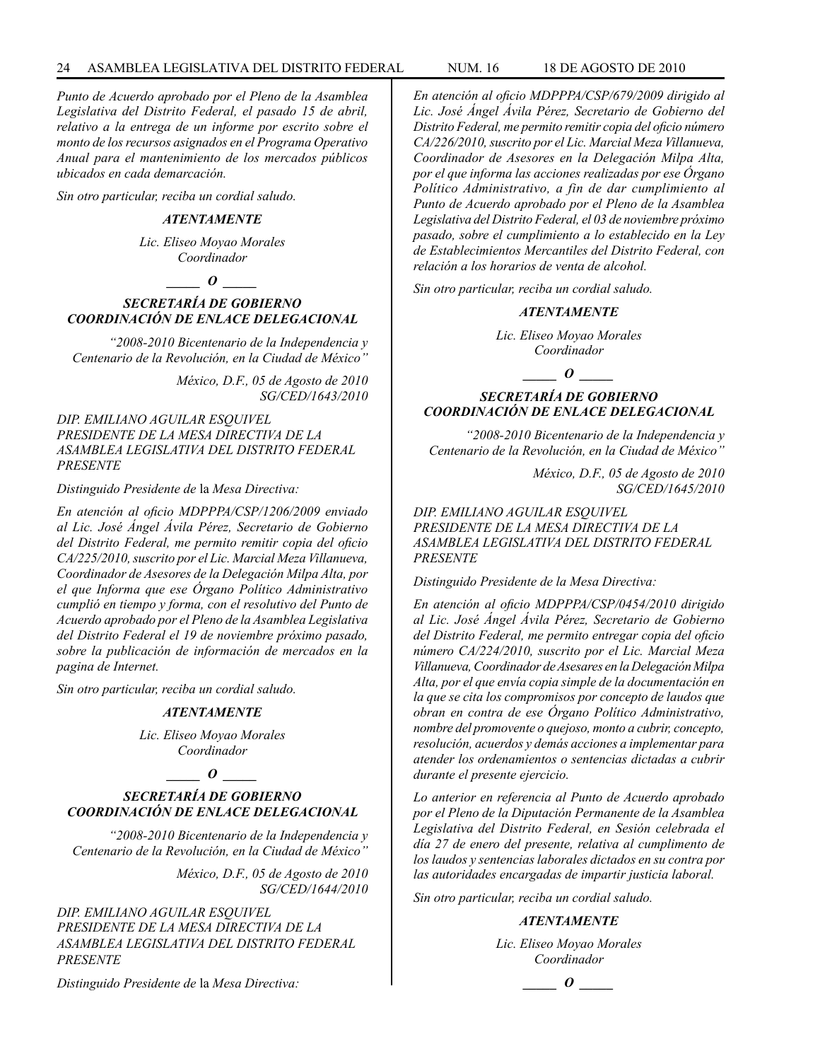*Punto de Acuerdo aprobado por el Pleno de la Asamblea Legislativa del Distrito Federal, el pasado 15 de abril, relativo a la entrega de un informe por escrito sobre el monto de los recursos asignados en el Programa Operativo Anual para el mantenimiento de los mercados públicos ubicados en cada demarcación.*

*Sin otro particular, reciba un cordial saludo.*

***ATENTAMENTE***

*Lic. Eliseo Moyao Morales*
*Coordinador*

***\_\_\_\_\_ O \_\_\_\_\_***

***SECRETARÍA DE GOBIERNO***
***COORDINACIÓN DE ENLACE DELEGACIONAL***

*"2008-2010 Bicentenario de la Independencia y Centenario de la Revolución, en la Ciudad de México"*

*México, D.F., 05 de Agosto de 2010*
*SG/CED/1643/2010*

*DIP. EMILIANO AGUILAR ESQUIVEL*
*PRESIDENTE DE LA MESA DIRECTIVA DE LA ASAMBLEA LEGISLATIVA DEL DISTRITO FEDERAL*
*PRESENTE*

*Distinguido Presidente de* la *Mesa Directiva:*

*En atención al oficio MDPPPA/CSP/1206/2009 enviado al Lic. José Ángel Ávila Pérez, Secretario de Gobierno del Distrito Federal, me permito remitir copia del oficio CA/225/2010, suscrito por el Lic. Marcial Meza Villanueva, Coordinador de Asesores de la Delegación Milpa Alta, por el que Informa que ese Órgano Político Administrativo cumplió en tiempo y forma, con el resolutivo del Punto de Acuerdo aprobado por el Pleno de la Asamblea Legislativa del Distrito Federal el 19 de noviembre próximo pasado, sobre la publicación de información de mercados en la pagina de Internet.*

*Sin otro particular, reciba un cordial saludo.*

***ATENTAMENTE***

*Lic. Eliseo Moyao Morales*
*Coordinador*

***\_\_\_\_\_ O \_\_\_\_\_***

***SECRETARÍA DE GOBIERNO***
***COORDINACIÓN DE ENLACE DELEGACIONAL***

*"2008-2010 Bicentenario de la Independencia y Centenario de la Revolución, en la Ciudad de México"*

*México, D.F., 05 de Agosto de 2010*
*SG/CED/1644/2010*

*DIP. EMILIANO AGUILAR ESQUIVEL*
*PRESIDENTE DE LA MESA DIRECTIVA DE LA ASAMBLEA LEGISLATIVA DEL DISTRITO FEDERAL*
*PRESENTE*

*Distinguido Presidente de* la *Mesa Directiva:*

*En atención al oficio MDPPPA/CSP/679/2009 dirigido al Lic. José Ángel Ávila Pérez, Secretario de Gobierno del Distrito Federal, me permito remitir copia del oficio número CA/226/2010, suscrito por el Lic. Marcial Meza Villanueva, Coordinador de Asesores en la Delegación Milpa Alta, por el que informa las acciones realizadas por ese Órgano Político Administrativo, a fin de dar cumplimiento al Punto de Acuerdo aprobado por el Pleno de la Asamblea Legislativa del Distrito Federal, el 03 de noviembre próximo pasado, sobre el cumplimiento a lo establecido en la Ley de Establecimientos Mercantiles del Distrito Federal, con relación a los horarios de venta de alcohol.*

*Sin otro particular, reciba un cordial saludo.*

***ATENTAMENTE***

*Lic. Eliseo Moyao Morales*
*Coordinador*

***\_\_\_\_\_ O \_\_\_\_\_***

***SECRETARÍA DE GOBIERNO***
***COORDINACIÓN DE ENLACE DELEGACIONAL***

*"2008-2010 Bicentenario de la Independencia y Centenario de la Revolución, en la Ciudad de México"*

*México, D.F., 05 de Agosto de 2010*
*SG/CED/1645/2010*

*DIP. EMILIANO AGUILAR ESQUIVEL*
*PRESIDENTE DE LA MESA DIRECTIVA DE LA ASAMBLEA LEGISLATIVA DEL DISTRITO FEDERAL*
*PRESENTE*

*Distinguido Presidente de la Mesa Directiva:*

*En atención al oficio MDPPPA/CSP/0454/2010 dirigido al Lic. José Ángel Ávila Pérez, Secretario de Gobierno del Distrito Federal, me permito entregar copia del oficio número CA/224/2010, suscrito por el Lic. Marcial Meza Villanueva, Coordinador de Asesares en la Delegación Milpa Alta, por el que envía copia simple de la documentación en la que se cita los compromisos por concepto de laudos que obran en contra de ese Órgano Político Administrativo, nombre del promovente o quejoso, monto a cubrir, concepto, resolución, acuerdos y demás acciones a implementar para atender los ordenamientos o sentencias dictadas a cubrir durante el presente ejercicio.*

*Lo anterior en referencia al Punto de Acuerdo aprobado por el Pleno de la Diputación Permanente de la Asamblea Legislativa del Distrito Federal, en Sesión celebrada el día 27 de enero del presente, relativa al cumplimento de los laudos y sentencias laborales dictados en su contra por las autoridades encargadas de impartir justicia laboral.*

*Sin otro particular, reciba un cordial saludo.*

***ATENTAMENTE***

*Lic. Eliseo Moyao Morales*
*Coordinador*

***\_\_\_\_\_ O \_\_\_\_\_***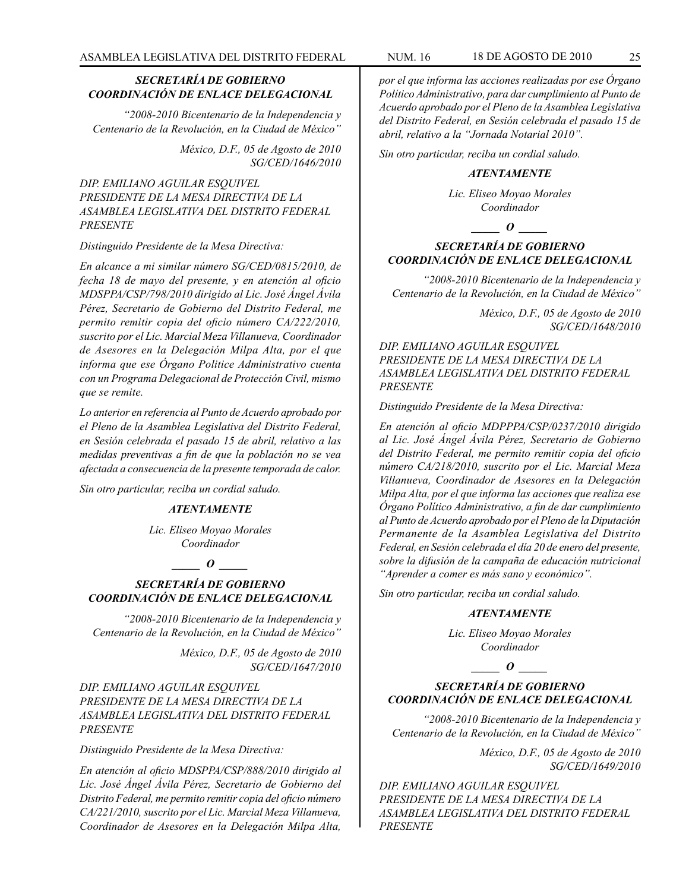***SECRETARÍA DE GOBIERNO***
***COORDINACIÓN DE ENLACE DELEGACIONAL***

*"2008-2010 Bicentenario de la Independencia y Centenario de la Revolución, en la Ciudad de México"*

*México, D.F., 05 de Agosto de 2010*
*SG/CED/1646/2010*

*DIP. EMILIANO AGUILAR ESQUIVEL*
*PRESIDENTE DE LA MESA DIRECTIVA DE LA ASAMBLEA LEGISLATIVA DEL DISTRITO FEDERAL*
*PRESENTE*

*Distinguido Presidente de la Mesa Directiva:*

*En alcance a mi similar número SG/CED/0815/2010, de fecha 18 de mayo del presente, y en atención al oficio MDSPPA/CSP/798/2010 dirigido al Lic. José Ángel Ávila Pérez, Secretario de Gobierno del Distrito Federal, me permito remitir copia del oficio número CA/222/2010, suscrito por el Lic. Marcial Meza Villanueva, Coordinador de Asesores en la Delegación Milpa Alta, por el que informa que ese Órgano Politice Administrativo cuenta con un Programa Delegacional de Protección Civil, mismo que se remite.*

*Lo anterior en referencia al Punto de Acuerdo aprobado por el Pleno de la Asamblea Legislativa del Distrito Federal, en Sesión celebrada el pasado 15 de abril, relativo a las medidas preventivas a fin de que la población no se vea afectada a consecuencia de la presente temporada de calor.*

*Sin otro particular, reciba un cordial saludo.*

***ATENTAMENTE***

*Lic. Eliseo Moyao Morales*
*Coordinador*

***\_\_\_\_\_ O \_\_\_\_\_***

***SECRETARÍA DE GOBIERNO***
***COORDINACIÓN DE ENLACE DELEGACIONAL***

*"2008-2010 Bicentenario de la Independencia y Centenario de la Revolución, en la Ciudad de México"*

*México, D.F., 05 de Agosto de 2010*
*SG/CED/1647/2010*

*DIP. EMILIANO AGUILAR ESQUIVEL*
*PRESIDENTE DE LA MESA DIRECTIVA DE LA ASAMBLEA LEGISLATIVA DEL DISTRITO FEDERAL*
*PRESENTE*

*Distinguido Presidente de la Mesa Directiva:*

*En atención al oficio MDSPPA/CSP/888/2010 dirigido al Lic. José Ángel Ávila Pérez, Secretario de Gobierno del Distrito Federal, me permito remitir copia del oficio número CA/221/2010, suscrito por el Lic. Marcial Meza Villanueva, Coordinador de Asesores en la Delegación Milpa Alta, por el que informa las acciones realizadas por ese Órgano Político Administrativo, para dar cumplimiento al Punto de Acuerdo aprobado por el Pleno de la Asamblea Legislativa del Distrito Federal, en Sesión celebrada el pasado 15 de abril, relativo a la "Jornada Notarial 2010".*

*Sin otro particular, reciba un cordial saludo.*

***ATENTAMENTE***

*Lic. Eliseo Moyao Morales*
*Coordinador*

***\_\_\_\_\_ O \_\_\_\_\_***

***SECRETARÍA DE GOBIERNO***
***COORDINACIÓN DE ENLACE DELEGACIONAL***

*"2008-2010 Bicentenario de la Independencia y Centenario de la Revolución, en la Ciudad de México"*

*México, D.F., 05 de Agosto de 2010*
*SG/CED/1648/2010*

*DIP. EMILIANO AGUILAR ESQUIVEL*
*PRESIDENTE DE LA MESA DIRECTIVA DE LA ASAMBLEA LEGISLATIVA DEL DISTRITO FEDERAL*
*PRESENTE*

*Distinguido Presidente de la Mesa Directiva:*

*En atención al oficio MDPPPA/CSP/0237/2010 dirigido al Lic. José Ángel Ávila Pérez, Secretario de Gobierno del Distrito Federal, me permito remitir copia del oficio número CA/218/2010, suscrito por el Lic. Marcial Meza Villanueva, Coordinador de Asesores en la Delegación Milpa Alta, por el que informa las acciones que realiza ese Órgano Político Administrativo, a fin de dar cumplimiento al Punto de Acuerdo aprobado por el Pleno de la Diputación Permanente de la Asamblea Legislativa del Distrito Federal, en Sesión celebrada el día 20 de enero del presente, sobre la difusión de la campaña de educación nutricional "Aprender a comer es más sano y económico".*

*Sin otro particular, reciba un cordial saludo.*

***ATENTAMENTE***

*Lic. Eliseo Moyao Morales*
*Coordinador*

***\_\_\_\_\_ O \_\_\_\_\_***

***SECRETARÍA DE GOBIERNO***
***COORDINACIÓN DE ENLACE DELEGACIONAL***

*"2008-2010 Bicentenario de la Independencia y Centenario de la Revolución, en la Ciudad de México"*

*México, D.F., 05 de Agosto de 2010*
*SG/CED/1649/2010*

*DIP. EMILIANO AGUILAR ESQUIVEL*
*PRESIDENTE DE LA MESA DIRECTIVA DE LA ASAMBLEA LEGISLATIVA DEL DISTRITO FEDERAL*
*PRESENTE*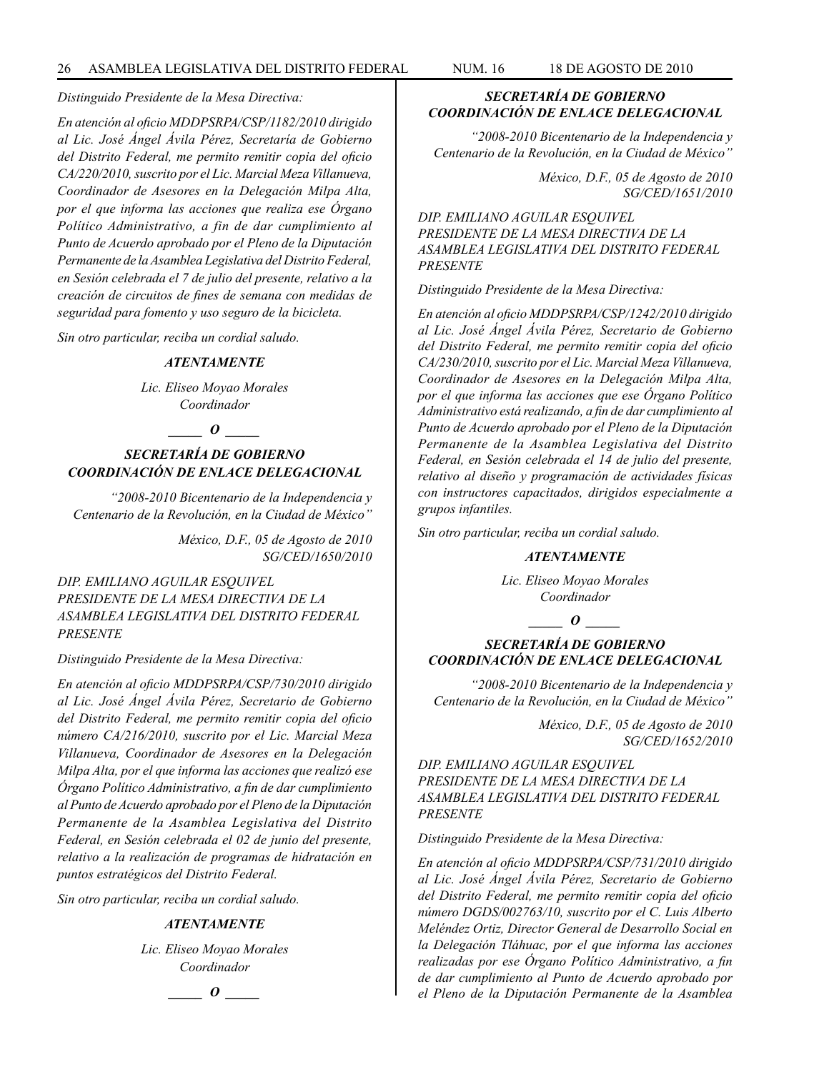*Distinguido Presidente de la Mesa Directiva:*

*En atención al oficio MDDPSRPA/CSP/1182/2010 dirigido al Lic. José Ángel Ávila Pérez, Secretaría de Gobierno del Distrito Federal, me permito remitir copia del oficio CA/220/2010, suscrito por el Lic. Marcial Meza Villanueva, Coordinador de Asesores en la Delegación Milpa Alta, por el que informa las acciones que realiza ese Órgano Político Administrativo, a fin de dar cumplimiento al Punto de Acuerdo aprobado por el Pleno de la Diputación Permanente de la Asamblea Legislativa del Distrito Federal, en Sesión celebrada el 7 de julio del presente, relativo a la creación de circuitos de fines de semana con medidas de seguridad para fomento y uso seguro de la bicicleta.*

*Sin otro particular, reciba un cordial saludo.*

***ATENTAMENTE***

*Lic. Eliseo Moyao Morales*
*Coordinador*

**_____ O _____**

### *SECRETARÍA DE GOBIERNO*
### *COORDINACIÓN DE ENLACE DELEGACIONAL*

*"2008-2010 Bicentenario de la Independencia y Centenario de la Revolución, en la Ciudad de México"*

*México, D.F., 05 de Agosto de 2010*
*SG/CED/1650/2010*

*DIP. EMILIANO AGUILAR ESQUIVEL*
*PRESIDENTE DE LA MESA DIRECTIVA DE LA ASAMBLEA LEGISLATIVA DEL DISTRITO FEDERAL*
*PRESENTE*

*Distinguido Presidente de la Mesa Directiva:*

*En atención al oficio MDDPSRPA/CSP/730/2010 dirigido al Lic. José Ángel Ávila Pérez, Secretario de Gobierno del Distrito Federal, me permito remitir copia del oficio número CA/216/2010, suscrito por el Lic. Marcial Meza Villanueva, Coordinador de Asesores en la Delegación Milpa Alta, por el que informa las acciones que realizó ese Órgano Político Administrativo, a fin de dar cumplimiento al Punto de Acuerdo aprobado por el Pleno de la Diputación Permanente de la Asamblea Legislativa del Distrito Federal, en Sesión celebrada el 02 de junio del presente, relativo a la realización de programas de hidratación en puntos estratégicos del Distrito Federal.*

*Sin otro particular, reciba un cordial saludo.*

***ATENTAMENTE***

*Lic. Eliseo Moyao Morales*
*Coordinador*

**_____ O _____**

### *SECRETARÍA DE GOBIERNO*
### *COORDINACIÓN DE ENLACE DELEGACIONAL*

*"2008-2010 Bicentenario de la Independencia y Centenario de la Revolución, en la Ciudad de México"*

*México, D.F., 05 de Agosto de 2010*
*SG/CED/1651/2010*

*DIP. EMILIANO AGUILAR ESQUIVEL*
*PRESIDENTE DE LA MESA DIRECTIVA DE LA ASAMBLEA LEGISLATIVA DEL DISTRITO FEDERAL*
*PRESENTE*

*Distinguido Presidente de la Mesa Directiva:*

*En atención al oficio MDDPSRPA/CSP/1242/2010 dirigido al Lic. José Ángel Ávila Pérez, Secretario de Gobierno del Distrito Federal, me permito remitir copia del oficio CA/230/2010, suscrito por el Lic. Marcial Meza Villanueva, Coordinador de Asesores en la Delegación Milpa Alta, por el que informa las acciones que ese Órgano Político Administrativo está realizando, a fin de dar cumplimiento al Punto de Acuerdo aprobado por el Pleno de la Diputación Permanente de la Asamblea Legislativa del Distrito Federal, en Sesión celebrada el 14 de julio del presente, relativo al diseño y programación de actividades físicas con instructores capacitados, dirigidos especialmente a grupos infantiles.*

*Sin otro particular, reciba un cordial saludo.*

***ATENTAMENTE***

*Lic. Eliseo Moyao Morales*
*Coordinador*

**_____ O _____**

### *SECRETARÍA DE GOBIERNO*
### *COORDINACIÓN DE ENLACE DELEGACIONAL*

*"2008-2010 Bicentenario de la Independencia y Centenario de la Revolución, en la Ciudad de México"*

*México, D.F., 05 de Agosto de 2010*
*SG/CED/1652/2010*

*DIP. EMILIANO AGUILAR ESQUIVEL*
*PRESIDENTE DE LA MESA DIRECTIVA DE LA ASAMBLEA LEGISLATIVA DEL DISTRITO FEDERAL*
*PRESENTE*

*Distinguido Presidente de la Mesa Directiva:*

*En atención al oficio MDDPSRPA/CSP/731/2010 dirigido al Lic. José Ángel Ávila Pérez, Secretario de Gobierno del Distrito Federal, me permito remitir copia del oficio número DGDS/002763/10, suscrito por el C. Luis Alberto Meléndez Ortiz, Director General de Desarrollo Social en la Delegación Tláhuac, por el que informa las acciones realizadas por ese Órgano Político Administrativo, a fin de dar cumplimiento al Punto de Acuerdo aprobado por el Pleno de la Diputación Permanente de la Asamblea*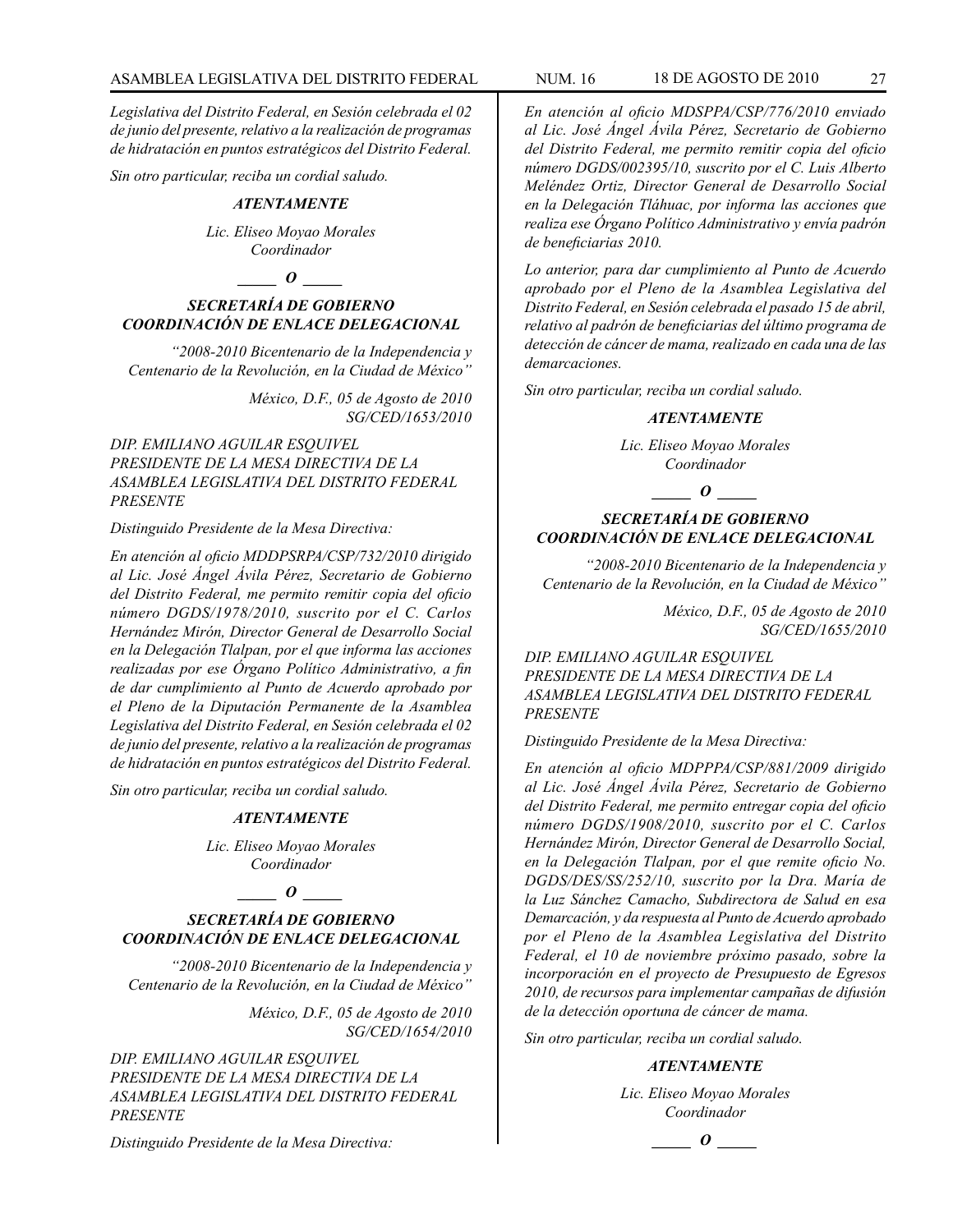*Legislativa del Distrito Federal, en Sesión celebrada el 02 de junio del presente, relativo a la realización de programas de hidratación en puntos estratégicos del Distrito Federal.*

*Sin otro particular, reciba un cordial saludo.*

***ATENTAMENTE***

*Lic. Eliseo Moyao Morales*
*Coordinador*

***_____ O _____***

***SECRETARÍA DE GOBIERNO***
***COORDINACIÓN DE ENLACE DELEGACIONAL***

*"2008-2010 Bicentenario de la Independencia y Centenario de la Revolución, en la Ciudad de México"*

*México, D.F., 05 de Agosto de 2010*
*SG/CED/1653/2010*

*DIP. EMILIANO AGUILAR ESQUIVEL*
*PRESIDENTE DE LA MESA DIRECTIVA DE LA ASAMBLEA LEGISLATIVA DEL DISTRITO FEDERAL*
*PRESENTE*

*Distinguido Presidente de la Mesa Directiva:*

*En atención al oficio MDDPSRPA/CSP/732/2010 dirigido al Lic. José Ángel Ávila Pérez, Secretario de Gobierno del Distrito Federal, me permito remitir copia del oficio número DGDS/1978/2010, suscrito por el C. Carlos Hernández Mirón, Director General de Desarrollo Social en la Delegación Tlalpan, por el que informa las acciones realizadas por ese Órgano Político Administrativo, a fin de dar cumplimiento al Punto de Acuerdo aprobado por el Pleno de la Diputación Permanente de la Asamblea Legislativa del Distrito Federal, en Sesión celebrada el 02 de junio del presente, relativo a la realización de programas de hidratación en puntos estratégicos del Distrito Federal.*

*Sin otro particular, reciba un cordial saludo.*

***ATENTAMENTE***

*Lic. Eliseo Moyao Morales*
*Coordinador*

***_____ O _____***

***SECRETARÍA DE GOBIERNO***
***COORDINACIÓN DE ENLACE DELEGACIONAL***

*"2008-2010 Bicentenario de la Independencia y Centenario de la Revolución, en la Ciudad de México"*

*México, D.F., 05 de Agosto de 2010*
*SG/CED/1654/2010*

*DIP. EMILIANO AGUILAR ESQUIVEL*
*PRESIDENTE DE LA MESA DIRECTIVA DE LA ASAMBLEA LEGISLATIVA DEL DISTRITO FEDERAL*
*PRESENTE*

*Distinguido Presidente de la Mesa Directiva:*

*En atención al oficio MDSPPA/CSP/776/2010 enviado al Lic. José Ángel Ávila Pérez, Secretario de Gobierno del Distrito Federal, me permito remitir copia del oficio número DGDS/002395/10, suscrito por el C. Luis Alberto Meléndez Ortiz, Director General de Desarrollo Social en la Delegación Tláhuac, por informa las acciones que realiza ese Órgano Político Administrativo y envía padrón de beneficiarias 2010.*

*Lo anterior, para dar cumplimiento al Punto de Acuerdo aprobado por el Pleno de la Asamblea Legislativa del Distrito Federal, en Sesión celebrada el pasado 15 de abril, relativo al padrón de beneficiarias del último programa de detección de cáncer de mama, realizado en cada una de las demarcaciones.*

*Sin otro particular, reciba un cordial saludo.*

***ATENTAMENTE***

*Lic. Eliseo Moyao Morales*
*Coordinador*

***_____ O _____***

***SECRETARÍA DE GOBIERNO***
***COORDINACIÓN DE ENLACE DELEGACIONAL***

*"2008-2010 Bicentenario de la Independencia y Centenario de la Revolución, en la Ciudad de México"*

*México, D.F., 05 de Agosto de 2010*
*SG/CED/1655/2010*

*DIP. EMILIANO AGUILAR ESQUIVEL*
*PRESIDENTE DE LA MESA DIRECTIVA DE LA ASAMBLEA LEGISLATIVA DEL DISTRITO FEDERAL*
*PRESENTE*

*Distinguido Presidente de la Mesa Directiva:*

*En atención al oficio MDPPPA/CSP/881/2009 dirigido al Lic. José Ángel Ávila Pérez, Secretario de Gobierno del Distrito Federal, me permito entregar copia del oficio número DGDS/1908/2010, suscrito por el C. Carlos Hernández Mirón, Director General de Desarrollo Social, en la Delegación Tlalpan, por el que remite oficio No. DGDS/DES/SS/252/10, suscrito por la Dra. María de la Luz Sánchez Camacho, Subdirectora de Salud en esa Demarcación, y da respuesta al Punto de Acuerdo aprobado por el Pleno de la Asamblea Legislativa del Distrito Federal, el 10 de noviembre próximo pasado, sobre la incorporación en el proyecto de Presupuesto de Egresos 2010, de recursos para implementar campañas de difusión de la detección oportuna de cáncer de mama.*

*Sin otro particular, reciba un cordial saludo.*

***ATENTAMENTE***

*Lic. Eliseo Moyao Morales*
*Coordinador*

***_____ O _____***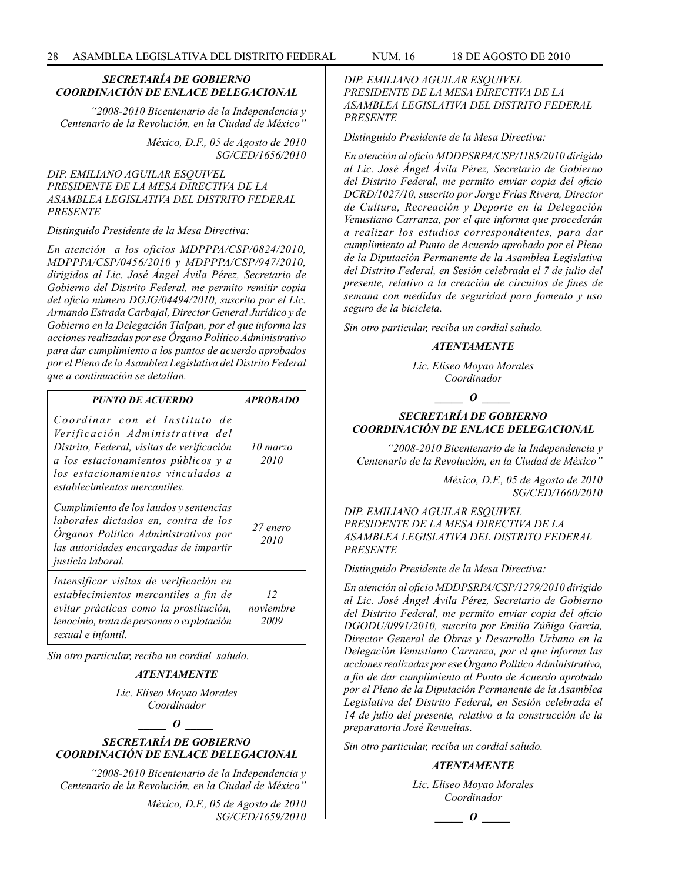***SECRETARÍA DE GOBIERNO***
***COORDINACIÓN DE ENLACE DELEGACIONAL***

*"2008-2010 Bicentenario de la Independencia y Centenario de la Revolución, en la Ciudad de México"*

*México, D.F., 05 de Agosto de 2010*
*SG/CED/1656/2010*

*DIP. EMILIANO AGUILAR ESQUIVEL*
*PRESIDENTE DE LA MESA DIRECTIVA DE LA ASAMBLEA LEGISLATIVA DEL DISTRITO FEDERAL*
*PRESENTE*

*Distinguido Presidente de la Mesa Directiva:*

*En atención a los oficios MDPPPA/CSP/0824/2010, MDPPPA/CSP/0456/2010 y MDPPPA/CSP/947/2010, dirigidos al Lic. José Ángel Ávila Pérez, Secretario de Gobierno del Distrito Federal, me permito remitir copia del oficio número DGJG/04494/2010, suscrito por el Lic. Armando Estrada Carbajal, Director General Jurídico y de Gobierno en la Delegación Tlalpan, por el que informa las acciones realizadas por ese Órgano Político Administrativo para dar cumplimiento a los puntos de acuerdo aprobados por el Pleno de la Asamblea Legislativa del Distrito Federal que a continuación se detallan.*

| *PUNTO DE ACUERDO* | *APROBADO* |
|---|---|
| *Coordinar con el Instituto de Verificación Administrativa del Distrito, Federal, visitas de verificación a los estacionamientos públicos y a los estacionamientos vinculados a establecimientos mercantiles.* | *10 marzo 2010* |
| *Cumplimiento de los laudos y sentencias laborales dictados en, contra de los Órganos Político Administrativos por las autoridades encargadas de impartir justicia laboral.* | *27 enero 2010* |
| *Intensificar visitas de verificación en establecimientos mercantiles a fin de evitar prácticas como la prostitución, lenocinio, trata de personas o explotación sexual e infantil.* | *12 noviembre 2009* |

*Sin otro particular, reciba un cordial saludo.*

***ATENTAMENTE***

*Lic. Eliseo Moyao Morales*
*Coordinador*

_____ ***O*** _____

***SECRETARÍA DE GOBIERNO***
***COORDINACIÓN DE ENLACE DELEGACIONAL***

*"2008-2010 Bicentenario de la Independencia y Centenario de la Revolución, en la Ciudad de México"*

*México, D.F., 05 de Agosto de 2010*
*SG/CED/1659/2010*

*DIP. EMILIANO AGUILAR ESQUIVEL*
*PRESIDENTE DE LA MESA DIRECTIVA DE LA ASAMBLEA LEGISLATIVA DEL DISTRITO FEDERAL*
*PRESENTE*

*Distinguido Presidente de la Mesa Directiva:*

*En atención al oficio MDDPSRPA/CSP/1185/2010 dirigido al Lic. José Ángel Ávila Pérez, Secretario de Gobierno del Distrito Federal, me permito enviar copia del oficio DCRD/1027/10, suscrito por Jorge Frías Rivera, Director de Cultura, Recreación y Deporte en la Delegación Venustiano Carranza, por el que informa que procederán a realizar los estudios correspondientes, para dar cumplimiento al Punto de Acuerdo aprobado por el Pleno de la Diputación Permanente de la Asamblea Legislativa del Distrito Federal, en Sesión celebrada el 7 de julio del presente, relativo a la creación de circuitos de fines de semana con medidas de seguridad para fomento y uso seguro de la bicicleta.*

*Sin otro particular, reciba un cordial saludo.*

***ATENTAMENTE***

*Lic. Eliseo Moyao Morales*
*Coordinador*

_____ ***O*** _____

***SECRETARÍA DE GOBIERNO***
***COORDINACIÓN DE ENLACE DELEGACIONAL***

*"2008-2010 Bicentenario de la Independencia y Centenario de la Revolución, en la Ciudad de México"*

*México, D.F., 05 de Agosto de 2010*
*SG/CED/1660/2010*

*DIP. EMILIANO AGUILAR ESQUIVEL*
*PRESIDENTE DE LA MESA DIRECTIVA DE LA ASAMBLEA LEGISLATIVA DEL DISTRITO FEDERAL*
*PRESENTE*

*Distinguido Presidente de la Mesa Directiva:*

*En atención al oficio MDDPSRPA/CSP/1279/2010 dirigido al Lic. José Ángel Ávila Pérez, Secretario de Gobierno del Distrito Federal, me permito enviar copia del oficio DGODU/0991/2010, suscrito por Emilio Zúñiga García, Director General de Obras y Desarrollo Urbano en la Delegación Venustiano Carranza, por el que informa las acciones realizadas por ese Órgano Político Administrativo, a fin de dar cumplimiento al Punto de Acuerdo aprobado por el Pleno de la Diputación Permanente de la Asamblea Legislativa del Distrito Federal, en Sesión celebrada el 14 de julio del presente, relativo a la construcción de la preparatoria José Revueltas.*

*Sin otro particular, reciba un cordial saludo.*

***ATENTAMENTE***

*Lic. Eliseo Moyao Morales*
*Coordinador*

_____ ***O*** _____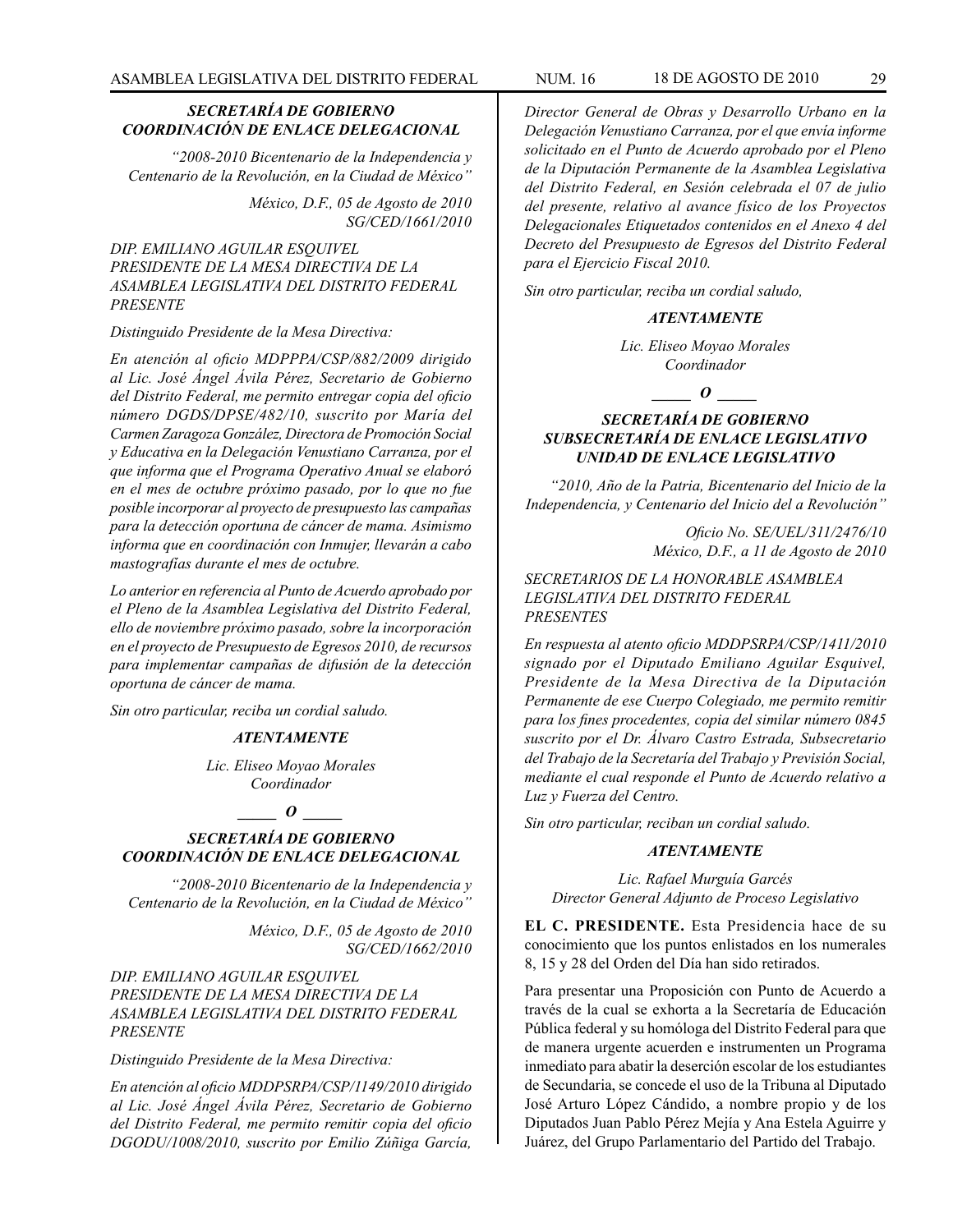***SECRETARÍA DE GOBIERNO***
***COORDINACIÓN DE ENLACE DELEGACIONAL***

*"2008-2010 Bicentenario de la Independencia y Centenario de la Revolución, en la Ciudad de México"*

*México, D.F., 05 de Agosto de 2010*
*SG/CED/1661/2010*

*DIP. EMILIANO AGUILAR ESQUIVEL*
*PRESIDENTE DE LA MESA DIRECTIVA DE LA ASAMBLEA LEGISLATIVA DEL DISTRITO FEDERAL*
*PRESENTE*

*Distinguido Presidente de la Mesa Directiva:*

*En atención al oficio MDPPPA/CSP/882/2009 dirigido al Lic. José Ángel Ávila Pérez, Secretario de Gobierno del Distrito Federal, me permito entregar copia del oficio número DGDS/DPSE/482/10, suscrito por María del Carmen Zaragoza González, Directora de Promoción Social y Educativa en la Delegación Venustiano Carranza, por el que informa que el Programa Operativo Anual se elaboró en el mes de octubre próximo pasado, por lo que no fue posible incorporar al proyecto de presupuesto las campañas para la detección oportuna de cáncer de mama. Asimismo informa que en coordinación con Inmujer, llevarán a cabo mastografías durante el mes de octubre.*

*Lo anterior en referencia al Punto de Acuerdo aprobado por el Pleno de la Asamblea Legislativa del Distrito Federal, ello de noviembre próximo pasado, sobre la incorporación en el proyecto de Presupuesto de Egresos 2010, de recursos para implementar campañas de difusión de la detección oportuna de cáncer de mama.*

*Sin otro particular, reciba un cordial saludo.*

***ATENTAMENTE***

*Lic. Eliseo Moyao Morales*
*Coordinador*

***\_\_\_\_\_ O \_\_\_\_\_***

***SECRETARÍA DE GOBIERNO***
***COORDINACIÓN DE ENLACE DELEGACIONAL***

*"2008-2010 Bicentenario de la Independencia y Centenario de la Revolución, en la Ciudad de México"*

*México, D.F., 05 de Agosto de 2010*
*SG/CED/1662/2010*

*DIP. EMILIANO AGUILAR ESQUIVEL*
*PRESIDENTE DE LA MESA DIRECTIVA DE LA ASAMBLEA LEGISLATIVA DEL DISTRITO FEDERAL*
*PRESENTE*

*Distinguido Presidente de la Mesa Directiva:*

*En atención al oficio MDDPSRPA/CSP/1149/2010 dirigido al Lic. José Ángel Ávila Pérez, Secretario de Gobierno del Distrito Federal, me permito remitir copia del oficio DGODU/1008/2010, suscrito por Emilio Zúñiga García, Director General de Obras y Desarrollo Urbano en la Delegación Venustiano Carranza, por el que envía informe solicitado en el Punto de Acuerdo aprobado por el Pleno de la Diputación Permanente de la Asamblea Legislativa del Distrito Federal, en Sesión celebrada el 07 de julio del presente, relativo al avance físico de los Proyectos Delegacionales Etiquetados contenidos en el Anexo 4 del Decreto del Presupuesto de Egresos del Distrito Federal para el Ejercicio Fiscal 2010.*

*Sin otro particular, reciba un cordial saludo,*

***ATENTAMENTE***

*Lic. Eliseo Moyao Morales*
*Coordinador*

***\_\_\_\_\_ O \_\_\_\_\_***

***SECRETARÍA DE GOBIERNO***
***SUBSECRETARÍA DE ENLACE LEGISLATIVO***
***UNIDAD DE ENLACE LEGISLATIVO***

*"2010, Año de la Patria, Bicentenario del Inicio de la Independencia, y Centenario del Inicio del a Revolución"*

*Oficio No. SE/UEL/311/2476/10*
*México, D.F., a 11 de Agosto de 2010*

*SECRETARIOS DE LA HONORABLE ASAMBLEA LEGISLATIVA DEL DISTRITO FEDERAL*
*PRESENTES*

*En respuesta al atento oficio MDDPSRPA/CSP/1411/2010 signado por el Diputado Emiliano Aguilar Esquivel, Presidente de la Mesa Directiva de la Diputación Permanente de ese Cuerpo Colegiado, me permito remitir para los fines procedentes, copia del similar número 0845 suscrito por el Dr. Álvaro Castro Estrada, Subsecretario del Trabajo de la Secretaría del Trabajo y Previsión Social, mediante el cual responde el Punto de Acuerdo relativo a Luz y Fuerza del Centro.*

*Sin otro particular, reciban un cordial saludo.*

***ATENTAMENTE***

*Lic. Rafael Murguía Garcés*
*Director General Adjunto de Proceso Legislativo*

**EL C. PRESIDENTE.** Esta Presidencia hace de su conocimiento que los puntos enlistados en los numerales 8, 15 y 28 del Orden del Día han sido retirados.

Para presentar una Proposición con Punto de Acuerdo a través de la cual se exhorta a la Secretaría de Educación Pública federal y su homóloga del Distrito Federal para que de manera urgente acuerden e instrumenten un Programa inmediato para abatir la deserción escolar de los estudiantes de Secundaria, se concede el uso de la Tribuna al Diputado José Arturo López Cándido, a nombre propio y de los Diputados Juan Pablo Pérez Mejía y Ana Estela Aguirre y Juárez, del Grupo Parlamentario del Partido del Trabajo.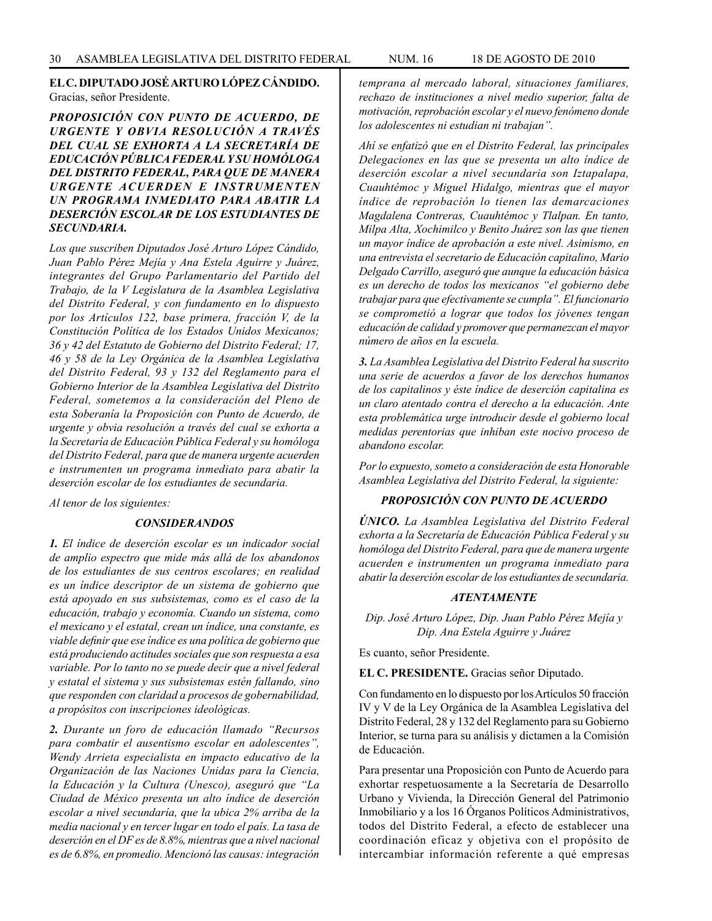**EL C. DIPUTADO JOSÉ ARTURO LÓPEZ CÁNDIDO.** Gracias, señor Presidente.

***PROPOSICIÓN CON PUNTO DE ACUERDO, DE URGENTE Y OBVIA RESOLUCIÓN A TRAVÉS DEL CUAL SE EXHORTA A LA SECRETARÍA DE EDUCACIÓN PÚBLICA FEDERAL Y SU HOMÓLOGA DEL DISTRITO FEDERAL, PARA QUE DE MANERA URGENTE ACUERDEN E INSTRUMENTEN UN PROGRAMA INMEDIATO PARA ABATIR LA DESERCIÓN ESCOLAR DE LOS ESTUDIANTES DE SECUNDARIA.***

*Los que suscriben Diputados José Arturo López Cándido, Juan Pablo Pérez Mejía y Ana Estela Aguirre y Juárez, integrantes del Grupo Parlamentario del Partido del Trabajo, de la V Legislatura de la Asamblea Legislativa del Distrito Federal, y con fundamento en lo dispuesto por los Artículos 122, base primera, fracción V, de la Constitución Política de los Estados Unidos Mexicanos; 36 y 42 del Estatuto de Gobierno del Distrito Federal; 17, 46 y 58 de la Ley Orgánica de la Asamblea Legislativa del Distrito Federal, 93 y 132 del Reglamento para el Gobierno Interior de la Asamblea Legislativa del Distrito Federal, sometemos a la consideración del Pleno de esta Soberanía la Proposición con Punto de Acuerdo, de urgente y obvia resolución a través del cual se exhorta a la Secretaría de Educación Pública Federal y su homóloga del Distrito Federal, para que de manera urgente acuerden e instrumenten un programa inmediato para abatir la deserción escolar de los estudiantes de secundaria.*

*Al tenor de los siguientes:*

***CONSIDERANDOS***

***1.*** *El índice de deserción escolar es un indicador social de amplio espectro que mide más allá de los abandonos de los estudiantes de sus centros escolares; en realidad es un índice descriptor de un sistema de gobierno que está apoyado en sus subsistemas, como es el caso de la educación, trabajo y economía. Cuando un sistema, como el mexicano y el estatal, crean un índice, una constante, es viable definir que ese índice es una política de gobierno que está produciendo actitudes sociales que son respuesta a esa variable. Por lo tanto no se puede decir que a nivel federal y estatal el sistema y sus subsistemas estén fallando, sino que responden con claridad a procesos de gobernabilidad, a propósitos con inscripciones ideológicas.*

***2.*** *Durante un foro de educación llamado "Recursos para combatir el ausentismo escolar en adolescentes", Wendy Arrieta especialista en impacto educativo de la Organización de las Naciones Unidas para la Ciencia, la Educación y la Cultura (Unesco), aseguró que "La Ciudad de México presenta un alto índice de deserción escolar a nivel secundaría, que la ubica 2% arriba de la media nacional y en tercer lugar en todo el país. La tasa de deserción en el DF es de 8.8%, mientras que a nivel nacional es de 6.8%, en promedio. Mencionó las causas: integración temprana al mercado laboral, situaciones familiares, rechazo de instituciones a nivel medio superior, falta de motivación, reprobación escolar y el nuevo fenómeno donde los adolescentes ni estudian ni trabajan".*

*Ahí se enfatizó que en el Distrito Federal, las principales Delegaciones en las que se presenta un alto índice de deserción escolar a nivel secundaria son Iztapalapa, Cuauhtémoc y Miguel Hidalgo, mientras que el mayor índice de reprobación lo tienen las demarcaciones Magdalena Contreras, Cuauhtémoc y Tlalpan. En tanto, Milpa Alta, Xochimilco y Benito Juárez son las que tienen un mayor índice de aprobación a este nivel. Asimismo, en una entrevista el secretario de Educación capitalino, Mario Delgado Carrillo, aseguró que aunque la educación básica es un derecho de todos los mexicanos "el gobierno debe trabajar para que efectivamente se cumpla". El funcionario se comprometió a lograr que todos los jóvenes tengan educación de calidad y promover que permanezcan el mayor número de años en la escuela.*

***3.*** *La Asamblea Legislativa del Distrito Federal ha suscrito una serie de acuerdos a favor de los derechos humanos de los capitalinos y éste índice de deserción capitalina es un claro atentado contra el derecho a la educación. Ante esta problemática urge introducir desde el gobierno local medidas perentorias que inhiban este nocivo proceso de abandono escolar.*

*Por lo expuesto, someto a consideración de esta Honorable Asamblea Legislativa del Distrito Federal, la siguiente:*

***PROPOSICIÓN CON PUNTO DE ACUERDO***

***ÚNICO.*** *La Asamblea Legislativa del Distrito Federal exhorta a la Secretaría de Educación Pública Federal y su homóloga del Distrito Federal, para que de manera urgente acuerden e instrumenten un programa inmediato para abatir la deserción escolar de los estudiantes de secundaria.*

***ATENTAMENTE***

*Dip. José Arturo López, Dip. Juan Pablo Pérez Mejía y Dip. Ana Estela Aguirre y Juárez*

Es cuanto, señor Presidente.

**EL C. PRESIDENTE.** Gracias señor Diputado.

Con fundamento en lo dispuesto por los Artículos 50 fracción IV y V de la Ley Orgánica de la Asamblea Legislativa del Distrito Federal, 28 y 132 del Reglamento para su Gobierno Interior, se turna para su análisis y dictamen a la Comisión de Educación.

Para presentar una Proposición con Punto de Acuerdo para exhortar respetuosamente a la Secretaría de Desarrollo Urbano y Vivienda, la Dirección General del Patrimonio Inmobiliario y a los 16 Órganos Políticos Administrativos, todos del Distrito Federal, a efecto de establecer una coordinación eficaz y objetiva con el propósito de intercambiar información referente a qué empresas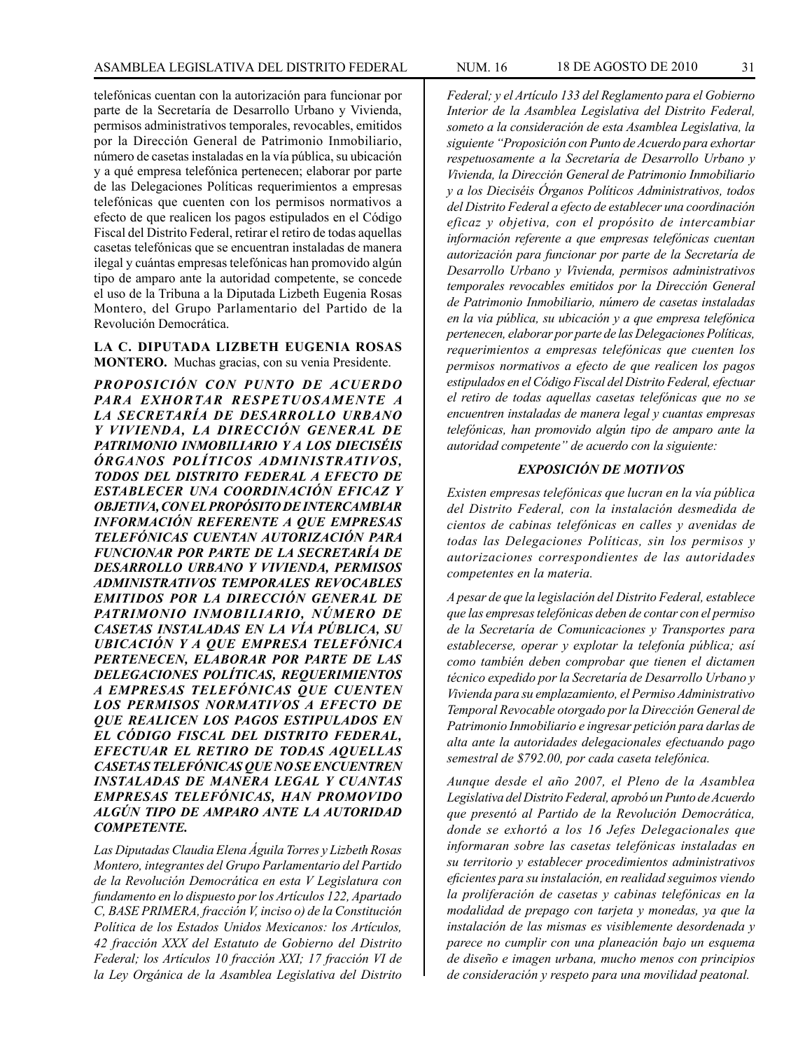telefónicas cuentan con la autorización para funcionar por parte de la Secretaría de Desarrollo Urbano y Vivienda, permisos administrativos temporales, revocables, emitidos por la Dirección General de Patrimonio Inmobiliario, número de casetas instaladas en la vía pública, su ubicación y a qué empresa telefónica pertenecen; elaborar por parte de las Delegaciones Políticas requerimientos a empresas telefónicas que cuenten con los permisos normativos a efecto de que realicen los pagos estipulados en el Código Fiscal del Distrito Federal, retirar el retiro de todas aquellas casetas telefónicas que se encuentran instaladas de manera ilegal y cuántas empresas telefónicas han promovido algún tipo de amparo ante la autoridad competente, se concede el uso de la Tribuna a la Diputada Lizbeth Eugenia Rosas Montero, del Grupo Parlamentario del Partido de la Revolución Democrática.

**LA C. DIPUTADA LIZBETH EUGENIA ROSAS MONTERO.** Muchas gracias, con su venia Presidente.

***PROPOSICIÓN CON PUNTO DE ACUERDO PARA EXHORTAR RESPETUOSAMENTE A LA SECRETARÍA DE DESARROLLO URBANO Y VIVIENDA, LA DIRECCIÓN GENERAL DE PATRIMONIO INMOBILIARIO Y A LOS DIECISÉIS ÓRGANOS POLÍTICOS ADMINISTRATIVOS, TODOS DEL DISTRITO FEDERAL A EFECTO DE ESTABLECER UNA COORDINACIÓN EFICAZ Y OBJETIVA, CON EL PROPÓSITO DE INTERCAMBIAR INFORMACIÓN REFERENTE A QUE EMPRESAS TELEFÓNICAS CUENTAN AUTORIZACIÓN PARA FUNCIONAR POR PARTE DE LA SECRETARÍA DE DESARROLLO URBANO Y VIVIENDA, PERMISOS ADMINISTRATIVOS TEMPORALES REVOCABLES EMITIDOS POR LA DIRECCIÓN GENERAL DE PATRIMONIO INMOBILIARIO, NÚMERO DE CASETAS INSTALADAS EN LA VÍA PÚBLICA, SU UBICACIÓN Y A QUE EMPRESA TELEFÓNICA PERTENECEN, ELABORAR POR PARTE DE LAS DELEGACIONES POLÍTICAS, REQUERIMIENTOS A EMPRESAS TELEFÓNICAS QUE CUENTEN LOS PERMISOS NORMATIVOS A EFECTO DE QUE REALICEN LOS PAGOS ESTIPULADOS EN EL CÓDIGO FISCAL DEL DISTRITO FEDERAL, EFECTUAR EL RETIRO DE TODAS AQUELLAS CASETAS TELEFÓNICAS QUE NO SE ENCUENTREN INSTALADAS DE MANERA LEGAL Y CUANTAS EMPRESAS TELEFÓNICAS, HAN PROMOVIDO ALGÚN TIPO DE AMPARO ANTE LA AUTORIDAD COMPETENTE.***

*Las Diputadas Claudia Elena Águila Torres y Lizbeth Rosas Montero, integrantes del Grupo Parlamentario del Partido de la Revolución Democrática en esta V Legislatura con fundamento en lo dispuesto por los Artículos 122, Apartado C, BASE PRIMERA, fracción V, inciso o) de la Constitución Política de los Estados Unidos Mexicanos: los Artículos, 42 fracción XXX del Estatuto de Gobierno del Distrito Federal; los Artículos 10 fracción XXI; 17 fracción VI de la Ley Orgánica de la Asamblea Legislativa del Distrito Federal; y el Artículo 133 del Reglamento para el Gobierno Interior de la Asamblea Legislativa del Distrito Federal, someto a la consideración de esta Asamblea Legislativa, la siguiente "Proposición con Punto de Acuerdo para exhortar respetuosamente a la Secretaría de Desarrollo Urbano y Vivienda, la Dirección General de Patrimonio Inmobiliario y a los Dieciséis Órganos Políticos Administrativos, todos del Distrito Federal a efecto de establecer una coordinación eficaz y objetiva, con el propósito de intercambiar información referente a que empresas telefónicas cuentan autorización para funcionar por parte de la Secretaría de Desarrollo Urbano y Vivienda, permisos administrativos temporales revocables emitidos por la Dirección General de Patrimonio Inmobiliario, número de casetas instaladas en la vía pública, su ubicación y a que empresa telefónica pertenecen, elaborar por parte de las Delegaciones Políticas, requerimientos a empresas telefónicas que cuenten los permisos normativos a efecto de que realicen los pagos estipulados en el Código Fiscal del Distrito Federal, efectuar el retiro de todas aquellas casetas telefónicas que no se encuentren instaladas de manera legal y cuantas empresas telefónicas, han promovido algún tipo de amparo ante la autoridad competente" de acuerdo con la siguiente:*

### *EXPOSICIÓN DE MOTIVOS*

*Existen empresas telefónicas que lucran en la vía pública del Distrito Federal, con la instalación desmedida de cientos de cabinas telefónicas en calles y avenidas de todas las Delegaciones Políticas, sin los permisos y autorizaciones correspondientes de las autoridades competentes en la materia.*

*A pesar de que la legislación del Distrito Federal, establece que las empresas telefónicas deben de contar con el permiso de la Secretaría de Comunicaciones y Transportes para establecerse, operar y explotar la telefonía pública; así como también deben comprobar que tienen el dictamen técnico expedido por la Secretaría de Desarrollo Urbano y Vivienda para su emplazamiento, el Permiso Administrativo Temporal Revocable otorgado por la Dirección General de Patrimonio Inmobiliario e ingresar petición para darlas de alta ante la autoridades delegacionales efectuando pago semestral de $792.00, por cada caseta telefónica.*

*Aunque desde el año 2007, el Pleno de la Asamblea Legislativa del Distrito Federal, aprobó un Punto de Acuerdo que presentó al Partido de la Revolución Democrática, donde se exhortó a los 16 Jefes Delegacionales que informaran sobre las casetas telefónicas instaladas en su territorio y establecer procedimientos administrativos eficientes para su instalación, en realidad seguimos viendo la proliferación de casetas y cabinas telefónicas en la modalidad de prepago con tarjeta y monedas, ya que la instalación de las mismas es visiblemente desordenada y parece no cumplir con una planeación bajo un esquema de diseño e imagen urbana, mucho menos con principios de consideración y respeto para una movilidad peatonal.*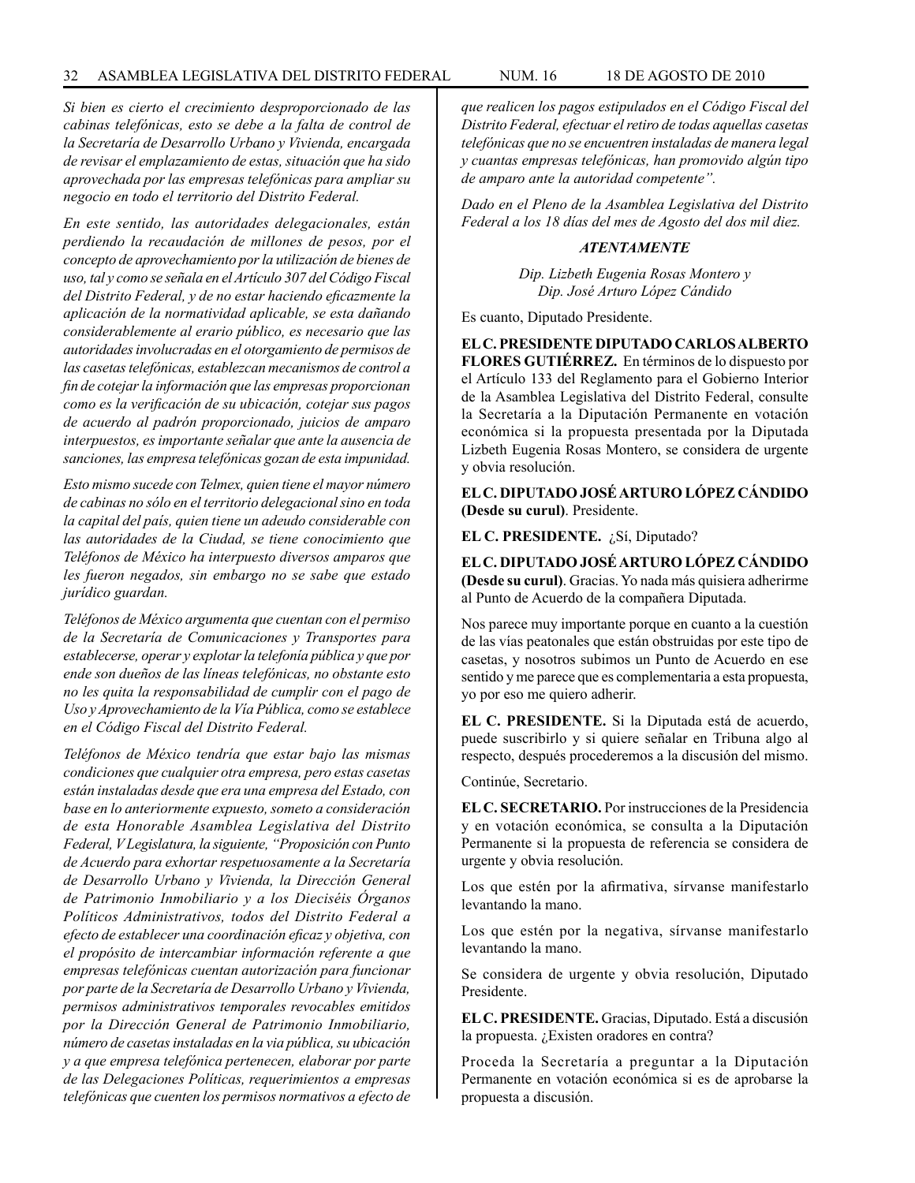*Si bien es cierto el crecimiento desproporcionado de las cabinas telefónicas, esto se debe a la falta de control de la Secretaría de Desarrollo Urbano y Vivienda, encargada de revisar el emplazamiento de estas, situación que ha sido aprovechada por las empresas telefónicas para ampliar su negocio en todo el territorio del Distrito Federal.*

*En este sentido, las autoridades delegacionales, están perdiendo la recaudación de millones de pesos, por el concepto de aprovechamiento por la utilización de bienes de uso, tal y como se señala en el Artículo 307 del Código Fiscal del Distrito Federal, y de no estar haciendo eficazmente la aplicación de la normatividad aplicable, se esta dañando considerablemente al erario público, es necesario que las autoridades involucradas en el otorgamiento de permisos de las casetas telefónicas, establezcan mecanismos de control a fin de cotejar la información que las empresas proporcionan como es la verificación de su ubicación, cotejar sus pagos de acuerdo al padrón proporcionado, juicios de amparo interpuestos, es importante señalar que ante la ausencia de sanciones, las empresa telefónicas gozan de esta impunidad.*

*Esto mismo sucede con Telmex, quien tiene el mayor número de cabinas no sólo en el territorio delegacional sino en toda la capital del país, quien tiene un adeudo considerable con las autoridades de la Ciudad, se tiene conocimiento que Teléfonos de México ha interpuesto diversos amparos que les fueron negados, sin embargo no se sabe que estado jurídico guardan.*

*Teléfonos de México argumenta que cuentan con el permiso de la Secretaría de Comunicaciones y Transportes para establecerse, operar y explotar la telefonía pública y que por ende son dueños de las líneas telefónicas, no obstante esto no les quita la responsabilidad de cumplir con el pago de Uso y Aprovechamiento de la Vía Pública, como se establece en el Código Fiscal del Distrito Federal.*

*Teléfonos de México tendría que estar bajo las mismas condiciones que cualquier otra empresa, pero estas casetas están instaladas desde que era una empresa del Estado, con base en lo anteriormente expuesto, someto a consideración de esta Honorable Asamblea Legislativa del Distrito Federal, V Legislatura, la siguiente, "Proposición con Punto de Acuerdo para exhortar respetuosamente a la Secretaría de Desarrollo Urbano y Vivienda, la Dirección General de Patrimonio Inmobiliario y a los Dieciséis Órganos Políticos Administrativos, todos del Distrito Federal a efecto de establecer una coordinación eficaz y objetiva, con el propósito de intercambiar información referente a que empresas telefónicas cuentan autorización para funcionar por parte de la Secretaría de Desarrollo Urbano y Vivienda, permisos administrativos temporales revocables emitidos por la Dirección General de Patrimonio Inmobiliario, número de casetas instaladas en la via pública, su ubicación y a que empresa telefónica pertenecen, elaborar por parte de las Delegaciones Políticas, requerimientos a empresas telefónicas que cuenten los permisos normativos a efecto de que realicen los pagos estipulados en el Código Fiscal del Distrito Federal, efectuar el retiro de todas aquellas casetas telefónicas que no se encuentren instaladas de manera legal y cuantas empresas telefónicas, han promovido algún tipo de amparo ante la autoridad competente".*

*Dado en el Pleno de la Asamblea Legislativa del Distrito Federal a los 18 días del mes de Agosto del dos mil diez.*

***ATENTAMENTE***

*Dip. Lizbeth Eugenia Rosas Montero y*
*Dip. José Arturo López Cándido*

Es cuanto, Diputado Presidente.

**EL C. PRESIDENTE DIPUTADO CARLOS ALBERTO FLORES GUTIÉRREZ.** En términos de lo dispuesto por el Artículo 133 del Reglamento para el Gobierno Interior de la Asamblea Legislativa del Distrito Federal, consulte la Secretaría a la Diputación Permanente en votación económica si la propuesta presentada por la Diputada Lizbeth Eugenia Rosas Montero, se considera de urgente y obvia resolución.

**EL C. DIPUTADO JOSÉ ARTURO LÓPEZ CÁNDIDO (Desde su curul)**. Presidente.

**EL C. PRESIDENTE.** ¿Sí, Diputado?

**EL C. DIPUTADO JOSÉ ARTURO LÓPEZ CÁNDIDO (Desde su curul)**. Gracias. Yo nada más quisiera adherirme al Punto de Acuerdo de la compañera Diputada.

Nos parece muy importante porque en cuanto a la cuestión de las vías peatonales que están obstruidas por este tipo de casetas, y nosotros subimos un Punto de Acuerdo en ese sentido y me parece que es complementaria a esta propuesta, yo por eso me quiero adherir.

**EL C. PRESIDENTE.** Si la Diputada está de acuerdo, puede suscribirlo y si quiere señalar en Tribuna algo al respecto, después procederemos a la discusión del mismo.

Continúe, Secretario.

**EL C. SECRETARIO.** Por instrucciones de la Presidencia y en votación económica, se consulta a la Diputación Permanente si la propuesta de referencia se considera de urgente y obvia resolución.

Los que estén por la afirmativa, sírvanse manifestarlo levantando la mano.

Los que estén por la negativa, sírvanse manifestarlo levantando la mano.

Se considera de urgente y obvia resolución, Diputado Presidente.

**EL C. PRESIDENTE.** Gracias, Diputado. Está a discusión la propuesta. ¿Existen oradores en contra?

Proceda la Secretaría a preguntar a la Diputación Permanente en votación económica si es de aprobarse la propuesta a discusión.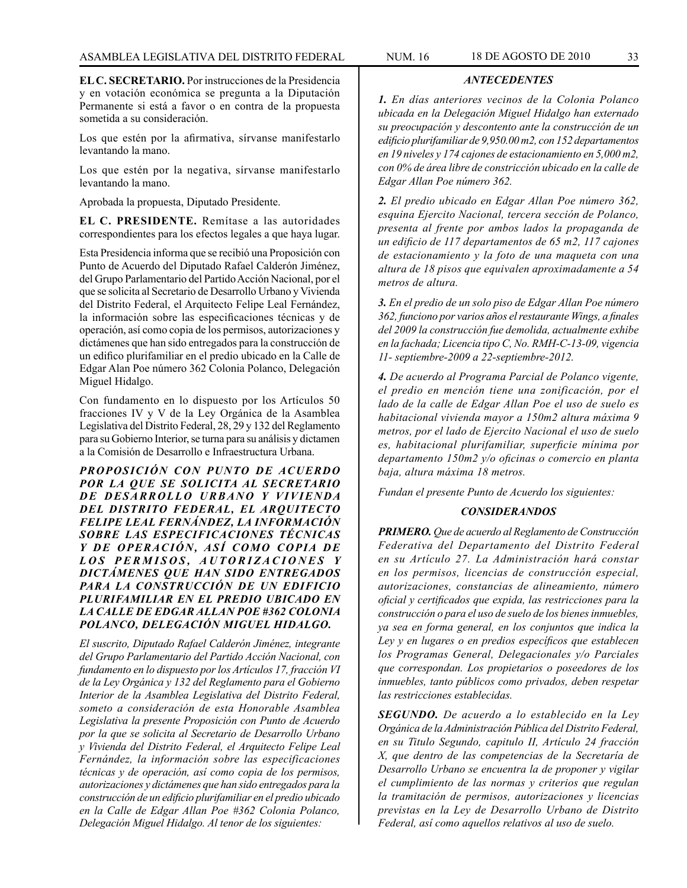**EL C. SECRETARIO.** Por instrucciones de la Presidencia y en votación económica se pregunta a la Diputación Permanente si está a favor o en contra de la propuesta sometida a su consideración.

Los que estén por la afirmativa, sírvanse manifestarlo levantando la mano.

Los que estén por la negativa, sírvanse manifestarlo levantando la mano.

Aprobada la propuesta, Diputado Presidente.

**EL C. PRESIDENTE.** Remítase a las autoridades correspondientes para los efectos legales a que haya lugar.

Esta Presidencia informa que se recibió una Proposición con Punto de Acuerdo del Diputado Rafael Calderón Jiménez, del Grupo Parlamentario del Partido Acción Nacional, por el que se solicita al Secretario de Desarrollo Urbano y Vivienda del Distrito Federal, el Arquitecto Felipe Leal Fernández, la información sobre las especificaciones técnicas y de operación, así como copia de los permisos, autorizaciones y dictámenes que han sido entregados para la construcción de un edifico plurifamiliar en el predio ubicado en la Calle de Edgar Alan Poe número 362 Colonia Polanco, Delegación Miguel Hidalgo.

Con fundamento en lo dispuesto por los Artículos 50 fracciones IV y V de la Ley Orgánica de la Asamblea Legislativa del Distrito Federal, 28, 29 y 132 del Reglamento para su Gobierno Interior, se turna para su análisis y dictamen a la Comisión de Desarrollo e Infraestructura Urbana.

***PROPOSICIÓN CON PUNTO DE ACUERDO POR LA QUE SE SOLICITA AL SECRETARIO DE DESARROLLO URBANO Y VIVIENDA DEL DISTRITO FEDERAL, EL ARQUITECTO FELIPE LEAL FERNÁNDEZ, LA INFORMACIÓN SOBRE LAS ESPECIFICACIONES TÉCNICAS Y DE OPERACIÓN, ASÍ COMO COPIA DE LOS PERMISOS, AUTORIZACIONES Y DICTÁMENES QUE HAN SIDO ENTREGADOS PARA LA CONSTRUCCIÓN DE UN EDIFICIO PLURIFAMILIAR EN EL PREDIO UBICADO EN LA CALLE DE EDGAR ALLAN POE #362 COLONIA POLANCO, DELEGACIÓN MIGUEL HIDALGO.***

*El suscrito, Diputado Rafael Calderón Jiménez, integrante del Grupo Parlamentario del Partido Acción Nacional, con fundamento en lo dispuesto por los Artículos 17, fracción VI de la Ley Orgánica y 132 del Reglamento para el Gobierno Interior de la Asamblea Legislativa del Distrito Federal, someto a consideración de esta Honorable Asamblea Legislativa la presente Proposición con Punto de Acuerdo por la que se solicita al Secretario de Desarrollo Urbano y Vivienda del Distrito Federal, el Arquitecto Felipe Leal Fernández, la información sobre las especificaciones técnicas y de operación, así como copia de los permisos, autorizaciones y dictámenes que han sido entregados para la construcción de un edificio plurifamiliar en el predio ubicado en la Calle de Edgar Allan Poe #362 Colonia Polanco, Delegación Miguel Hidalgo. Al tenor de los siguientes:*

***ANTECEDENTES***

***1.*** *En días anteriores vecinos de la Colonia Polanco ubicada en la Delegación Miguel Hidalgo han externado su preocupación y descontento ante la construcción de un edificio plurifamiliar de 9,950.00 m2, con 152 departamentos en 19 niveles y 174 cajones de estacionamiento en 5,000 m2, con 0% de área libre de constricción ubicado en la calle de Edgar Allan Poe número 362.*

***2.*** *El predio ubicado en Edgar Allan Poe número 362, esquina Ejercito Nacional, tercera sección de Polanco, presenta al frente por ambos lados la propaganda de un edificio de 117 departamentos de 65 m2, 117 cajones de estacionamiento y la foto de una maqueta con una altura de 18 pisos que equivalen aproximadamente a 54 metros de altura.*

***3.*** *En el predio de un solo piso de Edgar Allan Poe número 362, funciono por varios años el restaurante Wings, a finales del 2009 la construcción fue demolida, actualmente exhibe en la fachada; Licencia tipo C, No. RMH-C-13-09, vigencia 11- septiembre-2009 a 22-septiembre-2012.*

***4.*** *De acuerdo al Programa Parcial de Polanco vigente, el predio en mención tiene una zonificación, por el lado de la calle de Edgar Allan Poe el uso de suelo es habitacional vivienda mayor a 150m2 altura máxima 9 metros, por el lado de Ejercito Nacional el uso de suelo es, habitacional plurifamiliar, superficie mínima por departamento 150m2 y/o oficinas o comercio en planta baja, altura máxima 18 metros.*

*Fundan el presente Punto de Acuerdo los siguientes:*

***CONSIDERANDOS***

***PRIMERO.*** *Que de acuerdo al Reglamento de Construcción Federativa del Departamento del Distrito Federal en su Artículo 27. La Administración hará constar en los permisos, licencias de construcción especial, autorizaciones, constancias de alineamiento, número oficial y certificados que expida, las restricciones para la construcción o para el uso de suelo de los bienes inmuebles, ya sea en forma general, en los conjuntos que indica la Ley y en lugares o en predios específicos que establecen los Programas General, Delegacionales y/o Parciales que correspondan. Los propietarios o poseedores de los inmuebles, tanto públicos como privados, deben respetar las restricciones establecidas.*

***SEGUNDO.*** *De acuerdo a lo establecido en la Ley Orgánica de la Administración Pública del Distrito Federal, en su Titulo Segundo, capitulo II, Artículo 24 fracción X, que dentro de las competencias de la Secretaría de Desarrollo Urbano se encuentra la de proponer y vigilar el cumplimiento de las normas y criterios que regulan la tramitación de permisos, autorizaciones y licencias previstas en la Ley de Desarrollo Urbano de Distrito Federal, así como aquellos relativos al uso de suelo.*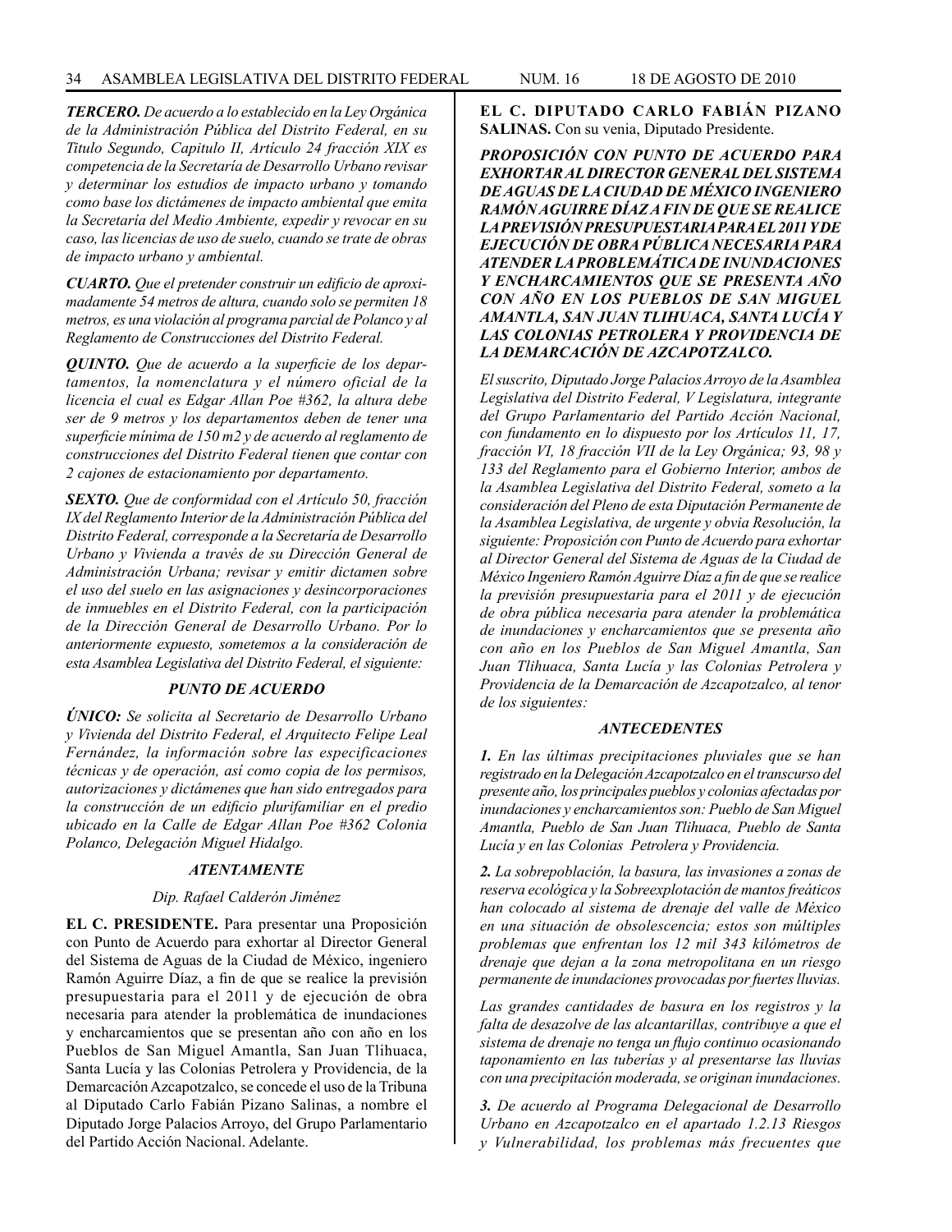***TERCERO.*** *De acuerdo a lo establecido en la Ley Orgánica de la Administración Pública del Distrito Federal, en su Titulo Segundo, Capitulo II, Artículo 24 fracción XIX es competencia de la Secretaría de Desarrollo Urbano revisar y determinar los estudios de impacto urbano y tomando como base los dictámenes de impacto ambiental que emita la Secretaría del Medio Ambiente, expedir y revocar en su caso, las licencias de uso de suelo, cuando se trate de obras de impacto urbano y ambiental.*

***CUARTO.*** *Que el pretender construir un edificio de aproximadamente 54 metros de altura, cuando solo se permiten 18 metros, es una violación al programa parcial de Polanco y al Reglamento de Construcciones del Distrito Federal.*

***QUINTO.*** *Que de acuerdo a la superficie de los departamentos, la nomenclatura y el número oficial de la licencia el cual es Edgar Allan Poe #362, la altura debe ser de 9 metros y los departamentos deben de tener una superficie mínima de 150 m2 y de acuerdo al reglamento de construcciones del Distrito Federal tienen que contar con 2 cajones de estacionamiento por departamento.*

***SEXTO.*** *Que de conformidad con el Artículo 50, fracción IX del Reglamento Interior de la Administración Pública del Distrito Federal, corresponde a la Secretaría de Desarrollo Urbano y Vivienda a través de su Dirección General de Administración Urbana; revisar y emitir dictamen sobre el uso del suelo en las asignaciones y desincorporaciones de inmuebles en el Distrito Federal, con la participación de la Dirección General de Desarrollo Urbano. Por lo anteriormente expuesto, sometemos a la consideración de esta Asamblea Legislativa del Distrito Federal, el siguiente:*

***PUNTO DE ACUERDO***

***ÚNICO:*** *Se solicita al Secretario de Desarrollo Urbano y Vivienda del Distrito Federal, el Arquitecto Felipe Leal Fernández, la información sobre las especificaciones técnicas y de operación, así como copia de los permisos, autorizaciones y dictámenes que han sido entregados para la construcción de un edificio plurifamiliar en el predio ubicado en la Calle de Edgar Allan Poe #362 Colonia Polanco, Delegación Miguel Hidalgo.*

***ATENTAMENTE***

*Dip. Rafael Calderón Jiménez*

**EL C. PRESIDENTE.** Para presentar una Proposición con Punto de Acuerdo para exhortar al Director General del Sistema de Aguas de la Ciudad de México, ingeniero Ramón Aguirre Díaz, a fin de que se realice la previsión presupuestaria para el 2011 y de ejecución de obra necesaria para atender la problemática de inundaciones y encharcamientos que se presentan año con año en los Pueblos de San Miguel Amantla, San Juan Tlihuaca, Santa Lucía y las Colonias Petrolera y Providencia, de la Demarcación Azcapotzalco, se concede el uso de la Tribuna al Diputado Carlo Fabián Pizano Salinas, a nombre el Diputado Jorge Palacios Arroyo, del Grupo Parlamentario del Partido Acción Nacional. Adelante.

**EL C. DIPUTADO CARLO FABIÁN PIZANO SALINAS.** Con su venia, Diputado Presidente.

***PROPOSICIÓN CON PUNTO DE ACUERDO PARA EXHORTAR AL DIRECTOR GENERAL DEL SISTEMA DE AGUAS DE LA CIUDAD DE MÉXICO INGENIERO RAMÓN AGUIRRE DÍAZ A FIN DE QUE SE REALICE LA PREVISIÓN PRESUPUESTARIA PARA EL 2011 Y DE EJECUCIÓN DE OBRA PÚBLICA NECESARIA PARA ATENDER LA PROBLEMÁTICA DE INUNDACIONES Y ENCHARCAMIENTOS QUE SE PRESENTA AÑO CON AÑO EN LOS PUEBLOS DE SAN MIGUEL AMANTLA, SAN JUAN TLIHUACA, SANTA LUCÍA Y LAS COLONIAS PETROLERA Y PROVIDENCIA DE LA DEMARCACIÓN DE AZCAPOTZALCO.***

*El suscrito, Diputado Jorge Palacios Arroyo de la Asamblea Legislativa del Distrito Federal, V Legislatura, integrante del Grupo Parlamentario del Partido Acción Nacional, con fundamento en lo dispuesto por los Artículos 11, 17, fracción VI, 18 fracción VII de la Ley Orgánica; 93, 98 y 133 del Reglamento para el Gobierno Interior, ambos de la Asamblea Legislativa del Distrito Federal, someto a la consideración del Pleno de esta Diputación Permanente de la Asamblea Legislativa, de urgente y obvia Resolución, la siguiente: Proposición con Punto de Acuerdo para exhortar al Director General del Sistema de Aguas de la Ciudad de México Ingeniero Ramón Aguirre Díaz a fin de que se realice la previsión presupuestaria para el 2011 y de ejecución de obra pública necesaria para atender la problemática de inundaciones y encharcamientos que se presenta año con año en los Pueblos de San Miguel Amantla, San Juan Tlihuaca, Santa Lucía y las Colonias Petrolera y Providencia de la Demarcación de Azcapotzalco, al tenor de los siguientes:*

***ANTECEDENTES***

***1.*** *En las últimas precipitaciones pluviales que se han registrado en la Delegación Azcapotzalco en el transcurso del presente año, los principales pueblos y colonias afectadas por inundaciones y encharcamientos son: Pueblo de San Miguel Amantla, Pueblo de San Juan Tlihuaca, Pueblo de Santa Lucía y en las Colonias Petrolera y Providencia.*

***2.*** *La sobrepoblación, la basura, las invasiones a zonas de reserva ecológica y la Sobreexplotación de mantos freáticos han colocado al sistema de drenaje del valle de México en una situación de obsolescencia; estos son múltiples problemas que enfrentan los 12 mil 343 kilómetros de drenaje que dejan a la zona metropolitana en un riesgo permanente de inundaciones provocadas por fuertes lluvias.*

*Las grandes cantidades de basura en los registros y la falta de desazolve de las alcantarillas, contribuye a que el sistema de drenaje no tenga un flujo continuo ocasionando taponamiento en las tuberías y al presentarse las lluvias con una precipitación moderada, se originan inundaciones.*

***3.*** *De acuerdo al Programa Delegacional de Desarrollo Urbano en Azcapotzalco en el apartado 1.2.13 Riesgos y Vulnerabilidad, los problemas más frecuentes que*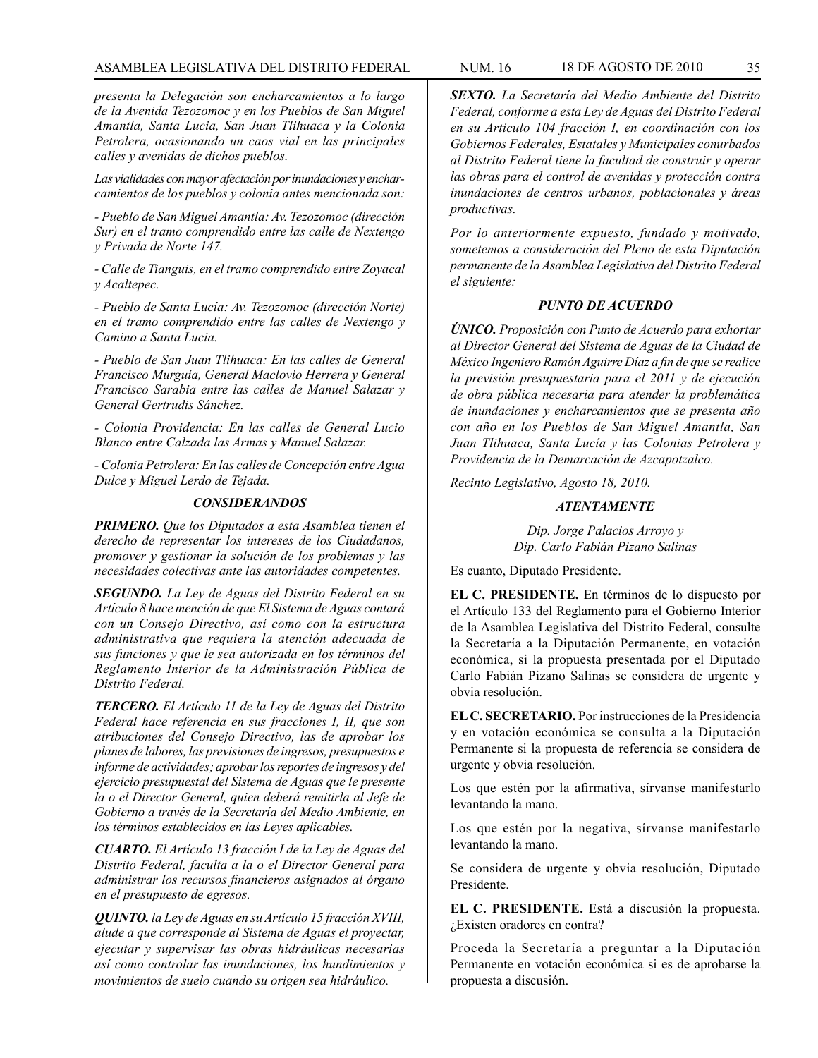*presenta la Delegación son encharcamientos a lo largo de la Avenida Tezozomoc y en los Pueblos de San Miguel Amantla, Santa Lucia, San Juan Tlihuaca y la Colonia Petrolera, ocasionando un caos vial en las principales calles y avenidas de dichos pueblos.*

*Las vialidades con mayor afectación por inundaciones y encharcamientos de los pueblos y colonia antes mencionada son:*

*- Pueblo de San Miguel Amantla: Av. Tezozomoc (dirección Sur) en el tramo comprendido entre las calle de Nextengo y Privada de Norte 147.*

*- Calle de Tianguis, en el tramo comprendido entre Zoyacal y Acaltepec.*

*- Pueblo de Santa Lucía: Av. Tezozomoc (dirección Norte) en el tramo comprendido entre las calles de Nextengo y Camino a Santa Lucia.*

*- Pueblo de San Juan Tlihuaca: En las calles de General Francisco Murguía, General Maclovio Herrera y General Francisco Sarabia entre las calles de Manuel Salazar y General Gertrudis Sánchez.*

*- Colonia Providencia: En las calles de General Lucio Blanco entre Calzada las Armas y Manuel Salazar.*

*- Colonia Petrolera: En las calles de Concepción entre Agua Dulce y Miguel Lerdo de Tejada.*

### *CONSIDERANDOS*

***PRIMERO.*** *Que los Diputados a esta Asamblea tienen el derecho de representar los intereses de los Ciudadanos, promover y gestionar la solución de los problemas y las necesidades colectivas ante las autoridades competentes.*

***SEGUNDO.*** *La Ley de Aguas del Distrito Federal en su Artículo 8 hace mención de que El Sistema de Aguas contará con un Consejo Directivo, así como con la estructura administrativa que requiera la atención adecuada de sus funciones y que le sea autorizada en los términos del Reglamento Interior de la Administración Pública de Distrito Federal.*

***TERCERO.*** *El Artículo 11 de la Ley de Aguas del Distrito Federal hace referencia en sus fracciones I, II, que son atribuciones del Consejo Directivo, las de aprobar los planes de labores, las previsiones de ingresos, presupuestos e informe de actividades; aprobar los reportes de ingresos y del ejercicio presupuestal del Sistema de Aguas que le presente la o el Director General, quien deberá remitirla al Jefe de Gobierno a través de la Secretaría del Medio Ambiente, en los términos establecidos en las Leyes aplicables.*

***CUARTO.*** *El Artículo 13 fracción I de la Ley de Aguas del Distrito Federal, faculta a la o el Director General para administrar los recursos financieros asignados al órgano en el presupuesto de egresos.*

***QUINTO.*** *la Ley de Aguas en su Artículo 15 fracción XVIII, alude a que corresponde al Sistema de Aguas el proyectar, ejecutar y supervisar las obras hidráulicas necesarias así como controlar las inundaciones, los hundimientos y movimientos de suelo cuando su origen sea hidráulico.*

***SEXTO.*** *La Secretaría del Medio Ambiente del Distrito Federal, conforme a esta Ley de Aguas del Distrito Federal en su Artículo 104 fracción I, en coordinación con los Gobiernos Federales, Estatales y Municipales conurbados al Distrito Federal tiene la facultad de construir y operar las obras para el control de avenidas y protección contra inundaciones de centros urbanos, poblacionales y áreas productivas.*

*Por lo anteriormente expuesto, fundado y motivado, sometemos a consideración del Pleno de esta Diputación permanente de la Asamblea Legislativa del Distrito Federal el siguiente:*

### *PUNTO DE ACUERDO*

***ÚNICO.*** *Proposición con Punto de Acuerdo para exhortar al Director General del Sistema de Aguas de la Ciudad de México Ingeniero Ramón Aguirre Díaz a fin de que se realice la previsión presupuestaria para el 2011 y de ejecución de obra pública necesaria para atender la problemática de inundaciones y encharcamientos que se presenta año con año en los Pueblos de San Miguel Amantla, San Juan Tlihuaca, Santa Lucía y las Colonias Petrolera y Providencia de la Demarcación de Azcapotzalco.*

*Recinto Legislativo, Agosto 18, 2010.*

### *ATENTAMENTE*

*Dip. Jorge Palacios Arroyo y*
*Dip. Carlo Fabián Pizano Salinas*

Es cuanto, Diputado Presidente.

**EL C. PRESIDENTE.** En términos de lo dispuesto por el Artículo 133 del Reglamento para el Gobierno Interior de la Asamblea Legislativa del Distrito Federal, consulte la Secretaría a la Diputación Permanente, en votación económica, si la propuesta presentada por el Diputado Carlo Fabián Pizano Salinas se considera de urgente y obvia resolución.

**EL C. SECRETARIO.** Por instrucciones de la Presidencia y en votación económica se consulta a la Diputación Permanente si la propuesta de referencia se considera de urgente y obvia resolución.

Los que estén por la afirmativa, sírvanse manifestarlo levantando la mano.

Los que estén por la negativa, sírvanse manifestarlo levantando la mano.

Se considera de urgente y obvia resolución, Diputado Presidente.

**EL C. PRESIDENTE.** Está a discusión la propuesta. ¿Existen oradores en contra?

Proceda la Secretaría a preguntar a la Diputación Permanente en votación económica si es de aprobarse la propuesta a discusión.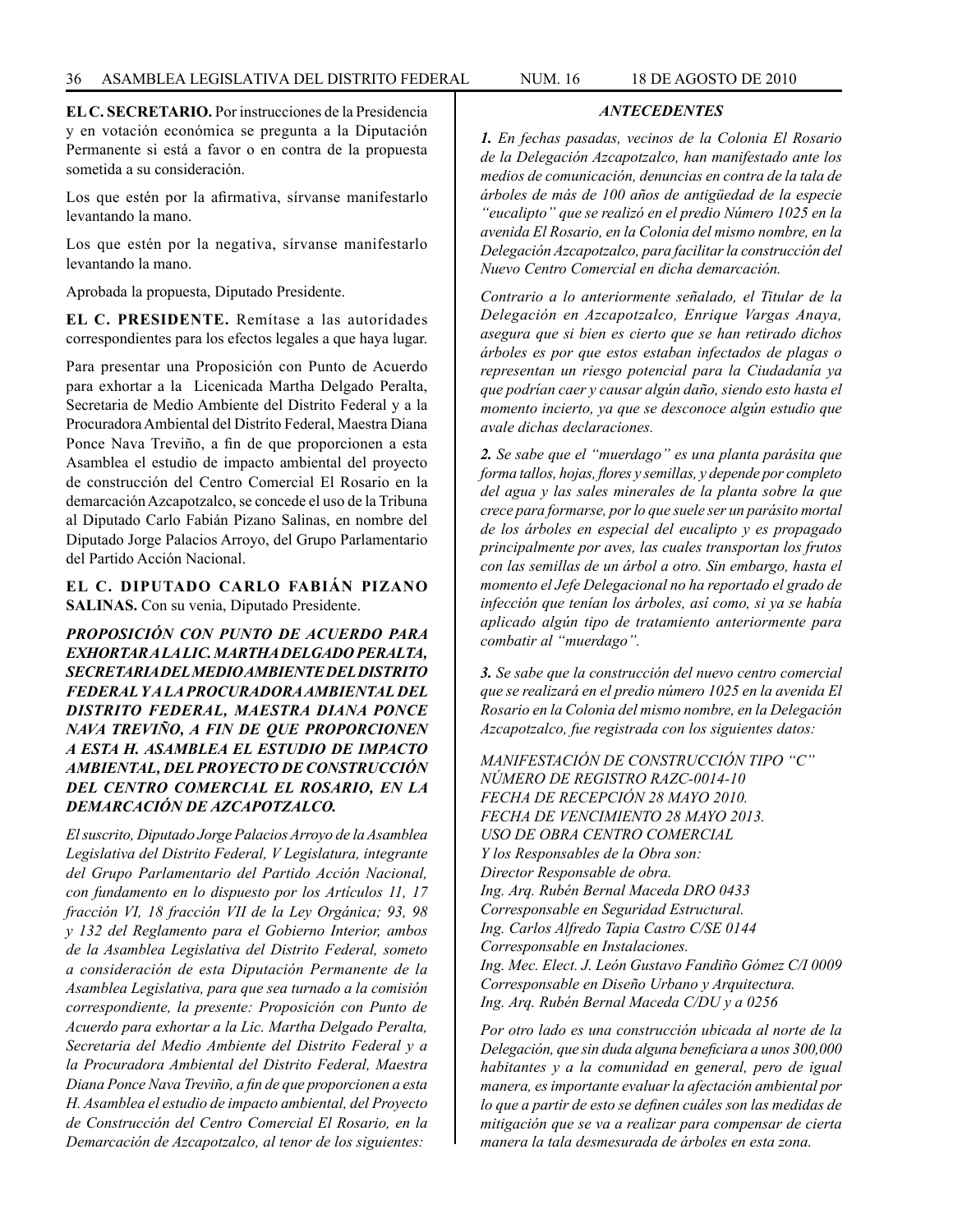**EL C. SECRETARIO.** Por instrucciones de la Presidencia y en votación económica se pregunta a la Diputación Permanente si está a favor o en contra de la propuesta sometida a su consideración.

Los que estén por la afirmativa, sírvanse manifestarlo levantando la mano.

Los que estén por la negativa, sírvanse manifestarlo levantando la mano.

Aprobada la propuesta, Diputado Presidente.

**EL C. PRESIDENTE.** Remítase a las autoridades correspondientes para los efectos legales a que haya lugar.

Para presentar una Proposición con Punto de Acuerdo para exhortar a la Licenicada Martha Delgado Peralta, Secretaria de Medio Ambiente del Distrito Federal y a la Procuradora Ambiental del Distrito Federal, Maestra Diana Ponce Nava Treviño, a fin de que proporcionen a esta Asamblea el estudio de impacto ambiental del proyecto de construcción del Centro Comercial El Rosario en la demarcación Azcapotzalco, se concede el uso de la Tribuna al Diputado Carlo Fabián Pizano Salinas, en nombre del Diputado Jorge Palacios Arroyo, del Grupo Parlamentario del Partido Acción Nacional.

**EL C. DIPUTADO CARLO FABIÁN PIZANO SALINAS.** Con su venia, Diputado Presidente.

***PROPOSICIÓN CON PUNTO DE ACUERDO PARA EXHORTAR A LA LIC. MARTHA DELGADO PERALTA, SECRETARIA DEL MEDIO AMBIENTE DEL DISTRITO FEDERAL Y A LA PROCURADORA AMBIENTAL DEL DISTRITO FEDERAL, MAESTRA DIANA PONCE NAVA TREVIÑO, A FIN DE QUE PROPORCIONEN A ESTA H. ASAMBLEA EL ESTUDIO DE IMPACTO AMBIENTAL, DEL PROYECTO DE CONSTRUCCIÓN DEL CENTRO COMERCIAL EL ROSARIO, EN LA DEMARCACIÓN DE AZCAPOTZALCO.***

*El suscrito, Diputado Jorge Palacios Arroyo de la Asamblea Legislativa del Distrito Federal, V Legislatura, integrante del Grupo Parlamentario del Partido Acción Nacional, con fundamento en lo dispuesto por los Artículos 11, 17 fracción VI, 18 fracción VII de la Ley Orgánica; 93, 98 y 132 del Reglamento para el Gobierno Interior, ambos de la Asamblea Legislativa del Distrito Federal, someto a consideración de esta Diputación Permanente de la Asamblea Legislativa, para que sea turnado a la comisión correspondiente, la presente: Proposición con Punto de Acuerdo para exhortar a la Lic. Martha Delgado Peralta, Secretaria del Medio Ambiente del Distrito Federal y a la Procuradora Ambiental del Distrito Federal, Maestra Diana Ponce Nava Treviño, a fin de que proporcionen a esta H. Asamblea el estudio de impacto ambiental, del Proyecto de Construcción del Centro Comercial El Rosario, en la Demarcación de Azcapotzalco, al tenor de los siguientes:*

***ANTECEDENTES***

***1.*** *En fechas pasadas, vecinos de la Colonia El Rosario de la Delegación Azcapotzalco, han manifestado ante los medios de comunicación, denuncias en contra de la tala de árboles de más de 100 años de antigüedad de la especie "eucalipto" que se realizó en el predio Número 1025 en la avenida El Rosario, en la Colonia del mismo nombre, en la Delegación Azcapotzalco, para facilitar la construcción del Nuevo Centro Comercial en dicha demarcación.*

*Contrario a lo anteriormente señalado, el Titular de la Delegación en Azcapotzalco, Enrique Vargas Anaya, asegura que si bien es cierto que se han retirado dichos árboles es por que estos estaban infectados de plagas o representan un riesgo potencial para la Ciudadanía ya que podrían caer y causar algún daño, siendo esto hasta el momento incierto, ya que se desconoce algún estudio que avale dichas declaraciones.*

***2.*** *Se sabe que el "muerdago" es una planta parásita que forma tallos, hojas, flores y semillas, y depende por completo del agua y las sales minerales de la planta sobre la que crece para formarse, por lo que suele ser un parásito mortal de los árboles en especial del eucalipto y es propagado principalmente por aves, las cuales transportan los frutos con las semillas de un árbol a otro. Sin embargo, hasta el momento el Jefe Delegacional no ha reportado el grado de infección que tenían los árboles, así como, si ya se había aplicado algún tipo de tratamiento anteriormente para combatir al "muerdago".*

***3.*** *Se sabe que la construcción del nuevo centro comercial que se realizará en el predio número 1025 en la avenida El Rosario en la Colonia del mismo nombre, en la Delegación Azcapotzalco, fue registrada con los siguientes datos:*

*MANIFESTACIÓN DE CONSTRUCCIÓN TIPO "C"*
*NÚMERO DE REGISTRO RAZC-0014-10*
*FECHA DE RECEPCIÓN 28 MAYO 2010.*
*FECHA DE VENCIMIENTO 28 MAYO 2013.*
*USO DE OBRA CENTRO COMERCIAL*
*Y los Responsables de la Obra son:*
*Director Responsable de obra.*
*Ing. Arq. Rubén Bernal Maceda DRO 0433*
*Corresponsable en Seguridad Estructural.*
*Ing. Carlos Alfredo Tapia Castro C/SE 0144*
*Corresponsable en Instalaciones.*
*Ing. Mec. Elect. J. León Gustavo Fandiño Gómez C/I 0009*
*Corresponsable en Diseño Urbano y Arquitectura.*
*Ing. Arq. Rubén Bernal Maceda C/DU y a 0256*

*Por otro lado es una construcción ubicada al norte de la Delegación, que sin duda alguna beneficiara a unos 300,000 habitantes y a la comunidad en general, pero de igual manera, es importante evaluar la afectación ambiental por lo que a partir de esto se definen cuáles son las medidas de mitigación que se va a realizar para compensar de cierta manera la tala desmesurada de árboles en esta zona.*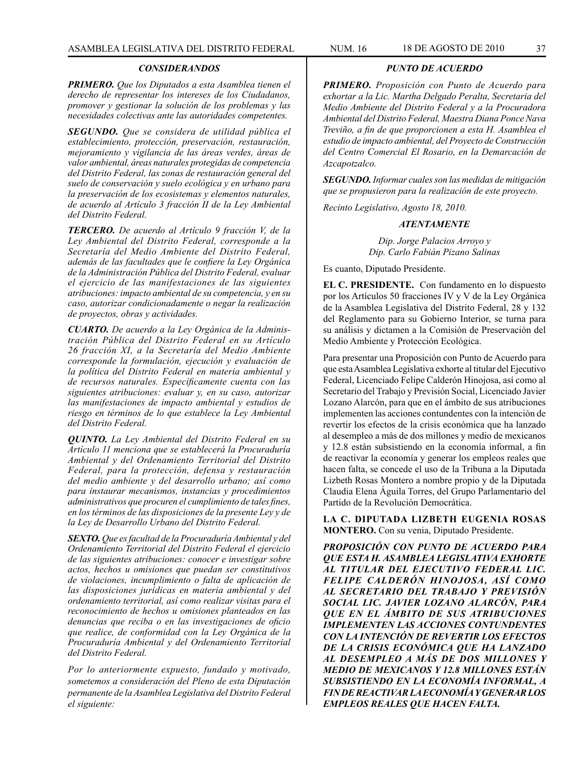### *CONSIDERANDOS*

***PRIMERO.*** *Que los Diputados a esta Asamblea tienen el derecho de representar los intereses de los Ciudadanos, promover y gestionar la solución de los problemas y las necesidades colectivas ante las autoridades competentes.*

***SEGUNDO.*** *Que se considera de utilidad pública el establecimiento, protección, preservación, restauración, mejoramiento y vigilancia de las áreas verdes, áreas de valor ambiental, áreas naturales protegidas de competencia del Distrito Federal, las zonas de restauración general del suelo de conservación y suelo ecológica y en urbano para la preservación de los ecosistemas y elementos naturales, de acuerdo al Artículo 3 fracción II de la Ley Ambiental del Distrito Federal.*

***TERCERO.*** *De acuerdo al Artículo 9 fracción V, de la Ley Ambiental del Distrito Federal, corresponde a la Secretaría del Medio Ambiente del Distrito Federal, además de las facultades que le confiere la Ley Orgánica de la Administración Pública del Distrito Federal, evaluar el ejercicio de las manifestaciones de las siguientes atribuciones: impacto ambiental de su competencia, y en su caso, autorizar condicionadamente o negar la realización de proyectos, obras y actividades.*

***CUARTO.*** *De acuerdo a la Ley Orgánica de la Administración Pública del Distrito Federal en su Artículo 26 fracción XI, a la Secretaría del Medio Ambiente corresponde la formulación, ejecución y evaluación de la política del Distrito Federal en materia ambiental y de recursos naturales. Específicamente cuenta con las siguientes atribuciones: evaluar y, en su caso, autorizar las manifestaciones de impacto ambiental y estudios de riesgo en términos de lo que establece la Ley Ambiental del Distrito Federal.*

***QUINTO.*** *La Ley Ambiental del Distrito Federal en su Artículo 11 menciona que se establecerá la Procuraduría Ambiental y del Ordenamiento Territorial del Distrito Federal, para la protección, defensa y restauración del medio ambiente y del desarrollo urbano; así como para instaurar mecanismos, instancias y procedimientos administrativos que procuren el cumplimiento de tales fines, en los términos de las disposiciones de la presente Ley y de la Ley de Desarrollo Urbano del Distrito Federal.*

***SEXTO.*** *Que es facultad de la Procuraduría Ambiental y del Ordenamiento Territorial del Distrito Federal el ejercicio de las siguientes atribuciones: conocer e investigar sobre actos, hechos u omisiones que puedan ser constitutivos de violaciones, incumplimiento o falta de aplicación de las disposiciones jurídicas en materia ambiental y del ordenamiento territorial, así como realizar visitas para el reconocimiento de hechos u omisiones planteados en las denuncias que reciba o en las investigaciones de oficio que realice, de conformidad con la Ley Orgánica de la Procuraduría Ambiental y del Ordenamiento Territorial del Distrito Federal.*

*Por lo anteriormente expuesto, fundado y motivado, sometemos a consideración del Pleno de esta Diputación permanente de la Asamblea Legislativa del Distrito Federal el siguiente:*

### *PUNTO DE ACUERDO*

***PRIMERO.*** *Proposición con Punto de Acuerdo para exhortar a la Lic. Martha Delgado Peralta, Secretaria del Medio Ambiente del Distrito Federal y a la Procuradora Ambiental del Distrito Federal, Maestra Diana Ponce Nava Treviño, a fin de que proporcionen a esta H. Asamblea el estudio de impacto ambiental, del Proyecto de Construcción del Centro Comercial El Rosario, en la Demarcación de Azcapotzalco.*

***SEGUNDO.*** *Informar cuales son las medidas de mitigación que se propusieron para la realización de este proyecto.*

*Recinto Legislativo, Agosto 18, 2010.*

***ATENTAMENTE***

*Dip. Jorge Palacios Arroyo y*
*Dip. Carlo Fabián Pizano Salinas*

Es cuanto, Diputado Presidente.

**EL C. PRESIDENTE.** Con fundamento en lo dispuesto por los Artículos 50 fracciones IV y V de la Ley Orgánica de la Asamblea Legislativa del Distrito Federal, 28 y 132 del Reglamento para su Gobierno Interior, se turna para su análisis y dictamen a la Comisión de Preservación del Medio Ambiente y Protección Ecológica.

Para presentar una Proposición con Punto de Acuerdo para que esta Asamblea Legislativa exhorte al titular del Ejecutivo Federal, Licenciado Felipe Calderón Hinojosa, así como al Secretario del Trabajo y Previsión Social, Licenciado Javier Lozano Alarcón, para que en el ámbito de sus atribuciones implementen las acciones contundentes con la intención de revertir los efectos de la crisis económica que ha lanzado al desempleo a más de dos millones y medio de mexicanos y 12.8 están subsistiendo en la economía informal, a fin de reactivar la economía y generar los empleos reales que hacen falta, se concede el uso de la Tribuna a la Diputada Lizbeth Rosas Montero a nombre propio y de la Diputada Claudia Elena Águila Torres, del Grupo Parlamentario del Partido de la Revolución Democrática.

**LA C. DIPUTADA LIZBETH EUGENIA ROSAS MONTERO.** Con su venia, Diputado Presidente.

***PROPOSICIÓN CON PUNTO DE ACUERDO PARA QUE ESTA H. ASAMBLEA LEGISLATIVA EXHORTE AL TITULAR DEL EJECUTIVO FEDERAL LIC. FELIPE CALDERÓN HINOJOSA, ASÍ COMO AL SECRETARIO DEL TRABAJO Y PREVISIÓN SOCIAL LIC. JAVIER LOZANO ALARCÓN, PARA QUE EN EL ÁMBITO DE SUS ATRIBUCIONES IMPLEMENTEN LAS ACCIONES CONTUNDENTES CON LA INTENCIÓN DE REVERTIR LOS EFECTOS DE LA CRISIS ECONÓMICA QUE HA LANZADO AL DESEMPLEO A MÁS DE DOS MILLONES Y MEDIO DE MEXICANOS Y 12.8 MILLONES ESTÁN SUBSISTIENDO EN LA ECONOMÍA INFORMAL, A FIN DE REACTIVAR LA ECONOMÍA Y GENERAR LOS EMPLEOS REALES QUE HACEN FALTA.***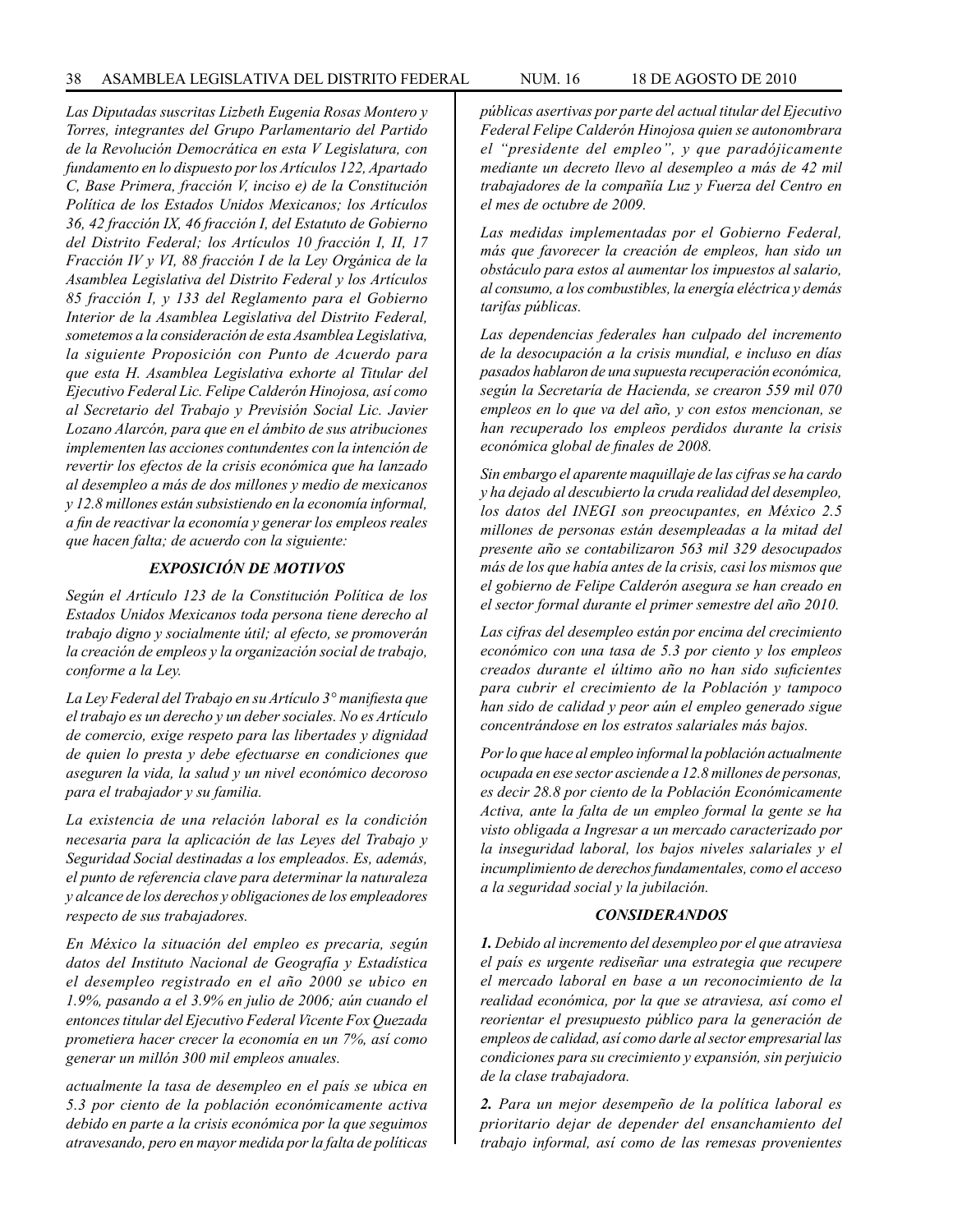*Las Diputadas suscritas Lizbeth Eugenia Rosas Montero y Torres, integrantes del Grupo Parlamentario del Partido de la Revolución Democrática en esta V Legislatura, con fundamento en lo dispuesto por los Artículos 122, Apartado C, Base Primera, fracción V, inciso e) de la Constitución Política de los Estados Unidos Mexicanos; los Artículos 36, 42 fracción IX, 46 fracción I, del Estatuto de Gobierno del Distrito Federal; los Artículos 10 fracción I, II, 17 Fracción IV y VI, 88 fracción I de la Ley Orgánica de la Asamblea Legislativa del Distrito Federal y los Artículos 85 fracción I, y 133 del Reglamento para el Gobierno Interior de la Asamblea Legislativa del Distrito Federal, sometemos a la consideración de esta Asamblea Legislativa, la siguiente Proposición con Punto de Acuerdo para que esta H. Asamblea Legislativa exhorte al Titular del Ejecutivo Federal Lic. Felipe Calderón Hinojosa, así como al Secretario del Trabajo y Previsión Social Lic. Javier Lozano Alarcón, para que en el ámbito de sus atribuciones implementen las acciones contundentes con la intención de revertir los efectos de la crisis económica que ha lanzado al desempleo a más de dos millones y medio de mexicanos y 12.8 millones están subsistiendo en la economía informal, a fin de reactivar la economía y generar los empleos reales que hacen falta; de acuerdo con la siguiente:*

### *EXPOSICIÓN DE MOTIVOS*

*Según el Artículo 123 de la Constitución Política de los Estados Unidos Mexicanos toda persona tiene derecho al trabajo digno y socialmente útil; al efecto, se promoverán la creación de empleos y la organización social de trabajo, conforme a la Ley.*

*La Ley Federal del Trabajo en su Artículo 3° manifiesta que el trabajo es un derecho y un deber sociales. No es Artículo de comercio, exige respeto para las libertades y dignidad de quien lo presta y debe efectuarse en condiciones que aseguren la vida, la salud y un nivel económico decoroso para el trabajador y su familia.*

*La existencia de una relación laboral es la condición necesaria para la aplicación de las Leyes del Trabajo y Seguridad Social destinadas a los empleados. Es, además, el punto de referencia clave para determinar la naturaleza y alcance de los derechos y obligaciones de los empleadores respecto de sus trabajadores.*

*En México la situación del empleo es precaria, según datos del Instituto Nacional de Geografía y Estadística el desempleo registrado en el año 2000 se ubico en 1.9%, pasando a el 3.9% en julio de 2006; aún cuando el entonces titular del Ejecutivo Federal Vicente Fox Quezada prometiera hacer crecer la economía en un 7%, así como generar un millón 300 mil empleos anuales.*

*actualmente la tasa de desempleo en el país se ubica en 5.3 por ciento de la población económicamente activa debido en parte a la crisis económica por la que seguimos atravesando, pero en mayor medida por la falta de políticas públicas asertivas por parte del actual titular del Ejecutivo Federal Felipe Calderón Hinojosa quien se autonombrara el "presidente del empleo", y que paradójicamente mediante un decreto llevo al desempleo a más de 42 mil trabajadores de la compañía Luz y Fuerza del Centro en el mes de octubre de 2009.*

*Las medidas implementadas por el Gobierno Federal, más que favorecer la creación de empleos, han sido un obstáculo para estos al aumentar los impuestos al salario, al consumo, a los combustibles, la energía eléctrica y demás tarifas públicas.*

*Las dependencias federales han culpado del incremento de la desocupación a la crisis mundial, e incluso en días pasados hablaron de una supuesta recuperación económica, según la Secretaría de Hacienda, se crearon 559 mil 070 empleos en lo que va del año, y con estos mencionan, se han recuperado los empleos perdidos durante la crisis económica global de finales de 2008.*

*Sin embargo el aparente maquillaje de las cifras se ha cardo y ha dejado al descubierto la cruda realidad del desempleo, los datos del INEGI son preocupantes, en México 2.5 millones de personas están desempleadas a la mitad del presente año se contabilizaron 563 mil 329 desocupados más de los que había antes de la crisis, casi los mismos que el gobierno de Felipe Calderón asegura se han creado en el sector formal durante el primer semestre del año 2010.*

*Las cifras del desempleo están por encima del crecimiento económico con una tasa de 5.3 por ciento y los empleos creados durante el último año no han sido suficientes para cubrir el crecimiento de la Población y tampoco han sido de calidad y peor aún el empleo generado sigue concentrándose en los estratos salariales más bajos.*

*Por lo que hace al empleo informal la población actualmente ocupada en ese sector asciende a 12.8 millones de personas, es decir 28.8 por ciento de la Población Económicamente Activa, ante la falta de un empleo formal la gente se ha visto obligada a Ingresar a un mercado caracterizado por la inseguridad laboral, los bajos niveles salariales y el incumplimiento de derechos fundamentales, como el acceso a la seguridad social y la jubilación.*

### *CONSIDERANDOS*

***1.*** *Debido al incremento del desempleo por el que atraviesa el país es urgente rediseñar una estrategia que recupere el mercado laboral en base a un reconocimiento de la realidad económica, por la que se atraviesa, así como el reorientar el presupuesto público para la generación de empleos de calidad, así como darle al sector empresarial las condiciones para su crecimiento y expansión, sin perjuicio de la clase trabajadora.*

***2.*** *Para un mejor desempeño de la política laboral es prioritario dejar de depender del ensanchamiento del trabajo informal, así como de las remesas provenientes*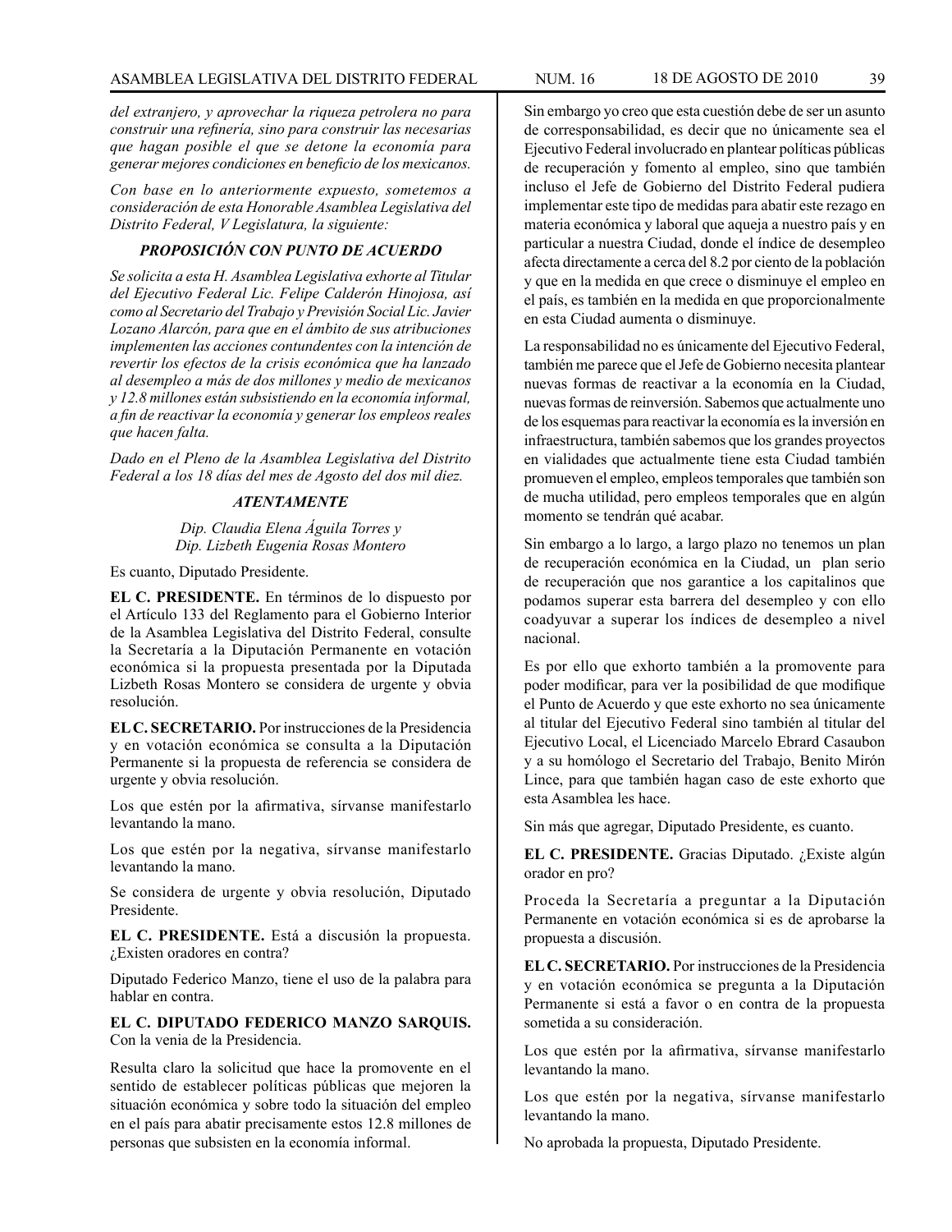*del extranjero, y aprovechar la riqueza petrolera no para construir una refinería, sino para construir las necesarias que hagan posible el que se detone la economía para generar mejores condiciones en beneficio de los mexicanos.*

*Con base en lo anteriormente expuesto, sometemos a consideración de esta Honorable Asamblea Legislativa del Distrito Federal, V Legislatura, la siguiente:*

### *PROPOSICIÓN CON PUNTO DE ACUERDO*

*Se solicita a esta H. Asamblea Legislativa exhorte al Titular del Ejecutivo Federal Lic. Felipe Calderón Hinojosa, así como al Secretario del Trabajo y Previsión Social Lic. Javier Lozano Alarcón, para que en el ámbito de sus atribuciones implementen las acciones contundentes con la intención de revertir los efectos de la crisis económica que ha lanzado al desempleo a más de dos millones y medio de mexicanos y 12.8 millones están subsistiendo en la economía informal, a fin de reactivar la economía y generar los empleos reales que hacen falta.*

*Dado en el Pleno de la Asamblea Legislativa del Distrito Federal a los 18 días del mes de Agosto del dos mil diez.*

**ATENTAMENTE**

*Dip. Claudia Elena Águila Torres y*
*Dip. Lizbeth Eugenia Rosas Montero*

Es cuanto, Diputado Presidente.

**EL C. PRESIDENTE.** En términos de lo dispuesto por el Artículo 133 del Reglamento para el Gobierno Interior de la Asamblea Legislativa del Distrito Federal, consulte la Secretaría a la Diputación Permanente en votación económica si la propuesta presentada por la Diputada Lizbeth Rosas Montero se considera de urgente y obvia resolución.

**EL C. SECRETARIO.** Por instrucciones de la Presidencia y en votación económica se consulta a la Diputación Permanente si la propuesta de referencia se considera de urgente y obvia resolución.

Los que estén por la afirmativa, sírvanse manifestarlo levantando la mano.

Los que estén por la negativa, sírvanse manifestarlo levantando la mano.

Se considera de urgente y obvia resolución, Diputado Presidente.

**EL C. PRESIDENTE.** Está a discusión la propuesta. ¿Existen oradores en contra?

Diputado Federico Manzo, tiene el uso de la palabra para hablar en contra.

**EL C. DIPUTADO FEDERICO MANZO SARQUIS.** Con la venia de la Presidencia.

Resulta claro la solicitud que hace la promovente en el sentido de establecer políticas públicas que mejoren la situación económica y sobre todo la situación del empleo en el país para abatir precisamente estos 12.8 millones de personas que subsisten en la economía informal.

Sin embargo yo creo que esta cuestión debe de ser un asunto de corresponsabilidad, es decir que no únicamente sea el Ejecutivo Federal involucrado en plantear políticas públicas de recuperación y fomento al empleo, sino que también incluso el Jefe de Gobierno del Distrito Federal pudiera implementar este tipo de medidas para abatir este rezago en materia económica y laboral que aqueja a nuestro país y en particular a nuestra Ciudad, donde el índice de desempleo afecta directamente a cerca del 8.2 por ciento de la población y que en la medida en que crece o disminuye el empleo en el país, es también en la medida en que proporcionalmente en esta Ciudad aumenta o disminuye.

La responsabilidad no es únicamente del Ejecutivo Federal, también me parece que el Jefe de Gobierno necesita plantear nuevas formas de reactivar a la economía en la Ciudad, nuevas formas de reinversión. Sabemos que actualmente uno de los esquemas para reactivar la economía es la inversión en infraestructura, también sabemos que los grandes proyectos en vialidades que actualmente tiene esta Ciudad también promueven el empleo, empleos temporales que también son de mucha utilidad, pero empleos temporales que en algún momento se tendrán qué acabar.

Sin embargo a lo largo, a largo plazo no tenemos un plan de recuperación económica en la Ciudad, un plan serio de recuperación que nos garantice a los capitalinos que podamos superar esta barrera del desempleo y con ello coadyuvar a superar los índices de desempleo a nivel nacional.

Es por ello que exhorto también a la promovente para poder modificar, para ver la posibilidad de que modifique el Punto de Acuerdo y que este exhorto no sea únicamente al titular del Ejecutivo Federal sino también al titular del Ejecutivo Local, el Licenciado Marcelo Ebrard Casaubon y a su homólogo el Secretario del Trabajo, Benito Mirón Lince, para que también hagan caso de este exhorto que esta Asamblea les hace.

Sin más que agregar, Diputado Presidente, es cuanto.

**EL C. PRESIDENTE.** Gracias Diputado. ¿Existe algún orador en pro?

Proceda la Secretaría a preguntar a la Diputación Permanente en votación económica si es de aprobarse la propuesta a discusión.

**EL C. SECRETARIO.** Por instrucciones de la Presidencia y en votación económica se pregunta a la Diputación Permanente si está a favor o en contra de la propuesta sometida a su consideración.

Los que estén por la afirmativa, sírvanse manifestarlo levantando la mano.

Los que estén por la negativa, sírvanse manifestarlo levantando la mano.

No aprobada la propuesta, Diputado Presidente.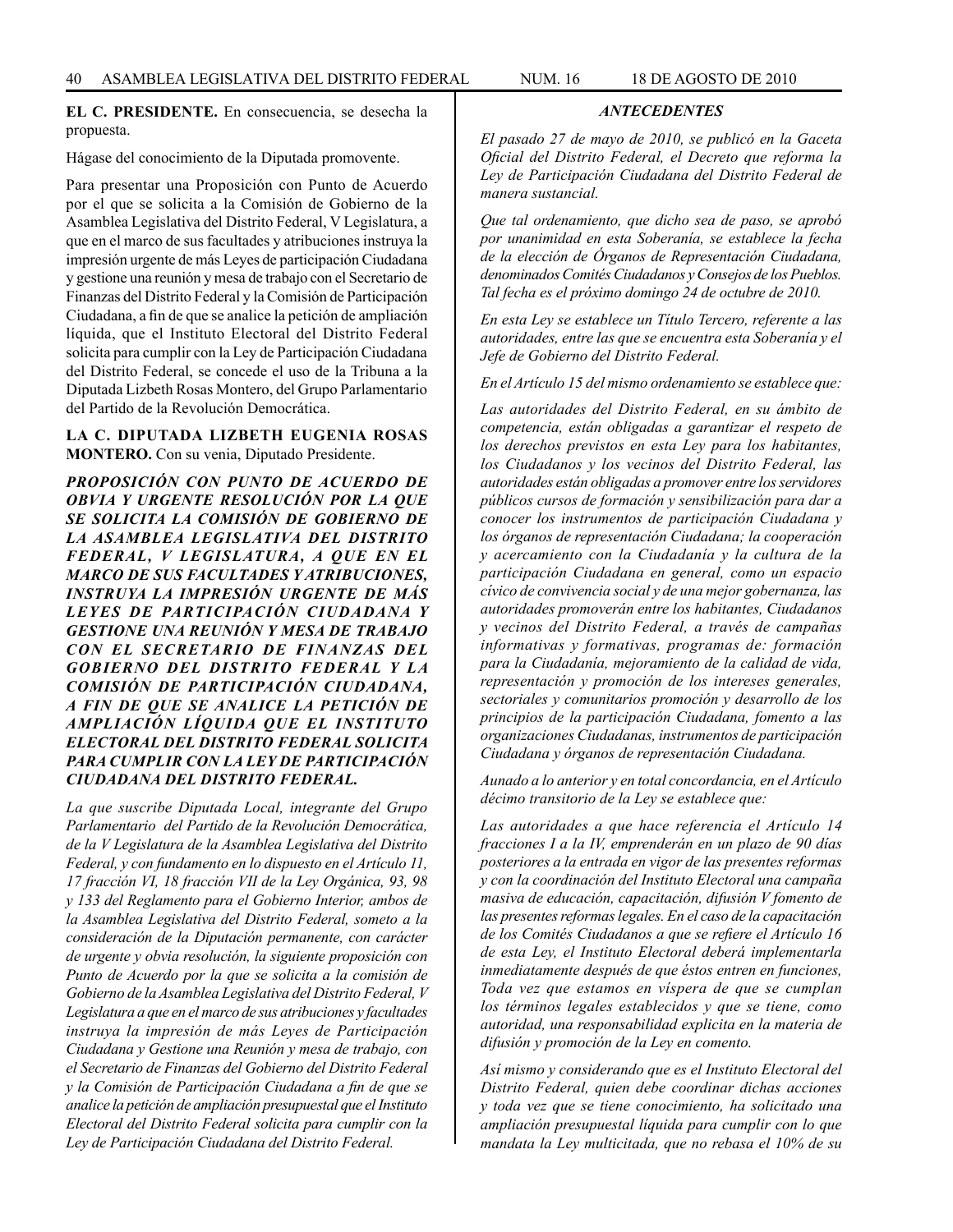**EL C. PRESIDENTE.** En consecuencia, se desecha la propuesta.

Hágase del conocimiento de la Diputada promovente.

Para presentar una Proposición con Punto de Acuerdo por el que se solicita a la Comisión de Gobierno de la Asamblea Legislativa del Distrito Federal, V Legislatura, a que en el marco de sus facultades y atribuciones instruya la impresión urgente de más Leyes de participación Ciudadana y gestione una reunión y mesa de trabajo con el Secretario de Finanzas del Distrito Federal y la Comisión de Participación Ciudadana, a fin de que se analice la petición de ampliación líquida, que el Instituto Electoral del Distrito Federal solicita para cumplir con la Ley de Participación Ciudadana del Distrito Federal, se concede el uso de la Tribuna a la Diputada Lizbeth Rosas Montero, del Grupo Parlamentario del Partido de la Revolución Democrática.

**LA C. DIPUTADA LIZBETH EUGENIA ROSAS MONTERO.** Con su venia, Diputado Presidente.

***PROPOSICIÓN CON PUNTO DE ACUERDO DE OBVIA Y URGENTE RESOLUCIÓN POR LA QUE SE SOLICITA LA COMISIÓN DE GOBIERNO DE LA ASAMBLEA LEGISLATIVA DEL DISTRITO FEDERAL, V LEGISLATURA, A QUE EN EL MARCO DE SUS FACULTADES Y ATRIBUCIONES, INSTRUYA LA IMPRESIÓN URGENTE DE MÁS LEYES DE PARTICIPACIÓN CIUDADANA Y GESTIONE UNA REUNIÓN Y MESA DE TRABAJO CON EL SECRETARIO DE FINANZAS DEL GOBIERNO DEL DISTRITO FEDERAL Y LA COMISIÓN DE PARTICIPACIÓN CIUDADANA, A FIN DE QUE SE ANALICE LA PETICIÓN DE AMPLIACIÓN LÍQUIDA QUE EL INSTITUTO ELECTORAL DEL DISTRITO FEDERAL SOLICITA PARA CUMPLIR CON LA LEY DE PARTICIPACIÓN CIUDADANA DEL DISTRITO FEDERAL.***

*La que suscribe Diputada Local, integrante del Grupo Parlamentario del Partido de la Revolución Democrática, de la V Legislatura de la Asamblea Legislativa del Distrito Federal, y con fundamento en lo dispuesto en el Artículo 11, 17 fracción VI, 18 fracción VII de la Ley Orgánica, 93, 98 y 133 del Reglamento para el Gobierno Interior, ambos de la Asamblea Legislativa del Distrito Federal, someto a la consideración de la Diputación permanente, con carácter de urgente y obvia resolución, la siguiente proposición con Punto de Acuerdo por la que se solicita a la comisión de Gobierno de la Asamblea Legislativa del Distrito Federal, V Legislatura a que en el marco de sus atribuciones y facultades instruya la impresión de más Leyes de Participación Ciudadana y Gestione una Reunión y mesa de trabajo, con el Secretario de Finanzas del Gobierno del Distrito Federal y la Comisión de Participación Ciudadana a fin de que se analice la petición de ampliación presupuestal que el Instituto Electoral del Distrito Federal solicita para cumplir con la Ley de Participación Ciudadana del Distrito Federal.*

***ANTECEDENTES***

*El pasado 27 de mayo de 2010, se publicó en la Gaceta Oficial del Distrito Federal, el Decreto que reforma la Ley de Participación Ciudadana del Distrito Federal de manera sustancial.*

*Que tal ordenamiento, que dicho sea de paso, se aprobó por unanimidad en esta Soberanía, se establece la fecha de la elección de Órganos de Representación Ciudadana, denominados Comités Ciudadanos y Consejos de los Pueblos. Tal fecha es el próximo domingo 24 de octubre de 2010.*

*En esta Ley se establece un Título Tercero, referente a las autoridades, entre las que se encuentra esta Soberanía y el Jefe de Gobierno del Distrito Federal.*

*En el Artículo 15 del mismo ordenamiento se establece que:*

*Las autoridades del Distrito Federal, en su ámbito de competencia, están obligadas a garantizar el respeto de los derechos previstos en esta Ley para los habitantes, los Ciudadanos y los vecinos del Distrito Federal, las autoridades están obligadas a promover entre los servidores públicos cursos de formación y sensibilización para dar a conocer los instrumentos de participación Ciudadana y los órganos de representación Ciudadana; la cooperación y acercamiento con la Ciudadanía y la cultura de la participación Ciudadana en general, como un espacio cívico de convivencia social y de una mejor gobernanza, las autoridades promoverán entre los habitantes, Ciudadanos y vecinos del Distrito Federal, a través de campañas informativas y formativas, programas de: formación para la Ciudadanía, mejoramiento de la calidad de vida, representación y promoción de los intereses generales, sectoriales y comunitarios promoción y desarrollo de los principios de la participación Ciudadana, fomento a las organizaciones Ciudadanas, instrumentos de participación Ciudadana y órganos de representación Ciudadana.*

*Aunado a lo anterior y en total concordancia, en el Artículo décimo transitorio de la Ley se establece que:*

*Las autoridades a que hace referencia el Artículo 14 fracciones I a la IV, emprenderán en un plazo de 90 días posteriores a la entrada en vigor de las presentes reformas y con la coordinación del Instituto Electoral una campaña masiva de educación, capacitación, difusión V fomento de las presentes reformas legales. En el caso de la capacitación de los Comités Ciudadanos a que se refiere el Artículo 16 de esta Ley, el Instituto Electoral deberá implementarla inmediatamente después de que éstos entren en funciones, Toda vez que estamos en víspera de que se cumplan los términos legales establecidos y que se tiene, como autoridad, una responsabilidad explicita en la materia de difusión y promoción de la Ley en comento.*

*Así mismo y considerando que es el Instituto Electoral del Distrito Federal, quien debe coordinar dichas acciones y toda vez que se tiene conocimiento, ha solicitado una ampliación presupuestal líquida para cumplir con lo que mandata la Ley multicitada, que no rebasa el 10% de su*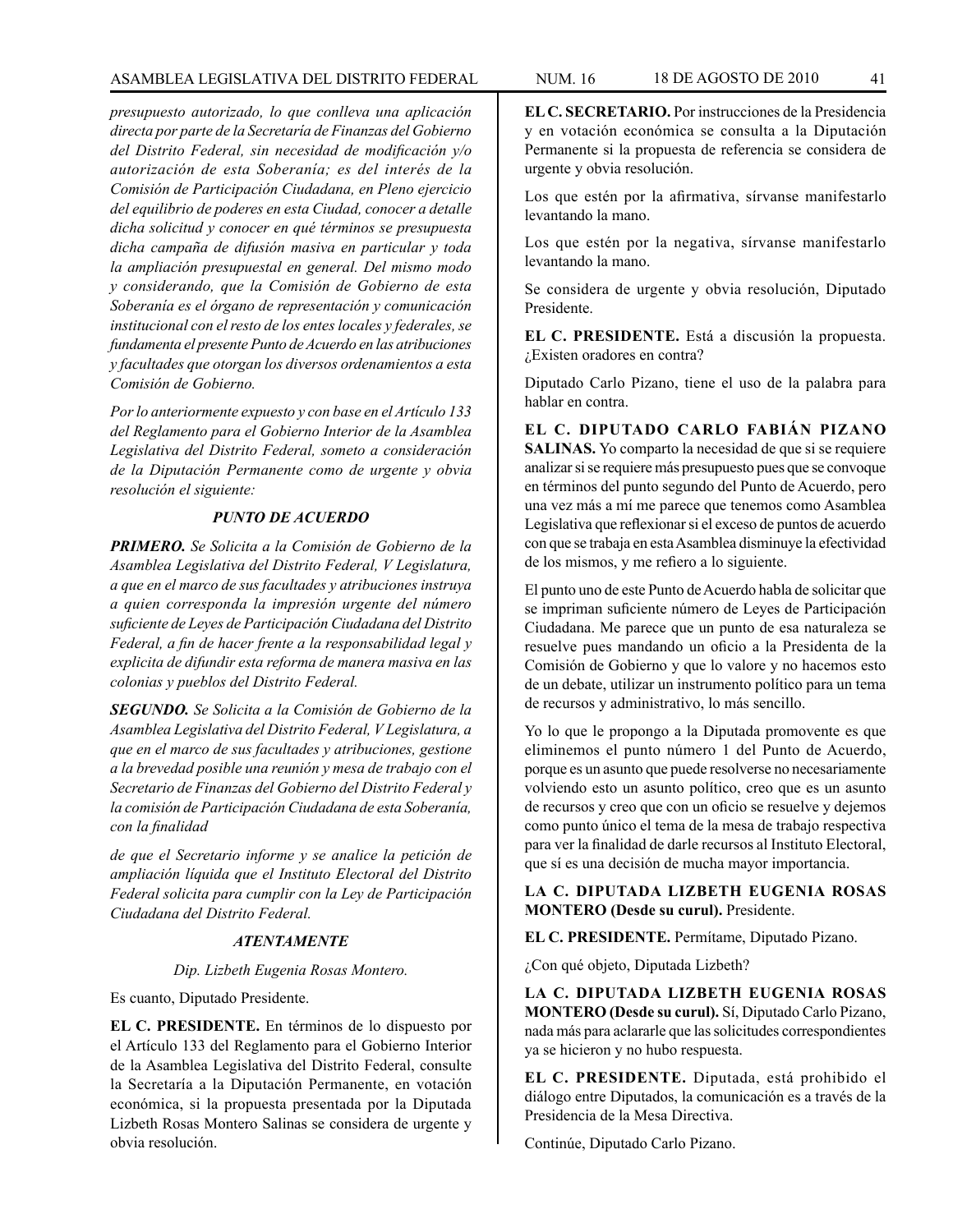*presupuesto autorizado, lo que conlleva una aplicación directa por parte de la Secretaría de Finanzas del Gobierno del Distrito Federal, sin necesidad de modificación y/o autorización de esta Soberanía; es del interés de la Comisión de Participación Ciudadana, en Pleno ejercicio del equilibrio de poderes en esta Ciudad, conocer a detalle dicha solicitud y conocer en qué términos se presupuesta dicha campaña de difusión masiva en particular y toda la ampliación presupuestal en general. Del mismo modo y considerando, que la Comisión de Gobierno de esta Soberanía es el órgano de representación y comunicación institucional con el resto de los entes locales y federales, se fundamenta el presente Punto de Acuerdo en las atribuciones y facultades que otorgan los diversos ordenamientos a esta Comisión de Gobierno.*

*Por lo anteriormente expuesto y con base en el Artículo 133 del Reglamento para el Gobierno Interior de la Asamblea Legislativa del Distrito Federal, someto a consideración de la Diputación Permanente como de urgente y obvia resolución el siguiente:*

### *PUNTO DE ACUERDO*

***PRIMERO.*** *Se Solicita a la Comisión de Gobierno de la Asamblea Legislativa del Distrito Federal, V Legislatura, a que en el marco de sus facultades y atribuciones instruya a quien corresponda la impresión urgente del número suficiente de Leyes de Participación Ciudadana del Distrito Federal, a fin de hacer frente a la responsabilidad legal y explicita de difundir esta reforma de manera masiva en las colonias y pueblos del Distrito Federal.*

***SEGUNDO.*** *Se Solicita a la Comisión de Gobierno de la Asamblea Legislativa del Distrito Federal, V Legislatura, a que en el marco de sus facultades y atribuciones, gestione a la brevedad posible una reunión y mesa de trabajo con el Secretario de Finanzas del Gobierno del Distrito Federal y la comisión de Participación Ciudadana de esta Soberanía, con la finalidad*

*de que el Secretario informe y se analice la petición de ampliación líquida que el Instituto Electoral del Distrito Federal solicita para cumplir con la Ley de Participación Ciudadana del Distrito Federal.*

*ATENTAMENTE*

*Dip. Lizbeth Eugenia Rosas Montero.*

Es cuanto, Diputado Presidente.

**EL C. PRESIDENTE.** En términos de lo dispuesto por el Artículo 133 del Reglamento para el Gobierno Interior de la Asamblea Legislativa del Distrito Federal, consulte la Secretaría a la Diputación Permanente, en votación económica, si la propuesta presentada por la Diputada Lizbeth Rosas Montero Salinas se considera de urgente y obvia resolución.

**EL C. SECRETARIO.** Por instrucciones de la Presidencia y en votación económica se consulta a la Diputación Permanente si la propuesta de referencia se considera de urgente y obvia resolución.

Los que estén por la afirmativa, sírvanse manifestarlo levantando la mano.

Los que estén por la negativa, sírvanse manifestarlo levantando la mano.

Se considera de urgente y obvia resolución, Diputado Presidente.

**EL C. PRESIDENTE.** Está a discusión la propuesta. ¿Existen oradores en contra?

Diputado Carlo Pizano, tiene el uso de la palabra para hablar en contra.

**EL C. DIPUTADO CARLO FABIÁN PIZANO SALINAS.** Yo comparto la necesidad de que si se requiere analizar si se requiere más presupuesto pues que se convoque en términos del punto segundo del Punto de Acuerdo, pero una vez más a mí me parece que tenemos como Asamblea Legislativa que reflexionar si el exceso de puntos de acuerdo con que se trabaja en esta Asamblea disminuye la efectividad de los mismos, y me refiero a lo siguiente.

El punto uno de este Punto de Acuerdo habla de solicitar que se impriman suficiente número de Leyes de Participación Ciudadana. Me parece que un punto de esa naturaleza se resuelve pues mandando un oficio a la Presidenta de la Comisión de Gobierno y que lo valore y no hacemos esto de un debate, utilizar un instrumento político para un tema de recursos y administrativo, lo más sencillo.

Yo lo que le propongo a la Diputada promovente es que eliminemos el punto número 1 del Punto de Acuerdo, porque es un asunto que puede resolverse no necesariamente volviendo esto un asunto político, creo que es un asunto de recursos y creo que con un oficio se resuelve y dejemos como punto único el tema de la mesa de trabajo respectiva para ver la finalidad de darle recursos al Instituto Electoral, que sí es una decisión de mucha mayor importancia.

**LA C. DIPUTADA LIZBETH EUGENIA ROSAS MONTERO (Desde su curul).** Presidente.

**EL C. PRESIDENTE.** Permítame, Diputado Pizano.

¿Con qué objeto, Diputada Lizbeth?

**LA C. DIPUTADA LIZBETH EUGENIA ROSAS MONTERO (Desde su curul).** Sí, Diputado Carlo Pizano, nada más para aclararle que las solicitudes correspondientes ya se hicieron y no hubo respuesta.

**EL C. PRESIDENTE.** Diputada, está prohibido el diálogo entre Diputados, la comunicación es a través de la Presidencia de la Mesa Directiva.

Continúe, Diputado Carlo Pizano.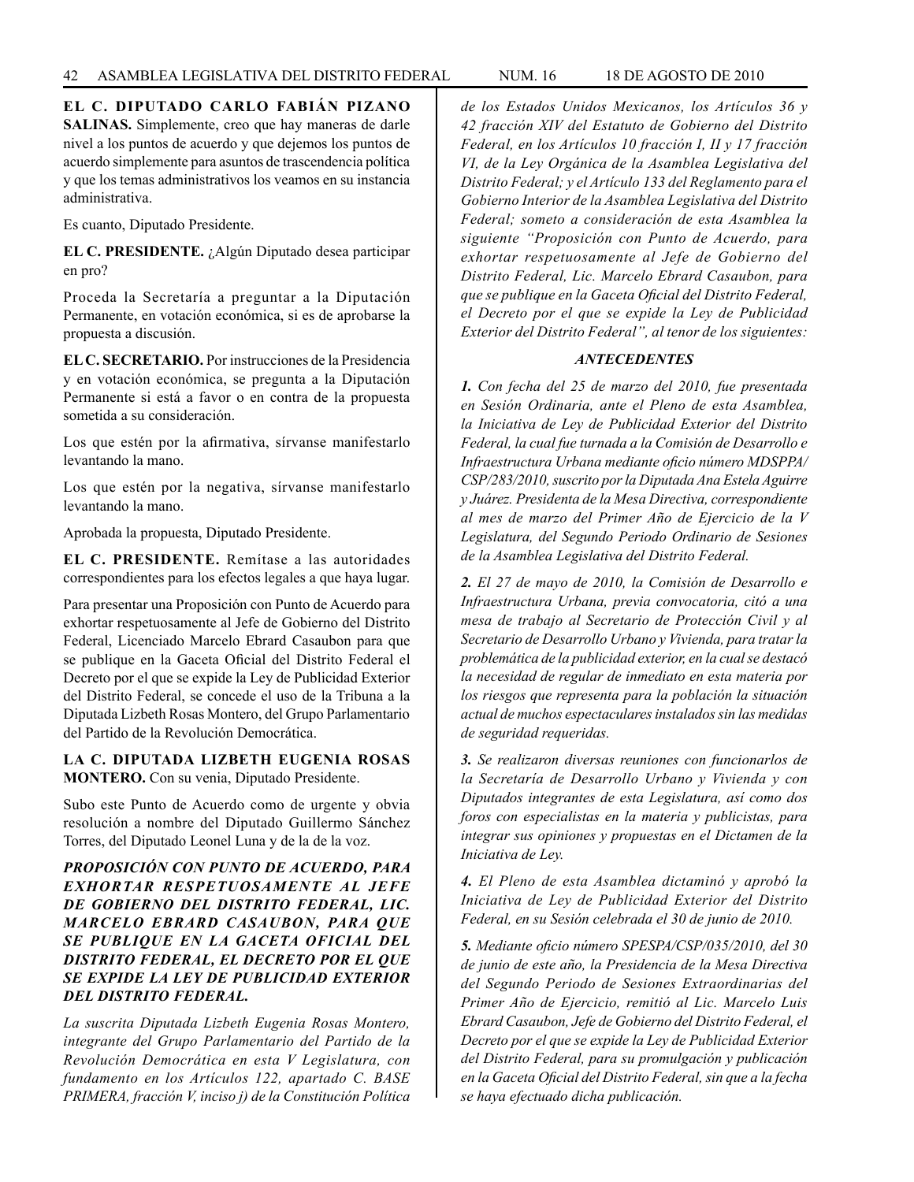**EL C. DIPUTADO CARLO FABIÁN PIZANO SALINAS.** Simplemente, creo que hay maneras de darle nivel a los puntos de acuerdo y que dejemos los puntos de acuerdo simplemente para asuntos de trascendencia política y que los temas administrativos los veamos en su instancia administrativa.

Es cuanto, Diputado Presidente.

**EL C. PRESIDENTE.** ¿Algún Diputado desea participar en pro?

Proceda la Secretaría a preguntar a la Diputación Permanente, en votación económica, si es de aprobarse la propuesta a discusión.

**EL C. SECRETARIO.** Por instrucciones de la Presidencia y en votación económica, se pregunta a la Diputación Permanente si está a favor o en contra de la propuesta sometida a su consideración.

Los que estén por la afirmativa, sírvanse manifestarlo levantando la mano.

Los que estén por la negativa, sírvanse manifestarlo levantando la mano.

Aprobada la propuesta, Diputado Presidente.

**EL C. PRESIDENTE.** Remítase a las autoridades correspondientes para los efectos legales a que haya lugar.

Para presentar una Proposición con Punto de Acuerdo para exhortar respetuosamente al Jefe de Gobierno del Distrito Federal, Licenciado Marcelo Ebrard Casaubon para que se publique en la Gaceta Oficial del Distrito Federal el Decreto por el que se expide la Ley de Publicidad Exterior del Distrito Federal, se concede el uso de la Tribuna a la Diputada Lizbeth Rosas Montero, del Grupo Parlamentario del Partido de la Revolución Democrática.

**LA C. DIPUTADA LIZBETH EUGENIA ROSAS MONTERO.** Con su venia, Diputado Presidente.

Subo este Punto de Acuerdo como de urgente y obvia resolución a nombre del Diputado Guillermo Sánchez Torres, del Diputado Leonel Luna y de la de la voz.

***PROPOSICIÓN CON PUNTO DE ACUERDO, PARA EXHORTAR RESPETUOSAMENTE AL JEFE DE GOBIERNO DEL DISTRITO FEDERAL, LIC. MARCELO EBRARD CASAUBON, PARA QUE SE PUBLIQUE EN LA GACETA OFICIAL DEL DISTRITO FEDERAL, EL DECRETO POR EL QUE SE EXPIDE LA LEY DE PUBLICIDAD EXTERIOR DEL DISTRITO FEDERAL.***

*La suscrita Diputada Lizbeth Eugenia Rosas Montero, integrante del Grupo Parlamentario del Partido de la Revolución Democrática en esta V Legislatura, con fundamento en los Artículos 122, apartado C. BASE PRIMERA, fracción V, inciso j) de la Constitución Política de los Estados Unidos Mexicanos, los Artículos 36 y 42 fracción XIV del Estatuto de Gobierno del Distrito Federal, en los Artículos 10 fracción I, II y 17 fracción VI, de la Ley Orgánica de la Asamblea Legislativa del Distrito Federal; y el Artículo 133 del Reglamento para el Gobierno Interior de la Asamblea Legislativa del Distrito Federal; someto a consideración de esta Asamblea la siguiente “Proposición con Punto de Acuerdo, para exhortar respetuosamente al Jefe de Gobierno del Distrito Federal, Lic. Marcelo Ebrard Casaubon, para que se publique en la Gaceta Oficial del Distrito Federal, el Decreto por el que se expide la Ley de Publicidad Exterior del Distrito Federal”, al tenor de los siguientes:*

***ANTECEDENTES***

***1.*** *Con fecha del 25 de marzo del 2010, fue presentada en Sesión Ordinaria, ante el Pleno de esta Asamblea, la Iniciativa de Ley de Publicidad Exterior del Distrito Federal, la cual fue turnada a la Comisión de Desarrollo e Infraestructura Urbana mediante oficio número MDSPPA/CSP/283/2010, suscrito por la Diputada Ana Estela Aguirre y Juárez. Presidenta de la Mesa Directiva, correspondiente al mes de marzo del Primer Año de Ejercicio de la V Legislatura, del Segundo Periodo Ordinario de Sesiones de la Asamblea Legislativa del Distrito Federal.*

***2.*** *El 27 de mayo de 2010, la Comisión de Desarrollo e Infraestructura Urbana, previa convocatoria, citó a una mesa de trabajo al Secretario de Protección Civil y al Secretario de Desarrollo Urbano y Vivienda, para tratar la problemática de la publicidad exterior, en la cual se destacó la necesidad de regular de inmediato en esta materia por los riesgos que representa para la población la situación actual de muchos espectaculares instalados sin las medidas de seguridad requeridas.*

***3.*** *Se realizaron diversas reuniones con funcionarlos de la Secretaría de Desarrollo Urbano y Vivienda y con Diputados integrantes de esta Legislatura, así como dos foros con especialistas en la materia y publicistas, para integrar sus opiniones y propuestas en el Dictamen de la Iniciativa de Ley.*

***4.*** *El Pleno de esta Asamblea dictaminó y aprobó la Iniciativa de Ley de Publicidad Exterior del Distrito Federal, en su Sesión celebrada el 30 de junio de 2010.*

***5.*** *Mediante oficio número SPESPA/CSP/035/2010, del 30 de junio de este año, la Presidencia de la Mesa Directiva del Segundo Periodo de Sesiones Extraordinarias del Primer Año de Ejercicio, remitió al Lic. Marcelo Luis Ebrard Casaubon, Jefe de Gobierno del Distrito Federal, el Decreto por el que se expide la Ley de Publicidad Exterior del Distrito Federal, para su promulgación y publicación en la Gaceta Oficial del Distrito Federal, sin que a la fecha se haya efectuado dicha publicación.*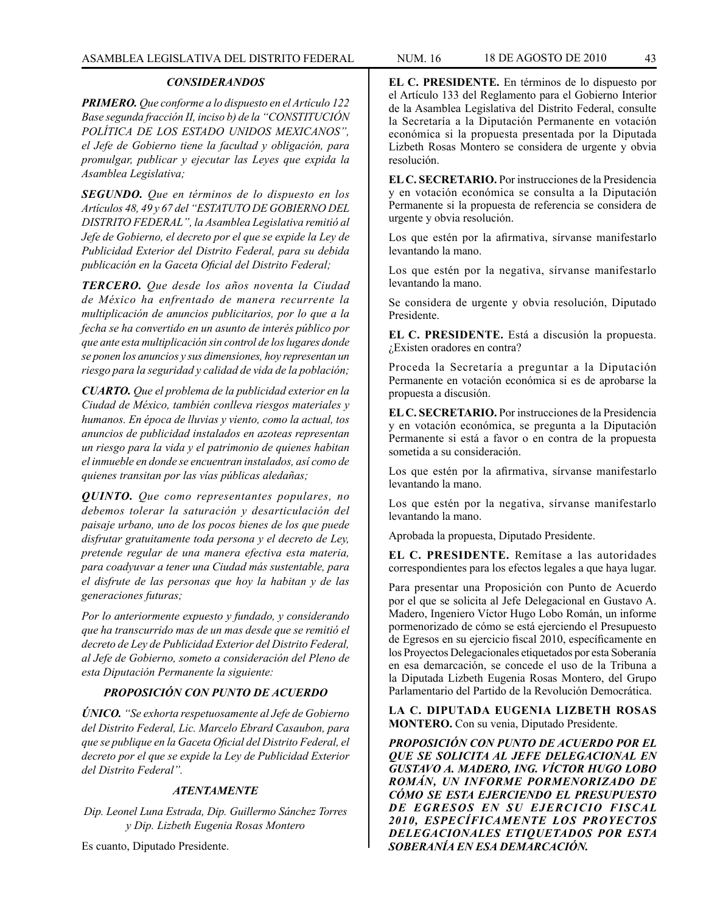### *CONSIDERANDOS*

***PRIMERO.*** *Que conforme a lo dispuesto en el Artículo 122 Base segunda fracción II, inciso b) de la "CONSTITUCIÓN POLÍTICA DE LOS ESTADO UNIDOS MEXICANOS", el Jefe de Gobierno tiene la facultad y obligación, para promulgar, publicar y ejecutar las Leyes que expida la Asamblea Legislativa;*

***SEGUNDO.*** *Que en términos de lo dispuesto en los Artículos 48, 49 y 67 del "ESTATUTO DE GOBIERNO DEL DISTRITO FEDERAL", la Asamblea Legislativa remitió al Jefe de Gobierno, el decreto por el que se expide la Ley de Publicidad Exterior del Distrito Federal, para su debida publicación en la Gaceta Oficial del Distrito Federal;*

***TERCERO.*** *Que desde los años noventa la Ciudad de México ha enfrentado de manera recurrente la multiplicación de anuncios publicitarios, por lo que a la fecha se ha convertido en un asunto de interés público por que ante esta multiplicación sin control de los lugares donde se ponen los anuncios y sus dimensiones, hoy representan un riesgo para la seguridad y calidad de vida de la población;*

***CUARTO.*** *Que el problema de la publicidad exterior en la Ciudad de México, también conlleva riesgos materiales y humanos. En época de lluvias y viento, como la actual, tos anuncios de publicidad instalados en azoteas representan un riesgo para la vida y el patrimonio de quienes habitan el inmueble en donde se encuentran instalados, así como de quienes transitan por las vías públicas aledañas;*

***QUINTO.*** *Que como representantes populares, no debemos tolerar la saturación y desarticulación del paisaje urbano, uno de los pocos bienes de los que puede disfrutar gratuitamente toda persona y el decreto de Ley, pretende regular de una manera efectiva esta materia, para coadyuvar a tener una Ciudad más sustentable, para el disfrute de las personas que hoy la habitan y de las generaciones futuras;*

*Por lo anteriormente expuesto y fundado, y considerando que ha transcurrido mas de un mas desde que se remitió el decreto de Ley de Publicidad Exterior del Distrito Federal, al Jefe de Gobierno, someto a consideración del Pleno de esta Diputación Permanente la siguiente:*

### *PROPOSICIÓN CON PUNTO DE ACUERDO*

***ÚNICO.*** *"Se exhorta respetuosamente al Jefe de Gobierno del Distrito Federal, Lic. Marcelo Ebrard Casaubon, para que se publique en la Gaceta Oficial del Distrito Federal, el decreto por el que se expide la Ley de Publicidad Exterior del Distrito Federal".*

*ATENTAMENTE*

*Dip. Leonel Luna Estrada, Dip. Guillermo Sánchez Torres y Dip. Lizbeth Eugenia Rosas Montero*

Es cuanto, Diputado Presidente.

**EL C. PRESIDENTE.** En términos de lo dispuesto por el Artículo 133 del Reglamento para el Gobierno Interior de la Asamblea Legislativa del Distrito Federal, consulte la Secretaría a la Diputación Permanente en votación económica si la propuesta presentada por la Diputada Lizbeth Rosas Montero se considera de urgente y obvia resolución.

**EL C. SECRETARIO.** Por instrucciones de la Presidencia y en votación económica se consulta a la Diputación Permanente si la propuesta de referencia se considera de urgente y obvia resolución.

Los que estén por la afirmativa, sírvanse manifestarlo levantando la mano.

Los que estén por la negativa, sírvanse manifestarlo levantando la mano.

Se considera de urgente y obvia resolución, Diputado Presidente.

**EL C. PRESIDENTE.** Está a discusión la propuesta. ¿Existen oradores en contra?

Proceda la Secretaría a preguntar a la Diputación Permanente en votación económica si es de aprobarse la propuesta a discusión.

**EL C. SECRETARIO.** Por instrucciones de la Presidencia y en votación económica, se pregunta a la Diputación Permanente si está a favor o en contra de la propuesta sometida a su consideración.

Los que estén por la afirmativa, sírvanse manifestarlo levantando la mano.

Los que estén por la negativa, sírvanse manifestarlo levantando la mano.

Aprobada la propuesta, Diputado Presidente.

**EL C. PRESIDENTE.** Remítase a las autoridades correspondientes para los efectos legales a que haya lugar.

Para presentar una Proposición con Punto de Acuerdo por el que se solicita al Jefe Delegacional en Gustavo A. Madero, Ingeniero Víctor Hugo Lobo Román, un informe pormenorizado de cómo se está ejerciendo el Presupuesto de Egresos en su ejercicio fiscal 2010, específicamente en los Proyectos Delegacionales etiquetados por esta Soberanía en esa demarcación, se concede el uso de la Tribuna a la Diputada Lizbeth Eugenia Rosas Montero, del Grupo Parlamentario del Partido de la Revolución Democrática.

**LA C. DIPUTADA EUGENIA LIZBETH ROSAS MONTERO.** Con su venia, Diputado Presidente.

***PROPOSICIÓN CON PUNTO DE ACUERDO POR EL QUE SE SOLICITA AL JEFE DELEGACIONAL EN GUSTAVO A. MADERO, ING. VÍCTOR HUGO LOBO ROMÁN, UN INFORME PORMENORIZADO DE CÓMO SE ESTA EJERCIENDO EL PRESUPUESTO DE EGRESOS EN SU EJERCICIO FISCAL 2010, ESPECÍFICAMENTE LOS PROYECTOS DELEGACIONALES ETIQUETADOS POR ESTA SOBERANÍA EN ESA DEMARCACIÓN.***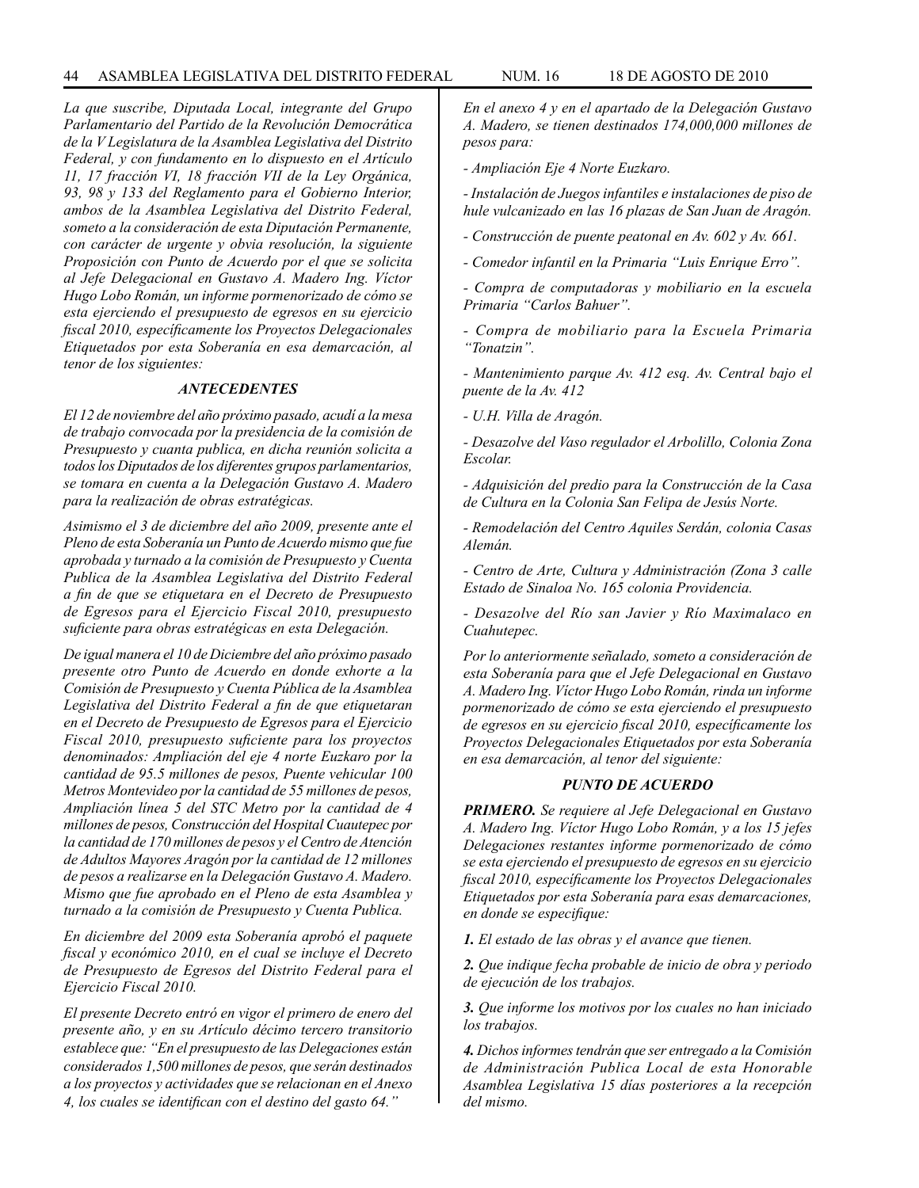*La que suscribe, Diputada Local, integrante del Grupo Parlamentario del Partido de la Revolución Democrática de la V Legislatura de la Asamblea Legislativa del Distrito Federal, y con fundamento en lo dispuesto en el Artículo 11, 17 fracción VI, 18 fracción VII de la Ley Orgánica, 93, 98 y 133 del Reglamento para el Gobierno Interior, ambos de la Asamblea Legislativa del Distrito Federal, someto a la consideración de esta Diputación Permanente, con carácter de urgente y obvia resolución, la siguiente Proposición con Punto de Acuerdo por el que se solicita al Jefe Delegacional en Gustavo A. Madero Ing. Víctor Hugo Lobo Román, un informe pormenorizado de cómo se esta ejerciendo el presupuesto de egresos en su ejercicio fiscal 2010, específicamente los Proyectos Delegacionales Etiquetados por esta Soberanía en esa demarcación, al tenor de los siguientes:*

### *ANTECEDENTES*

*El 12 de noviembre del año próximo pasado, acudí a la mesa de trabajo convocada por la presidencia de la comisión de Presupuesto y cuanta publica, en dicha reunión solicita a todos los Diputados de los diferentes grupos parlamentarios, se tomara en cuenta a la Delegación Gustavo A. Madero para la realización de obras estratégicas.*

*Asimismo el 3 de diciembre del año 2009, presente ante el Pleno de esta Soberanía un Punto de Acuerdo mismo que fue aprobada y turnado a la comisión de Presupuesto y Cuenta Publica de la Asamblea Legislativa del Distrito Federal a fin de que se etiquetara en el Decreto de Presupuesto de Egresos para el Ejercicio Fiscal 2010, presupuesto suficiente para obras estratégicas en esta Delegación.*

*De igual manera el 10 de Diciembre del año próximo pasado presente otro Punto de Acuerdo en donde exhorte a la Comisión de Presupuesto y Cuenta Pública de la Asamblea Legislativa del Distrito Federal a fin de que etiquetaran en el Decreto de Presupuesto de Egresos para el Ejercicio Fiscal 2010, presupuesto suficiente para los proyectos denominados: Ampliación del eje 4 norte Euzkaro por la cantidad de 95.5 millones de pesos, Puente vehicular 100 Metros Montevideo por la cantidad de 55 millones de pesos, Ampliación línea 5 del STC Metro por la cantidad de 4 millones de pesos, Construcción del Hospital Cuautepec por la cantidad de 170 millones de pesos y el Centro de Atención de Adultos Mayores Aragón por la cantidad de 12 millones de pesos a realizarse en la Delegación Gustavo A. Madero. Mismo que fue aprobado en el Pleno de esta Asamblea y turnado a la comisión de Presupuesto y Cuenta Publica.*

*En diciembre del 2009 esta Soberanía aprobó el paquete fiscal y económico 2010, en el cual se incluye el Decreto de Presupuesto de Egresos del Distrito Federal para el Ejercicio Fiscal 2010.*

*El presente Decreto entró en vigor el primero de enero del presente año, y en su Artículo décimo tercero transitorio establece que: "En el presupuesto de las Delegaciones están considerados 1,500 millones de pesos, que serán destinados a los proyectos y actividades que se relacionan en el Anexo 4, los cuales se identifican con el destino del gasto 64."*

*En el anexo 4 y en el apartado de la Delegación Gustavo A. Madero, se tienen destinados 174,000,000 millones de pesos para:*

*- Ampliación Eje 4 Norte Euzkaro.*

*- Instalación de Juegos infantiles e instalaciones de piso de hule vulcanizado en las 16 plazas de San Juan de Aragón.*

*- Construcción de puente peatonal en Av. 602 y Av. 661.*

*- Comedor infantil en la Primaria "Luis Enrique Erro".*

*- Compra de computadoras y mobiliario en la escuela Primaria "Carlos Bahuer".*

*- Compra de mobiliario para la Escuela Primaria "Tonatzin".*

*- Mantenimiento parque Av. 412 esq. Av. Central bajo el puente de la Av. 412*

*- U.H. Villa de Aragón.*

*- Desazolve del Vaso regulador el Arbolillo, Colonia Zona Escolar.*

*- Adquisición del predio para la Construcción de la Casa de Cultura en la Colonia San Felipa de Jesús Norte.*

*- Remodelación del Centro Aquiles Serdán, colonia Casas Alemán.*

*- Centro de Arte, Cultura y Administración (Zona 3 calle Estado de Sinaloa No. 165 colonia Providencia.*

*- Desazolve del Río san Javier y Río Maximalaco en Cuahutepec.*

*Por lo anteriormente señalado, someto a consideración de esta Soberanía para que el Jefe Delegacional en Gustavo A. Madero Ing. Víctor Hugo Lobo Román, rinda un informe pormenorizado de cómo se esta ejerciendo el presupuesto de egresos en su ejercicio fiscal 2010, específicamente los Proyectos Delegacionales Etiquetados por esta Soberanía en esa demarcación, al tenor del siguiente:*

### *PUNTO DE ACUERDO*

***PRIMERO.*** *Se requiere al Jefe Delegacional en Gustavo A. Madero Ing. Víctor Hugo Lobo Román, y a los 15 jefes Delegaciones restantes informe pormenorizado de cómo se esta ejerciendo el presupuesto de egresos en su ejercicio fiscal 2010, específicamente los Proyectos Delegacionales Etiquetados por esta Soberanía para esas demarcaciones, en donde se especifique:*

***1.*** *El estado de las obras y el avance que tienen.*

***2.*** *Que indique fecha probable de inicio de obra y periodo de ejecución de los trabajos.*

***3.*** *Que informe los motivos por los cuales no han iniciado los trabajos.*

***4.*** *Dichos informes tendrán que ser entregado a la Comisión de Administración Publica Local de esta Honorable Asamblea Legislativa 15 días posteriores a la recepción del mismo.*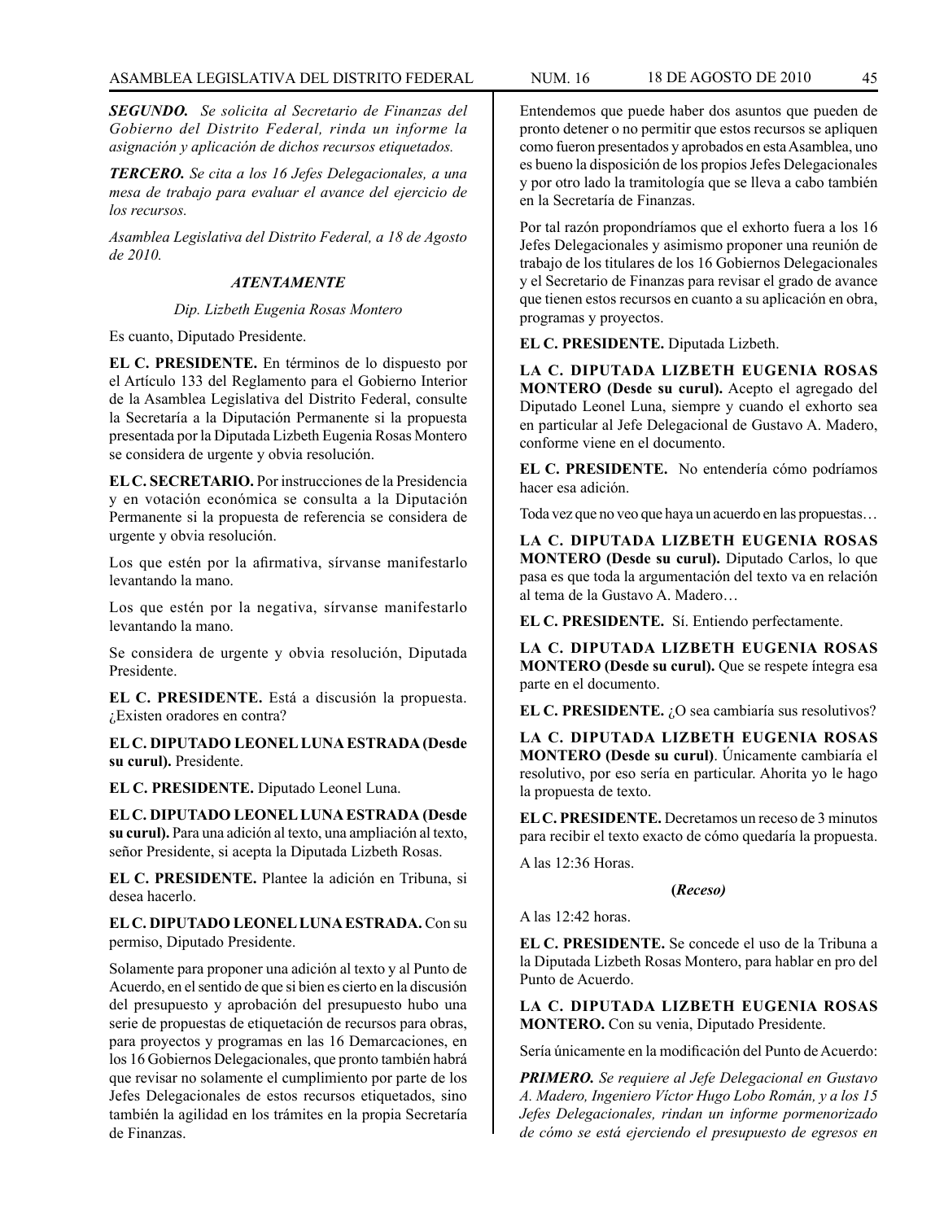***SEGUNDO.*** *Se solicita al Secretario de Finanzas del Gobierno del Distrito Federal, rinda un informe la asignación y aplicación de dichos recursos etiquetados.*

***TERCERO.*** *Se cita a los 16 Jefes Delegacionales, a una mesa de trabajo para evaluar el avance del ejercicio de los recursos.*

*Asamblea Legislativa del Distrito Federal, a 18 de Agosto de 2010.*

***ATENTAMENTE***

*Dip. Lizbeth Eugenia Rosas Montero*

Es cuanto, Diputado Presidente.

**EL C. PRESIDENTE.** En términos de lo dispuesto por el Artículo 133 del Reglamento para el Gobierno Interior de la Asamblea Legislativa del Distrito Federal, consulte la Secretaría a la Diputación Permanente si la propuesta presentada por la Diputada Lizbeth Eugenia Rosas Montero se considera de urgente y obvia resolución.

**EL C. SECRETARIO.** Por instrucciones de la Presidencia y en votación económica se consulta a la Diputación Permanente si la propuesta de referencia se considera de urgente y obvia resolución.

Los que estén por la afirmativa, sírvanse manifestarlo levantando la mano.

Los que estén por la negativa, sírvanse manifestarlo levantando la mano.

Se considera de urgente y obvia resolución, Diputada Presidente.

**EL C. PRESIDENTE.** Está a discusión la propuesta. ¿Existen oradores en contra?

**EL C. DIPUTADO LEONEL LUNA ESTRADA (Desde su curul).** Presidente.

**EL C. PRESIDENTE.** Diputado Leonel Luna.

**EL C. DIPUTADO LEONEL LUNA ESTRADA (Desde su curul).** Para una adición al texto, una ampliación al texto, señor Presidente, si acepta la Diputada Lizbeth Rosas.

**EL C. PRESIDENTE.** Plantee la adición en Tribuna, si desea hacerlo.

**EL C. DIPUTADO LEONEL LUNA ESTRADA.** Con su permiso, Diputado Presidente.

Solamente para proponer una adición al texto y al Punto de Acuerdo, en el sentido de que si bien es cierto en la discusión del presupuesto y aprobación del presupuesto hubo una serie de propuestas de etiquetación de recursos para obras, para proyectos y programas en las 16 Demarcaciones, en los 16 Gobiernos Delegacionales, que pronto también habrá que revisar no solamente el cumplimiento por parte de los Jefes Delegacionales de estos recursos etiquetados, sino también la agilidad en los trámites en la propia Secretaría de Finanzas.

Entendemos que puede haber dos asuntos que pueden de pronto detener o no permitir que estos recursos se apliquen como fueron presentados y aprobados en esta Asamblea, uno es bueno la disposición de los propios Jefes Delegacionales y por otro lado la tramitología que se lleva a cabo también en la Secretaría de Finanzas.

Por tal razón propondríamos que el exhorto fuera a los 16 Jefes Delegacionales y asimismo proponer una reunión de trabajo de los titulares de los 16 Gobiernos Delegacionales y el Secretario de Finanzas para revisar el grado de avance que tienen estos recursos en cuanto a su aplicación en obra, programas y proyectos.

**EL C. PRESIDENTE.** Diputada Lizbeth.

**LA C. DIPUTADA LIZBETH EUGENIA ROSAS MONTERO (Desde su curul).** Acepto el agregado del Diputado Leonel Luna, siempre y cuando el exhorto sea en particular al Jefe Delegacional de Gustavo A. Madero, conforme viene en el documento.

**EL C. PRESIDENTE.** No entendería cómo podríamos hacer esa adición.

Toda vez que no veo que haya un acuerdo en las propuestas…

**LA C. DIPUTADA LIZBETH EUGENIA ROSAS MONTERO (Desde su curul).** Diputado Carlos, lo que pasa es que toda la argumentación del texto va en relación al tema de la Gustavo A. Madero…

**EL C. PRESIDENTE.** Sí. Entiendo perfectamente.

**LA C. DIPUTADA LIZBETH EUGENIA ROSAS MONTERO (Desde su curul).** Que se respete íntegra esa parte en el documento.

**EL C. PRESIDENTE.** ¿O sea cambiaría sus resolutivos?

**LA C. DIPUTADA LIZBETH EUGENIA ROSAS MONTERO (Desde su curul)**. Únicamente cambiaría el resolutivo, por eso sería en particular. Ahorita yo le hago la propuesta de texto.

**EL C. PRESIDENTE.** Decretamos un receso de 3 minutos para recibir el texto exacto de cómo quedaría la propuesta.

A las 12:36 Horas.

**(*Receso*)**

A las 12:42 horas.

**EL C. PRESIDENTE.** Se concede el uso de la Tribuna a la Diputada Lizbeth Rosas Montero, para hablar en pro del Punto de Acuerdo.

**LA C. DIPUTADA LIZBETH EUGENIA ROSAS MONTERO.** Con su venia, Diputado Presidente.

Sería únicamente en la modificación del Punto de Acuerdo:

***PRIMERO.*** *Se requiere al Jefe Delegacional en Gustavo A. Madero, Ingeniero Víctor Hugo Lobo Román, y a los 15 Jefes Delegacionales, rindan un informe pormenorizado de cómo se está ejerciendo el presupuesto de egresos en*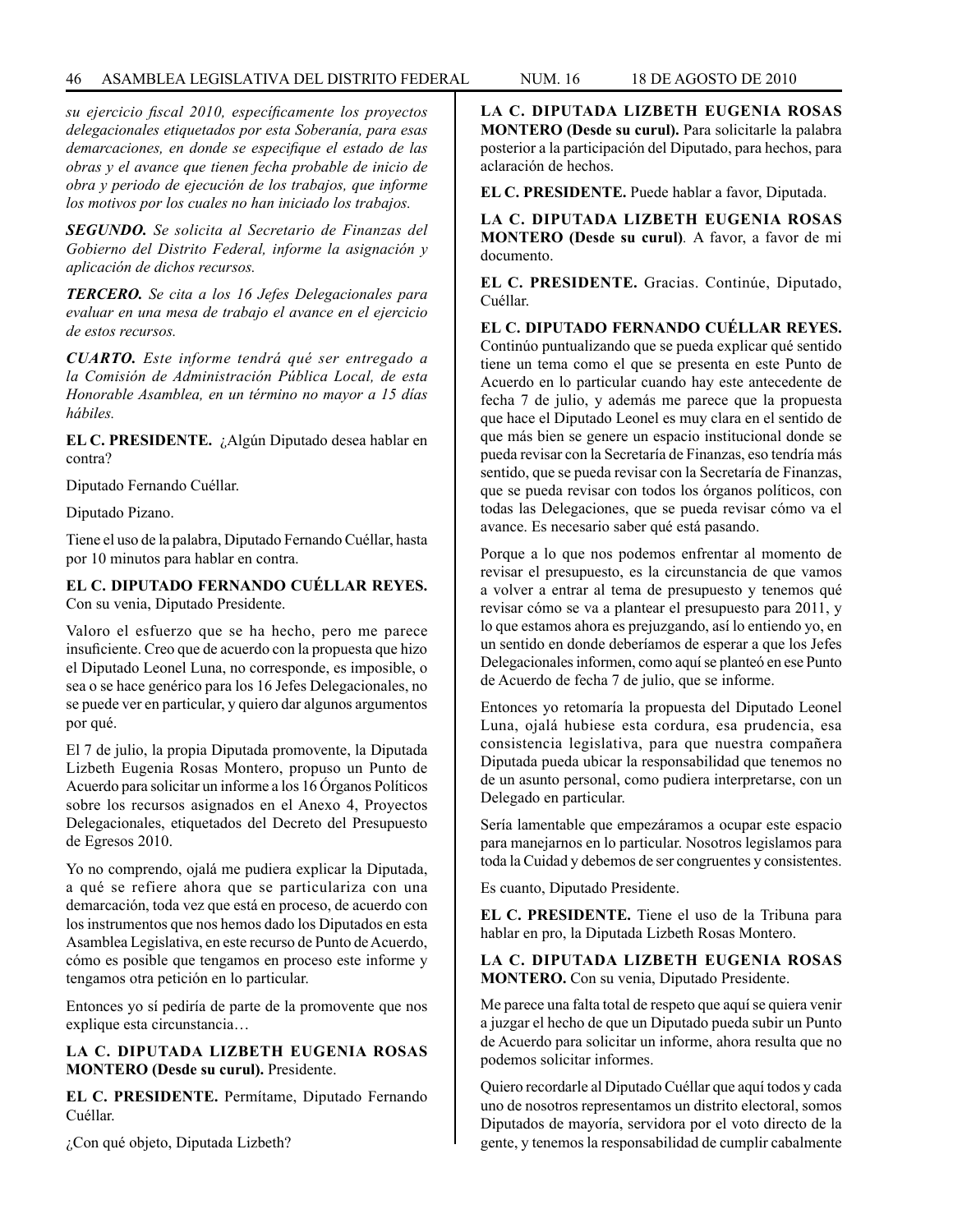*su ejercicio fiscal 2010, específicamente los proyectos delegacionales etiquetados por esta Soberanía, para esas demarcaciones, en donde se especifique el estado de las obras y el avance que tienen fecha probable de inicio de obra y periodo de ejecución de los trabajos, que informe los motivos por los cuales no han iniciado los trabajos.*

***SEGUNDO.*** *Se solicita al Secretario de Finanzas del Gobierno del Distrito Federal, informe la asignación y aplicación de dichos recursos.*

***TERCERO.*** *Se cita a los 16 Jefes Delegacionales para evaluar en una mesa de trabajo el avance en el ejercicio de estos recursos.*

***CUARTO.*** *Este informe tendrá qué ser entregado a la Comisión de Administración Pública Local, de esta Honorable Asamblea, en un término no mayor a 15 días hábiles.*

**EL C. PRESIDENTE.** ¿Algún Diputado desea hablar en contra?

Diputado Fernando Cuéllar.

Diputado Pizano.

Tiene el uso de la palabra, Diputado Fernando Cuéllar, hasta por 10 minutos para hablar en contra.

**EL C. DIPUTADO FERNANDO CUÉLLAR REYES.** Con su venia, Diputado Presidente.

Valoro el esfuerzo que se ha hecho, pero me parece insuficiente. Creo que de acuerdo con la propuesta que hizo el Diputado Leonel Luna, no corresponde, es imposible, o sea o se hace genérico para los 16 Jefes Delegacionales, no se puede ver en particular, y quiero dar algunos argumentos por qué.

El 7 de julio, la propia Diputada promovente, la Diputada Lizbeth Eugenia Rosas Montero, propuso un Punto de Acuerdo para solicitar un informe a los 16 Órganos Políticos sobre los recursos asignados en el Anexo 4, Proyectos Delegacionales, etiquetados del Decreto del Presupuesto de Egresos 2010.

Yo no comprendo, ojalá me pudiera explicar la Diputada, a qué se refiere ahora que se particulariza con una demarcación, toda vez que está en proceso, de acuerdo con los instrumentos que nos hemos dado los Diputados en esta Asamblea Legislativa, en este recurso de Punto de Acuerdo, cómo es posible que tengamos en proceso este informe y tengamos otra petición en lo particular.

Entonces yo sí pediría de parte de la promovente que nos explique esta circunstancia…

**LA C. DIPUTADA LIZBETH EUGENIA ROSAS MONTERO (Desde su curul).** Presidente.

**EL C. PRESIDENTE.** Permítame, Diputado Fernando Cuéllar.

¿Con qué objeto, Diputada Lizbeth?

**LA C. DIPUTADA LIZBETH EUGENIA ROSAS MONTERO (Desde su curul).** Para solicitarle la palabra posterior a la participación del Diputado, para hechos, para aclaración de hechos.

**EL C. PRESIDENTE.** Puede hablar a favor, Diputada.

**LA C. DIPUTADA LIZBETH EUGENIA ROSAS MONTERO (Desde su curul)**. A favor, a favor de mi documento.

**EL C. PRESIDENTE.** Gracias. Continúe, Diputado, Cuéllar.

**EL C. DIPUTADO FERNANDO CUÉLLAR REYES.** Continúo puntualizando que se pueda explicar qué sentido tiene un tema como el que se presenta en este Punto de Acuerdo en lo particular cuando hay este antecedente de fecha 7 de julio, y además me parece que la propuesta que hace el Diputado Leonel es muy clara en el sentido de que más bien se genere un espacio institucional donde se pueda revisar con la Secretaría de Finanzas, eso tendría más sentido, que se pueda revisar con la Secretaría de Finanzas, que se pueda revisar con todos los órganos políticos, con todas las Delegaciones, que se pueda revisar cómo va el avance. Es necesario saber qué está pasando.

Porque a lo que nos podemos enfrentar al momento de revisar el presupuesto, es la circunstancia de que vamos a volver a entrar al tema de presupuesto y tenemos qué revisar cómo se va a plantear el presupuesto para 2011, y lo que estamos ahora es prejuzgando, así lo entiendo yo, en un sentido en donde deberíamos de esperar a que los Jefes Delegacionales informen, como aquí se planteó en ese Punto de Acuerdo de fecha 7 de julio, que se informe.

Entonces yo retomaría la propuesta del Diputado Leonel Luna, ojalá hubiese esta cordura, esa prudencia, esa consistencia legislativa, para que nuestra compañera Diputada pueda ubicar la responsabilidad que tenemos no de un asunto personal, como pudiera interpretarse, con un Delegado en particular.

Sería lamentable que empezáramos a ocupar este espacio para manejarnos en lo particular. Nosotros legislamos para toda la Cuidad y debemos de ser congruentes y consistentes.

Es cuanto, Diputado Presidente.

**EL C. PRESIDENTE.** Tiene el uso de la Tribuna para hablar en pro, la Diputada Lizbeth Rosas Montero.

**LA C. DIPUTADA LIZBETH EUGENIA ROSAS MONTERO.** Con su venia, Diputado Presidente.

Me parece una falta total de respeto que aquí se quiera venir a juzgar el hecho de que un Diputado pueda subir un Punto de Acuerdo para solicitar un informe, ahora resulta que no podemos solicitar informes.

Quiero recordarle al Diputado Cuéllar que aquí todos y cada uno de nosotros representamos un distrito electoral, somos Diputados de mayoría, servidora por el voto directo de la gente, y tenemos la responsabilidad de cumplir cabalmente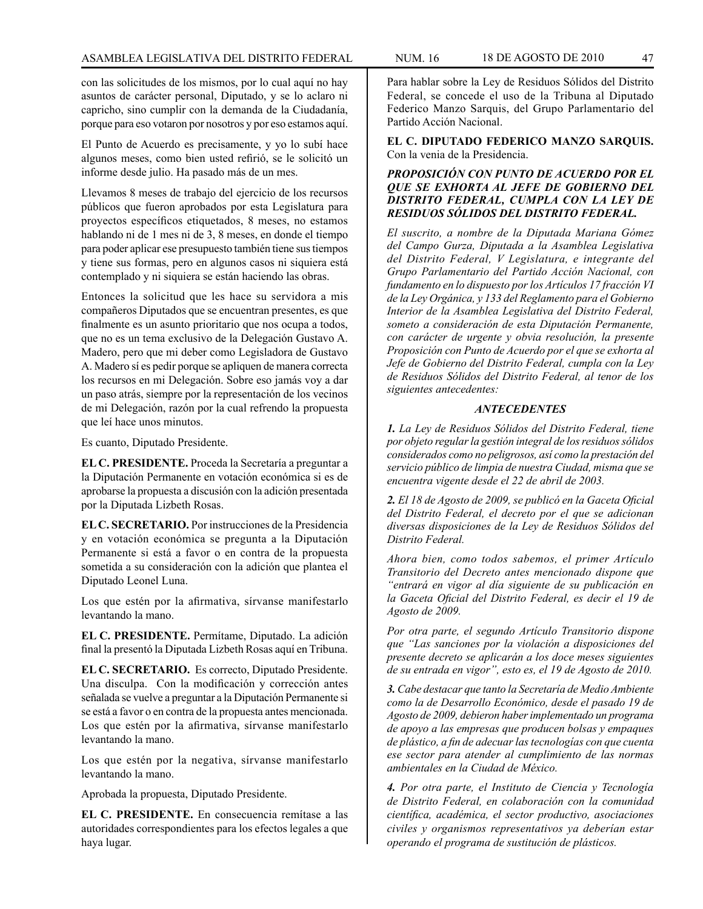con las solicitudes de los mismos, por lo cual aquí no hay asuntos de carácter personal, Diputado, y se lo aclaro ni capricho, sino cumplir con la demanda de la Ciudadanía, porque para eso votaron por nosotros y por eso estamos aquí.

El Punto de Acuerdo es precisamente, y yo lo subí hace algunos meses, como bien usted refirió, se le solicitó un informe desde julio. Ha pasado más de un mes.

Llevamos 8 meses de trabajo del ejercicio de los recursos públicos que fueron aprobados por esta Legislatura para proyectos específicos etiquetados, 8 meses, no estamos hablando ni de 1 mes ni de 3, 8 meses, en donde el tiempo para poder aplicar ese presupuesto también tiene sus tiempos y tiene sus formas, pero en algunos casos ni siquiera está contemplado y ni siquiera se están haciendo las obras.

Entonces la solicitud que les hace su servidora a mis compañeros Diputados que se encuentran presentes, es que finalmente es un asunto prioritario que nos ocupa a todos, que no es un tema exclusivo de la Delegación Gustavo A. Madero, pero que mi deber como Legisladora de Gustavo A. Madero sí es pedir porque se apliquen de manera correcta los recursos en mi Delegación. Sobre eso jamás voy a dar un paso atrás, siempre por la representación de los vecinos de mi Delegación, razón por la cual refrendo la propuesta que leí hace unos minutos.

Es cuanto, Diputado Presidente.

**EL C. PRESIDENTE.** Proceda la Secretaría a preguntar a la Diputación Permanente en votación económica si es de aprobarse la propuesta a discusión con la adición presentada por la Diputada Lizbeth Rosas.

**EL C. SECRETARIO.** Por instrucciones de la Presidencia y en votación económica se pregunta a la Diputación Permanente si está a favor o en contra de la propuesta sometida a su consideración con la adición que plantea el Diputado Leonel Luna.

Los que estén por la afirmativa, sírvanse manifestarlo levantando la mano.

**EL C. PRESIDENTE.** Permítame, Diputado. La adición final la presentó la Diputada Lizbeth Rosas aquí en Tribuna.

**EL C. SECRETARIO.** Es correcto, Diputado Presidente. Una disculpa. Con la modificación y corrección antes señalada se vuelve a preguntar a la Diputación Permanente si se está a favor o en contra de la propuesta antes mencionada. Los que estén por la afirmativa, sírvanse manifestarlo levantando la mano.

Los que estén por la negativa, sírvanse manifestarlo levantando la mano.

Aprobada la propuesta, Diputado Presidente.

**EL C. PRESIDENTE.** En consecuencia remítase a las autoridades correspondientes para los efectos legales a que haya lugar.

Para hablar sobre la Ley de Residuos Sólidos del Distrito Federal, se concede el uso de la Tribuna al Diputado Federico Manzo Sarquis, del Grupo Parlamentario del Partido Acción Nacional.

**EL C. DIPUTADO FEDERICO MANZO SARQUIS.** Con la venia de la Presidencia.

***PROPOSICIÓN CON PUNTO DE ACUERDO POR EL QUE SE EXHORTA AL JEFE DE GOBIERNO DEL DISTRITO FEDERAL, CUMPLA CON LA LEY DE RESIDUOS SÓLIDOS DEL DISTRITO FEDERAL.***

*El suscrito, a nombre de la Diputada Mariana Gómez del Campo Gurza, Diputada a la Asamblea Legislativa del Distrito Federal, V Legislatura, e integrante del Grupo Parlamentario del Partido Acción Nacional, con fundamento en lo dispuesto por los Artículos 17 fracción VI de la Ley Orgánica, y 133 del Reglamento para el Gobierno Interior de la Asamblea Legislativa del Distrito Federal, someto a consideración de esta Diputación Permanente, con carácter de urgente y obvia resolución, la presente Proposición con Punto de Acuerdo por el que se exhorta al Jefe de Gobierno del Distrito Federal, cumpla con la Ley de Residuos Sólidos del Distrito Federal, al tenor de los siguientes antecedentes:*

***ANTECEDENTES***

***1.*** *La Ley de Residuos Sólidos del Distrito Federal, tiene por objeto regular la gestión integral de los residuos sólidos considerados como no peligrosos, así como la prestación del servicio público de limpia de nuestra Ciudad, misma que se encuentra vigente desde el 22 de abril de 2003.*

***2.*** *El 18 de Agosto de 2009, se publicó en la Gaceta Oficial del Distrito Federal, el decreto por el que se adicionan diversas disposiciones de la Ley de Residuos Sólidos del Distrito Federal.*

*Ahora bien, como todos sabemos, el primer Artículo Transitorio del Decreto antes mencionado dispone que "entrará en vigor al día siguiente de su publicación en la Gaceta Oficial del Distrito Federal, es decir el 19 de Agosto de 2009.*

*Por otra parte, el segundo Artículo Transitorio dispone que "Las sanciones por la violación a disposiciones del presente decreto se aplicarán a los doce meses siguientes de su entrada en vigor", esto es, el 19 de Agosto de 2010.*

***3.*** *Cabe destacar que tanto la Secretaría de Medio Ambiente como la de Desarrollo Económico, desde el pasado 19 de Agosto de 2009, debieron haber implementado un programa de apoyo a las empresas que producen bolsas y empaques de plástico, a fin de adecuar las tecnologías con que cuenta ese sector para atender al cumplimiento de las normas ambientales en la Ciudad de México.*

***4.*** *Por otra parte, el Instituto de Ciencia y Tecnología de Distrito Federal, en colaboración con la comunidad científica, académica, el sector productivo, asociaciones civiles y organismos representativos ya deberían estar operando el programa de sustitución de plásticos.*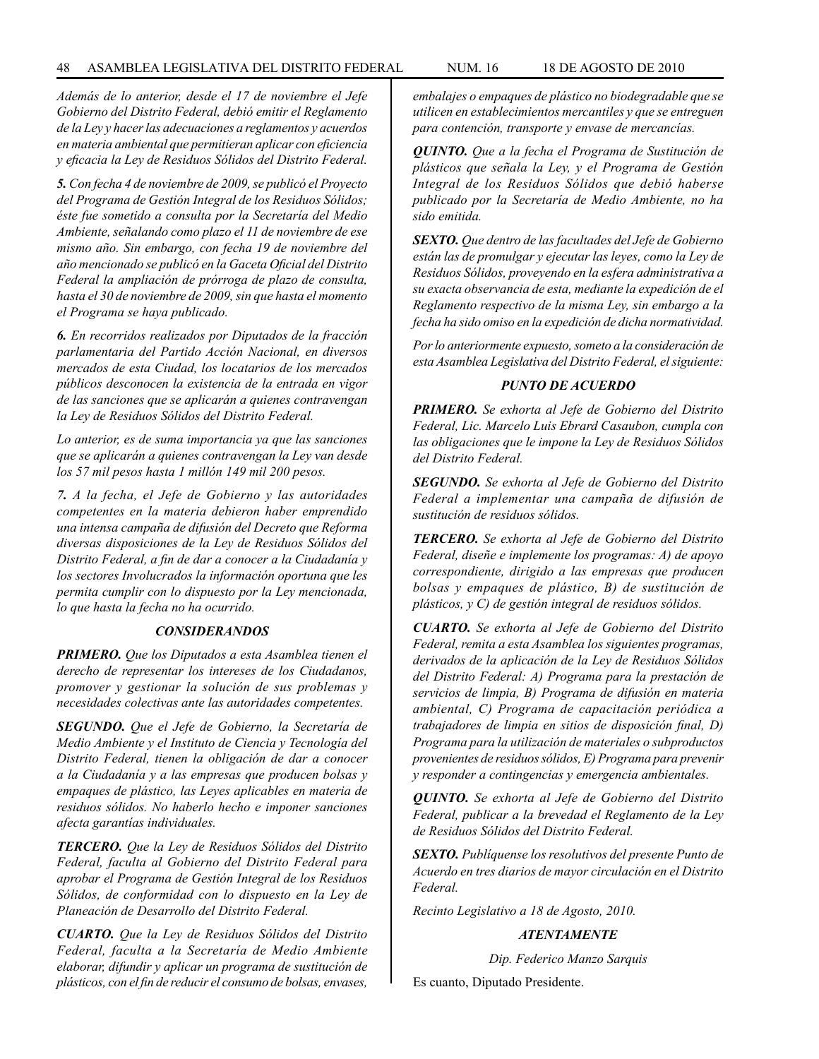*Además de lo anterior, desde el 17 de noviembre el Jefe Gobierno del Distrito Federal, debió emitir el Reglamento de la Ley y hacer las adecuaciones a reglamentos y acuerdos en materia ambiental que permitieran aplicar con eficiencia y eficacia la Ley de Residuos Sólidos del Distrito Federal.*

***5.*** *Con fecha 4 de noviembre de 2009, se publicó el Proyecto del Programa de Gestión Integral de los Residuos Sólidos; éste fue sometido a consulta por la Secretaría del Medio Ambiente, señalando como plazo el 11 de noviembre de ese mismo año. Sin embargo, con fecha 19 de noviembre del año mencionado se publicó en la Gaceta Oficial del Distrito Federal la ampliación de prórroga de plazo de consulta, hasta el 30 de noviembre de 2009, sin que hasta el momento el Programa se haya publicado.*

***6.*** *En recorridos realizados por Diputados de la fracción parlamentaria del Partido Acción Nacional, en diversos mercados de esta Ciudad, los locatarios de los mercados públicos desconocen la existencia de la entrada en vigor de las sanciones que se aplicarán a quienes contravengan la Ley de Residuos Sólidos del Distrito Federal.*

*Lo anterior, es de suma importancia ya que las sanciones que se aplicarán a quienes contravengan la Ley van desde los 57 mil pesos hasta 1 millón 149 mil 200 pesos.*

***7.*** *A la fecha, el Jefe de Gobierno y las autoridades competentes en la materia debieron haber emprendido una intensa campaña de difusión del Decreto que Reforma diversas disposiciones de la Ley de Residuos Sólidos del Distrito Federal, a fin de dar a conocer a la Ciudadanía y los sectores Involucrados la información oportuna que les permita cumplir con lo dispuesto por la Ley mencionada, lo que hasta la fecha no ha ocurrido.*

## *CONSIDERANDOS*

***PRIMERO.*** *Que los Diputados a esta Asamblea tienen el derecho de representar los intereses de los Ciudadanos, promover y gestionar la solución de sus problemas y necesidades colectivas ante las autoridades competentes.*

***SEGUNDO.*** *Que el Jefe de Gobierno, la Secretaría de Medio Ambiente y el Instituto de Ciencia y Tecnología del Distrito Federal, tienen la obligación de dar a conocer a la Ciudadanía y a las empresas que producen bolsas y empaques de plástico, las Leyes aplicables en materia de residuos sólidos. No haberlo hecho e imponer sanciones afecta garantías individuales.*

***TERCERO.*** *Que la Ley de Residuos Sólidos del Distrito Federal, faculta al Gobierno del Distrito Federal para aprobar el Programa de Gestión Integral de los Residuos Sólidos, de conformidad con lo dispuesto en la Ley de Planeación de Desarrollo del Distrito Federal.*

***CUARTO.*** *Que la Ley de Residuos Sólidos del Distrito Federal, faculta a la Secretaría de Medio Ambiente elaborar, difundir y aplicar un programa de sustitución de plásticos, con el fin de reducir el consumo de bolsas, envases, embalajes o empaques de plástico no biodegradable que se utilicen en establecimientos mercantiles y que se entreguen para contención, transporte y envase de mercancías.*

***QUINTO.*** *Que a la fecha el Programa de Sustitución de plásticos que señala la Ley, y el Programa de Gestión Integral de los Residuos Sólidos que debió haberse publicado por la Secretaría de Medio Ambiente, no ha sido emitida.*

***SEXTO.*** *Que dentro de las facultades del Jefe de Gobierno están las de promulgar y ejecutar las leyes, como la Ley de Residuos Sólidos, proveyendo en la esfera administrativa a su exacta observancia de esta, mediante la expedición de el Reglamento respectivo de la misma Ley, sin embargo a la fecha ha sido omiso en la expedición de dicha normatividad.*

*Por lo anteriormente expuesto, someto a la consideración de esta Asamblea Legislativa del Distrito Federal, el siguiente:*

## *PUNTO DE ACUERDO*

***PRIMERO.*** *Se exhorta al Jefe de Gobierno del Distrito Federal, Lic. Marcelo Luis Ebrard Casaubon, cumpla con las obligaciones que le impone la Ley de Residuos Sólidos del Distrito Federal.*

***SEGUNDO.*** *Se exhorta al Jefe de Gobierno del Distrito Federal a implementar una campaña de difusión de sustitución de residuos sólidos.*

***TERCERO.*** *Se exhorta al Jefe de Gobierno del Distrito Federal, diseñe e implemente los programas: A) de apoyo correspondiente, dirigido a las empresas que producen bolsas y empaques de plástico, B) de sustitución de plásticos, y C) de gestión integral de residuos sólidos.*

***CUARTO.*** *Se exhorta al Jefe de Gobierno del Distrito Federal, remita a esta Asamblea los siguientes programas, derivados de la aplicación de la Ley de Residuos Sólidos del Distrito Federal: A) Programa para la prestación de servicios de limpia, B) Programa de difusión en materia ambiental, C) Programa de capacitación periódica a trabajadores de limpia en sitios de disposición final, D) Programa para la utilización de materiales o subproductos provenientes de residuos sólidos, E) Programa para prevenir y responder a contingencias y emergencia ambientales.*

***QUINTO.*** *Se exhorta al Jefe de Gobierno del Distrito Federal, publicar a la brevedad el Reglamento de la Ley de Residuos Sólidos del Distrito Federal.*

***SEXTO.*** *Publíquense los resolutivos del presente Punto de Acuerdo en tres diarios de mayor circulación en el Distrito Federal.*

*Recinto Legislativo a 18 de Agosto, 2010.*

***ATENTAMENTE***

*Dip. Federico Manzo Sarquis*

Es cuanto, Diputado Presidente.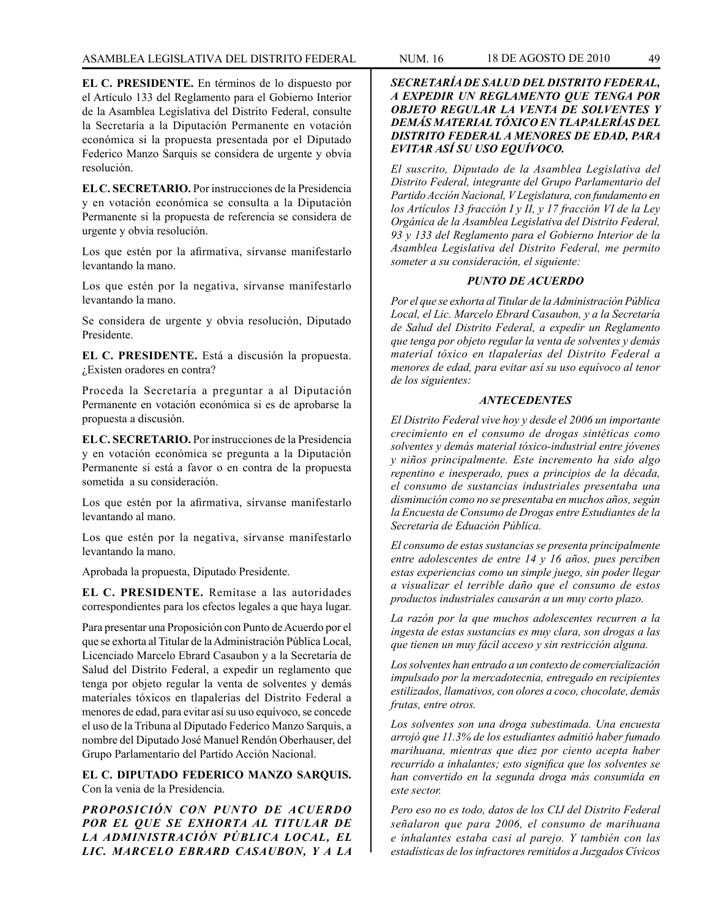**EL C. PRESIDENTE.** En términos de lo dispuesto por el Artículo 133 del Reglamento para el Gobierno Interior de la Asamblea Legislativa del Distrito Federal, consulte la Secretaría a la Diputación Permanente en votación económica si la propuesta presentada por el Diputado Federico Manzo Sarquis se considera de urgente y obvia resolución.

**EL C. SECRETARIO.** Por instrucciones de la Presidencia y en votación económica se consulta a la Diputación Permanente si la propuesta de referencia se considera de urgente y obvia resolución.

Los que estén por la afirmativa, sírvanse manifestarlo levantando la mano.

Los que estén por la negativa, sírvanse manifestarlo levantando la mano.

Se considera de urgente y obvia resolución, Diputado Presidente.

**EL C. PRESIDENTE.** Está a discusión la propuesta. ¿Existen oradores en contra?

Proceda la Secretaría a preguntar a al Diputación Permanente en votación económica si es de aprobarse la propuesta a discusión.

**EL C. SECRETARIO.** Por instrucciones de la Presidencia y en votación económica se pregunta a la Diputación Permanente si está a favor o en contra de la propuesta sometida a su consideración.

Los que estén por la afirmativa, sírvanse manifestarlo levantando al mano.

Los que estén por la negativa, sírvanse manifestarlo levantando la mano.

Aprobada la propuesta, Diputado Presidente.

**EL C. PRESIDENTE.** Remítase a las autoridades correspondientes para los efectos legales a que haya lugar.

Para presentar una Proposición con Punto de Acuerdo por el que se exhorta al Titular de la Administración Pública Local, Licenciado Marcelo Ebrard Casaubon y a la Secretaría de Salud del Distrito Federal, a expedir un reglamento que tenga por objeto regular la venta de solventes y demás materiales tóxicos en tlapalerías del Distrito Federal a menores de edad, para evitar así su uso equívoco, se concede el uso de la Tribuna al Diputado Federico Manzo Sarquis, a nombre del Diputado José Manuel Rendón Oberhauser, del Grupo Parlamentario del Partido Acción Nacional.

**EL C. DIPUTADO FEDERICO MANZO SARQUIS.** Con la venia de la Presidencia.

***PROPOSICIÓN CON PUNTO DE ACUERDO POR EL QUE SE EXHORTA AL TITULAR DE LA ADMINISTRACIÓN PÚBLICA LOCAL, EL LIC. MARCELO EBRARD CASAUBON, Y A LA SECRETARÍA DE SALUD DEL DISTRITO FEDERAL, A EXPEDIR UN REGLAMENTO QUE TENGA POR OBJETO REGULAR LA VENTA DE SOLVENTES Y DEMÁS MATERIAL TÓXICO EN TLAPALERÍAS DEL DISTRITO FEDERAL A MENORES DE EDAD, PARA EVITAR ASÍ SU USO EQUÍVOCO.***

*El suscrito, Diputado de la Asamblea Legislativa del Distrito Federal, integrante del Grupo Parlamentario del Partido Acción Nacional, V Legislatura, con fundamento en los Artículos 13 fracción I y II, y 17 fracción VI de la Ley Orgánica de la Asamblea Legislativa del Distrito Federal, 93 y 133 del Reglamento para el Gobierno Interior de la Asamblea Legislativa del Distrito Federal, me permito someter a su consideración, el siguiente:*

***PUNTO DE ACUERDO***

*Por el que se exhorta al Titular de la Administración Pública Local, el Lic. Marcelo Ebrard Casaubon, y a la Secretaría de Salud del Distrito Federal, a expedir un Reglamento que tenga por objeto regular la venta de solventes y demás material tóxico en tlapalerías del Distrito Federal a menores de edad, para evitar así su uso equívoco al tenor de los siguientes:*

***ANTECEDENTES***

*El Distrito Federal vive hoy y desde el 2006 un importante crecimiento en el consumo de drogas sintéticas como solventes y demás material tóxico-industrial entre jóvenes y niños principalmente. Este incremento ha sido algo repentino e inesperado, pues a principios de la década, el consumo de sustancias industriales presentaba una disminución como no se presentaba en muchos años, según la Encuesta de Consumo de Drogas entre Estudiantes de la Secretaría de Eduación Pública.*

*El consumo de estas sustancias se presenta principalmente entre adolescentes de entre 14 y 16 años, pues perciben estas experiencias como un simple juego, sin poder llegar a visualizar el terrible daño que el consumo de estos productos industriales causarán a un muy corto plazo.*

*La razón por la que muchos adolescentes recurren a la ingesta de estas sustancias es muy clara, son drogas a las que tienen un muy fácil acceso y sin restricción alguna.*

*Los solventes han entrado a un contexto de comercialización impulsado por la mercadotecnia, entregado en recipientes estilizados, llamativos, con olores a coco, chocolate, demás frutas, entre otros.*

*Los solventes son una droga subestimada. Una encuesta arrojó que 11.3% de los estudiantes admitió haber fumado marihuana, mientras que diez por ciento acepta haber recurrido a inhalantes; esto significa que los solventes se han convertido en la segunda droga más consumida en este sector.*

*Pero eso no es todo, datos de los CIJ del Distrito Federal señalaron que para 2006, el consumo de marihuana e inhalantes estaba casi al parejo. Y también con las estadísticas de los infractores remitidos a Juzgados Cívicos*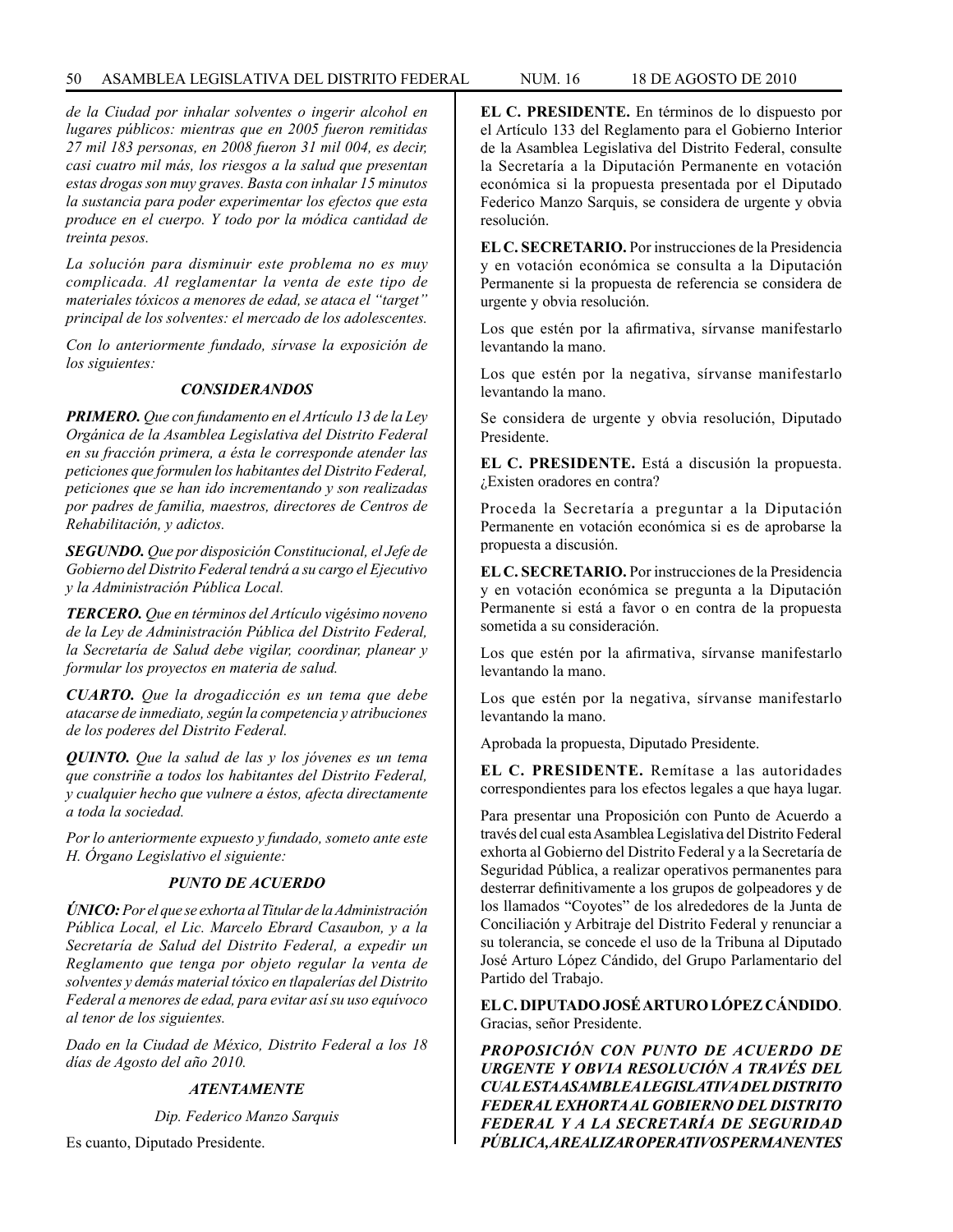*de la Ciudad por inhalar solventes o ingerir alcohol en lugares públicos: mientras que en 2005 fueron remitidas 27 mil 183 personas, en 2008 fueron 31 mil 004, es decir, casi cuatro mil más, los riesgos a la salud que presentan estas drogas son muy graves. Basta con inhalar 15 minutos la sustancia para poder experimentar los efectos que esta produce en el cuerpo. Y todo por la módica cantidad de treinta pesos.*

*La solución para disminuir este problema no es muy complicada. Al reglamentar la venta de este tipo de materiales tóxicos a menores de edad, se ataca el "target" principal de los solventes: el mercado de los adolescentes.*

*Con lo anteriormente fundado, sírvase la exposición de los siguientes:*

### *CONSIDERANDOS*

***PRIMERO.*** *Que con fundamento en el Artículo 13 de la Ley Orgánica de la Asamblea Legislativa del Distrito Federal en su fracción primera, a ésta le corresponde atender las peticiones que formulen los habitantes del Distrito Federal, peticiones que se han ido incrementando y son realizadas por padres de familia, maestros, directores de Centros de Rehabilitación, y adictos.*

***SEGUNDO.*** *Que por disposición Constitucional, el Jefe de Gobierno del Distrito Federal tendrá a su cargo el Ejecutivo y la Administración Pública Local.*

***TERCERO.*** *Que en términos del Artículo vigésimo noveno de la Ley de Administración Pública del Distrito Federal, la Secretaría de Salud debe vigilar, coordinar, planear y formular los proyectos en materia de salud.*

***CUARTO.*** *Que la drogadicción es un tema que debe atacarse de inmediato, según la competencia y atribuciones de los poderes del Distrito Federal.*

***QUINTO.*** *Que la salud de las y los jóvenes es un tema que constriñe a todos los habitantes del Distrito Federal, y cualquier hecho que vulnere a éstos, afecta directamente a toda la sociedad.*

*Por lo anteriormente expuesto y fundado, someto ante este H. Órgano Legislativo el siguiente:*

### *PUNTO DE ACUERDO*

***ÚNICO:*** *Por el que se exhorta al Titular de la Administración Pública Local, el Lic. Marcelo Ebrard Casaubon, y a la Secretaría de Salud del Distrito Federal, a expedir un Reglamento que tenga por objeto regular la venta de solventes y demás material tóxico en tlapalerías del Distrito Federal a menores de edad, para evitar así su uso equívoco al tenor de los siguientes.*

*Dado en la Ciudad de México, Distrito Federal a los 18 días de Agosto del año 2010.*

*ATENTAMENTE*

*Dip. Federico Manzo Sarquis*

Es cuanto, Diputado Presidente.

**EL C. PRESIDENTE.** En términos de lo dispuesto por el Artículo 133 del Reglamento para el Gobierno Interior de la Asamblea Legislativa del Distrito Federal, consulte la Secretaría a la Diputación Permanente en votación económica si la propuesta presentada por el Diputado Federico Manzo Sarquis, se considera de urgente y obvia resolución.

**EL C. SECRETARIO.** Por instrucciones de la Presidencia y en votación económica se consulta a la Diputación Permanente si la propuesta de referencia se considera de urgente y obvia resolución.

Los que estén por la afirmativa, sírvanse manifestarlo levantando la mano.

Los que estén por la negativa, sírvanse manifestarlo levantando la mano.

Se considera de urgente y obvia resolución, Diputado Presidente.

**EL C. PRESIDENTE.** Está a discusión la propuesta. ¿Existen oradores en contra?

Proceda la Secretaría a preguntar a la Diputación Permanente en votación económica si es de aprobarse la propuesta a discusión.

**EL C. SECRETARIO.** Por instrucciones de la Presidencia y en votación económica se pregunta a la Diputación Permanente si está a favor o en contra de la propuesta sometida a su consideración.

Los que estén por la afirmativa, sírvanse manifestarlo levantando la mano.

Los que estén por la negativa, sírvanse manifestarlo levantando la mano.

Aprobada la propuesta, Diputado Presidente.

**EL C. PRESIDENTE.** Remítase a las autoridades correspondientes para los efectos legales a que haya lugar.

Para presentar una Proposición con Punto de Acuerdo a través del cual esta Asamblea Legislativa del Distrito Federal exhorta al Gobierno del Distrito Federal y a la Secretaría de Seguridad Pública, a realizar operativos permanentes para desterrar definitivamente a los grupos de golpeadores y de los llamados "Coyotes" de los alrededores de la Junta de Conciliación y Arbitraje del Distrito Federal y renunciar a su tolerancia, se concede el uso de la Tribuna al Diputado José Arturo López Cándido, del Grupo Parlamentario del Partido del Trabajo.

**EL C. DIPUTADO JOSÉ ARTURO LÓPEZ CÁNDIDO**. Gracias, señor Presidente.

***PROPOSICIÓN CON PUNTO DE ACUERDO DE URGENTE Y OBVIA RESOLUCIÓN A TRAVÉS DEL CUAL ESTA ASAMBLEA LEGISLATIVA DEL DISTRITO FEDERAL EXHORTA AL GOBIERNO DEL DISTRITO FEDERAL Y A LA SECRETARÍA DE SEGURIDAD PÚBLICA, A REALIZAR OPERATIVOS PERMANENTES***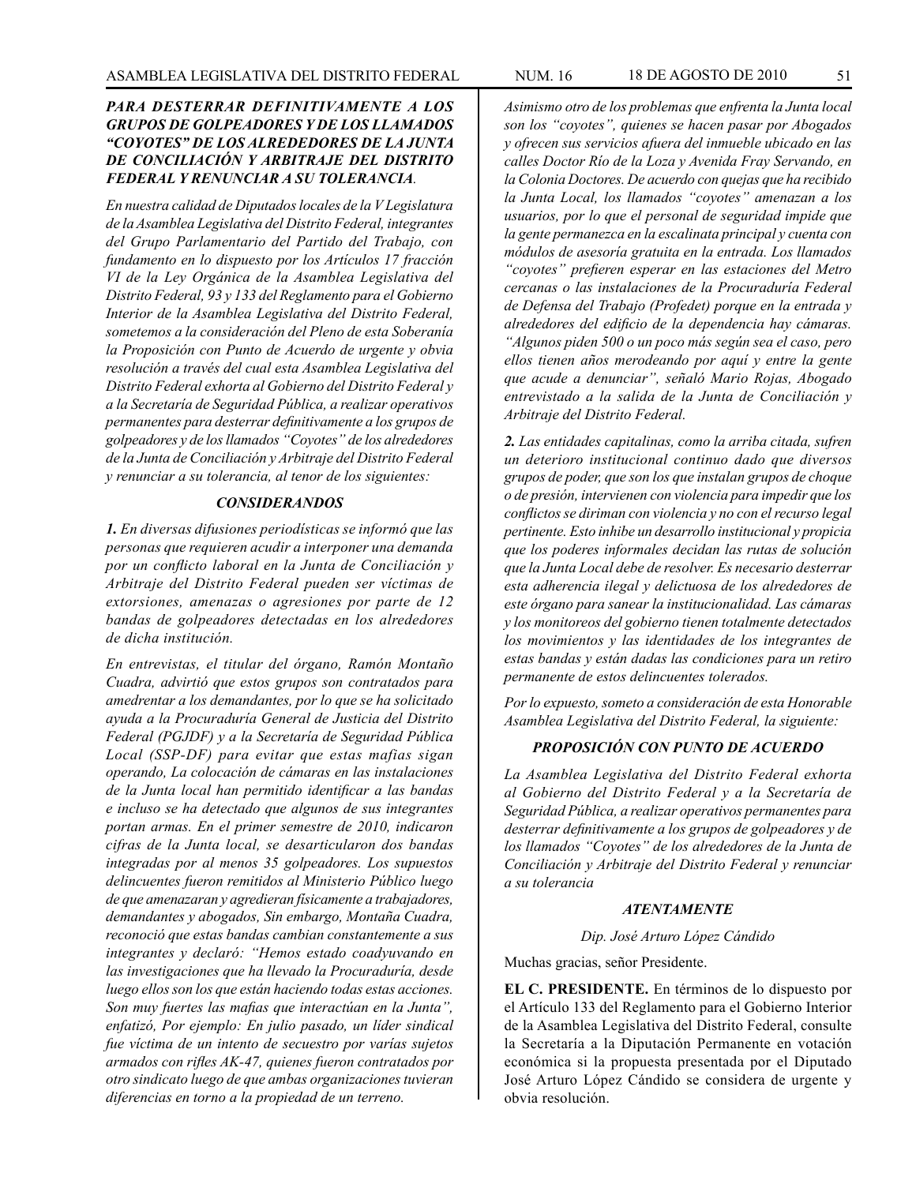***PARA DESTERRAR DEFINITIVAMENTE A LOS GRUPOS DE GOLPEADORES Y DE LOS LLAMADOS "COYOTES" DE LOS ALREDEDORES DE LA JUNTA DE CONCILIACIÓN Y ARBITRAJE DEL DISTRITO FEDERAL Y RENUNCIAR A SU TOLERANCIA.***

*En nuestra calidad de Diputados locales de la V Legislatura de la Asamblea Legislativa del Distrito Federal, integrantes del Grupo Parlamentario del Partido del Trabajo, con fundamento en lo dispuesto por los Artículos 17 fracción VI de la Ley Orgánica de la Asamblea Legislativa del Distrito Federal, 93 y 133 del Reglamento para el Gobierno Interior de la Asamblea Legislativa del Distrito Federal, sometemos a la consideración del Pleno de esta Soberanía la Proposición con Punto de Acuerdo de urgente y obvia resolución a través del cual esta Asamblea Legislativa del Distrito Federal exhorta al Gobierno del Distrito Federal y a la Secretaría de Seguridad Pública, a realizar operativos permanentes para desterrar definitivamente a los grupos de golpeadores y de los llamados "Coyotes" de los alrededores de la Junta de Conciliación y Arbitraje del Distrito Federal y renunciar a su tolerancia, al tenor de los siguientes:*

***CONSIDERANDOS***

***1.** En diversas difusiones periodísticas se informó que las personas que requieren acudir a interponer una demanda por un conflicto laboral en la Junta de Conciliación y Arbitraje del Distrito Federal pueden ser víctimas de extorsiones, amenazas o agresiones por parte de 12 bandas de golpeadores detectadas en los alrededores de dicha institución.*

*En entrevistas, el titular del órgano, Ramón Montaño Cuadra, advirtió que estos grupos son contratados para amedrentar a los demandantes, por lo que se ha solicitado ayuda a la Procuraduría General de Justicia del Distrito Federal (PGJDF) y a la Secretaría de Seguridad Pública Local (SSP-DF) para evitar que estas mafias sigan operando, La colocación de cámaras en las instalaciones de la Junta local han permitido identificar a las bandas e incluso se ha detectado que algunos de sus integrantes portan armas. En el primer semestre de 2010, indicaron cifras de la Junta local, se desarticularon dos bandas integradas por al menos 35 golpeadores. Los supuestos delincuentes fueron remitidos al Ministerio Público luego de que amenazaran y agredieran físicamente a trabajadores, demandantes y abogados, Sin embargo, Montaña Cuadra, reconoció que estas bandas cambian constantemente a sus integrantes y declaró: "Hemos estado coadyuvando en las investigaciones que ha llevado la Procuraduría, desde luego ellos son los que están haciendo todas estas acciones. Son muy fuertes las mafias que interactúan en la Junta", enfatizó, Por ejemplo: En julio pasado, un líder sindical fue víctima de un intento de secuestro por varías sujetos armados con rifles AK-47, quienes fueron contratados por otro sindicato luego de que ambas organizaciones tuvieran diferencias en torno a la propiedad de un terreno.*

*Asimismo otro de los problemas que enfrenta la Junta local son los "coyotes", quienes se hacen pasar por Abogados y ofrecen sus servicios afuera del inmueble ubicado en las calles Doctor Río de la Loza y Avenida Fray Servando, en la Colonia Doctores. De acuerdo con quejas que ha recibido la Junta Local, los llamados "coyotes" amenazan a los usuarios, por lo que el personal de seguridad impide que la gente permanezca en la escalinata principal y cuenta con módulos de asesoría gratuita en la entrada. Los llamados "coyotes" prefieren esperar en las estaciones del Metro cercanas o las instalaciones de la Procuraduría Federal de Defensa del Trabajo (Profedet) porque en la entrada y alrededores del edificio de la dependencia hay cámaras. "Algunos piden 500 o un poco más según sea el caso, pero ellos tienen años merodeando por aquí y entre la gente que acude a denunciar", señaló Mario Rojas, Abogado entrevistado a la salida de la Junta de Conciliación y Arbitraje del Distrito Federal.*

***2.** Las entidades capitalinas, como la arriba citada, sufren un deterioro institucional continuo dado que diversos grupos de poder, que son los que instalan grupos de choque o de presión, intervienen con violencia para impedir que los conflictos se diriman con violencia y no con el recurso legal pertinente. Esto inhibe un desarrollo institucional y propicia que los poderes informales decidan las rutas de solución que la Junta Local debe de resolver. Es necesario desterrar esta adherencia ilegal y delictuosa de los alrededores de este órgano para sanear la institucionalidad. Las cámaras y los monitoreos del gobierno tienen totalmente detectados los movimientos y las identidades de los integrantes de estas bandas y están dadas las condiciones para un retiro permanente de estos delincuentes tolerados.*

*Por lo expuesto, someto a consideración de esta Honorable Asamblea Legislativa del Distrito Federal, la siguiente:*

***PROPOSICIÓN CON PUNTO DE ACUERDO***

*La Asamblea Legislativa del Distrito Federal exhorta al Gobierno del Distrito Federal y a la Secretaría de Seguridad Pública, a realizar operativos permanentes para desterrar definitivamente a los grupos de golpeadores y de los llamados "Coyotes" de los alrededores de la Junta de Conciliación y Arbitraje del Distrito Federal y renunciar a su tolerancia*

***ATENTAMENTE***

*Dip. José Arturo López Cándido*

Muchas gracias, señor Presidente.

**EL C. PRESIDENTE.** En términos de lo dispuesto por el Artículo 133 del Reglamento para el Gobierno Interior de la Asamblea Legislativa del Distrito Federal, consulte la Secretaría a la Diputación Permanente en votación económica si la propuesta presentada por el Diputado José Arturo López Cándido se considera de urgente y obvia resolución.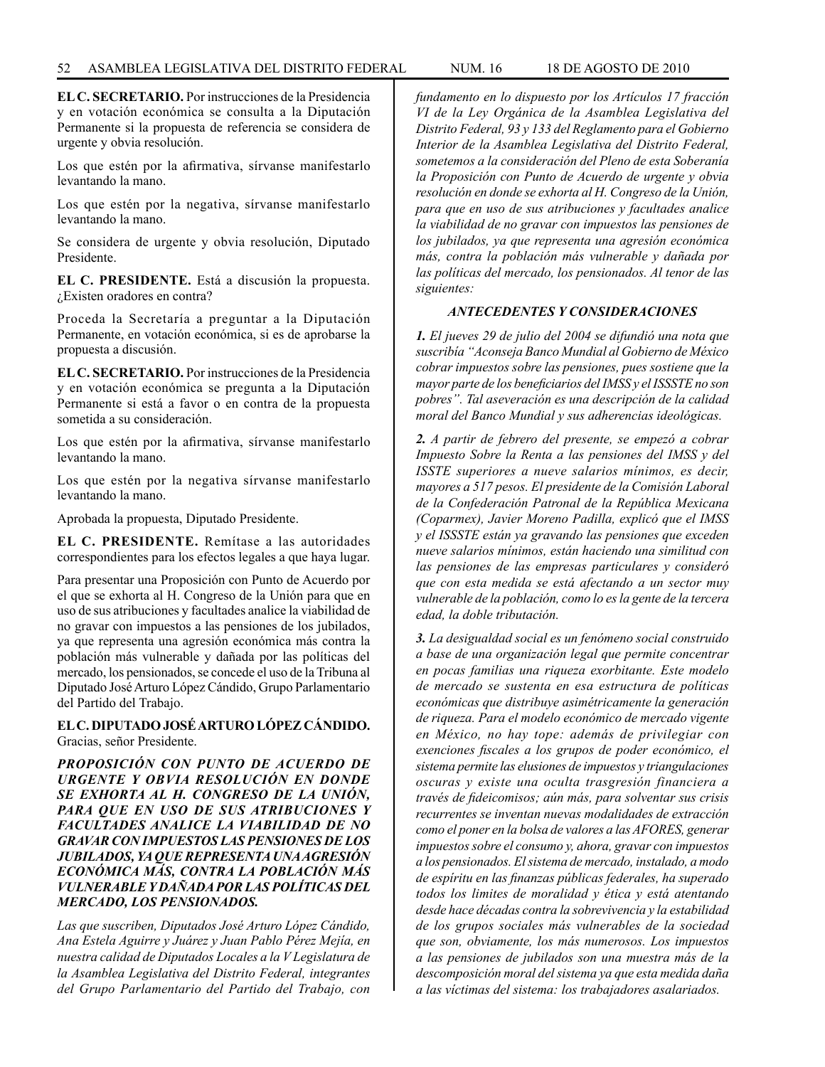**EL C. SECRETARIO.** Por instrucciones de la Presidencia y en votación económica se consulta a la Diputación Permanente si la propuesta de referencia se considera de urgente y obvia resolución.

Los que estén por la afirmativa, sírvanse manifestarlo levantando la mano.

Los que estén por la negativa, sírvanse manifestarlo levantando la mano.

Se considera de urgente y obvia resolución, Diputado Presidente.

**EL C. PRESIDENTE.** Está a discusión la propuesta. ¿Existen oradores en contra?

Proceda la Secretaría a preguntar a la Diputación Permanente, en votación económica, si es de aprobarse la propuesta a discusión.

**EL C. SECRETARIO.** Por instrucciones de la Presidencia y en votación económica se pregunta a la Diputación Permanente si está a favor o en contra de la propuesta sometida a su consideración.

Los que estén por la afirmativa, sírvanse manifestarlo levantando la mano.

Los que estén por la negativa sírvanse manifestarlo levantando la mano.

Aprobada la propuesta, Diputado Presidente.

**EL C. PRESIDENTE.** Remítase a las autoridades correspondientes para los efectos legales a que haya lugar.

Para presentar una Proposición con Punto de Acuerdo por el que se exhorta al H. Congreso de la Unión para que en uso de sus atribuciones y facultades analice la viabilidad de no gravar con impuestos a las pensiones de los jubilados, ya que representa una agresión económica más contra la población más vulnerable y dañada por las políticas del mercado, los pensionados, se concede el uso de la Tribuna al Diputado José Arturo López Cándido, Grupo Parlamentario del Partido del Trabajo.

**EL C. DIPUTADO JOSÉ ARTURO LÓPEZ CÁNDIDO.** Gracias, señor Presidente.

***PROPOSICIÓN CON PUNTO DE ACUERDO DE URGENTE Y OBVIA RESOLUCIÓN EN DONDE SE EXHORTA AL H. CONGRESO DE LA UNIÓN, PARA QUE EN USO DE SUS ATRIBUCIONES Y FACULTADES ANALICE LA VIABILIDAD DE NO GRAVAR CON IMPUESTOS LAS PENSIONES DE LOS JUBILADOS, YA QUE REPRESENTA UNA AGRESIÓN ECONÓMICA MÁS, CONTRA LA POBLACIÓN MÁS VULNERABLE Y DAÑADA POR LAS POLÍTICAS DEL MERCADO, LOS PENSIONADOS.***

*Las que suscriben, Diputados José Arturo López Cándido, Ana Estela Aguirre y Juárez y Juan Pablo Pérez Mejía, en nuestra calidad de Diputados Locales a la V Legislatura de la Asamblea Legislativa del Distrito Federal, integrantes del Grupo Parlamentario del Partido del Trabajo, con fundamento en lo dispuesto por los Artículos 17 fracción VI de la Ley Orgánica de la Asamblea Legislativa del Distrito Federal, 93 y 133 del Reglamento para el Gobierno Interior de la Asamblea Legislativa del Distrito Federal, sometemos a la consideración del Pleno de esta Soberanía la Proposición con Punto de Acuerdo de urgente y obvia resolución en donde se exhorta al H. Congreso de la Unión, para que en uso de sus atribuciones y facultades analice la viabilidad de no gravar con impuestos las pensiones de los jubilados, ya que representa una agresión económica más, contra la población más vulnerable y dañada por las políticas del mercado, los pensionados. Al tenor de las siguientes:*

***ANTECEDENTES Y CONSIDERACIONES***

***1.*** *El jueves 29 de julio del 2004 se difundió una nota que suscribía "Aconseja Banco Mundial al Gobierno de México cobrar impuestos sobre las pensiones, pues sostiene que la mayor parte de los beneficiarios del IMSS y el ISSSTE no son pobres". Tal aseveración es una descripción de la calidad moral del Banco Mundial y sus adherencias ideológicas.*

***2.*** *A partir de febrero del presente, se empezó a cobrar Impuesto Sobre la Renta a las pensiones del IMSS y del ISSTE superiores a nueve salarios mínimos, es decir, mayores a 517 pesos. El presidente de la Comisión Laboral de la Confederación Patronal de la República Mexicana (Coparmex), Javier Moreno Padilla, explicó que el IMSS y el ISSSTE están ya gravando las pensiones que exceden nueve salarios mínimos, están haciendo una similitud con las pensiones de las empresas particulares y consideró que con esta medida se está afectando a un sector muy vulnerable de la población, como lo es la gente de la tercera edad, la doble tributación.*

***3.*** *La desigualdad social es un fenómeno social construido a base de una organización legal que permite concentrar en pocas familias una riqueza exorbitante. Este modelo de mercado se sustenta en esa estructura de políticas económicas que distribuye asimétricamente la generación de riqueza. Para el modelo económico de mercado vigente en México, no hay tope: además de privilegiar con exenciones fiscales a los grupos de poder económico, el sistema permite las elusiones de impuestos y triangulaciones oscuras y existe una oculta trasgresión financiera a través de fideicomisos; aún más, para solventar sus crisis recurrentes se inventan nuevas modalidades de extracción como el poner en la bolsa de valores a las AFORES, generar impuestos sobre el consumo y, ahora, gravar con impuestos a los pensionados. El sistema de mercado, instalado, a modo de espíritu en las finanzas públicas federales, ha superado todos los limites de moralidad y ética y está atentando desde hace décadas contra la sobrevivencia y la estabilidad de los grupos sociales más vulnerables de la sociedad que son, obviamente, los más numerosos. Los impuestos a las pensiones de jubilados son una muestra más de la descomposición moral del sistema ya que esta medida daña a las víctimas del sistema: los trabajadores asalariados.*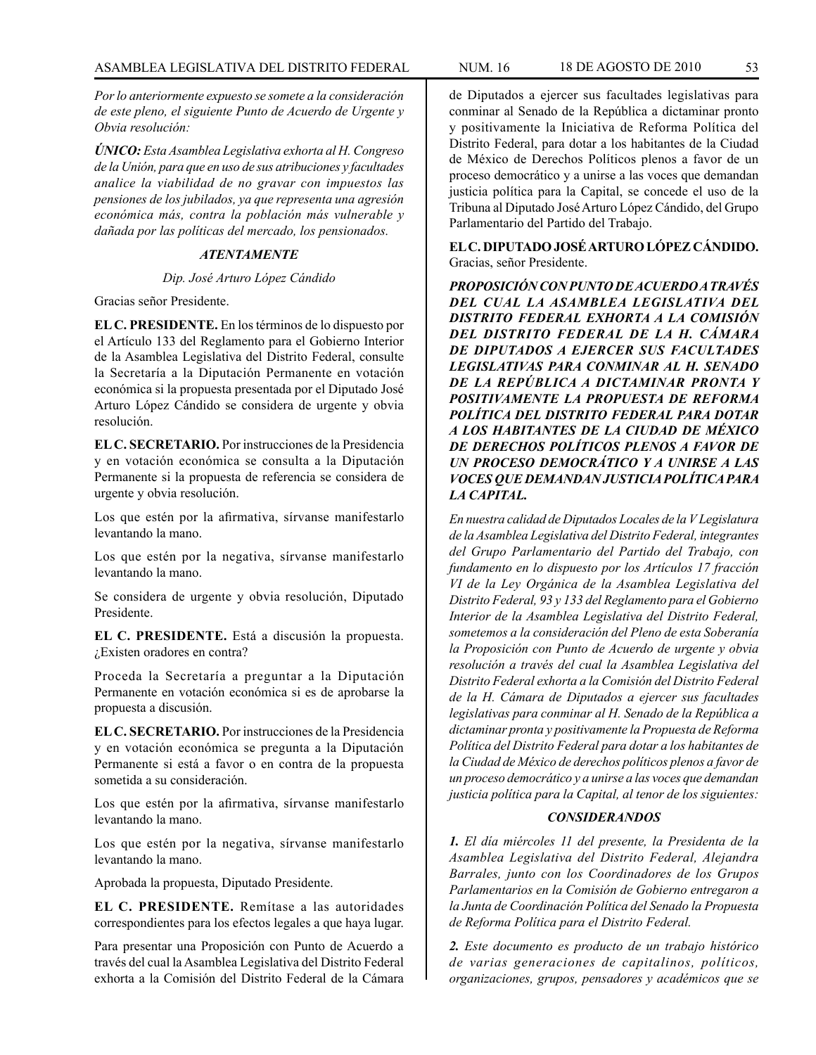*Por lo anteriormente expuesto se somete a la consideración de este pleno, el siguiente Punto de Acuerdo de Urgente y Obvia resolución:*

***ÚNICO:** Esta Asamblea Legislativa exhorta al H. Congreso de la Unión, para que en uso de sus atribuciones y facultades analice la viabilidad de no gravar con impuestos las pensiones de los jubilados, ya que representa una agresión económica más, contra la población más vulnerable y dañada por las políticas del mercado, los pensionados.*

***ATENTAMENTE***

*Dip. José Arturo López Cándido*

Gracias señor Presidente.

**EL C. PRESIDENTE.** En los términos de lo dispuesto por el Artículo 133 del Reglamento para el Gobierno Interior de la Asamblea Legislativa del Distrito Federal, consulte la Secretaría a la Diputación Permanente en votación económica si la propuesta presentada por el Diputado José Arturo López Cándido se considera de urgente y obvia resolución.

**EL C. SECRETARIO.** Por instrucciones de la Presidencia y en votación económica se consulta a la Diputación Permanente si la propuesta de referencia se considera de urgente y obvia resolución.

Los que estén por la afirmativa, sírvanse manifestarlo levantando la mano.

Los que estén por la negativa, sírvanse manifestarlo levantando la mano.

Se considera de urgente y obvia resolución, Diputado Presidente.

**EL C. PRESIDENTE.** Está a discusión la propuesta. ¿Existen oradores en contra?

Proceda la Secretaría a preguntar a la Diputación Permanente en votación económica si es de aprobarse la propuesta a discusión.

**EL C. SECRETARIO.** Por instrucciones de la Presidencia y en votación económica se pregunta a la Diputación Permanente si está a favor o en contra de la propuesta sometida a su consideración.

Los que estén por la afirmativa, sírvanse manifestarlo levantando la mano.

Los que estén por la negativa, sírvanse manifestarlo levantando la mano.

Aprobada la propuesta, Diputado Presidente.

**EL C. PRESIDENTE.** Remítase a las autoridades correspondientes para los efectos legales a que haya lugar.

Para presentar una Proposición con Punto de Acuerdo a través del cual la Asamblea Legislativa del Distrito Federal exhorta a la Comisión del Distrito Federal de la Cámara de Diputados a ejercer sus facultades legislativas para conminar al Senado de la República a dictaminar pronto y positivamente la Iniciativa de Reforma Política del Distrito Federal, para dotar a los habitantes de la Ciudad de México de Derechos Políticos plenos a favor de un proceso democrático y a unirse a las voces que demandan justicia política para la Capital, se concede el uso de la Tribuna al Diputado José Arturo López Cándido, del Grupo Parlamentario del Partido del Trabajo.

**EL C. DIPUTADO JOSÉ ARTURO LÓPEZ CÁNDIDO.** Gracias, señor Presidente.

***PROPOSICIÓN CON PUNTO DE ACUERDO A TRAVÉS DEL CUAL LA ASAMBLEA LEGISLATIVA DEL DISTRITO FEDERAL EXHORTA A LA COMISIÓN DEL DISTRITO FEDERAL DE LA H. CÁMARA DE DIPUTADOS A EJERCER SUS FACULTADES LEGISLATIVAS PARA CONMINAR AL H. SENADO DE LA REPÚBLICA A DICTAMINAR PRONTA Y POSITIVAMENTE LA PROPUESTA DE REFORMA POLÍTICA DEL DISTRITO FEDERAL PARA DOTAR A LOS HABITANTES DE LA CIUDAD DE MÉXICO DE DERECHOS POLÍTICOS PLENOS A FAVOR DE UN PROCESO DEMOCRÁTICO Y A UNIRSE A LAS VOCES QUE DEMANDAN JUSTICIA POLÍTICA PARA LA CAPITAL.***

*En nuestra calidad de Diputados Locales de la V Legislatura de la Asamblea Legislativa del Distrito Federal, integrantes del Grupo Parlamentario del Partido del Trabajo, con fundamento en lo dispuesto por los Artículos 17 fracción VI de la Ley Orgánica de la Asamblea Legislativa del Distrito Federal, 93 y 133 del Reglamento para el Gobierno Interior de la Asamblea Legislativa del Distrito Federal, sometemos a la consideración del Pleno de esta Soberanía la Proposición con Punto de Acuerdo de urgente y obvia resolución a través del cual la Asamblea Legislativa del Distrito Federal exhorta a la Comisión del Distrito Federal de la H. Cámara de Diputados a ejercer sus facultades legislativas para conminar al H. Senado de la República a dictaminar pronta y positivamente la Propuesta de Reforma Política del Distrito Federal para dotar a los habitantes de la Ciudad de México de derechos políticos plenos a favor de un proceso democrático y a unirse a las voces que demandan justicia política para la Capital, al tenor de los siguientes:*

***CONSIDERANDOS***

***1.** El día miércoles 11 del presente, la Presidenta de la Asamblea Legislativa del Distrito Federal, Alejandra Barrales, junto con los Coordinadores de los Grupos Parlamentarios en la Comisión de Gobierno entregaron a la Junta de Coordinación Política del Senado la Propuesta de Reforma Política para el Distrito Federal.*

***2.** Este documento es producto de un trabajo histórico de varias generaciones de capitalinos, políticos, organizaciones, grupos, pensadores y académicos que se*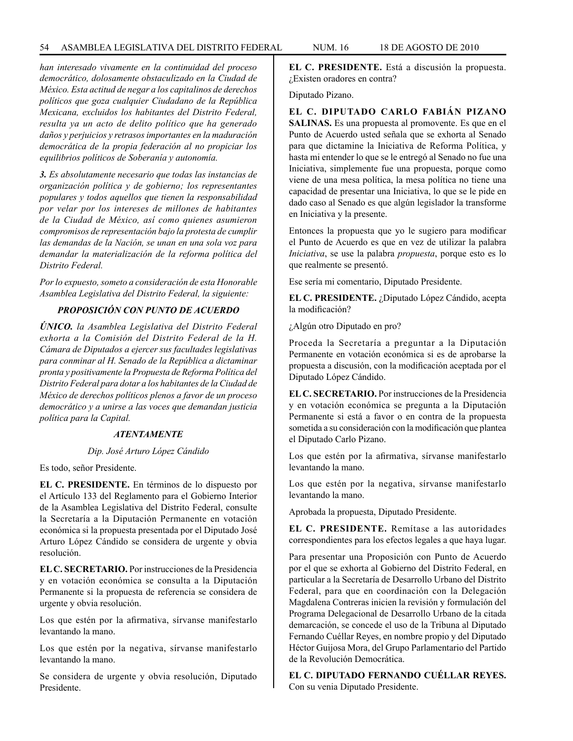*han interesado vivamente en la continuidad del proceso democrático, dolosamente obstaculizado en la Ciudad de México. Esta actitud de negar a los capitalinos de derechos políticos que goza cualquier Ciudadano de la República Mexicana, excluidos los habitantes del Distrito Federal, resulta ya un acto de delito político que ha generado daños y perjuicios y retrasos importantes en la maduración democrática de la propia federación al no propiciar los equilibrios políticos de Soberanía y autonomía.*

***3.** Es absolutamente necesario que todas las instancias de organización política y de gobierno; los representantes populares y todos aquellos que tienen la responsabilidad por velar por los intereses de millones de habitantes de la Ciudad de México, así como quienes asumieron compromisos de representación bajo la protesta de cumplir las demandas de la Nación, se unan en una sola voz para demandar la materialización de la reforma política del Distrito Federal.*

*Por lo expuesto, someto a consideración de esta Honorable Asamblea Legislativa del Distrito Federal, la siguiente:*

***PROPOSICIÓN CON PUNTO DE ACUERDO***

***ÚNICO.** la Asamblea Legislativa del Distrito Federal exhorta a la Comisión del Distrito Federal de la H. Cámara de Diputados a ejercer sus facultades legislativas para conminar al H. Senado de la República a dictaminar pronta y positivamente la Propuesta de Reforma Política del Distrito Federal para dotar a los habitantes de la Ciudad de México de derechos políticos plenos a favor de un proceso democrático y a unirse a las voces que demandan justicia política para la Capital.*

***ATENTAMENTE***

*Dip. José Arturo López Cándido*

Es todo, señor Presidente.

**EL C. PRESIDENTE.** En términos de lo dispuesto por el Artículo 133 del Reglamento para el Gobierno Interior de la Asamblea Legislativa del Distrito Federal, consulte la Secretaría a la Diputación Permanente en votación económica si la propuesta presentada por el Diputado José Arturo López Cándido se considera de urgente y obvia resolución.

**EL C. SECRETARIO.** Por instrucciones de la Presidencia y en votación económica se consulta a la Diputación Permanente si la propuesta de referencia se considera de urgente y obvia resolución.

Los que estén por la afirmativa, sírvanse manifestarlo levantando la mano.

Los que estén por la negativa, sírvanse manifestarlo levantando la mano.

Se considera de urgente y obvia resolución, Diputado Presidente.

**EL C. PRESIDENTE.** Está a discusión la propuesta. ¿Existen oradores en contra?

Diputado Pizano.

**EL C. DIPUTADO CARLO FABIÁN PIZANO SALINAS.** Es una propuesta al promovente. Es que en el Punto de Acuerdo usted señala que se exhorta al Senado para que dictamine la Iniciativa de Reforma Política, y hasta mi entender lo que se le entregó al Senado no fue una Iniciativa, simplemente fue una propuesta, porque como viene de una mesa política, la mesa política no tiene una capacidad de presentar una Iniciativa, lo que se le pide en dado caso al Senado es que algún legislador la transforme en Iniciativa y la presente.

Entonces la propuesta que yo le sugiero para modificar el Punto de Acuerdo es que en vez de utilizar la palabra *Iniciativa*, se use la palabra *propuesta*, porque esto es lo que realmente se presentó.

Ese sería mi comentario, Diputado Presidente.

**EL C. PRESIDENTE.** ¿Diputado López Cándido, acepta la modificación?

¿Algún otro Diputado en pro?

Proceda la Secretaría a preguntar a la Diputación Permanente en votación económica si es de aprobarse la propuesta a discusión, con la modificación aceptada por el Diputado López Cándido.

**EL C. SECRETARIO.** Por instrucciones de la Presidencia y en votación económica se pregunta a la Diputación Permanente si está a favor o en contra de la propuesta sometida a su consideración con la modificación que plantea el Diputado Carlo Pizano.

Los que estén por la afirmativa, sírvanse manifestarlo levantando la mano.

Los que estén por la negativa, sírvanse manifestarlo levantando la mano.

Aprobada la propuesta, Diputado Presidente.

**EL C. PRESIDENTE.** Remítase a las autoridades correspondientes para los efectos legales a que haya lugar.

Para presentar una Proposición con Punto de Acuerdo por el que se exhorta al Gobierno del Distrito Federal, en particular a la Secretaría de Desarrollo Urbano del Distrito Federal, para que en coordinación con la Delegación Magdalena Contreras inicien la revisión y formulación del Programa Delegacional de Desarrollo Urbano de la citada demarcación, se concede el uso de la Tribuna al Diputado Fernando Cuéllar Reyes, en nombre propio y del Diputado Héctor Guijosa Mora, del Grupo Parlamentario del Partido de la Revolución Democrática.

**EL C. DIPUTADO FERNANDO CUÉLLAR REYES.** Con su venia Diputado Presidente.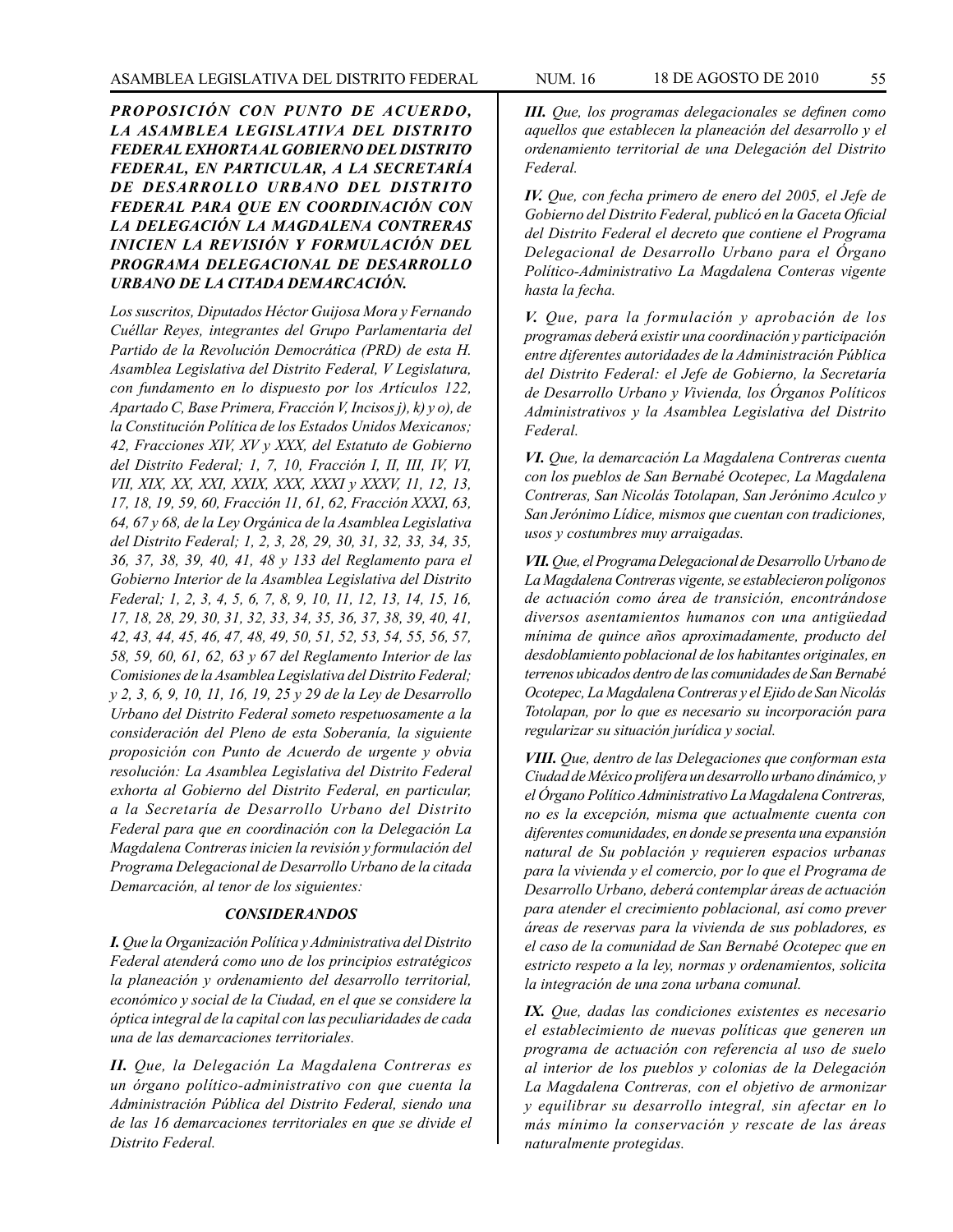***PROPOSICIÓN CON PUNTO DE ACUERDO, LA ASAMBLEA LEGISLATIVA DEL DISTRITO FEDERAL EXHORTA AL GOBIERNO DEL DISTRITO FEDERAL, EN PARTICULAR, A LA SECRETARÍA DE DESARROLLO URBANO DEL DISTRITO FEDERAL PARA QUE EN COORDINACIÓN CON LA DELEGACIÓN LA MAGDALENA CONTRERAS INICIEN LA REVISIÓN Y FORMULACIÓN DEL PROGRAMA DELEGACIONAL DE DESARROLLO URBANO DE LA CITADA DEMARCACIÓN.***

*Los suscritos, Diputados Héctor Guijosa Mora y Fernando Cuéllar Reyes, integrantes del Grupo Parlamentario del Partido de la Revolución Democrática (PRD) de esta H. Asamblea Legislativa del Distrito Federal, V Legislatura, con fundamento en lo dispuesto por los Artículos 122, Apartado C, Base Primera, Fracción V, Incisos j), k) y o), de la Constitución Política de los Estados Unidos Mexicanos; 42, Fracciones XIV, XV y XXX, del Estatuto de Gobierno del Distrito Federal; 1, 7, 10, Fracción I, II, III, IV, VI, VII, XIX, XX, XXI, XXIX, XXX, XXXI y XXXV, 11, 12, 13, 17, 18, 19, 59, 60, Fracción 11, 61, 62, Fracción XXXI, 63, 64, 67 y 68, de la Ley Orgánica de la Asamblea Legislativa del Distrito Federal; 1, 2, 3, 28, 29, 30, 31, 32, 33, 34, 35, 36, 37, 38, 39, 40, 41, 48 y 133 del Reglamento para el Gobierno Interior de la Asamblea Legislativa del Distrito Federal; 1, 2, 3, 4, 5, 6, 7, 8, 9, 10, 11, 12, 13, 14, 15, 16, 17, 18, 28, 29, 30, 31, 32, 33, 34, 35, 36, 37, 38, 39, 40, 41, 42, 43, 44, 45, 46, 47, 48, 49, 50, 51, 52, 53, 54, 55, 56, 57, 58, 59, 60, 61, 62, 63 y 67 del Reglamento Interior de las Comisiones de la Asamblea Legislativa del Distrito Federal; y 2, 3, 6, 9, 10, 11, 16, 19, 25 y 29 de la Ley de Desarrollo Urbano del Distrito Federal someto respetuosamente a la consideración del Pleno de esta Soberanía, la siguiente proposición con Punto de Acuerdo de urgente y obvia resolución: La Asamblea Legislativa del Distrito Federal exhorta al Gobierno del Distrito Federal, en particular, a la Secretaría de Desarrollo Urbano del Distrito Federal para que en coordinación con la Delegación La Magdalena Contreras inicien la revisión y formulación del Programa Delegacional de Desarrollo Urbano de la citada Demarcación, al tenor de los siguientes:*

***CONSIDERANDOS***

***I.** Que la Organización Política y Administrativa del Distrito Federal atenderá como uno de los principios estratégicos la planeación y ordenamiento del desarrollo territorial, económico y social de la Ciudad, en el que se considere la óptica integral de la capital con las peculiaridades de cada una de las demarcaciones territoriales.*

***II.** Que, la Delegación La Magdalena Contreras es un órgano político-administrativo con que cuenta la Administración Pública del Distrito Federal, siendo una de las 16 demarcaciones territoriales en que se divide el Distrito Federal.*

***III.** Que, los programas delegacionales se definen como aquellos que establecen la planeación del desarrollo y el ordenamiento territorial de una Delegación del Distrito Federal.*

***IV.** Que, con fecha primero de enero del 2005, el Jefe de Gobierno del Distrito Federal, publicó en la Gaceta Oficial del Distrito Federal el decreto que contiene el Programa Delegacional de Desarrollo Urbano para el Órgano Político-Administrativo La Magdalena Conteras vigente hasta la fecha.*

***V.** Que, para la formulación y aprobación de los programas deberá existir una coordinación y participación entre diferentes autoridades de la Administración Pública del Distrito Federal: el Jefe de Gobierno, la Secretaría de Desarrollo Urbano y Vivienda, los Órganos Políticos Administrativos y la Asamblea Legislativa del Distrito Federal.*

***VI.** Que, la demarcación La Magdalena Contreras cuenta con los pueblos de San Bernabé Ocotepec, La Magdalena Contreras, San Nicolás Totolapan, San Jerónimo Aculco y San Jerónimo Lídice, mismos que cuentan con tradiciones, usos y costumbres muy arraigadas.*

***VII.** Que, el Programa Delegacional de Desarrollo Urbano de La Magdalena Contreras vigente, se establecieron polígonos de actuación como área de transición, encontrándose diversos asentamientos humanos con una antigüedad mínima de quince años aproximadamente, producto del desdoblamiento poblacional de los habitantes originales, en terrenos ubicados dentro de las comunidades de San Bernabé Ocotepec, La Magdalena Contreras y el Ejido de San Nicolás Totolapan, por lo que es necesario su incorporación para regularizar su situación jurídica y social.*

***VIII.** Que, dentro de las Delegaciones que conforman esta Ciudad de México prolifera un desarrollo urbano dinámico, y el Órgano Político Administrativo La Magdalena Contreras, no es la excepción, misma que actualmente cuenta con diferentes comunidades, en donde se presenta una expansión natural de Su población y requieren espacios urbanas para la vivienda y el comercio, por lo que el Programa de Desarrollo Urbano, deberá contemplar áreas de actuación para atender el crecimiento poblacional, así como prever áreas de reservas para la vivienda de sus pobladores, es el caso de la comunidad de San Bernabé Ocotepec que en estricto respeto a la ley, normas y ordenamientos, solicita la integración de una zona urbana comunal.*

***IX.** Que, dadas las condiciones existentes es necesario el establecimiento de nuevas políticas que generen un programa de actuación con referencia al uso de suelo al interior de los pueblos y colonias de la Delegación La Magdalena Contreras, con el objetivo de armonizar y equilibrar su desarrollo integral, sin afectar en lo más mínimo la conservación y rescate de las áreas naturalmente protegidas.*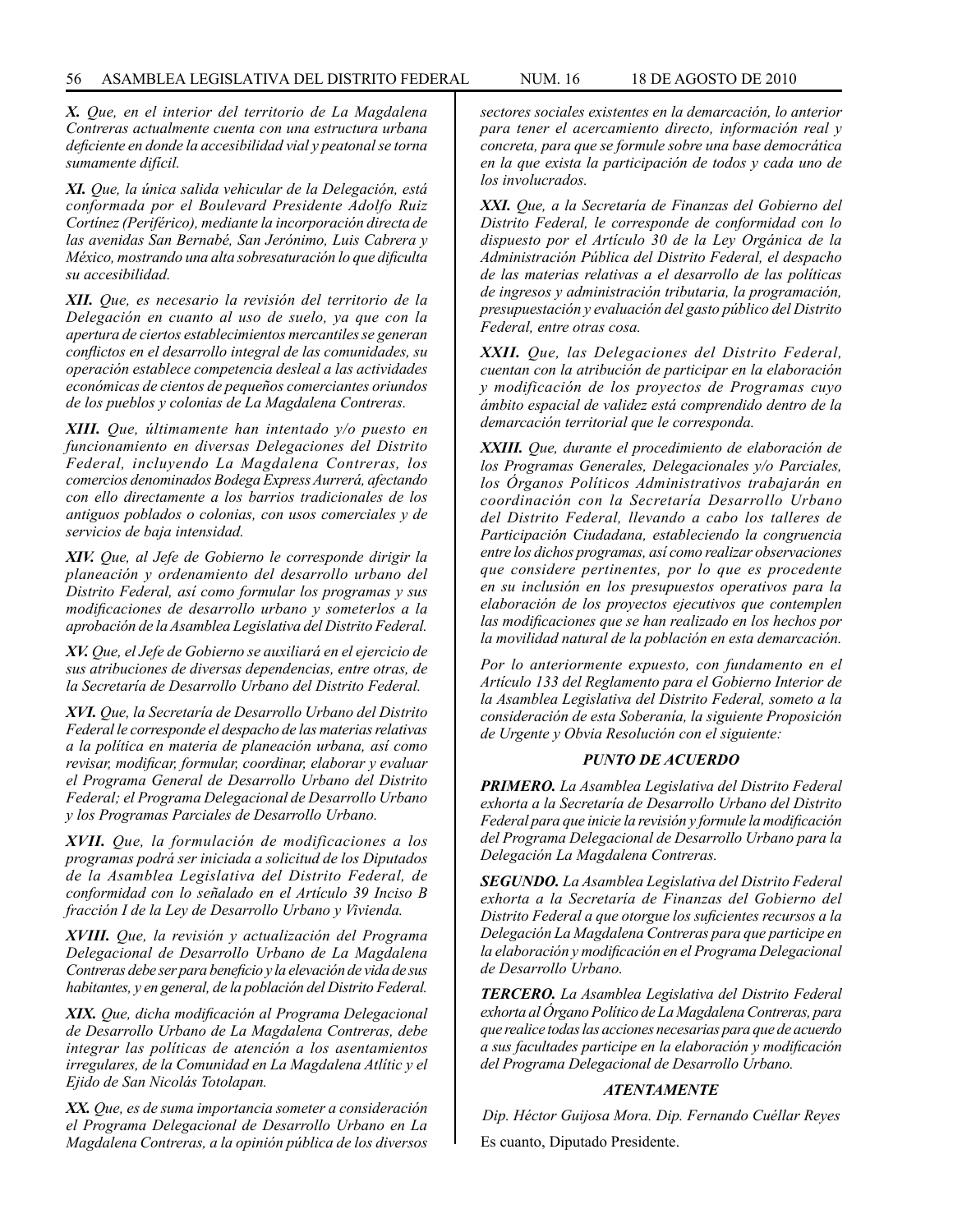***X.*** *Que, en el interior del territorio de La Magdalena Contreras actualmente cuenta con una estructura urbana deficiente en donde la accesibilidad vial y peatonal se torna sumamente difícil.*

***XI.*** *Que, la única salida vehicular de la Delegación, está conformada por el Boulevard Presidente Adolfo Ruiz Cortínez (Periférico), mediante la incorporación directa de las avenidas San Bernabé, San Jerónimo, Luis Cabrera y México, mostrando una alta sobresaturación lo que dificulta su accesibilidad.*

***XII.*** *Que, es necesario la revisión del territorio de la Delegación en cuanto al uso de suelo, ya que con la apertura de ciertos establecimientos mercantiles se generan conflictos en el desarrollo integral de las comunidades, su operación establece competencia desleal a las actividades económicas de cientos de pequeños comerciantes oriundos de los pueblos y colonias de La Magdalena Contreras.*

***XIII.*** *Que, últimamente han intentado y/o puesto en funcionamiento en diversas Delegaciones del Distrito Federal, incluyendo La Magdalena Contreras, los comercios denominados Bodega Express Aurrerá, afectando con ello directamente a los barrios tradicionales de los antiguos poblados o colonias, con usos comerciales y de servicios de baja intensidad.*

***XIV.*** *Que, al Jefe de Gobierno le corresponde dirigir la planeación y ordenamiento del desarrollo urbano del Distrito Federal, así como formular los programas y sus modificaciones de desarrollo urbano y someterlos a la aprobación de la Asamblea Legislativa del Distrito Federal.*

***XV.*** *Que, el Jefe de Gobierno se auxiliará en el ejercicio de sus atribuciones de diversas dependencias, entre otras, de la Secretaría de Desarrollo Urbano del Distrito Federal.*

***XVI.*** *Que, la Secretaría de Desarrollo Urbano del Distrito Federal le corresponde el despacho de las materias relativas a la política en materia de planeación urbana, así como revisar, modificar, formular, coordinar, elaborar y evaluar el Programa General de Desarrollo Urbano del Distrito Federal; el Programa Delegacional de Desarrollo Urbano y los Programas Parciales de Desarrollo Urbano.*

***XVII.*** *Que, la formulación de modificaciones a los programas podrá ser iniciada a solicitud de los Diputados de la Asamblea Legislativa del Distrito Federal, de conformidad con lo señalado en el Artículo 39 Inciso B fracción I de la Ley de Desarrollo Urbano y Vivienda.*

***XVIII.*** *Que, la revisión y actualización del Programa Delegacional de Desarrollo Urbano de La Magdalena Contreras debe ser para beneficio y la elevación de vida de sus habitantes, y en general, de la población del Distrito Federal.*

***XIX.*** *Que, dicha modificación al Programa Delegacional de Desarrollo Urbano de La Magdalena Contreras, debe integrar las políticas de atención a los asentamientos irregulares, de la Comunidad en La Magdalena Atlític y el Ejido de San Nicolás Totolapan.*

***XX.*** *Que, es de suma importancia someter a consideración el Programa Delegacional de Desarrollo Urbano en La Magdalena Contreras, a la opinión pública de los diversos sectores sociales existentes en la demarcación, lo anterior para tener el acercamiento directo, información real y concreta, para que se formule sobre una base democrática en la que exista la participación de todos y cada uno de los involucrados.*

***XXI.*** *Que, a la Secretaría de Finanzas del Gobierno del Distrito Federal, le corresponde de conformidad con lo dispuesto por el Artículo 30 de la Ley Orgánica de la Administración Pública del Distrito Federal, el despacho de las materias relativas a el desarrollo de las políticas de ingresos y administración tributaria, la programación, presupuestación y evaluación del gasto público del Distrito Federal, entre otras cosa.*

***XXII.*** *Que, las Delegaciones del Distrito Federal, cuentan con la atribución de participar en la elaboración y modificación de los proyectos de Programas cuyo ámbito espacial de validez está comprendido dentro de la demarcación territorial que le corresponda.*

***XXIII.*** *Que, durante el procedimiento de elaboración de los Programas Generales, Delegacionales y/o Parciales, los Órganos Políticos Administrativos trabajarán en coordinación con la Secretaría Desarrollo Urbano del Distrito Federal, llevando a cabo los talleres de Participación Ciudadana, estableciendo la congruencia entre los dichos programas, así como realizar observaciones que considere pertinentes, por lo que es procedente en su inclusión en los presupuestos operativos para la elaboración de los proyectos ejecutivos que contemplen las modificaciones que se han realizado en los hechos por la movilidad natural de la población en esta demarcación.*

*Por lo anteriormente expuesto, con fundamento en el Artículo 133 del Reglamento para el Gobierno Interior de la Asamblea Legislativa del Distrito Federal, someto a la consideración de esta Soberanía, la siguiente Proposición de Urgente y Obvia Resolución con el siguiente:*

***PUNTO DE ACUERDO***

***PRIMERO.*** *La Asamblea Legislativa del Distrito Federal exhorta a la Secretaría de Desarrollo Urbano del Distrito Federal para que inicie la revisión y formule la modificación del Programa Delegacional de Desarrollo Urbano para la Delegación La Magdalena Contreras.*

***SEGUNDO.*** *La Asamblea Legislativa del Distrito Federal exhorta a la Secretaría de Finanzas del Gobierno del Distrito Federal a que otorgue los suficientes recursos a la Delegación La Magdalena Contreras para que participe en la elaboración y modificación en el Programa Delegacional de Desarrollo Urbano.*

***TERCERO.*** *La Asamblea Legislativa del Distrito Federal exhorta al Órgano Político de La Magdalena Contreras, para que realice todas las acciones necesarias para que de acuerdo a sus facultades participe en la elaboración y modificación del Programa Delegacional de Desarrollo Urbano.*

***ATENTAMENTE***

*Dip. Héctor Guijosa Mora. Dip. Fernando Cuéllar Reyes*

Es cuanto, Diputado Presidente.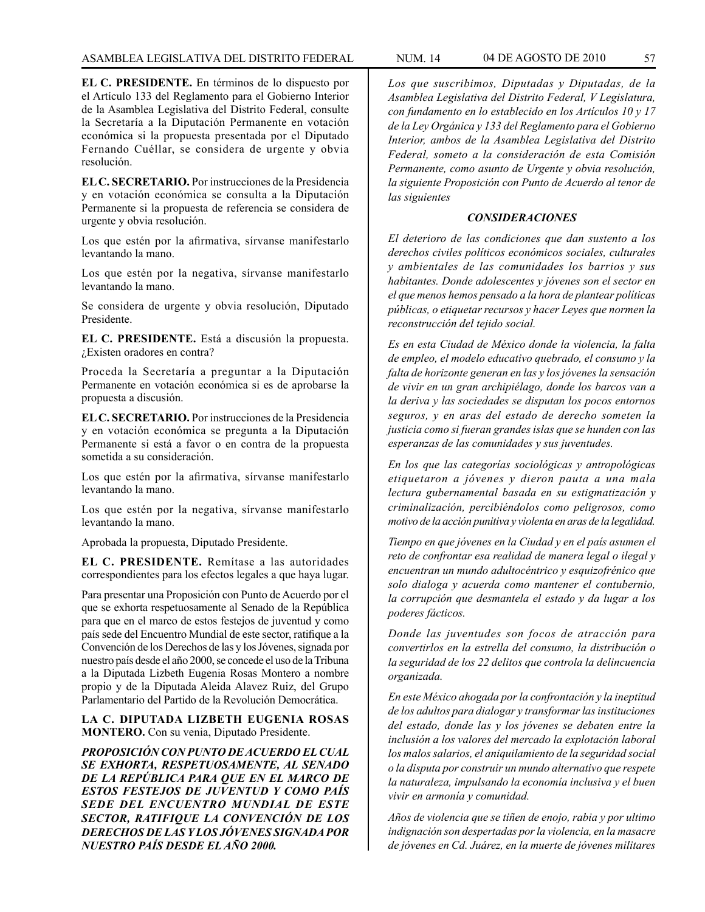**EL C. PRESIDENTE.** En términos de lo dispuesto por el Artículo 133 del Reglamento para el Gobierno Interior de la Asamblea Legislativa del Distrito Federal, consulte la Secretaría a la Diputación Permanente en votación económica si la propuesta presentada por el Diputado Fernando Cuéllar, se considera de urgente y obvia resolución.

**EL C. SECRETARIO.** Por instrucciones de la Presidencia y en votación económica se consulta a la Diputación Permanente si la propuesta de referencia se considera de urgente y obvia resolución.

Los que estén por la afirmativa, sírvanse manifestarlo levantando la mano.

Los que estén por la negativa, sírvanse manifestarlo levantando la mano.

Se considera de urgente y obvia resolución, Diputado Presidente.

**EL C. PRESIDENTE.** Está a discusión la propuesta. ¿Existen oradores en contra?

Proceda la Secretaría a preguntar a la Diputación Permanente en votación económica si es de aprobarse la propuesta a discusión.

**EL C. SECRETARIO.** Por instrucciones de la Presidencia y en votación económica se pregunta a la Diputación Permanente si está a favor o en contra de la propuesta sometida a su consideración.

Los que estén por la afirmativa, sírvanse manifestarlo levantando la mano.

Los que estén por la negativa, sírvanse manifestarlo levantando la mano.

Aprobada la propuesta, Diputado Presidente.

**EL C. PRESIDENTE.** Remítase a las autoridades correspondientes para los efectos legales a que haya lugar.

Para presentar una Proposición con Punto de Acuerdo por el que se exhorta respetuosamente al Senado de la República para que en el marco de estos festejos de juventud y como país sede del Encuentro Mundial de este sector, ratifique a la Convención de los Derechos de las y los Jóvenes, signada por nuestro país desde el año 2000, se concede el uso de la Tribuna a la Diputada Lizbeth Eugenia Rosas Montero a nombre propio y de la Diputada Aleida Alavez Ruiz, del Grupo Parlamentario del Partido de la Revolución Democrática.

**LA C. DIPUTADA LIZBETH EUGENIA ROSAS MONTERO.** Con su venia, Diputado Presidente.

***PROPOSICIÓN CON PUNTO DE ACUERDO EL CUAL SE EXHORTA, RESPETUOSAMENTE, AL SENADO DE LA REPÚBLICA PARA QUE EN EL MARCO DE ESTOS FESTEJOS DE JUVENTUD Y COMO PAÍS SEDE DEL ENCUENTRO MUNDIAL DE ESTE SECTOR, RATIFIQUE LA CONVENCIÓN DE LOS DERECHOS DE LAS Y LOS JÓVENES SIGNADA POR NUESTRO PAÍS DESDE EL AÑO 2000.***

*Los que suscribimos, Diputadas y Diputadas, de la Asamblea Legislativa del Distrito Federal, V Legislatura, con fundamento en lo establecido en los Artículos 10 y 17 de la Ley Orgánica y 133 del Reglamento para el Gobierno Interior, ambos de la Asamblea Legislativa del Distrito Federal, someto a la consideración de esta Comisión Permanente, como asunto de Urgente y obvia resolución, la siguiente Proposición con Punto de Acuerdo al tenor de las siguientes*

***CONSIDERACIONES***

*El deterioro de las condiciones que dan sustento a los derechos civiles políticos económicos sociales, culturales y ambientales de las comunidades los barrios y sus habitantes. Donde adolescentes y jóvenes son el sector en el que menos hemos pensado a la hora de plantear políticas públicas, o etiquetar recursos y hacer Leyes que normen la reconstrucción del tejido social.*

*Es en esta Ciudad de México donde la violencia, la falta de empleo, el modelo educativo quebrado, el consumo y la falta de horizonte generan en las y los jóvenes la sensación de vivir en un gran archipiélago, donde los barcos van a la deriva y las sociedades se disputan los pocos entornos seguros, y en aras del estado de derecho someten la justicia como si fueran grandes islas que se hunden con las esperanzas de las comunidades y sus juventudes.*

*En los que las categorías sociológicas y antropológicas etiquetaron a jóvenes y dieron pauta a una mala lectura gubernamental basada en su estigmatización y criminalización, percibiéndolos como peligrosos, como motivo de la acción punitiva y violenta en aras de la legalidad.*

*Tiempo en que jóvenes en la Ciudad y en el país asumen el reto de confrontar esa realidad de manera legal o ilegal y encuentran un mundo adultocéntrico y esquizofrénico que solo dialoga y acuerda como mantener el contubernio, la corrupción que desmantela el estado y da lugar a los poderes fácticos.*

*Donde las juventudes son focos de atracción para convertirlos en la estrella del consumo, la distribución o la seguridad de los 22 delitos que controla la delincuencia organizada.*

*En este México ahogada por la confrontación y la ineptitud de los adultos para dialogar y transformar las instituciones del estado, donde las y los jóvenes se debaten entre la inclusión a los valores del mercado la explotación laboral los malos salarios, el aniquilamiento de la seguridad social o la disputa por construir un mundo alternativo que respete la naturaleza, impulsando la economía inclusiva y el buen vivir en armonía y comunidad.*

*Años de violencia que se tiñen de enojo, rabia y por ultimo indignación son despertadas por la violencia, en la masacre de jóvenes en Cd. Juárez, en la muerte de jóvenes militares*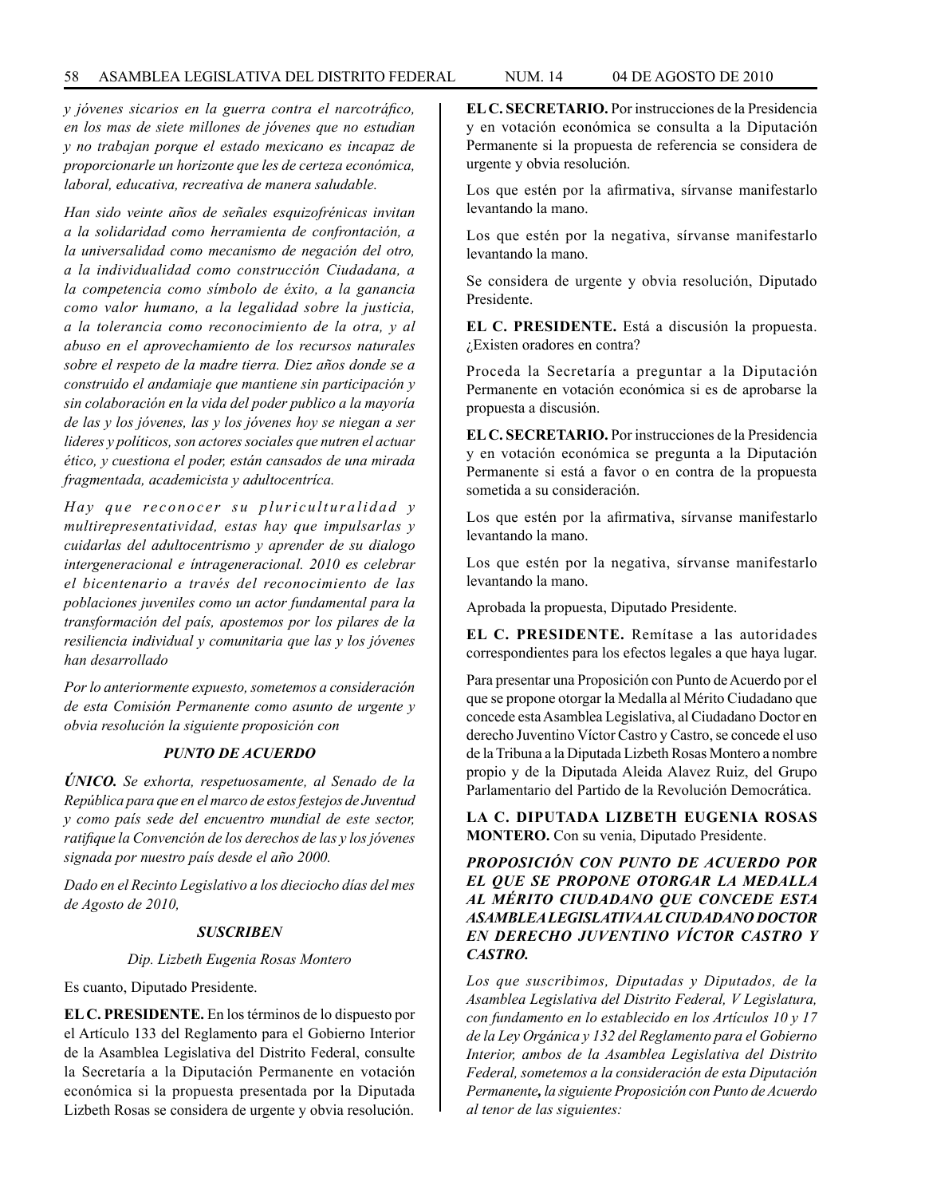*y jóvenes sicarios en la guerra contra el narcotráfico, en los mas de siete millones de jóvenes que no estudian y no trabajan porque el estado mexicano es incapaz de proporcionarle un horizonte que les de certeza económica, laboral, educativa, recreativa de manera saludable.*

*Han sido veinte años de señales esquizofrénicas invitan a la solidaridad como herramienta de confrontación, a la universalidad como mecanismo de negación del otro, a la individualidad como construcción Ciudadana, a la competencia como símbolo de éxito, a la ganancia como valor humano, a la legalidad sobre la justicia, a la tolerancia como reconocimiento de la otra, y al abuso en el aprovechamiento de los recursos naturales sobre el respeto de la madre tierra. Diez años donde se a construido el andamiaje que mantiene sin participación y sin colaboración en la vida del poder publico a la mayoría de las y los jóvenes, las y los jóvenes hoy se niegan a ser lideres y políticos, son actores sociales que nutren el actuar ético, y cuestiona el poder, están cansados de una mirada fragmentada, academicista y adultocentríca.*

*Hay que reconocer su pluriculturalidad y multirepresentatividad, estas hay que impulsarlas y cuidarlas del adultocentrismo y aprender de su dialogo intergeneracional e íntrageneracional. 2010 es celebrar el bicentenario a través del reconocimiento de las poblaciones juveniles como un actor fundamental para la transformación del país, apostemos por los pilares de la resiliencia individual y comunitaria que las y los jóvenes han desarrollado*

*Por lo anteriormente expuesto, sometemos a consideración de esta Comisión Permanente como asunto de urgente y obvia resolución la siguiente proposición con*

***PUNTO DE ACUERDO***

***ÚNICO.*** *Se exhorta, respetuosamente, al Senado de la República para que en el marco de estos festejos de Juventud y como país sede del encuentro mundial de este sector, ratifique la Convención de los derechos de las y los jóvenes signada por nuestro país desde el año 2000.*

*Dado en el Recinto Legislativo a los dieciocho días del mes de Agosto de 2010,*

***SUSCRIBEN***

*Dip. Lizbeth Eugenia Rosas Montero*

Es cuanto, Diputado Presidente.

**EL C. PRESIDENTE.** En los términos de lo dispuesto por el Artículo 133 del Reglamento para el Gobierno Interior de la Asamblea Legislativa del Distrito Federal, consulte la Secretaría a la Diputación Permanente en votación económica si la propuesta presentada por la Diputada Lizbeth Rosas se considera de urgente y obvia resolución.

**EL C. SECRETARIO.** Por instrucciones de la Presidencia y en votación económica se consulta a la Diputación Permanente si la propuesta de referencia se considera de urgente y obvia resolución.

Los que estén por la afirmativa, sírvanse manifestarlo levantando la mano.

Los que estén por la negativa, sírvanse manifestarlo levantando la mano.

Se considera de urgente y obvia resolución, Diputado Presidente.

**EL C. PRESIDENTE.** Está a discusión la propuesta. ¿Existen oradores en contra?

Proceda la Secretaría a preguntar a la Diputación Permanente en votación económica si es de aprobarse la propuesta a discusión.

**EL C. SECRETARIO.** Por instrucciones de la Presidencia y en votación económica se pregunta a la Diputación Permanente si está a favor o en contra de la propuesta sometida a su consideración.

Los que estén por la afirmativa, sírvanse manifestarlo levantando la mano.

Los que estén por la negativa, sírvanse manifestarlo levantando la mano.

Aprobada la propuesta, Diputado Presidente.

**EL C. PRESIDENTE.** Remítase a las autoridades correspondientes para los efectos legales a que haya lugar.

Para presentar una Proposición con Punto de Acuerdo por el que se propone otorgar la Medalla al Mérito Ciudadano que concede esta Asamblea Legislativa, al Ciudadano Doctor en derecho Juventino Víctor Castro y Castro, se concede el uso de la Tribuna a la Diputada Lizbeth Rosas Montero a nombre propio y de la Diputada Aleida Alavez Ruiz, del Grupo Parlamentario del Partido de la Revolución Democrática.

**LA C. DIPUTADA LIZBETH EUGENIA ROSAS MONTERO.** Con su venia, Diputado Presidente.

***PROPOSICIÓN CON PUNTO DE ACUERDO POR EL QUE SE PROPONE OTORGAR LA MEDALLA AL MÉRITO CIUDADANO QUE CONCEDE ESTA ASAMBLEA LEGISLATIVA AL CIUDADANO DOCTOR EN DERECHO JUVENTINO VÍCTOR CASTRO Y CASTRO.***

*Los que suscribimos, Diputadas y Diputados, de la Asamblea Legislativa del Distrito Federal, V Legislatura, con fundamento en lo establecido en los Artículos 10 y 17 de la Ley Orgánica y 132 del Reglamento para el Gobierno Interior, ambos de la Asamblea Legislativa del Distrito Federal, sometemos a la consideración de esta Diputación Permanente, la siguiente Proposición con Punto de Acuerdo al tenor de las siguientes:*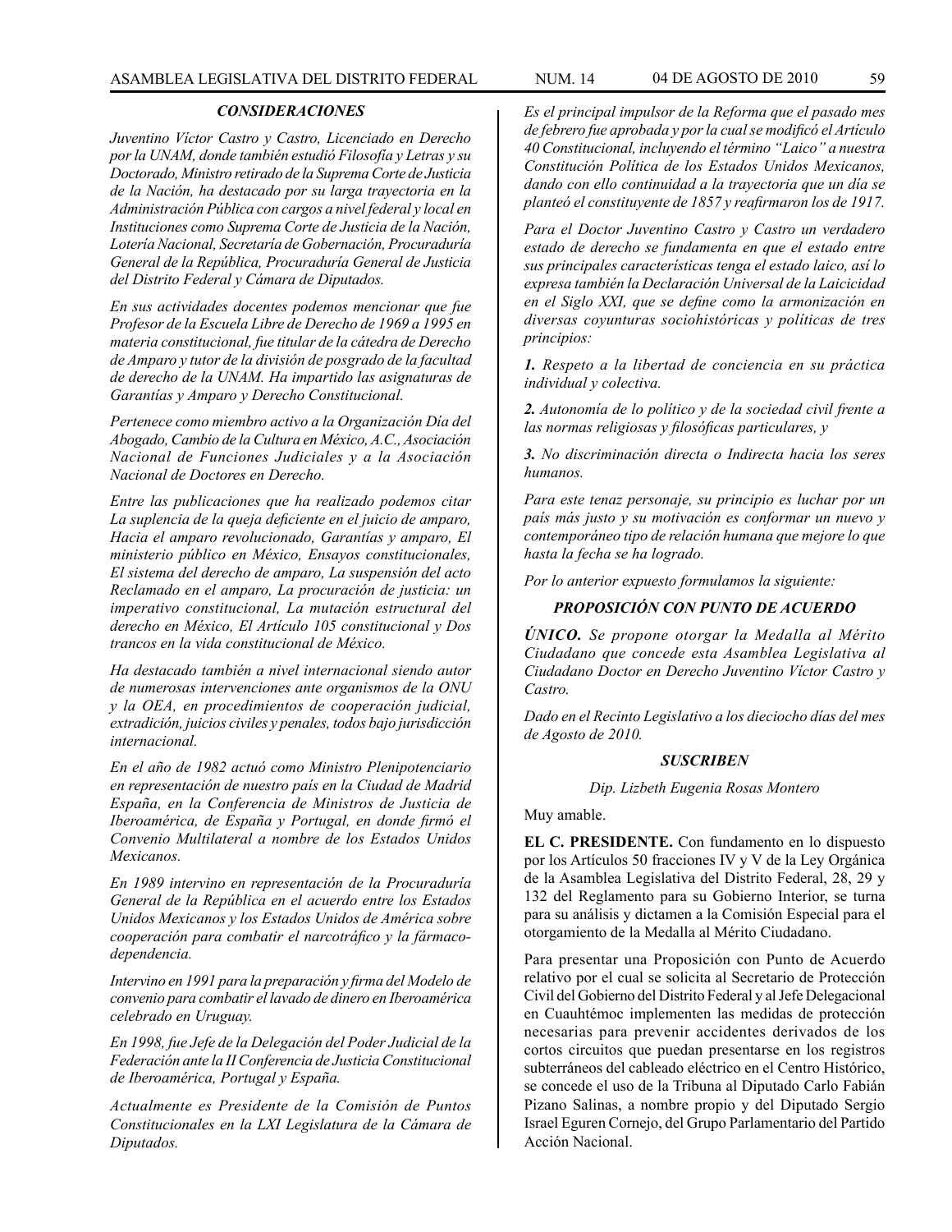### *CONSIDERACIONES*

*Juventino Víctor Castro y Castro, Licenciado en Derecho por la UNAM, donde también estudió Filosofía y Letras y su Doctorado, Ministro retirado de la Suprema Corte de Justicia de la Nación, ha destacado por su larga trayectoria en la Administración Pública con cargos a nivel federal y local en Instituciones como Suprema Corte de Justicia de la Nación, Lotería Nacional, Secretaría de Gobernación, Procuraduría General de la República, Procuraduría General de Justicia del Distrito Federal y Cámara de Diputados.*

*En sus actividades docentes podemos mencionar que fue Profesor de la Escuela Libre de Derecho de 1969 a 1995 en materia constitucional, fue titular de la cátedra de Derecho de Amparo y tutor de la división de posgrado de la facultad de derecho de la UNAM. Ha impartido las asignaturas de Garantías y Amparo y Derecho Constitucional.*

*Pertenece como miembro activo a la Organización Día del Abogado, Cambio de la Cultura en México, A.C., Asociación Nacional de Funciones Judiciales y a la Asociación Nacional de Doctores en Derecho.*

*Entre las publicaciones que ha realizado podemos citar La suplencia de la queja deficiente en el juicio de amparo, Hacia el amparo revolucionado, Garantías y amparo, El ministerio público en México, Ensayos constitucionales, El sistema del derecho de amparo, La suspensión del acto Reclamado en el amparo, La procuración de justicia: un imperativo constitucional, La mutación estructural del derecho en México, El Artículo 105 constitucional y Dos trancos en la vida constitucional de México.*

*Ha destacado también a nivel internacional siendo autor de numerosas intervenciones ante organismos de la ONU y la OEA, en procedimientos de cooperación judicial, extradición, juicios civiles y penales, todos bajo jurisdicción internacional.*

*En el año de 1982 actuó como Ministro Plenipotenciario en representación de nuestro país en la Ciudad de Madrid España, en la Conferencia de Ministros de Justicia de Iberoamérica, de España y Portugal, en donde firmó el Convenio Multilateral a nombre de los Estados Unidos Mexicanos.*

*En 1989 intervino en representación de la Procuraduría General de la República en el acuerdo entre los Estados Unidos Mexicanos y los Estados Unidos de América sobre cooperación para combatir el narcotráfico y la fármaco-dependencia.*

*Intervino en 1991 para la preparación y firma del Modelo de convenio para combatir el lavado de dinero en Iberoamérica celebrado en Uruguay.*

*En 1998, fue Jefe de la Delegación del Poder Judicial de la Federación ante la II Conferencia de Justicia Constitucional de Iberoamérica, Portugal y España.*

*Actualmente es Presidente de la Comisión de Puntos Constitucionales en la LXI Legislatura de la Cámara de Diputados.*

*Es el principal impulsor de la Reforma que el pasado mes de febrero fue aprobada y por la cual se modificó el Artículo 40 Constitucional, incluyendo el término "Laico" a nuestra Constitución Política de los Estados Unidos Mexicanos, dando con ello continuidad a la trayectoria que un día se planteó el constituyente de 1857 y reafirmaron los de 1917.*

*Para el Doctor Juventino Castro y Castro un verdadero estado de derecho se fundamenta en que el estado entre sus principales características tenga el estado laico, así lo expresa también la Declaración Universal de la Laicidad en el Siglo XXI, que se define como la armonización en diversas coyunturas sociohistóricas y políticas de tres principios:*

***1.** Respeto a la libertad de conciencia en su práctica individual y colectiva.*

***2.** Autonomía de lo político y de la sociedad civil frente a las normas religiosas y filosóficas particulares, y*

***3.** No discriminación directa o Indirecta hacia los seres humanos.*

*Para este tenaz personaje, su principio es luchar por un país más justo y su motivación es conformar un nuevo y contemporáneo tipo de relación humana que mejore lo que hasta la fecha se ha logrado.*

*Por lo anterior expuesto formulamos la siguiente:*

### *PROPOSICIÓN CON PUNTO DE ACUERDO*

***ÚNICO.** Se propone otorgar la Medalla al Mérito Ciudadano que concede esta Asamblea Legislativa al Ciudadano Doctor en Derecho Juventino Víctor Castro y Castro.*

*Dado en el Recinto Legislativo a los dieciocho días del mes de Agosto de 2010.*

### *SUSCRIBEN*

*Dip. Lizbeth Eugenia Rosas Montero*

Muy amable.

**EL C. PRESIDENTE.** Con fundamento en lo dispuesto por los Artículos 50 fracciones IV y V de la Ley Orgánica de la Asamblea Legislativa del Distrito Federal, 28, 29 y 132 del Reglamento para su Gobierno Interior, se turna para su análisis y dictamen a la Comisión Especial para el otorgamiento de la Medalla al Mérito Ciudadano.

Para presentar una Proposición con Punto de Acuerdo relativo por el cual se solicita al Secretario de Protección Civil del Gobierno del Distrito Federal y al Jefe Delegacional en Cuauhtémoc implementen las medidas de protección necesarias para prevenir accidentes derivados de los cortos circuitos que puedan presentarse en los registros subterráneos del cableado eléctrico en el Centro Histórico, se concede el uso de la Tribuna al Diputado Carlo Fabián Pizano Salinas, a nombre propio y del Diputado Sergio Israel Eguren Cornejo, del Grupo Parlamentario del Partido Acción Nacional.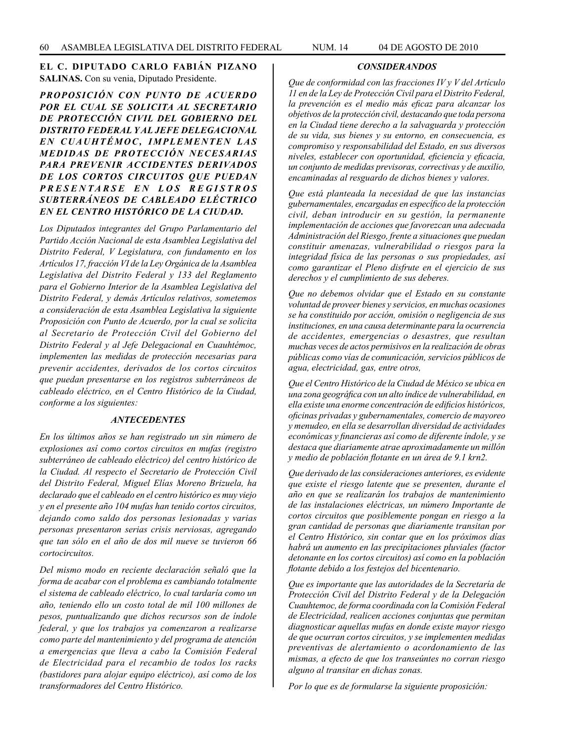**EL C. DIPUTADO CARLO FABIÁN PIZANO SALINAS.** Con su venia, Diputado Presidente.

***PROPOSICIÓN CON PUNTO DE ACUERDO POR EL CUAL SE SOLICITA AL SECRETARIO DE PROTECCIÓN CIVIL DEL GOBIERNO DEL DISTRITO FEDERAL Y AL JEFE DELEGACIONAL EN CUAUHTÉMOC, IMPLEMENTEN LAS MEDIDAS DE PROTECCIÓN NECESARIAS PARA PREVENIR ACCIDENTES DERIVADOS DE LOS CORTOS CIRCUITOS QUE PUEDAN PRESENTARSE EN LOS REGISTROS SUBTERRÁNEOS DE CABLEADO ELÉCTRICO EN EL CENTRO HISTÓRICO DE LA CIUDAD.***

*Los Diputados integrantes del Grupo Parlamentario del Partido Acción Nacional de esta Asamblea Legislativa del Distrito Federal, V Legislatura, con fundamento en los Artículos 17, fracción VI de la Ley Orgánica de la Asamblea Legislativa del Distrito Federal y 133 del Reglamento para el Gobierno Interior de la Asamblea Legislativa del Distrito Federal, y demás Artículos relativos, sometemos a consideración de esta Asamblea Legislativa la siguiente Proposición con Punto de Acuerdo, por la cual se solicita al Secretario de Protección Civil del Gobierno del Distrito Federal y al Jefe Delegacional en Cuauhtémoc, implementen las medidas de protección necesarias para prevenir accidentes, derivados de los cortos circuitos que puedan presentarse en los registros subterráneos de cableado eléctrico, en el Centro Histórico de la Ciudad, conforme a los siguientes:*

***ANTECEDENTES***

*En los últimos años se han registrado un sin número de explosiones así como cortos circuitos en mufas (registro subterráneo de cableado eléctrico) del centro histórico de la Ciudad. Al respecto el Secretario de Protección Civil del Distrito Federal, Miguel Elías Moreno Brizuela, ha declarado que el cableado en el centro histórico es muy viejo y en el presente año 104 mufas han tenido cortos circuitos, dejando como saldo dos personas lesionadas y varias personas presentaron serias crisis nerviosas, agregando que tan sólo en el año de dos mil nueve se tuvieron 66 cortocircuitos.*

*Del mismo modo en reciente declaración señaló que la forma de acabar con el problema es cambiando totalmente el sistema de cableado eléctrico, lo cual tardaría como un año, teniendo ello un costo total de mil 100 millones de pesos, puntualizando que dichos recursos son de índole federal, y que los trabajos ya comenzaron a realizarse como parte del mantenimiento y del programa de atención a emergencias que lleva a cabo la Comisión Federal de Electricidad para el recambio de todos los racks (bastidores para alojar equipo eléctrico), así como de los transformadores del Centro Histórico.*

***CONSIDERANDOS***

*Que de conformidad con las fracciones IV y V del Artículo 11 en de la Ley de Protección Civil para el Distrito Federal, la prevención es el medio más eficaz para alcanzar los objetivos de la protección civil, destacando que toda persona en la Ciudad tiene derecho a la salvaguarda y protección de su vida, sus bienes y su entorno, en consecuencia, es compromiso y responsabilidad del Estado, en sus diversos niveles, establecer con oportunidad, eficiencia y eficacia, un conjunto de medidas previsoras, correctivas y de auxilio, encaminadas al resguardo de dichos bienes y valores.*

*Que está planteada la necesidad de que las instancias gubernamentales, encargadas en específico de la protección civil, deban introducir en su gestión, la permanente implementación de acciones que favorezcan una adecuada Administración del Riesgo, frente a situaciones que puedan constituir amenazas, vulnerabilidad o riesgos para la integridad física de las personas o sus propiedades, así como garantizar el Pleno disfrute en el ejercicio de sus derechos y el cumplimiento de sus deberes.*

*Que no debemos olvidar que el Estado en su constante voluntad de proveer bienes y servicios, en muchas ocasiones se ha constituido por acción, omisión o negligencia de sus instituciones, en una causa determinante para la ocurrencia de accidentes, emergencias o desastres, que resultan muchas veces de actos permisivos en la realización de obras públicas como vías de comunicación, servicios públicos de agua, electricidad, gas, entre otros,*

*Que el Centro Histórico de la Ciudad de México se ubica en una zona geográfica con un alto índice de vulnerabilidad, en ella existe una enorme concentración de edificios históricos, oficinas privadas y gubernamentales, comercio de mayoreo y menudeo, en ella se desarrollan diversidad de actividades económicas y financieras así como de diferente índole, y se destaca que diariamente atrae aproximadamente un millón y medio de población flotante en un área de 9.1 krn2.*

*Que derivado de las consideraciones anteriores, es evidente que existe el riesgo latente que se presenten, durante el año en que se realizarán los trabajos de mantenimiento de las instalaciones eléctricas, un número Importante de cortos circuitos que posiblemente pongan en riesgo a la gran cantidad de personas que diariamente transitan por el Centro Histórico, sin contar que en los próximos días habrá un aumento en las precipitaciones pluviales (factor detonante en los cortos circuitos) así como en la población flotante debido a los festejos del bicentenario.*

*Que es importante que las autoridades de la Secretaría de Protección Civil del Distrito Federal y de la Delegación Cuauhtemoc, de forma coordinada con la Comisión Federal de Electricidad, realicen acciones conjuntas que permitan diagnosticar aquellas mufas en donde existe mayor riesgo de que ocurran cortos circuitos, y se implementen medidas preventivas de alertamiento o acordonamiento de las mismas, a efecto de que los transeúntes no corran riesgo alguno al transitar en dichas zonas.*

*Por lo que es de formularse la siguiente proposición:*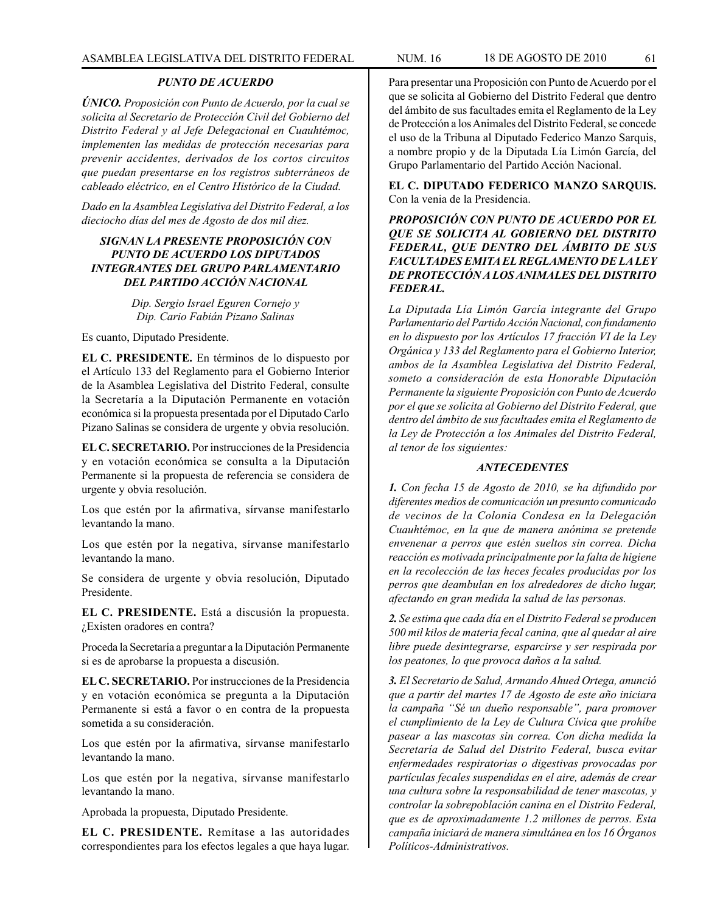***PUNTO DE ACUERDO***

***ÚNICO.*** *Proposición con Punto de Acuerdo, por la cual se solicita al Secretario de Protección Civil del Gobierno del Distrito Federal y al Jefe Delegacional en Cuauhtémoc, implementen las medidas de protección necesarias para prevenir accidentes, derivados de los cortos circuitos que puedan presentarse en los registros subterráneos de cableado eléctrico, en el Centro Histórico de la Ciudad.*

*Dado en la Asamblea Legislativa del Distrito Federal, a los dieciocho días del mes de Agosto de dos mil diez.*

***SIGNAN LA PRESENTE PROPOSICIÓN CON PUNTO DE ACUERDO LOS DIPUTADOS INTEGRANTES DEL GRUPO PARLAMENTARIO DEL PARTIDO ACCIÓN NACIONAL***

*Dip. Sergio Israel Eguren Cornejo y*
*Dip. Cario Fabián Pizano Salinas*

Es cuanto, Diputado Presidente.

**EL C. PRESIDENTE.** En términos de lo dispuesto por el Artículo 133 del Reglamento para el Gobierno Interior de la Asamblea Legislativa del Distrito Federal, consulte la Secretaría a la Diputación Permanente en votación económica si la propuesta presentada por el Diputado Carlo Pizano Salinas se considera de urgente y obvia resolución.

**EL C. SECRETARIO.** Por instrucciones de la Presidencia y en votación económica se consulta a la Diputación Permanente si la propuesta de referencia se considera de urgente y obvia resolución.

Los que estén por la afirmativa, sírvanse manifestarlo levantando la mano.

Los que estén por la negativa, sírvanse manifestarlo levantando la mano.

Se considera de urgente y obvia resolución, Diputado Presidente.

**EL C. PRESIDENTE.** Está a discusión la propuesta. ¿Existen oradores en contra?

Proceda la Secretaría a preguntar a la Diputación Permanente si es de aprobarse la propuesta a discusión.

**EL C. SECRETARIO.** Por instrucciones de la Presidencia y en votación económica se pregunta a la Diputación Permanente si está a favor o en contra de la propuesta sometida a su consideración.

Los que estén por la afirmativa, sírvanse manifestarlo levantando la mano.

Los que estén por la negativa, sírvanse manifestarlo levantando la mano.

Aprobada la propuesta, Diputado Presidente.

**EL C. PRESIDENTE.** Remítase a las autoridades correspondientes para los efectos legales a que haya lugar.

Para presentar una Proposición con Punto de Acuerdo por el que se solicita al Gobierno del Distrito Federal que dentro del ámbito de sus facultades emita el Reglamento de la Ley de Protección a los Animales del Distrito Federal, se concede el uso de la Tribuna al Diputado Federico Manzo Sarquis, a nombre propio y de la Diputada Lía Limón García, del Grupo Parlamentario del Partido Acción Nacional.

**EL C. DIPUTADO FEDERICO MANZO SARQUIS.** Con la venia de la Presidencia.

***PROPOSICIÓN CON PUNTO DE ACUERDO POR EL QUE SE SOLICITA AL GOBIERNO DEL DISTRITO FEDERAL, QUE DENTRO DEL ÁMBITO DE SUS FACULTADES EMITA EL REGLAMENTO DE LA LEY DE PROTECCIÓN A LOS ANIMALES DEL DISTRITO FEDERAL.***

*La Diputada Lía Limón García integrante del Grupo Parlamentario del Partido Acción Nacional, con fundamento en lo dispuesto por los Artículos 17 fracción VI de la Ley Orgánica y 133 del Reglamento para el Gobierno Interior, ambos de la Asamblea Legislativa del Distrito Federal, someto a consideración de esta Honorable Diputación Permanente la siguiente Proposición con Punto de Acuerdo por el que se solicita al Gobierno del Distrito Federal, que dentro del ámbito de sus facultades emita el Reglamento de la Ley de Protección a los Animales del Distrito Federal, al tenor de los siguientes:*

***ANTECEDENTES***

***1.*** *Con fecha 15 de Agosto de 2010, se ha difundido por diferentes medios de comunicación un presunto comunicado de vecinos de la Colonia Condesa en la Delegación Cuauhtémoc, en la que de manera anónima se pretende envenenar a perros que estén sueltos sin correa. Dicha reacción es motivada principalmente por la falta de higiene en la recolección de las heces fecales producidas por los perros que deambulan en los alrededores de dicho lugar, afectando en gran medida la salud de las personas.*

***2.*** *Se estima que cada día en el Distrito Federal se producen 500 mil kilos de materia fecal canina, que al quedar al aire libre puede desintegrarse, esparcirse y ser respirada por los peatones, lo que provoca daños a la salud.*

***3.*** *El Secretario de Salud, Armando Ahued Ortega, anunció que a partir del martes 17 de Agosto de este año iniciara la campaña "Sé un dueño responsable", para promover el cumplimiento de la Ley de Cultura Cívica que prohíbe pasear a las mascotas sin correa. Con dicha medida la Secretaría de Salud del Distrito Federal, busca evitar enfermedades respiratorias o digestivas provocadas por partículas fecales suspendidas en el aire, además de crear una cultura sobre la responsabilidad de tener mascotas, y controlar la sobrepoblación canina en el Distrito Federal, que es de aproximadamente 1.2 millones de perros. Esta campaña iniciará de manera simultánea en los 16 Órganos Políticos-Administrativos.*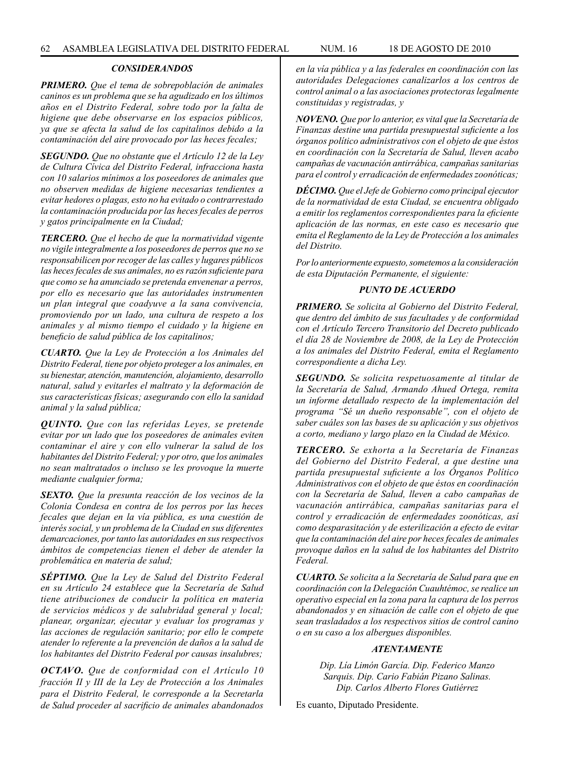### *CONSIDERANDOS*

***PRIMERO.*** *Que el tema de sobrepoblación de animales caninos es un problema que se ha agudizado en los últimos años en el Distrito Federal, sobre todo por la falta de higiene que debe observarse en los espacios públicos, ya que se afecta la salud de los capitalinos debido a la contaminación del aire provocado por las heces fecales;*

***SEGUNDO.*** *Que no obstante que el Artículo 12 de la Ley de Cultura Cívica del Distrito Federal, infracciona hasta con 10 salarios mínimos a los poseedores de animales que no observen medidas de higiene necesarias tendientes a evitar hedores o plagas, esto no ha evitado o contrarrestado la contaminación producida por las heces fecales de perros y gatos principalmente en la Ciudad;*

***TERCERO.*** *Que el hecho de que la normatividad vigente no vigile integralmente a los poseedores de perros que no se responsabilicen por recoger de las calles y lugares públicos las heces fecales de sus animales, no es razón suficiente para que como se ha anunciado se pretenda envenenar a perros, por ello es necesario que las autoridades instrumenten un plan integral que coadyuve a la sana convivencia, promoviendo por un lado, una cultura de respeto a los animales y al mismo tiempo el cuidado y la higiene en beneficio de salud pública de los capitalinos;*

***CUARTO.*** *Que la Ley de Protección a los Animales del Distrito Federal, tiene por objeto proteger a los animales, en su bienestar, atención, manutención, alojamiento, desarrollo natural, salud y evitarles el maltrato y la deformación de sus características físicas; asegurando con ello la sanidad animal y la salud pública;*

***QUINTO.*** *Que con las referidas Leyes, se pretende evitar por un lado que los poseedores de animales eviten contaminar el aire y con ello vulnerar la salud de los habitantes del Distrito Federal; y por otro, que los animales no sean maltratados o incluso se les provoque la muerte mediante cualquier forma;*

***SEXTO.*** *Que la presunta reacción de los vecinos de la Colonia Condesa en contra de los perros por las heces fecales que dejan en la vía pública, es una cuestión de interés social, y un problema de la Ciudad en sus diferentes demarcaciones, por tanto las autoridades en sus respectivos ámbitos de competencias tienen el deber de atender la problemática en materia de salud;*

***SÉPTIMO.*** *Que la Ley de Salud del Distrito Federal en su Artículo 24 establece que la Secretaría de Salud tiene atribuciones de conducir la política en materia de servicios médicos y de salubridad general y local; planear, organizar, ejecutar y evaluar los programas y las acciones de regulación sanitario; por ello le compete atender lo referente a la prevención de daños a la salud de los habitantes del Distrito Federal por causas insalubres;*

***OCTAVO.*** *Que de conformidad con el Artículo 10 fracción II y III de la Ley de Protección a los Animales para el Distrito Federal, le corresponde a la Secretarla de Salud proceder al sacrificio de animales abandonados en la vía pública y a las federales en coordinación con las autoridades Delegaciones canalizarlos a los centros de control animal o a las asociaciones protectoras legalmente constituidas y registradas, y*

***NOVENO.*** *Que por lo anterior, es vital que la Secretaría de Finanzas destine una partida presupuestal suficiente a los órganos político administrativos con el objeto de que éstos en coordinación con la Secretaría de Salud, lleven acabo campañas de vacunación antirrábica, campañas sanitarias para el control y erradicación de enfermedades zoonóticas;*

***DÉCIMO.*** *Que el Jefe de Gobierno como principal ejecutor de la normatividad de esta Ciudad, se encuentra obligado a emitir los reglamentos correspondientes para la eficiente aplicación de las normas, en este caso es necesario que emita el Reglamento de la Ley de Protección a los animales del Distrito.*

*Por lo anteriormente expuesto, sometemos a la consideración de esta Diputación Permanente, el siguiente:*

### *PUNTO DE ACUERDO*

***PRIMERO.*** *Se solicita al Gobierno del Distrito Federal, que dentro del ámbito de sus facultades y de conformidad con el Artículo Tercero Transitorio del Decreto publicado el día 28 de Noviembre de 2008, de la Ley de Protección a los animales del Distrito Federal, emita el Reglamento correspondiente a dicha Ley.*

***SEGUNDO.*** *Se solicita respetuosamente al titular de la Secretaría de Salud, Armando Ahued Ortega, remita un informe detallado respecto de la implementación del programa "Sé un dueño responsable", con el objeto de saber cuáles son las bases de su aplicación y sus objetivos a corto, mediano y largo plazo en la Ciudad de México.*

***TERCERO.*** *Se exhorta a la Secretaría de Finanzas del Gobierno del Distrito Federal, a que destine una partida presupuestal suficiente a los Órganos Político Administrativos con el objeto de que éstos en coordinación con la Secretaría de Salud, lleven a cabo campañas de vacunación antirrábica, campañas sanitarias para el control y erradicación de enfermedades zoonóticas, así como desparasitación y de esterilización a efecto de evitar que la contaminación del aire por heces fecales de animales provoque daños en la salud de los habitantes del Distrito Federal.*

***CUARTO.*** *Se solicita a la Secretaría de Salud para que en coordinación con la Delegación Cuauhtémoc, se realice un operativo especial en la zona para la captura de los perros abandonados y en situación de calle con el objeto de que sean trasladados a los respectivos sitios de control canino o en su caso a los albergues disponibles.*

### *ATENTAMENTE*

*Dip. Lía Limón García. Dip. Federico Manzo Sarquis. Dip. Cario Fabián Pizano Salinas. Dip. Carlos Alberto Flores Gutiérrez*

Es cuanto, Diputado Presidente.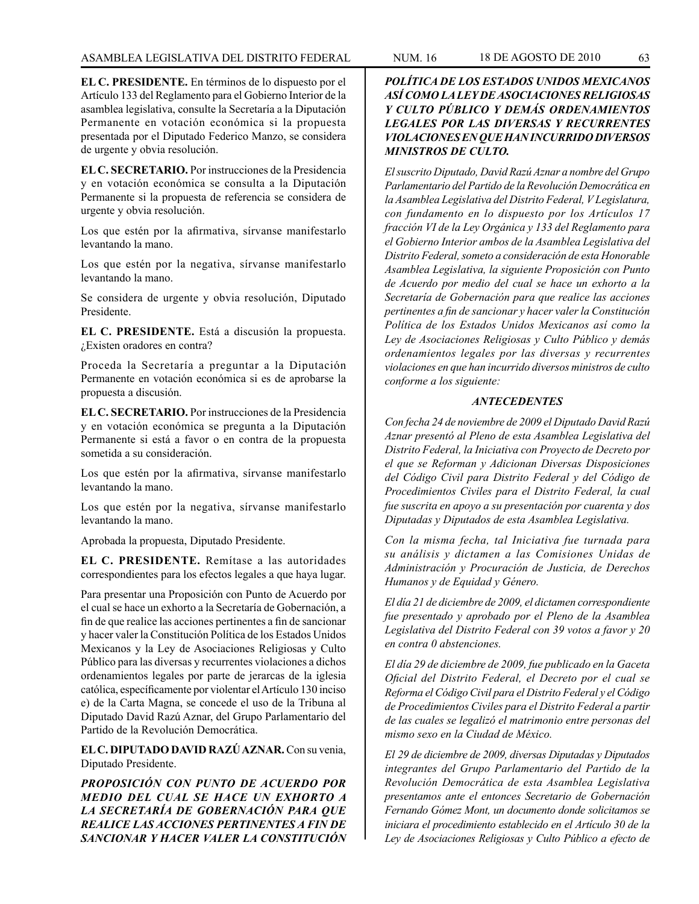**EL C. PRESIDENTE.** En términos de lo dispuesto por el Artículo 133 del Reglamento para el Gobierno Interior de la asamblea legislativa, consulte la Secretaría a la Diputación Permanente en votación económica si la propuesta presentada por el Diputado Federico Manzo, se considera de urgente y obvia resolución.

**EL C. SECRETARIO.** Por instrucciones de la Presidencia y en votación económica se consulta a la Diputación Permanente si la propuesta de referencia se considera de urgente y obvia resolución.

Los que estén por la afirmativa, sírvanse manifestarlo levantando la mano.

Los que estén por la negativa, sírvanse manifestarlo levantando la mano.

Se considera de urgente y obvia resolución, Diputado Presidente.

**EL C. PRESIDENTE.** Está a discusión la propuesta. ¿Existen oradores en contra?

Proceda la Secretaría a preguntar a la Diputación Permanente en votación económica si es de aprobarse la propuesta a discusión.

**EL C. SECRETARIO.** Por instrucciones de la Presidencia y en votación económica se pregunta a la Diputación Permanente si está a favor o en contra de la propuesta sometida a su consideración.

Los que estén por la afirmativa, sírvanse manifestarlo levantando la mano.

Los que estén por la negativa, sírvanse manifestarlo levantando la mano.

Aprobada la propuesta, Diputado Presidente.

**EL C. PRESIDENTE.** Remítase a las autoridades correspondientes para los efectos legales a que haya lugar.

Para presentar una Proposición con Punto de Acuerdo por el cual se hace un exhorto a la Secretaría de Gobernación, a fin de que realice las acciones pertinentes a fin de sancionar y hacer valer la Constitución Política de los Estados Unidos Mexicanos y la Ley de Asociaciones Religiosas y Culto Público para las diversas y recurrentes violaciones a dichos ordenamientos legales por parte de jerarcas de la iglesia católica, específicamente por violentar el Artículo 130 inciso e) de la Carta Magna, se concede el uso de la Tribuna al Diputado David Razú Aznar, del Grupo Parlamentario del Partido de la Revolución Democrática.

**EL C. DIPUTADO DAVID RAZÚ AZNAR.** Con su venia, Diputado Presidente.

***PROPOSICIÓN CON PUNTO DE ACUERDO POR MEDIO DEL CUAL SE HACE UN EXHORTO A LA SECRETARÍA DE GOBERNACIÓN PARA QUE REALICE LAS ACCIONES PERTINENTES A FIN DE SANCIONAR Y HACER VALER LA CONSTITUCIÓN POLÍTICA DE LOS ESTADOS UNIDOS MEXICANOS ASÍ COMO LA LEY DE ASOCIACIONES RELIGIOSAS Y CULTO PÚBLICO Y DEMÁS ORDENAMIENTOS LEGALES POR LAS DIVERSAS Y RECURRENTES VIOLACIONES EN QUE HAN INCURRIDO DIVERSOS MINISTROS DE CULTO.***

*El suscrito Diputado, David Razú Aznar a nombre del Grupo Parlamentario del Partido de la Revolución Democrática en la Asamblea Legislativa del Distrito Federal, V Legislatura, con fundamento en lo dispuesto por los Artículos 17 fracción VI de la Ley Orgánica y 133 del Reglamento para el Gobierno Interior ambos de la Asamblea Legislativa del Distrito Federal, someto a consideración de esta Honorable Asamblea Legislativa, la siguiente Proposición con Punto de Acuerdo por medio del cual se hace un exhorto a la Secretaría de Gobernación para que realice las acciones pertinentes a fin de sancionar y hacer valer la Constitución Política de los Estados Unidos Mexicanos así como la Ley de Asociaciones Religiosas y Culto Público y demás ordenamientos legales por las diversas y recurrentes violaciones en que han incurrido diversos ministros de culto conforme a los siguiente:*

***ANTECEDENTES***

*Con fecha 24 de noviembre de 2009 el Diputado David Razú Aznar presentó al Pleno de esta Asamblea Legislativa del Distrito Federal, la Iniciativa con Proyecto de Decreto por el que se Reforman y Adicionan Diversas Disposiciones del Código Civil para Distrito Federal y del Código de Procedimientos Civiles para el Distrito Federal, la cual fue suscrita en apoyo a su presentación por cuarenta y dos Diputadas y Diputados de esta Asamblea Legislativa.*

*Con la misma fecha, tal Iniciativa fue turnada para su análisis y dictamen a las Comisiones Unidas de Administración y Procuración de Justicia, de Derechos Humanos y de Equidad y Género.*

*El día 21 de diciembre de 2009, el dictamen correspondiente fue presentado y aprobado por el Pleno de la Asamblea Legislativa del Distrito Federal con 39 votos a favor y 20 en contra 0 abstenciones.*

*El día 29 de diciembre de 2009, fue publicado en la Gaceta Oficial del Distrito Federal, el Decreto por el cual se Reforma el Código Civil para el Distrito Federal y el Código de Procedimientos Civiles para el Distrito Federal a partir de las cuales se legalizó el matrimonio entre personas del mismo sexo en la Ciudad de México.*

*El 29 de diciembre de 2009, diversas Diputadas y Diputados integrantes del Grupo Parlamentario del Partido de la Revolución Democrática de esta Asamblea Legislativa presentamos ante el entonces Secretario de Gobernación Fernando Gómez Mont, un documento donde solicitamos se iniciara el procedimiento establecido en el Artículo 30 de la Ley de Asociaciones Religiosas y Culto Público a efecto de*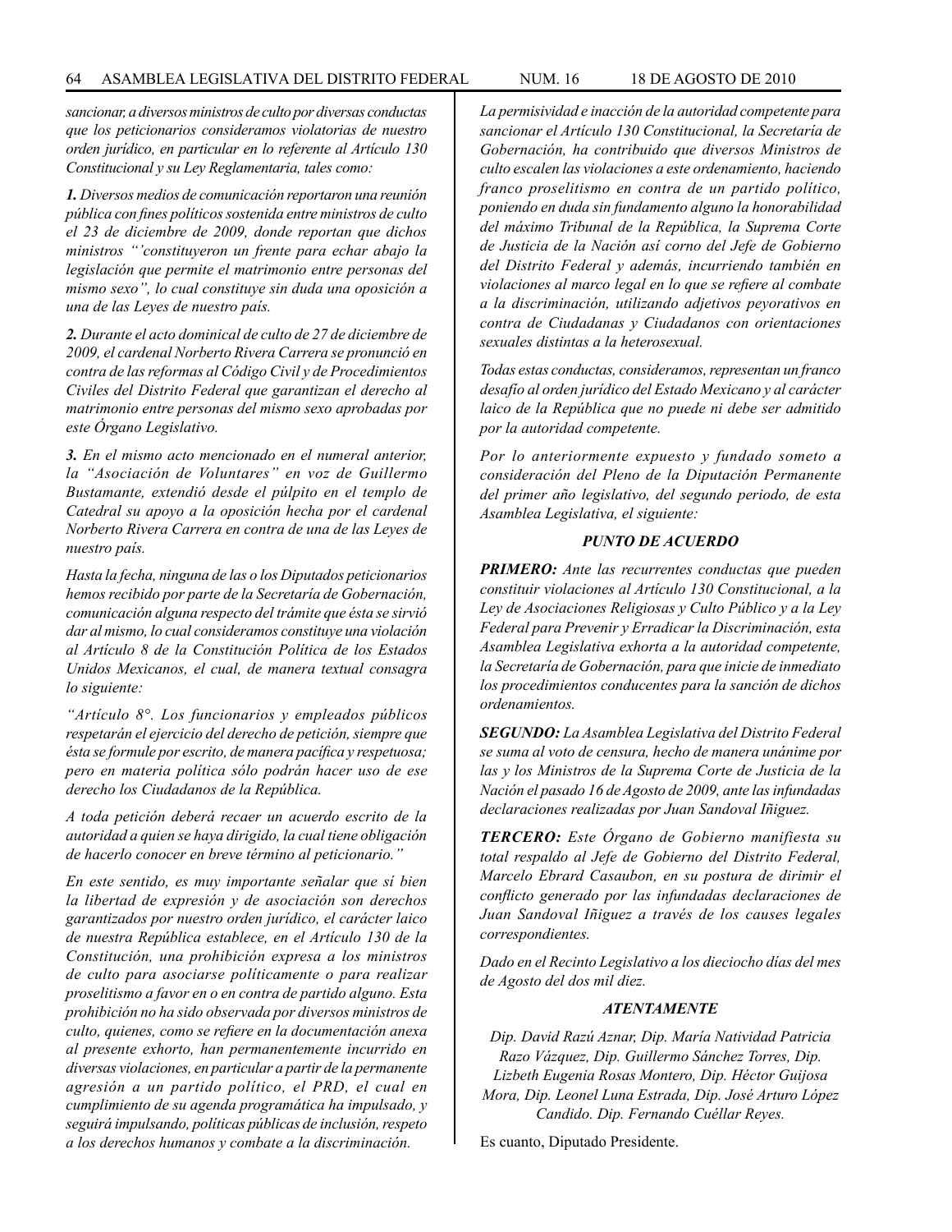*sancionar, a diversos ministros de culto por diversas conductas que los peticionarios consideramos violatorias de nuestro orden jurídico, en particular en lo referente al Artículo 130 Constitucional y su Ley Reglamentaria, tales como:*

***1.** Diversos medios de comunicación reportaron una reunión pública con fines políticos sostenida entre ministros de culto el 23 de diciembre de 2009, donde reportan que dichos ministros "'constituyeron un frente para echar abajo la legislación que permite el matrimonio entre personas del mismo sexo", lo cual constituye sin duda una oposición a una de las Leyes de nuestro país.*

***2.** Durante el acto dominical de culto de 27 de diciembre de 2009, el cardenal Norberto Rivera Carrera se pronunció en contra de las reformas al Código Civil y de Procedimientos Civiles del Distrito Federal que garantizan el derecho al matrimonio entre personas del mismo sexo aprobadas por este Órgano Legislativo.*

***3.** En el mismo acto mencionado en el numeral anterior, la "Asociación de Voluntares" en voz de Guillermo Bustamante, extendió desde el púlpito en el templo de Catedral su apoyo a la oposición hecha por el cardenal Norberto Rivera Carrera en contra de una de las Leyes de nuestro país.*

*Hasta la fecha, ninguna de las o los Diputados peticionarios hemos recibido por parte de la Secretaría de Gobernación, comunicación alguna respecto del trámite que ésta se sirvió dar al mismo, lo cual consideramos constituye una violación al Artículo 8 de la Constitución Política de los Estados Unidos Mexicanos, el cual, de manera textual consagra lo siguiente:*

*"Artículo 8°. Los funcionarios y empleados públicos respetarán el ejercicio del derecho de petición, siempre que ésta se formule por escrito, de manera pacífica y respetuosa; pero en materia política sólo podrán hacer uso de ese derecho los Ciudadanos de la República.*

*A toda petición deberá recaer un acuerdo escrito de la autoridad a quien se haya dirigido, la cual tiene obligación de hacerlo conocer en breve término al peticionario."*

*En este sentido, es muy importante señalar que sí bien la libertad de expresión y de asociación son derechos garantizados por nuestro orden jurídico, el carácter laico de nuestra República establece, en el Artículo 130 de la Constitución, una prohibición expresa a los ministros de culto para asociarse políticamente o para realizar proselitismo a favor en o en contra de partido alguno. Esta prohibición no ha sido observada por diversos ministros de culto, quienes, como se refiere en la documentación anexa al presente exhorto, han permanentemente incurrido en diversas violaciones, en particular a partir de la permanente agresión a un partido político, el PRD, el cual en cumplimiento de su agenda programática ha impulsado, y seguirá impulsando, políticas públicas de inclusión, respeto a los derechos humanos y combate a la discriminación.*

*La permisividad e inacción de la autoridad competente para sancionar el Artículo 130 Constitucional, la Secretaría de Gobernación, ha contribuido que diversos Ministros de culto escalen las violaciones a este ordenamiento, haciendo franco proselitismo en contra de un partido político, poniendo en duda sin fundamento alguno la honorabilidad del máximo Tribunal de la República, la Suprema Corte de Justicia de la Nación así corno del Jefe de Gobierno del Distrito Federal y además, incurriendo también en violaciones al marco legal en lo que se refiere al combate a la discriminación, utilizando adjetivos peyorativos en contra de Ciudadanas y Ciudadanos con orientaciones sexuales distintas a la heterosexual.*

*Todas estas conductas, consideramos, representan un franco desafío al orden jurídico del Estado Mexicano y al carácter laico de la República que no puede ni debe ser admitido por la autoridad competente.*

*Por lo anteriormente expuesto y fundado someto a consideración del Pleno de la Diputación Permanente del primer año legislativo, del segundo periodo, de esta Asamblea Legislativa, el siguiente:*

***PUNTO DE ACUERDO***

***PRIMERO:** Ante las recurrentes conductas que pueden constituir violaciones al Artículo 130 Constitucional, a la Ley de Asociaciones Religiosas y Culto Público y a la Ley Federal para Prevenir y Erradicar la Discriminación, esta Asamblea Legislativa exhorta a la autoridad competente, la Secretaría de Gobernación, para que inicie de inmediato los procedimientos conducentes para la sanción de dichos ordenamientos.*

***SEGUNDO:** La Asamblea Legislativa del Distrito Federal se suma al voto de censura, hecho de manera unánime por las y los Ministros de la Suprema Corte de Justicia de la Nación el pasado 16 de Agosto de 2009, ante las infundadas declaraciones realizadas por Juan Sandoval Iñiguez.*

***TERCERO:** Este Órgano de Gobierno manifiesta su total respaldo al Jefe de Gobierno del Distrito Federal, Marcelo Ebrard Casaubon, en su postura de dirimir el conflicto generado por las infundadas declaraciones de Juan Sandoval Iñiguez a través de los causes legales correspondientes.*

*Dado en el Recinto Legislativo a los dieciocho días del mes de Agosto del dos mil diez.*

***ATENTAMENTE***

*Dip. David Razú Aznar, Dip. María Natividad Patricia Razo Vázquez, Dip. Guillermo Sánchez Torres, Dip. Lizbeth Eugenia Rosas Montero, Dip. Héctor Guijosa Mora, Dip. Leonel Luna Estrada, Dip. José Arturo López Candido. Dip. Fernando Cuéllar Reyes.*

Es cuanto, Diputado Presidente.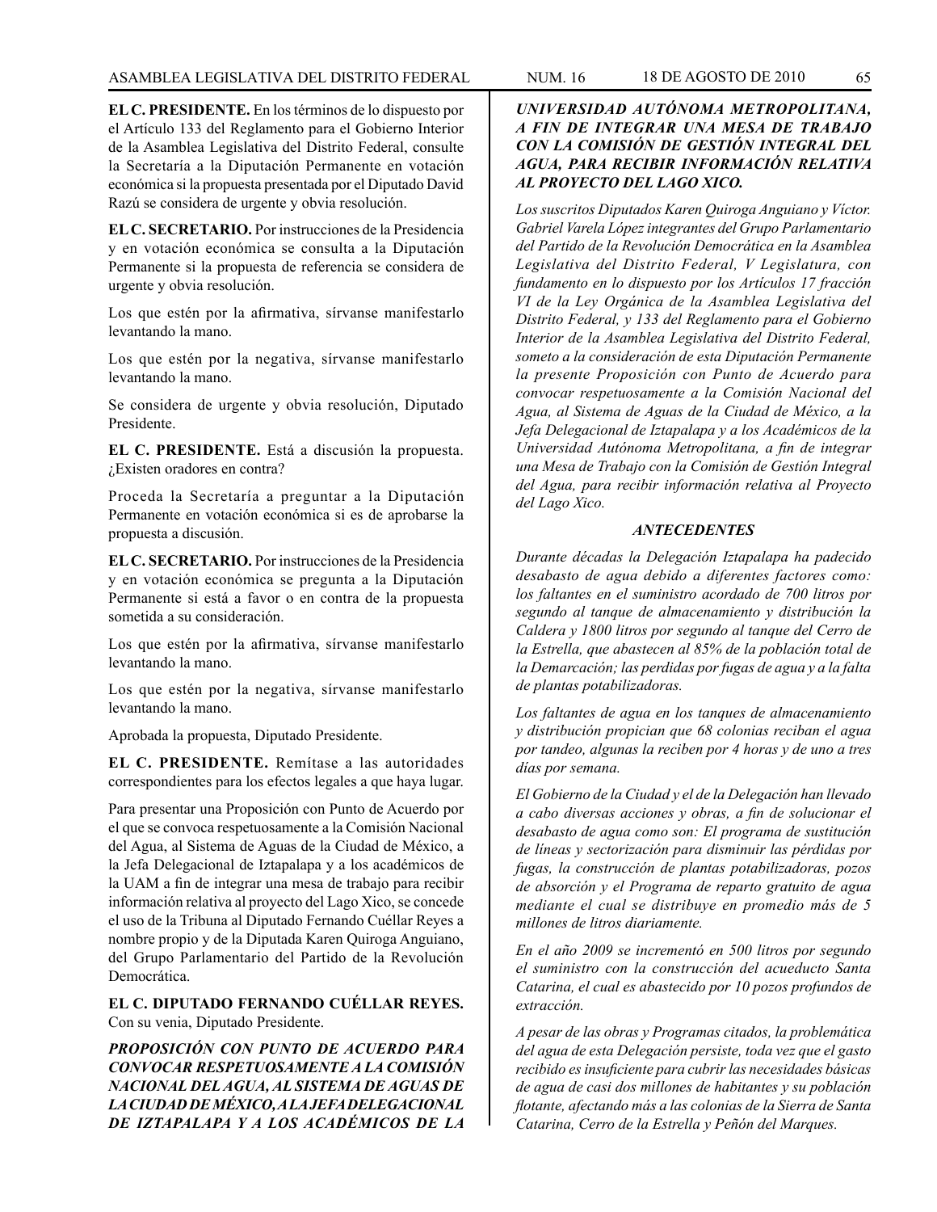**EL C. PRESIDENTE.** En los términos de lo dispuesto por el Artículo 133 del Reglamento para el Gobierno Interior de la Asamblea Legislativa del Distrito Federal, consulte la Secretaría a la Diputación Permanente en votación económica si la propuesta presentada por el Diputado David Razú se considera de urgente y obvia resolución.

**EL C. SECRETARIO.** Por instrucciones de la Presidencia y en votación económica se consulta a la Diputación Permanente si la propuesta de referencia se considera de urgente y obvia resolución.

Los que estén por la afirmativa, sírvanse manifestarlo levantando la mano.

Los que estén por la negativa, sírvanse manifestarlo levantando la mano.

Se considera de urgente y obvia resolución, Diputado Presidente.

**EL C. PRESIDENTE.** Está a discusión la propuesta. ¿Existen oradores en contra?

Proceda la Secretaría a preguntar a la Diputación Permanente en votación económica si es de aprobarse la propuesta a discusión.

**EL C. SECRETARIO.** Por instrucciones de la Presidencia y en votación económica se pregunta a la Diputación Permanente si está a favor o en contra de la propuesta sometida a su consideración.

Los que estén por la afirmativa, sírvanse manifestarlo levantando la mano.

Los que estén por la negativa, sírvanse manifestarlo levantando la mano.

Aprobada la propuesta, Diputado Presidente.

**EL C. PRESIDENTE.** Remítase a las autoridades correspondientes para los efectos legales a que haya lugar.

Para presentar una Proposición con Punto de Acuerdo por el que se convoca respetuosamente a la Comisión Nacional del Agua, al Sistema de Aguas de la Ciudad de México, a la Jefa Delegacional de Iztapalapa y a los académicos de la UAM a fin de integrar una mesa de trabajo para recibir información relativa al proyecto del Lago Xico, se concede el uso de la Tribuna al Diputado Fernando Cuéllar Reyes a nombre propio y de la Diputada Karen Quiroga Anguiano, del Grupo Parlamentario del Partido de la Revolución Democrática.

**EL C. DIPUTADO FERNANDO CUÉLLAR REYES.** Con su venia, Diputado Presidente.

***PROPOSICIÓN CON PUNTO DE ACUERDO PARA CONVOCAR RESPETUOSAMENTE A LA COMISIÓN NACIONAL DEL AGUA, AL SISTEMA DE AGUAS DE LA CIUDAD DE MÉXICO, A LA JEFA DELEGACIONAL DE IZTAPALAPA Y A LOS ACADÉMICOS DE LA UNIVERSIDAD AUTÓNOMA METROPOLITANA, A FIN DE INTEGRAR UNA MESA DE TRABAJO CON LA COMISIÓN DE GESTIÓN INTEGRAL DEL AGUA, PARA RECIBIR INFORMACIÓN RELATIVA AL PROYECTO DEL LAGO XICO.***

*Los suscritos Diputados Karen Quiroga Anguiano y Víctor. Gabriel Varela López integrantes del Grupo Parlamentario del Partido de la Revolución Democrática en la Asamblea Legislativa del Distrito Federal, V Legislatura, con fundamento en lo dispuesto por los Artículos 17 fracción VI de la Ley Orgánica de la Asamblea Legislativa del Distrito Federal, y 133 del Reglamento para el Gobierno Interior de la Asamblea Legislativa del Distrito Federal, someto a la consideración de esta Diputación Permanente la presente Proposición con Punto de Acuerdo para convocar respetuosamente a la Comisión Nacional del Agua, al Sistema de Aguas de la Ciudad de México, a la Jefa Delegacional de Iztapalapa y a los Académicos de la Universidad Autónoma Metropolitana, a fin de integrar una Mesa de Trabajo con la Comisión de Gestión Integral del Agua, para recibir información relativa al Proyecto del Lago Xico.*

***ANTECEDENTES***

*Durante décadas la Delegación Iztapalapa ha padecido desabasto de agua debido a diferentes factores como: los faltantes en el suministro acordado de 700 litros por segundo al tanque de almacenamiento y distribución la Caldera y 1800 litros por segundo al tanque del Cerro de la Estrella, que abastecen al 85% de la población total de la Demarcación; las perdidas por fugas de agua y a la falta de plantas potabilizadoras.*

*Los faltantes de agua en los tanques de almacenamiento y distribución propician que 68 colonias reciban el agua por tandeo, algunas la reciben por 4 horas y de uno a tres días por semana.*

*El Gobierno de la Ciudad y el de la Delegación han llevado a cabo diversas acciones y obras, a fin de solucionar el desabasto de agua como son: El programa de sustitución de líneas y sectorización para disminuir las pérdidas por fugas, la construcción de plantas potabilizadoras, pozos de absorción y el Programa de reparto gratuito de agua mediante el cual se distribuye en promedio más de 5 millones de litros diariamente.*

*En el año 2009 se incrementó en 500 litros por segundo el suministro con la construcción del acueducto Santa Catarina, el cual es abastecido por 10 pozos profundos de extracción.*

*A pesar de las obras y Programas citados, la problemática del agua de esta Delegación persiste, toda vez que el gasto recibido es insuficiente para cubrir las necesidades básicas de agua de casi dos millones de habitantes y su población flotante, afectando más a las colonias de la Sierra de Santa Catarina, Cerro de la Estrella y Peñón del Marques.*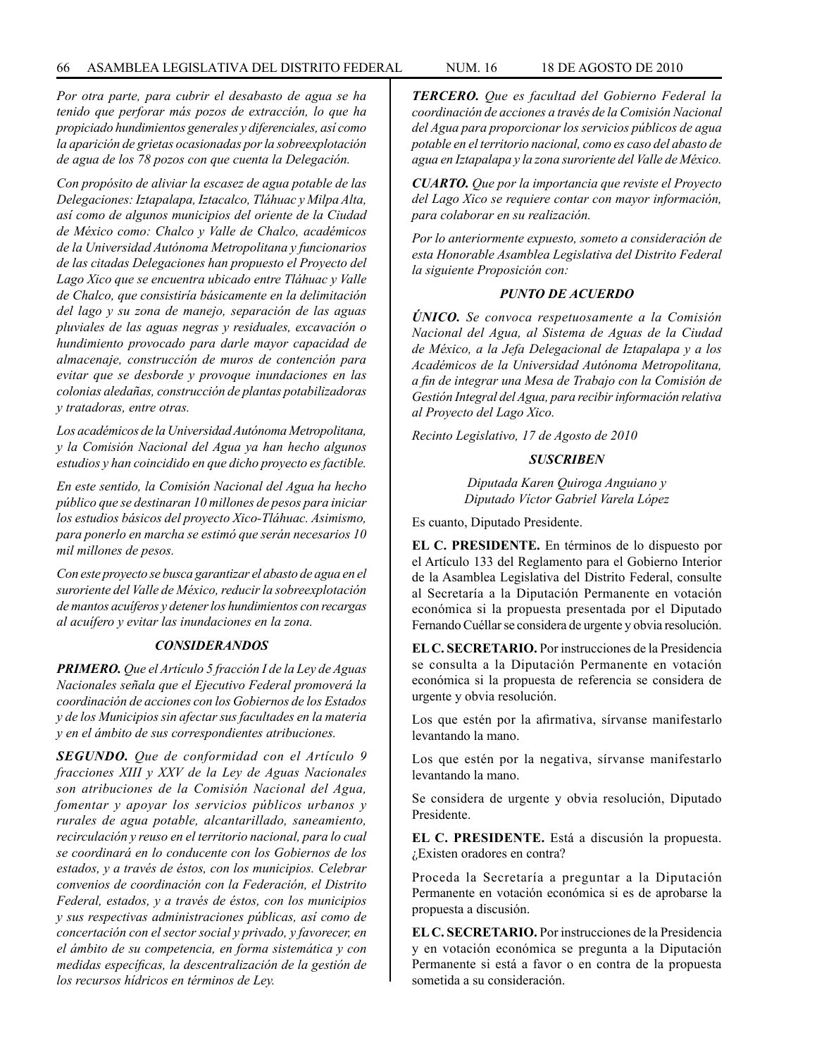*Por otra parte, para cubrir el desabasto de agua se ha tenido que perforar más pozos de extracción, lo que ha propiciado hundimientos generales y diferenciales, así como la aparición de grietas ocasionadas por la sobreexplotación de agua de los 78 pozos con que cuenta la Delegación.*

*Con propósito de aliviar la escasez de agua potable de las Delegaciones: Iztapalapa, Iztacalco, Tláhuac y Milpa Alta, así como de algunos municipios del oriente de la Ciudad de México como: Chalco y Valle de Chalco, académicos de la Universidad Autónoma Metropolitana y funcionarios de las citadas Delegaciones han propuesto el Proyecto del Lago Xico que se encuentra ubicado entre Tláhuac y Valle de Chalco, que consistiría básicamente en la delimitación del lago y su zona de manejo, separación de las aguas pluviales de las aguas negras y residuales, excavación o hundimiento provocado para darle mayor capacidad de almacenaje, construcción de muros de contención para evitar que se desborde y provoque inundaciones en las colonias aledañas, construcción de plantas potabilizadoras y tratadoras, entre otras.*

*Los académicos de la Universidad Autónoma Metropolitana, y la Comisión Nacional del Agua ya han hecho algunos estudios y han coincidido en que dicho proyecto es factible.*

*En este sentido, la Comisión Nacional del Agua ha hecho público que se destinaran 10 millones de pesos para iniciar los estudios básicos del proyecto Xico-Tláhuac. Asimismo, para ponerlo en marcha se estimó que serán necesarios 10 mil millones de pesos.*

*Con este proyecto se busca garantizar el abasto de agua en el suroriente del Valle de México, reducir la sobreexplotación de mantos acuíferos y detener los hundimientos con recargas al acuífero y evitar las inundaciones en la zona.*

### *CONSIDERANDOS*

***PRIMERO.*** *Que el Artículo 5 fracción I de la Ley de Aguas Nacionales señala que el Ejecutivo Federal promoverá la coordinación de acciones con los Gobiernos de los Estados y de los Municipios sin afectar sus facultades en la materia y en el ámbito de sus correspondientes atribuciones.*

***SEGUNDO.*** *Que de conformidad con el Artículo 9 fracciones XIII y XXV de la Ley de Aguas Nacionales son atribuciones de la Comisión Nacional del Agua, fomentar y apoyar los servicios públicos urbanos y rurales de agua potable, alcantarillado, saneamiento, recirculación y reuso en el territorio nacional, para lo cual se coordinará en lo conducente con los Gobiernos de los estados, y a través de éstos, con los municipios. Celebrar convenios de coordinación con la Federación, el Distrito Federal, estados, y a través de éstos, con los municipios y sus respectivas administraciones públicas, así como de concertación con el sector social y privado, y favorecer, en el ámbito de su competencia, en forma sistemática y con medidas específicas, la descentralización de la gestión de los recursos hídricos en términos de Ley.*

***TERCERO.*** *Que es facultad del Gobierno Federal la coordinación de acciones a través de la Comisión Nacional del Agua para proporcionar los servicios públicos de agua potable en el territorio nacional, como es caso del abasto de agua en Iztapalapa y la zona suroriente del Valle de México.*

***CUARTO.*** *Que por la importancia que reviste el Proyecto del Lago Xico se requiere contar con mayor información, para colaborar en su realización.*

*Por lo anteriormente expuesto, someto a consideración de esta Honorable Asamblea Legislativa del Distrito Federal la siguiente Proposición con:*

### *PUNTO DE ACUERDO*

***ÚNICO.*** *Se convoca respetuosamente a la Comisión Nacional del Agua, al Sistema de Aguas de la Ciudad de México, a la Jefa Delegacional de Iztapalapa y a los Académicos de la Universidad Autónoma Metropolitana, a fin de integrar una Mesa de Trabajo con la Comisión de Gestión Integral del Agua, para recibir información relativa al Proyecto del Lago Xico.*

*Recinto Legislativo, 17 de Agosto de 2010*

***SUSCRIBEN***

*Diputada Karen Quiroga Anguiano y*
*Diputado Víctor Gabriel Varela López*

Es cuanto, Diputado Presidente.

**EL C. PRESIDENTE.** En términos de lo dispuesto por el Artículo 133 del Reglamento para el Gobierno Interior de la Asamblea Legislativa del Distrito Federal, consulte al Secretaría a la Diputación Permanente en votación económica si la propuesta presentada por el Diputado Fernando Cuéllar se considera de urgente y obvia resolución.

**EL C. SECRETARIO.** Por instrucciones de la Presidencia se consulta a la Diputación Permanente en votación económica si la propuesta de referencia se considera de urgente y obvia resolución.

Los que estén por la afirmativa, sírvanse manifestarlo levantando la mano.

Los que estén por la negativa, sírvanse manifestarlo levantando la mano.

Se considera de urgente y obvia resolución, Diputado Presidente.

**EL C. PRESIDENTE.** Está a discusión la propuesta. ¿Existen oradores en contra?

Proceda la Secretaría a preguntar a la Diputación Permanente en votación económica si es de aprobarse la propuesta a discusión.

**EL C. SECRETARIO.** Por instrucciones de la Presidencia y en votación económica se pregunta a la Diputación Permanente si está a favor o en contra de la propuesta sometida a su consideración.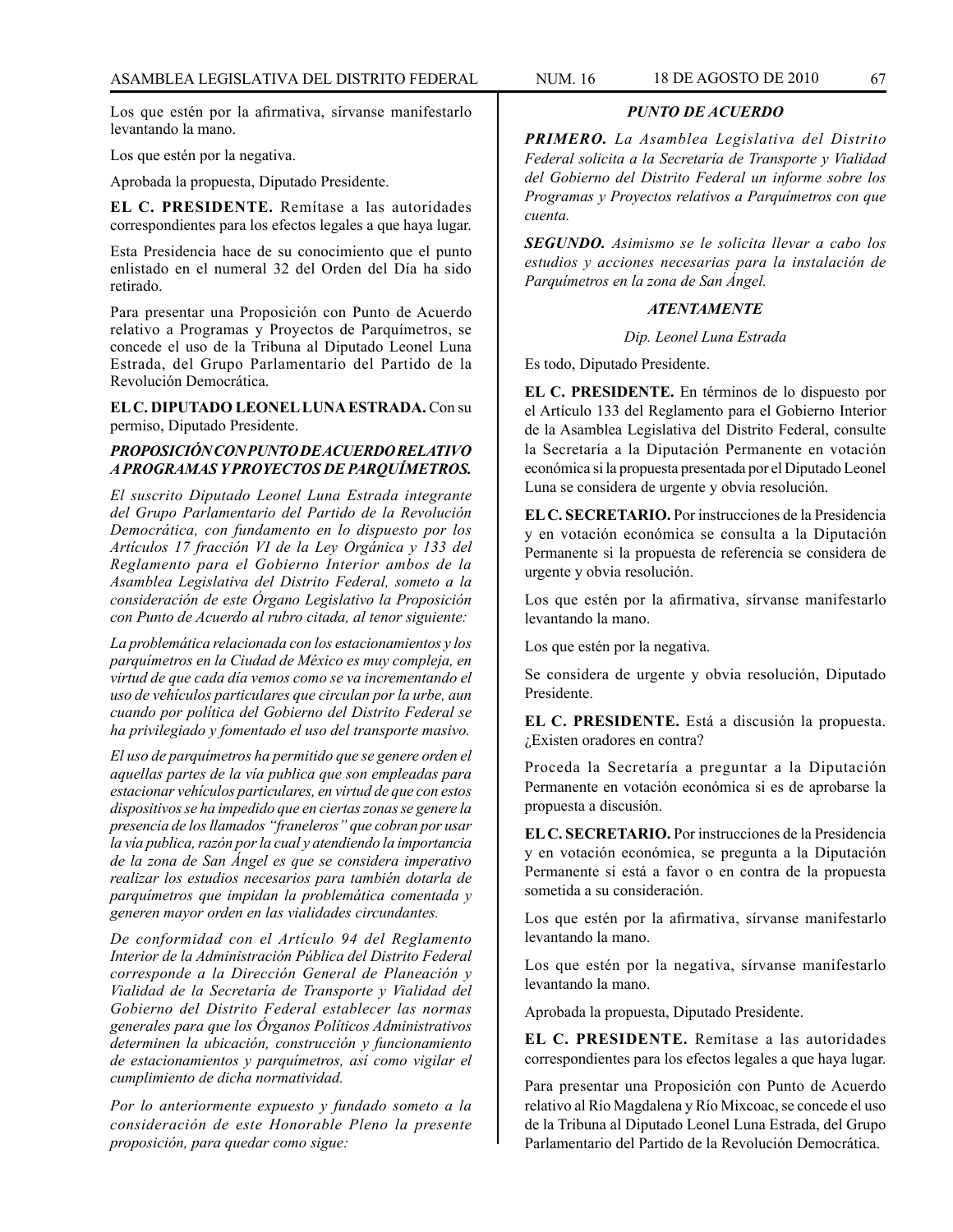Los que estén por la afirmativa, sírvanse manifestarlo levantando la mano.

Los que estén por la negativa.

Aprobada la propuesta, Diputado Presidente.

**EL C. PRESIDENTE.** Remítase a las autoridades correspondientes para los efectos legales a que haya lugar.

Esta Presidencia hace de su conocimiento que el punto enlistado en el numeral 32 del Orden del Día ha sido retirado.

Para presentar una Proposición con Punto de Acuerdo relativo a Programas y Proyectos de Parquímetros, se concede el uso de la Tribuna al Diputado Leonel Luna Estrada, del Grupo Parlamentario del Partido de la Revolución Democrática.

**EL C. DIPUTADO LEONEL LUNA ESTRADA.** Con su permiso, Diputado Presidente.

***PROPOSICIÓN CON PUNTO DE ACUERDO RELATIVO A PROGRAMAS Y PROYECTOS DE PARQUÍMETROS.***

*El suscrito Diputado Leonel Luna Estrada integrante del Grupo Parlamentario del Partido de la Revolución Democrática, con fundamento en lo dispuesto por los Artículos 17 fracción VI de la Ley Orgánica y 133 del Reglamento para el Gobierno Interior ambos de la Asamblea Legislativa del Distrito Federal, someto a la consideración de este Órgano Legislativo la Proposición con Punto de Acuerdo al rubro citada, al tenor siguiente:*

*La problemática relacionada con los estacionamientos y los parquímetros en la Ciudad de México es muy compleja, en virtud de que cada día vemos como se va incrementando el uso de vehículos particulares que circulan por la urbe, aun cuando por política del Gobierno del Distrito Federal se ha privilegiado y fomentado el uso del transporte masivo.*

*El uso de parquímetros ha permitido que se genere orden el aquellas partes de la vía publica que son empleadas para estacionar vehículos particulares, en virtud de que con estos dispositivos se ha impedido que en ciertas zonas se genere la presencia de los llamados "franeleros" que cobran por usar la vía publica, razón por la cual y atendiendo la importancia de la zona de San Ángel es que se considera imperativo realizar los estudios necesarios para también dotarla de parquímetros que impidan la problemática comentada y generen mayor orden en las vialidades circundantes.*

*De conformidad con el Artículo 94 del Reglamento Interior de la Administración Pública del Distrito Federal corresponde a la Dirección General de Planeación y Vialidad de la Secretaría de Transporte y Vialidad del Gobierno del Distrito Federal establecer las normas generales para que los Órganos Políticos Administrativos determinen la ubicación, construcción y funcionamiento de estacionamientos y parquímetros, así como vigilar el cumplimiento de dicha normatividad.*

*Por lo anteriormente expuesto y fundado someto a la consideración de este Honorable Pleno la presente proposición, para quedar como sigue:*

***PUNTO DE ACUERDO***

***PRIMERO.*** *La Asamblea Legislativa del Distrito Federal solicita a la Secretaría de Transporte y Vialidad del Gobierno del Distrito Federal un informe sobre los Programas y Proyectos relativos a Parquímetros con que cuenta.*

***SEGUNDO.*** *Asimismo se le solicita llevar a cabo los estudios y acciones necesarias para la instalación de Parquímetros en la zona de San Ángel.*

***ATENTAMENTE***

*Dip. Leonel Luna Estrada*

Es todo, Diputado Presidente.

**EL C. PRESIDENTE.** En términos de lo dispuesto por el Artículo 133 del Reglamento para el Gobierno Interior de la Asamblea Legislativa del Distrito Federal, consulte la Secretaría a la Diputación Permanente en votación económica si la propuesta presentada por el Diputado Leonel Luna se considera de urgente y obvia resolución.

**EL C. SECRETARIO.** Por instrucciones de la Presidencia y en votación económica se consulta a la Diputación Permanente si la propuesta de referencia se considera de urgente y obvia resolución.

Los que estén por la afirmativa, sírvanse manifestarlo levantando la mano.

Los que estén por la negativa.

Se considera de urgente y obvia resolución, Diputado Presidente.

**EL C. PRESIDENTE.** Está a discusión la propuesta. ¿Existen oradores en contra?

Proceda la Secretaría a preguntar a la Diputación Permanente en votación económica si es de aprobarse la propuesta a discusión.

**EL C. SECRETARIO.** Por instrucciones de la Presidencia y en votación económica, se pregunta a la Diputación Permanente si está a favor o en contra de la propuesta sometida a su consideración.

Los que estén por la afirmativa, sírvanse manifestarlo levantando la mano.

Los que estén por la negativa, sírvanse manifestarlo levantando la mano.

Aprobada la propuesta, Diputado Presidente.

**EL C. PRESIDENTE.** Remítase a las autoridades correspondientes para los efectos legales a que haya lugar.

Para presentar una Proposición con Punto de Acuerdo relativo al Río Magdalena y Río Mixcoac, se concede el uso de la Tribuna al Diputado Leonel Luna Estrada, del Grupo Parlamentario del Partido de la Revolución Democrática.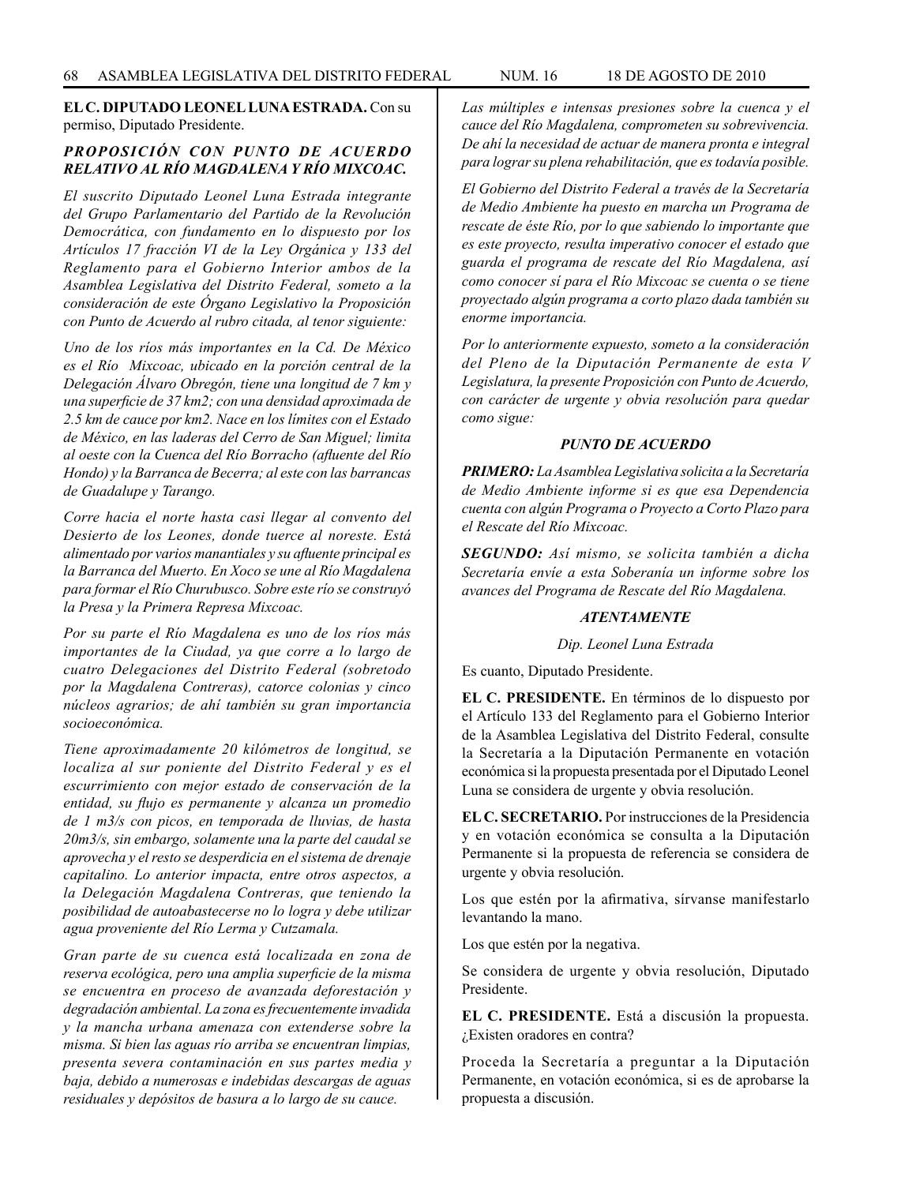**EL C. DIPUTADO LEONEL LUNA ESTRADA.** Con su permiso, Diputado Presidente.

***PROPOSICIÓN CON PUNTO DE ACUERDO RELATIVO AL RÍO MAGDALENA Y RÍO MIXCOAC.***

*El suscrito Diputado Leonel Luna Estrada integrante del Grupo Parlamentario del Partido de la Revolución Democrática, con fundamento en lo dispuesto por los Artículos 17 fracción VI de la Ley Orgánica y 133 del Reglamento para el Gobierno Interior ambos de la Asamblea Legislativa del Distrito Federal, someto a la consideración de este Órgano Legislativo la Proposición con Punto de Acuerdo al rubro citada, al tenor siguiente:*

*Uno de los ríos más importantes en la Cd. De México es el Río Mixcoac, ubicado en la porción central de la Delegación Álvaro Obregón, tiene una longitud de 7 km y una superficie de 37 km2; con una densidad aproximada de 2.5 km de cauce por km2. Nace en los límites con el Estado de México, en las laderas del Cerro de San Miguel; limita al oeste con la Cuenca del Río Borracho (afluente del Río Hondo) y la Barranca de Becerra; al este con las barrancas de Guadalupe y Tarango.*

*Corre hacia el norte hasta casi llegar al convento del Desierto de los Leones, donde tuerce al noreste. Está alimentado por varios manantiales y su afluente principal es la Barranca del Muerto. En Xoco se une al Río Magdalena para formar el Río Churubusco. Sobre este río se construyó la Presa y la Primera Represa Mixcoac.*

*Por su parte el Río Magdalena es uno de los ríos más importantes de la Ciudad, ya que corre a lo largo de cuatro Delegaciones del Distrito Federal (sobretodo por la Magdalena Contreras), catorce colonias y cinco núcleos agrarios; de ahí también su gran importancia socioeconómica.*

*Tiene aproximadamente 20 kilómetros de longitud, se localiza al sur poniente del Distrito Federal y es el escurrimiento con mejor estado de conservación de la entidad, su flujo es permanente y alcanza un promedio de 1 m3/s con picos, en temporada de lluvias, de hasta 20m3/s, sin embargo, solamente una la parte del caudal se aprovecha y el resto se desperdicia en el sistema de drenaje capitalino. Lo anterior impacta, entre otros aspectos, a la Delegación Magdalena Contreras, que teniendo la posibilidad de autoabastecerse no lo logra y debe utilizar agua proveniente del Río Lerma y Cutzamala.*

*Gran parte de su cuenca está localizada en zona de reserva ecológica, pero una amplia superficie de la misma se encuentra en proceso de avanzada deforestación y degradación ambiental. La zona es frecuentemente invadida y la mancha urbana amenaza con extenderse sobre la misma. Si bien las aguas río arriba se encuentran limpias, presenta severa contaminación en sus partes media y baja, debido a numerosas e indebidas descargas de aguas residuales y depósitos de basura a lo largo de su cauce.*

*Las múltiples e intensas presiones sobre la cuenca y el cauce del Río Magdalena, comprometen su sobrevivencia. De ahí la necesidad de actuar de manera pronta e integral para lograr su plena rehabilitación, que es todavía posible.*

*El Gobierno del Distrito Federal a través de la Secretaría de Medio Ambiente ha puesto en marcha un Programa de rescate de éste Río, por lo que sabiendo lo importante que es este proyecto, resulta imperativo conocer el estado que guarda el programa de rescate del Río Magdalena, así como conocer sí para el Río Mixcoac se cuenta o se tiene proyectado algún programa a corto plazo dada también su enorme importancia.*

*Por lo anteriormente expuesto, someto a la consideración del Pleno de la Diputación Permanente de esta V Legislatura, la presente Proposición con Punto de Acuerdo, con carácter de urgente y obvia resolución para quedar como sigue:*

***PUNTO DE ACUERDO***

***PRIMERO:*** *La Asamblea Legislativa solicita a la Secretaría de Medio Ambiente informe si es que esa Dependencia cuenta con algún Programa o Proyecto a Corto Plazo para el Rescate del Río Mixcoac.*

***SEGUNDO:*** *Así mismo, se solicita también a dicha Secretaría envíe a esta Soberanía un informe sobre los avances del Programa de Rescate del Río Magdalena.*

***ATENTAMENTE***

*Dip. Leonel Luna Estrada*

Es cuanto, Diputado Presidente.

**EL C. PRESIDENTE.** En términos de lo dispuesto por el Artículo 133 del Reglamento para el Gobierno Interior de la Asamblea Legislativa del Distrito Federal, consulte la Secretaría a la Diputación Permanente en votación económica si la propuesta presentada por el Diputado Leonel Luna se considera de urgente y obvia resolución.

**EL C. SECRETARIO.** Por instrucciones de la Presidencia y en votación económica se consulta a la Diputación Permanente si la propuesta de referencia se considera de urgente y obvia resolución.

Los que estén por la afirmativa, sírvanse manifestarlo levantando la mano.

Los que estén por la negativa.

Se considera de urgente y obvia resolución, Diputado Presidente.

**EL C. PRESIDENTE.** Está a discusión la propuesta. ¿Existen oradores en contra?

Proceda la Secretaría a preguntar a la Diputación Permanente, en votación económica, si es de aprobarse la propuesta a discusión.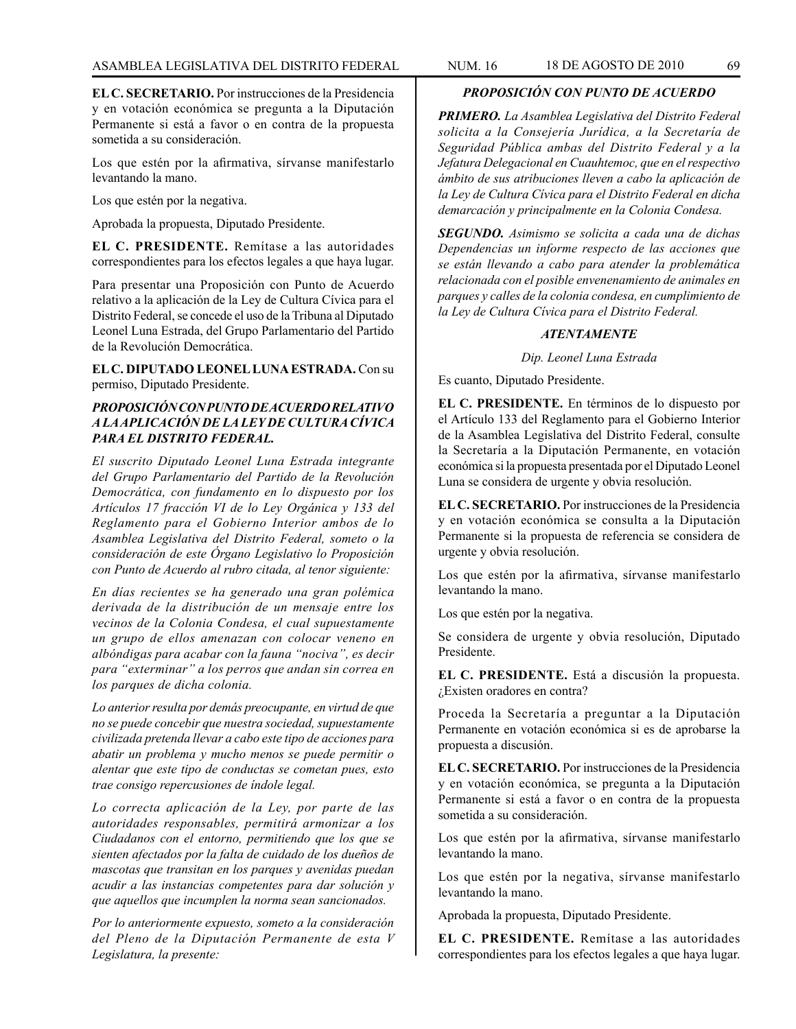**EL C. SECRETARIO.** Por instrucciones de la Presidencia y en votación económica se pregunta a la Diputación Permanente si está a favor o en contra de la propuesta sometida a su consideración.

Los que estén por la afirmativa, sírvanse manifestarlo levantando la mano.

Los que estén por la negativa.

Aprobada la propuesta, Diputado Presidente.

**EL C. PRESIDENTE.** Remítase a las autoridades correspondientes para los efectos legales a que haya lugar.

Para presentar una Proposición con Punto de Acuerdo relativo a la aplicación de la Ley de Cultura Cívica para el Distrito Federal, se concede el uso de la Tribuna al Diputado Leonel Luna Estrada, del Grupo Parlamentario del Partido de la Revolución Democrática.

**EL C. DIPUTADO LEONEL LUNA ESTRADA.** Con su permiso, Diputado Presidente.

***PROPOSICIÓN CON PUNTO DE ACUERDO RELATIVO A LA APLICACIÓN DE LA LEY DE CULTURA CÍVICA PARA EL DISTRITO FEDERAL.***

*El suscrito Diputado Leonel Luna Estrada integrante del Grupo Parlamentario del Partido de la Revolución Democrática, con fundamento en lo dispuesto por los Artículos 17 fracción VI de lo Ley Orgánica y 133 del Reglamento para el Gobierno Interior ambos de lo Asamblea Legislativa del Distrito Federal, someto o la consideración de este Órgano Legislativo lo Proposición con Punto de Acuerdo al rubro citada, al tenor siguiente:*

*En días recientes se ha generado una gran polémica derivada de la distribución de un mensaje entre los vecinos de la Colonia Condesa, el cual supuestamente un grupo de ellos amenazan con colocar veneno en albóndigas para acabar con la fauna "nociva", es decir para "exterminar" a los perros que andan sin correa en los parques de dicha colonia.*

*Lo anterior resulta por demás preocupante, en virtud de que no se puede concebir que nuestra sociedad, supuestamente civilizada pretenda llevar a cabo este tipo de acciones para abatir un problema y mucho menos se puede permitir o alentar que este tipo de conductas se cometan pues, esto trae consigo repercusiones de índole legal.*

*Lo correcta aplicación de la Ley, por parte de las autoridades responsables, permitirá armonizar a los Ciudadanos con el entorno, permitiendo que los que se sienten afectados por la falta de cuidado de los dueños de mascotas que transitan en los parques y avenidas puedan acudir a las instancias competentes para dar solución y que aquellos que incumplen la norma sean sancionados.*

*Por lo anteriormente expuesto, someto a la consideración del Pleno de la Diputación Permanente de esta V Legislatura, la presente:*

***PROPOSICIÓN CON PUNTO DE ACUERDO***

***PRIMERO.*** *La Asamblea Legislativa del Distrito Federal solicita a la Consejería Jurídica, a la Secretaría de Seguridad Pública ambas del Distrito Federal y a la Jefatura Delegacional en Cuauhtemoc, que en el respectivo ámbito de sus atribuciones lleven a cabo la aplicación de la Ley de Cultura Cívica para el Distrito Federal en dicha demarcación y principalmente en la Colonia Condesa.*

***SEGUNDO.*** *Asimismo se solicita a cada una de dichas Dependencias un informe respecto de las acciones que se están llevando a cabo para atender la problemática relacionada con el posible envenenamiento de animales en parques y calles de la colonia condesa, en cumplimiento de la Ley de Cultura Cívica para el Distrito Federal.*

***ATENTAMENTE***

*Dip. Leonel Luna Estrada*

Es cuanto, Diputado Presidente.

**EL C. PRESIDENTE.** En términos de lo dispuesto por el Artículo 133 del Reglamento para el Gobierno Interior de la Asamblea Legislativa del Distrito Federal, consulte la Secretaría a la Diputación Permanente, en votación económica si la propuesta presentada por el Diputado Leonel Luna se considera de urgente y obvia resolución.

**EL C. SECRETARIO.** Por instrucciones de la Presidencia y en votación económica se consulta a la Diputación Permanente si la propuesta de referencia se considera de urgente y obvia resolución.

Los que estén por la afirmativa, sírvanse manifestarlo levantando la mano.

Los que estén por la negativa.

Se considera de urgente y obvia resolución, Diputado Presidente.

**EL C. PRESIDENTE.** Está a discusión la propuesta. ¿Existen oradores en contra?

Proceda la Secretaría a preguntar a la Diputación Permanente en votación económica si es de aprobarse la propuesta a discusión.

**EL C. SECRETARIO.** Por instrucciones de la Presidencia y en votación económica, se pregunta a la Diputación Permanente si está a favor o en contra de la propuesta sometida a su consideración.

Los que estén por la afirmativa, sírvanse manifestarlo levantando la mano.

Los que estén por la negativa, sírvanse manifestarlo levantando la mano.

Aprobada la propuesta, Diputado Presidente.

**EL C. PRESIDENTE.** Remítase a las autoridades correspondientes para los efectos legales a que haya lugar.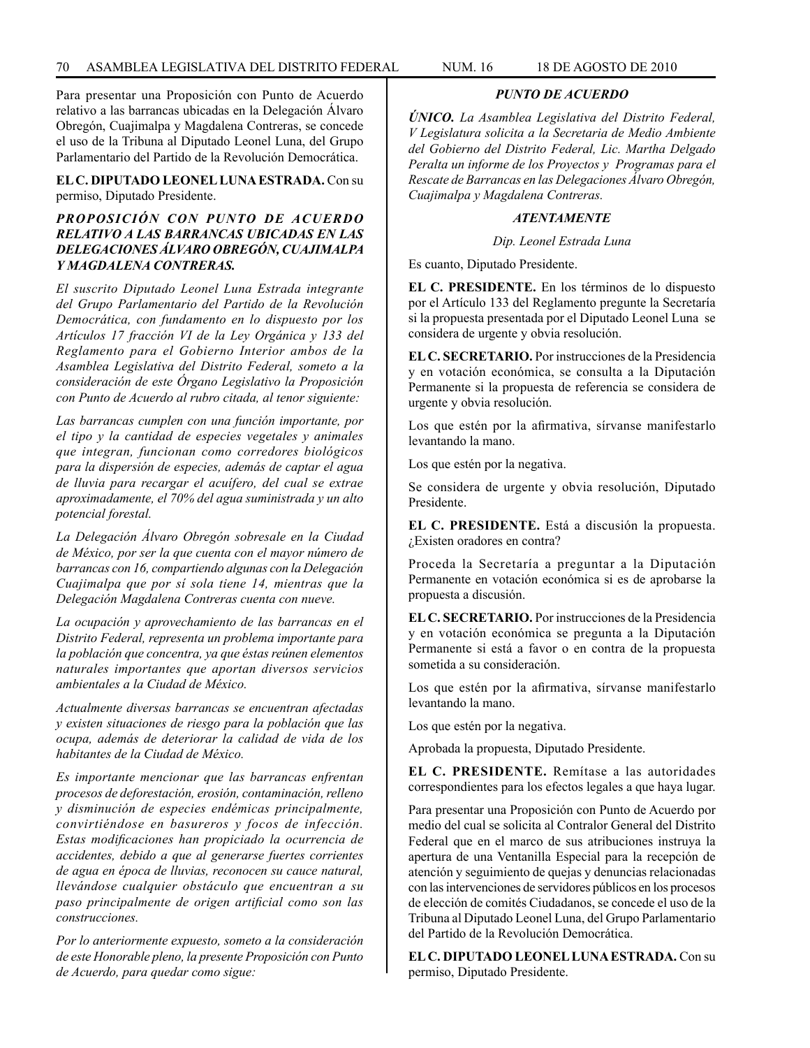Para presentar una Proposición con Punto de Acuerdo relativo a las barrancas ubicadas en la Delegación Álvaro Obregón, Cuajimalpa y Magdalena Contreras, se concede el uso de la Tribuna al Diputado Leonel Luna, del Grupo Parlamentario del Partido de la Revolución Democrática.

**EL C. DIPUTADO LEONEL LUNA ESTRADA.** Con su permiso, Diputado Presidente.

***PROPOSICIÓN CON PUNTO DE ACUERDO RELATIVO A LAS BARRANCAS UBICADAS EN LAS DELEGACIONES ÁLVARO OBREGÓN, CUAJIMALPA Y MAGDALENA CONTRERAS.***

*El suscrito Diputado Leonel Luna Estrada integrante del Grupo Parlamentario del Partido de la Revolución Democrática, con fundamento en lo dispuesto por los Artículos 17 fracción VI de la Ley Orgánica y 133 del Reglamento para el Gobierno Interior ambos de la Asamblea Legislativa del Distrito Federal, someto a la consideración de este Órgano Legislativo la Proposición con Punto de Acuerdo al rubro citada, al tenor siguiente:*

*Las barrancas cumplen con una función importante, por el tipo y la cantidad de especies vegetales y animales que integran, funcionan como corredores biológicos para la dispersión de especies, además de captar el agua de lluvia para recargar el acuífero, del cual se extrae aproximadamente, el 70% del agua suministrada y un alto potencial forestal.*

*La Delegación Álvaro Obregón sobresale en la Ciudad de México, por ser la que cuenta con el mayor número de barrancas con 16, compartiendo algunas con la Delegación Cuajimalpa que por sí sola tiene 14, mientras que la Delegación Magdalena Contreras cuenta con nueve.*

*La ocupación y aprovechamiento de las barrancas en el Distrito Federal, representa un problema importante para la población que concentra, ya que éstas reúnen elementos naturales importantes que aportan diversos servicios ambientales a la Ciudad de México.*

*Actualmente diversas barrancas se encuentran afectadas y existen situaciones de riesgo para la población que las ocupa, además de deteriorar la calidad de vida de los habitantes de la Ciudad de México.*

*Es importante mencionar que las barrancas enfrentan procesos de deforestación, erosión, contaminación, relleno y disminución de especies endémicas principalmente, convirtiéndose en basureros y focos de infección. Estas modificaciones han propiciado la ocurrencia de accidentes, debido a que al generarse fuertes corrientes de agua en época de lluvias, reconocen su cauce natural, llevándose cualquier obstáculo que encuentran a su paso principalmente de origen artificial como son las construcciones.*

*Por lo anteriormente expuesto, someto a la consideración de este Honorable pleno, la presente Proposición con Punto de Acuerdo, para quedar como sigue:*

***PUNTO DE ACUERDO***

***ÚNICO.*** *La Asamblea Legislativa del Distrito Federal, V Legislatura solicita a la Secretaria de Medio Ambiente del Gobierno del Distrito Federal, Lic. Martha Delgado Peralta un informe de los Proyectos y Programas para el Rescate de Barrancas en las Delegaciones Álvaro Obregón, Cuajimalpa y Magdalena Contreras.*

***ATENTAMENTE***

*Dip. Leonel Estrada Luna*

Es cuanto, Diputado Presidente.

**EL C. PRESIDENTE.** En los términos de lo dispuesto por el Artículo 133 del Reglamento pregunte la Secretaría si la propuesta presentada por el Diputado Leonel Luna se considera de urgente y obvia resolución.

**EL C. SECRETARIO.** Por instrucciones de la Presidencia y en votación económica, se consulta a la Diputación Permanente si la propuesta de referencia se considera de urgente y obvia resolución.

Los que estén por la afirmativa, sírvanse manifestarlo levantando la mano.

Los que estén por la negativa.

Se considera de urgente y obvia resolución, Diputado Presidente.

**EL C. PRESIDENTE.** Está a discusión la propuesta. ¿Existen oradores en contra?

Proceda la Secretaría a preguntar a la Diputación Permanente en votación económica si es de aprobarse la propuesta a discusión.

**EL C. SECRETARIO.** Por instrucciones de la Presidencia y en votación económica se pregunta a la Diputación Permanente si está a favor o en contra de la propuesta sometida a su consideración.

Los que estén por la afirmativa, sírvanse manifestarlo levantando la mano.

Los que estén por la negativa.

Aprobada la propuesta, Diputado Presidente.

**EL C. PRESIDENTE.** Remítase a las autoridades correspondientes para los efectos legales a que haya lugar.

Para presentar una Proposición con Punto de Acuerdo por medio del cual se solicita al Contralor General del Distrito Federal que en el marco de sus atribuciones instruya la apertura de una Ventanilla Especial para la recepción de atención y seguimiento de quejas y denuncias relacionadas con las intervenciones de servidores públicos en los procesos de elección de comités Ciudadanos, se concede el uso de la Tribuna al Diputado Leonel Luna, del Grupo Parlamentario del Partido de la Revolución Democrática.

**EL C. DIPUTADO LEONEL LUNA ESTRADA.** Con su permiso, Diputado Presidente.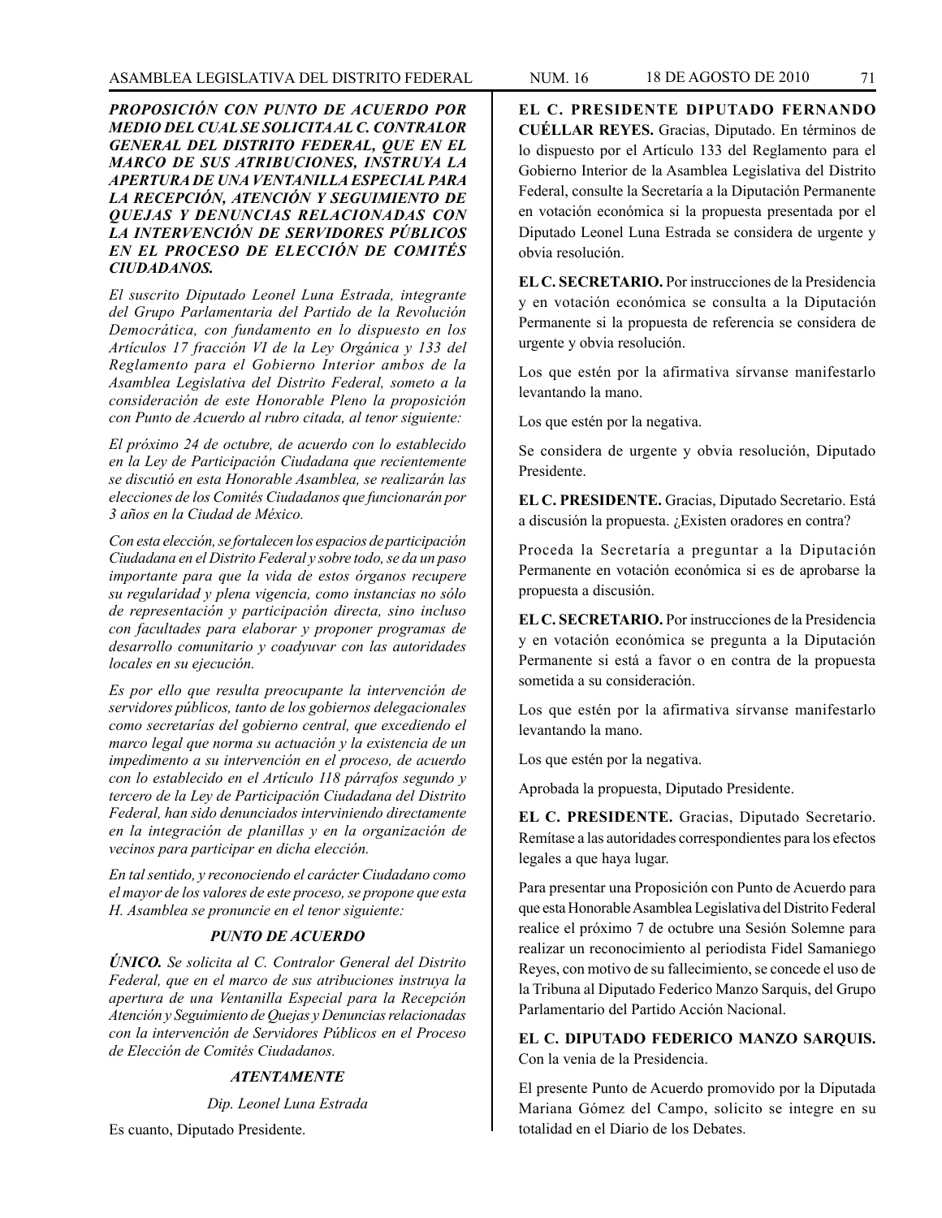***PROPOSICIÓN CON PUNTO DE ACUERDO POR MEDIO DEL CUAL SE SOLICITA AL C. CONTRALOR GENERAL DEL DISTRITO FEDERAL, QUE EN EL MARCO DE SUS ATRIBUCIONES, INSTRUYA LA APERTURA DE UNA VENTANILLA ESPECIAL PARA LA RECEPCIÓN, ATENCIÓN Y SEGUIMIENTO DE QUEJAS Y DENUNCIAS RELACIONADAS CON LA INTERVENCIÓN DE SERVIDORES PÚBLICOS EN EL PROCESO DE ELECCIÓN DE COMITÉS CIUDADANOS.***

*El suscrito Diputado Leonel Luna Estrada, integrante del Grupo Parlamentario del Partido de la Revolución Democrática, con fundamento en lo dispuesto en los Artículos 17 fracción VI de la Ley Orgánica y 133 del Reglamento para el Gobierno Interior ambos de la Asamblea Legislativa del Distrito Federal, someto a la consideración de este Honorable Pleno la proposición con Punto de Acuerdo al rubro citada, al tenor siguiente:*

*El próximo 24 de octubre, de acuerdo con lo establecido en la Ley de Participación Ciudadana que recientemente se discutió en esta Honorable Asamblea, se realizarán las elecciones de los Comités Ciudadanos que funcionarán por 3 años en la Ciudad de México.*

*Con esta elección, se fortalecen los espacios de participación Ciudadana en el Distrito Federal y sobre todo, se da un paso importante para que la vida de estos órganos recupere su regularidad y plena vigencia, como instancias no sólo de representación y participación directa, sino incluso con facultades para elaborar y proponer programas de desarrollo comunitario y coadyuvar con las autoridades locales en su ejecución.*

*Es por ello que resulta preocupante la intervención de servidores públicos, tanto de los gobiernos delegacionales como secretarías del gobierno central, que excediendo el marco legal que norma su actuación y la existencia de un impedimento a su intervención en el proceso, de acuerdo con lo establecido en el Artículo 118 párrafos segundo y tercero de la Ley de Participación Ciudadana del Distrito Federal, han sido denunciados interviniendo directamente en la integración de planillas y en la organización de vecinos para participar en dicha elección.*

*En tal sentido, y reconociendo el carácter Ciudadano como el mayor de los valores de este proceso, se propone que esta H. Asamblea se pronuncie en el tenor siguiente:*

***PUNTO DE ACUERDO***

***ÚNICO.*** *Se solicita al C. Contralor General del Distrito Federal, que en el marco de sus atribuciones instruya la apertura de una Ventanilla Especial para la Recepción Atención y Seguimiento de Quejas y Denuncias relacionadas con la intervención de Servidores Públicos en el Proceso de Elección de Comités Ciudadanos.*

***ATENTAMENTE***

*Dip. Leonel Luna Estrada*

Es cuanto, Diputado Presidente.

**EL C. PRESIDENTE DIPUTADO FERNANDO CUÉLLAR REYES.** Gracias, Diputado. En términos de lo dispuesto por el Artículo 133 del Reglamento para el Gobierno Interior de la Asamblea Legislativa del Distrito Federal, consulte la Secretaría a la Diputación Permanente en votación económica si la propuesta presentada por el Diputado Leonel Luna Estrada se considera de urgente y obvia resolución.

**EL C. SECRETARIO.** Por instrucciones de la Presidencia y en votación económica se consulta a la Diputación Permanente si la propuesta de referencia se considera de urgente y obvia resolución.

Los que estén por la afirmativa sírvanse manifestarlo levantando la mano.

Los que estén por la negativa.

Se considera de urgente y obvia resolución, Diputado Presidente.

**EL C. PRESIDENTE.** Gracias, Diputado Secretario. Está a discusión la propuesta. ¿Existen oradores en contra?

Proceda la Secretaría a preguntar a la Diputación Permanente en votación económica si es de aprobarse la propuesta a discusión.

**EL C. SECRETARIO.** Por instrucciones de la Presidencia y en votación económica se pregunta a la Diputación Permanente si está a favor o en contra de la propuesta sometida a su consideración.

Los que estén por la afirmativa sírvanse manifestarlo levantando la mano.

Los que estén por la negativa.

Aprobada la propuesta, Diputado Presidente.

**EL C. PRESIDENTE.** Gracias, Diputado Secretario. Remítase a las autoridades correspondientes para los efectos legales a que haya lugar.

Para presentar una Proposición con Punto de Acuerdo para que esta Honorable Asamblea Legislativa del Distrito Federal realice el próximo 7 de octubre una Sesión Solemne para realizar un reconocimiento al periodista Fidel Samaniego Reyes, con motivo de su fallecimiento, se concede el uso de la Tribuna al Diputado Federico Manzo Sarquis, del Grupo Parlamentario del Partido Acción Nacional.

**EL C. DIPUTADO FEDERICO MANZO SARQUIS.** Con la venia de la Presidencia.

El presente Punto de Acuerdo promovido por la Diputada Mariana Gómez del Campo, solicito se integre en su totalidad en el Diario de los Debates.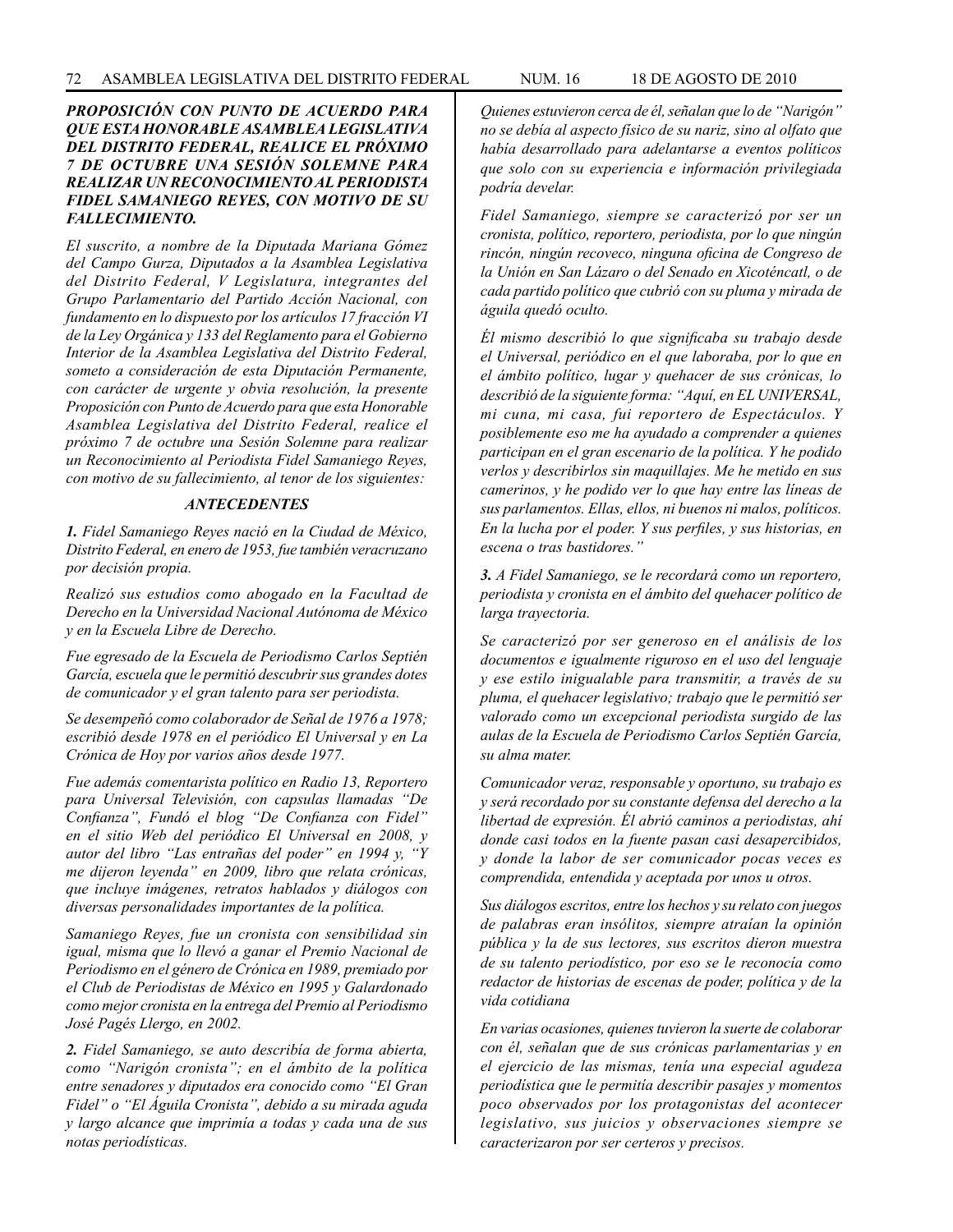***PROPOSICIÓN CON PUNTO DE ACUERDO PARA QUE ESTA HONORABLE ASAMBLEA LEGISLATIVA DEL DISTRITO FEDERAL, REALICE EL PRÓXIMO 7 DE OCTUBRE UNA SESIÓN SOLEMNE PARA REALIZAR UN RECONOCIMIENTO AL PERIODISTA FIDEL SAMANIEGO REYES, CON MOTIVO DE SU FALLECIMIENTO.***

*El suscrito, a nombre de la Diputada Mariana Gómez del Campo Gurza, Diputados a la Asamblea Legislativa del Distrito Federal, V Legislatura, integrantes del Grupo Parlamentario del Partido Acción Nacional, con fundamento en lo dispuesto por los artículos 17 fracción VI de la Ley Orgánica y 133 del Reglamento para el Gobierno Interior de la Asamblea Legislativa del Distrito Federal, someto a consideración de esta Diputación Permanente, con carácter de urgente y obvia resolución, la presente Proposición con Punto de Acuerdo para que esta Honorable Asamblea Legislativa del Distrito Federal, realice el próximo 7 de octubre una Sesión Solemne para realizar un Reconocimiento al Periodista Fidel Samaniego Reyes, con motivo de su fallecimiento, al tenor de los siguientes:*

***ANTECEDENTES***

***1.*** *Fidel Samaniego Reyes nació en la Ciudad de México, Distrito Federal, en enero de 1953, fue también veracruzano por decisión propia.*

*Realizó sus estudios como abogado en la Facultad de Derecho en la Universidad Nacional Autónoma de México y en la Escuela Libre de Derecho.*

*Fue egresado de la Escuela de Periodismo Carlos Septién García, escuela que le permitió descubrir sus grandes dotes de comunicador y el gran talento para ser periodista.*

*Se desempeñó como colaborador de Señal de 1976 a 1978; escribió desde 1978 en el periódico El Universal y en La Crónica de Hoy por varios años desde 1977.*

*Fue además comentarista político en Radio 13, Reportero para Universal Televisión, con capsulas llamadas "De Confianza", Fundó el blog "De Confianza con Fidel" en el sitio Web del periódico El Universal en 2008, y autor del libro "Las entrañas del poder" en 1994 y, "Y me dijeron leyenda" en 2009, libro que relata crónicas, que incluye imágenes, retratos hablados y diálogos con diversas personalidades importantes de la política.*

*Samaniego Reyes, fue un cronista con sensibilidad sin igual, misma que lo llevó a ganar el Premio Nacional de Periodismo en el género de Crónica en 1989, premiado por el Club de Periodistas de México en 1995 y Galardonado como mejor cronista en la entrega del Premio al Periodismo José Pagés Llergo, en 2002.*

***2.*** *Fidel Samaniego, se auto describía de forma abierta, como "Narigón cronista"; en el ámbito de la política entre senadores y diputados era conocido como "El Gran Fidel" o "El Águila Cronista", debido a su mirada aguda y largo alcance que imprimía a todas y cada una de sus notas periodísticas.*

*Quienes estuvieron cerca de él, señalan que lo de "Narigón" no se debía al aspecto físico de su nariz, sino al olfato que había desarrollado para adelantarse a eventos políticos que solo con su experiencia e información privilegiada podría develar.*

*Fidel Samaniego, siempre se caracterizó por ser un cronista, político, reportero, periodista, por lo que ningún rincón, ningún recoveco, ninguna oficina de Congreso de la Unión en San Lázaro o del Senado en Xicoténcatl, o de cada partido político que cubrió con su pluma y mirada de águila quedó oculto.*

*Él mismo describió lo que significaba su trabajo desde el Universal, periódico en el que laboraba, por lo que en el ámbito político, lugar y quehacer de sus crónicas, lo describió de la siguiente forma: "Aquí, en EL UNIVERSAL, mi cuna, mi casa, fui reportero de Espectáculos. Y posiblemente eso me ha ayudado a comprender a quienes participan en el gran escenario de la política. Y he podido verlos y describirlos sin maquillajes. Me he metido en sus camerinos, y he podido ver lo que hay entre las líneas de sus parlamentos. Ellas, ellos, ni buenos ni malos, políticos. En la lucha por el poder. Y sus perfiles, y sus historias, en escena o tras bastidores."*

***3.*** *A Fidel Samaniego, se le recordará como un reportero, periodista y cronista en el ámbito del quehacer político de larga trayectoria.*

*Se caracterizó por ser generoso en el análisis de los documentos e igualmente riguroso en el uso del lenguaje y ese estilo inigualable para transmitir, a través de su pluma, el quehacer legislativo; trabajo que le permitió ser valorado como un excepcional periodista surgido de las aulas de la Escuela de Periodismo Carlos Septién García, su alma mater.*

*Comunicador veraz, responsable y oportuno, su trabajo es y será recordado por su constante defensa del derecho a la libertad de expresión. Él abrió caminos a periodistas, ahí donde casi todos en la fuente pasan casi desapercibidos, y donde la labor de ser comunicador pocas veces es comprendida, entendida y aceptada por unos u otros.*

*Sus diálogos escritos, entre los hechos y su relato con juegos de palabras eran insólitos, siempre atraían la opinión pública y la de sus lectores, sus escritos dieron muestra de su talento periodístico, por eso se le reconocía como redactor de historias de escenas de poder, política y de la vida cotidiana*

*En varias ocasiones, quienes tuvieron la suerte de colaborar con él, señalan que de sus crónicas parlamentarias y en el ejercicio de las mismas, tenía una especial agudeza periodística que le permitía describir pasajes y momentos poco observados por los protagonistas del acontecer legislativo, sus juicios y observaciones siempre se caracterizaron por ser certeros y precisos.*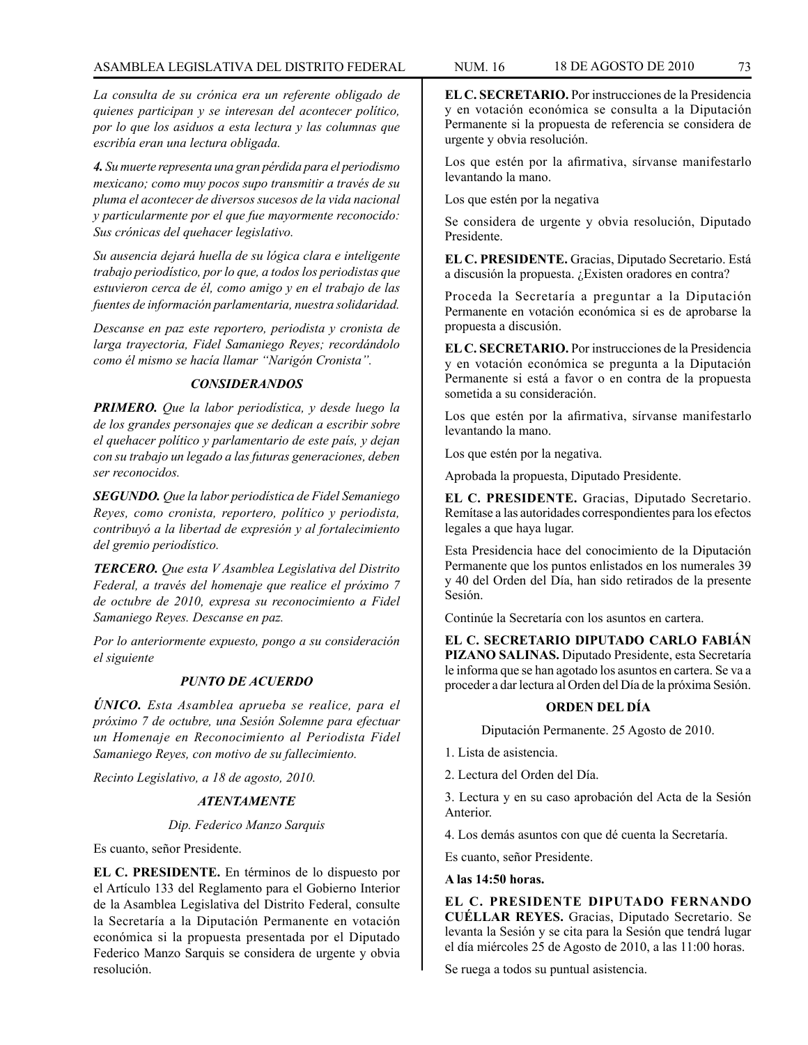*La consulta de su crónica era un referente obligado de quienes participan y se interesan del acontecer político, por lo que los asiduos a esta lectura y las columnas que escribía eran una lectura obligada.*

***4.*** *Su muerte representa una gran pérdida para el periodismo mexicano; como muy pocos supo transmitir a través de su pluma el acontecer de diversos sucesos de la vida nacional y particularmente por el que fue mayormente reconocido: Sus crónicas del quehacer legislativo.*

*Su ausencia dejará huella de su lógica clara e inteligente trabajo periodístico, por lo que, a todos los periodistas que estuvieron cerca de él, como amigo y en el trabajo de las fuentes de información parlamentaria, nuestra solidaridad.*

*Descanse en paz este reportero, periodista y cronista de larga trayectoria, Fidel Samaniego Reyes; recordándolo como él mismo se hacía llamar "Narigón Cronista".*

***CONSIDERANDOS***

***PRIMERO.*** *Que la labor periodística, y desde luego la de los grandes personajes que se dedican a escribir sobre el quehacer político y parlamentario de este país, y dejan con su trabajo un legado a las futuras generaciones, deben ser reconocidos.*

***SEGUNDO.*** *Que la labor periodística de Fidel Semaniego Reyes, como cronista, reportero, político y periodista, contribuyó a la libertad de expresión y al fortalecimiento del gremio periodístico.*

***TERCERO.*** *Que esta V Asamblea Legislativa del Distrito Federal, a través del homenaje que realice el próximo 7 de octubre de 2010, expresa su reconocimiento a Fidel Samaniego Reyes. Descanse en paz.*

*Por lo anteriormente expuesto, pongo a su consideración el siguiente*

***PUNTO DE ACUERDO***

***ÚNICO.*** *Esta Asamblea aprueba se realice, para el próximo 7 de octubre, una Sesión Solemne para efectuar un Homenaje en Reconocimiento al Periodista Fidel Samaniego Reyes, con motivo de su fallecimiento.*

*Recinto Legislativo, a 18 de agosto, 2010.*

***ATENTAMENTE***

*Dip. Federico Manzo Sarquis*

Es cuanto, señor Presidente.

**EL C. PRESIDENTE.** En términos de lo dispuesto por el Artículo 133 del Reglamento para el Gobierno Interior de la Asamblea Legislativa del Distrito Federal, consulte la Secretaría a la Diputación Permanente en votación económica si la propuesta presentada por el Diputado Federico Manzo Sarquis se considera de urgente y obvia resolución.

**EL C. SECRETARIO.** Por instrucciones de la Presidencia y en votación económica se consulta a la Diputación Permanente si la propuesta de referencia se considera de urgente y obvia resolución.

Los que estén por la afirmativa, sírvanse manifestarlo levantando la mano.

Los que estén por la negativa

Se considera de urgente y obvia resolución, Diputado Presidente.

**EL C. PRESIDENTE.** Gracias, Diputado Secretario. Está a discusión la propuesta. ¿Existen oradores en contra?

Proceda la Secretaría a preguntar a la Diputación Permanente en votación económica si es de aprobarse la propuesta a discusión.

**EL C. SECRETARIO.** Por instrucciones de la Presidencia y en votación económica se pregunta a la Diputación Permanente si está a favor o en contra de la propuesta sometida a su consideración.

Los que estén por la afirmativa, sírvanse manifestarlo levantando la mano.

Los que estén por la negativa.

Aprobada la propuesta, Diputado Presidente.

**EL C. PRESIDENTE.** Gracias, Diputado Secretario. Remítase a las autoridades correspondientes para los efectos legales a que haya lugar.

Esta Presidencia hace del conocimiento de la Diputación Permanente que los puntos enlistados en los numerales 39 y 40 del Orden del Día, han sido retirados de la presente Sesión.

Continúe la Secretaría con los asuntos en cartera.

**EL C. SECRETARIO DIPUTADO CARLO FABIÁN PIZANO SALINAS.** Diputado Presidente, esta Secretaría le informa que se han agotado los asuntos en cartera. Se va a proceder a dar lectura al Orden del Día de la próxima Sesión.

**ORDEN DEL DÍA**

Diputación Permanente. 25 Agosto de 2010.

1. Lista de asistencia.

2. Lectura del Orden del Día.

3. Lectura y en su caso aprobación del Acta de la Sesión Anterior.

4. Los demás asuntos con que dé cuenta la Secretaría.

Es cuanto, señor Presidente.

**A las 14:50 horas.**

**EL C. PRESIDENTE DIPUTADO FERNANDO CUÉLLAR REYES.** Gracias, Diputado Secretario. Se levanta la Sesión y se cita para la Sesión que tendrá lugar el día miércoles 25 de Agosto de 2010, a las 11:00 horas.

Se ruega a todos su puntual asistencia.